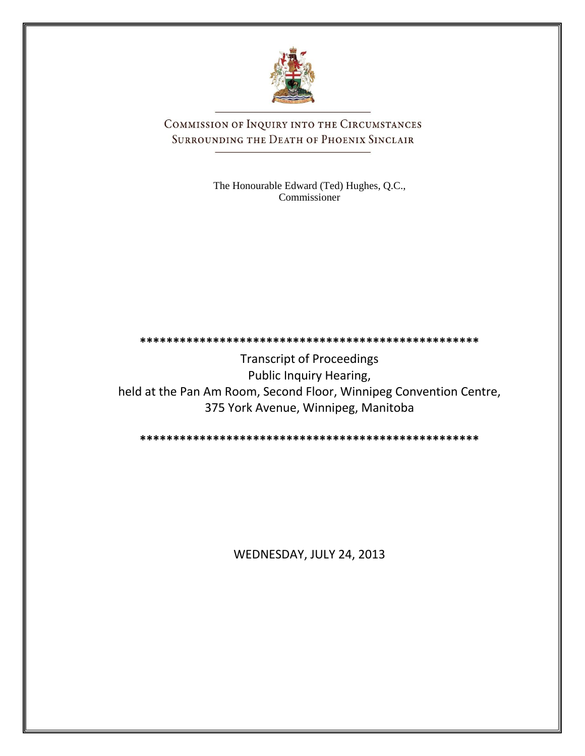# Commission of Inquiry into the Circumstances Surrounding the Death of Phoenix Sinclair

The Honourable Edward (Ted) Hughes, Q.C.,
Commissioner

\*\*\*\*\*\*\*\*\*\*\*\*\*\*\*\*\*\*\*\*\*\*\*\*\*\*\*\*\*\*\*\*\*\*\*\*\*\*\*\*\*\*\*\*\*\*\*\*\*\*\*\*

Transcript of Proceedings
Public Inquiry Hearing,
held at the Pan Am Room, Second Floor, Winnipeg Convention Centre,
375 York Avenue, Winnipeg, Manitoba

\*\*\*\*\*\*\*\*\*\*\*\*\*\*\*\*\*\*\*\*\*\*\*\*\*\*\*\*\*\*\*\*\*\*\*\*\*\*\*\*\*\*\*\*\*\*\*\*\*\*\*\*

WEDNESDAY, JULY 24, 2013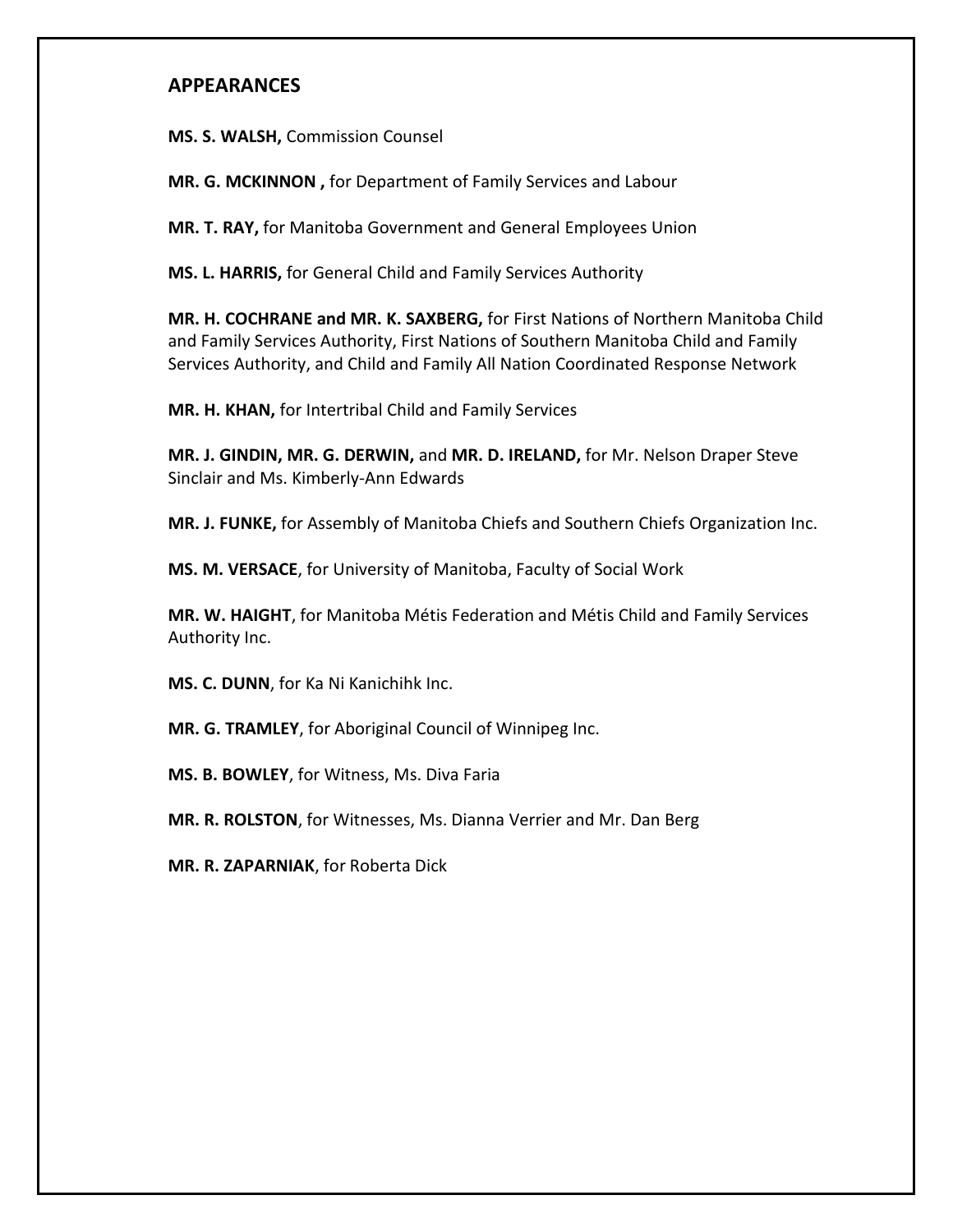## APPEARANCES

**MS. S. WALSH,** Commission Counsel

**MR. G. MCKINNON ,** for Department of Family Services and Labour

**MR. T. RAY,** for Manitoba Government and General Employees Union

**MS. L. HARRIS,** for General Child and Family Services Authority

**MR. H. COCHRANE and MR. K. SAXBERG,** for First Nations of Northern Manitoba Child and Family Services Authority, First Nations of Southern Manitoba Child and Family Services Authority, and Child and Family All Nation Coordinated Response Network

**MR. H. KHAN,** for Intertribal Child and Family Services

**MR. J. GINDIN, MR. G. DERWIN,** and **MR. D. IRELAND,** for Mr. Nelson Draper Steve Sinclair and Ms. Kimberly-Ann Edwards

**MR. J. FUNKE,** for Assembly of Manitoba Chiefs and Southern Chiefs Organization Inc.

**MS. M. VERSACE**, for University of Manitoba, Faculty of Social Work

**MR. W. HAIGHT**, for Manitoba Métis Federation and Métis Child and Family Services Authority Inc.

**MS. C. DUNN**, for Ka Ni Kanichihk Inc.

**MR. G. TRAMLEY**, for Aboriginal Council of Winnipeg Inc.

**MS. B. BOWLEY**, for Witness, Ms. Diva Faria

**MR. R. ROLSTON**, for Witnesses, Ms. Dianna Verrier and Mr. Dan Berg

**MR. R. ZAPARNIAK**, for Roberta Dick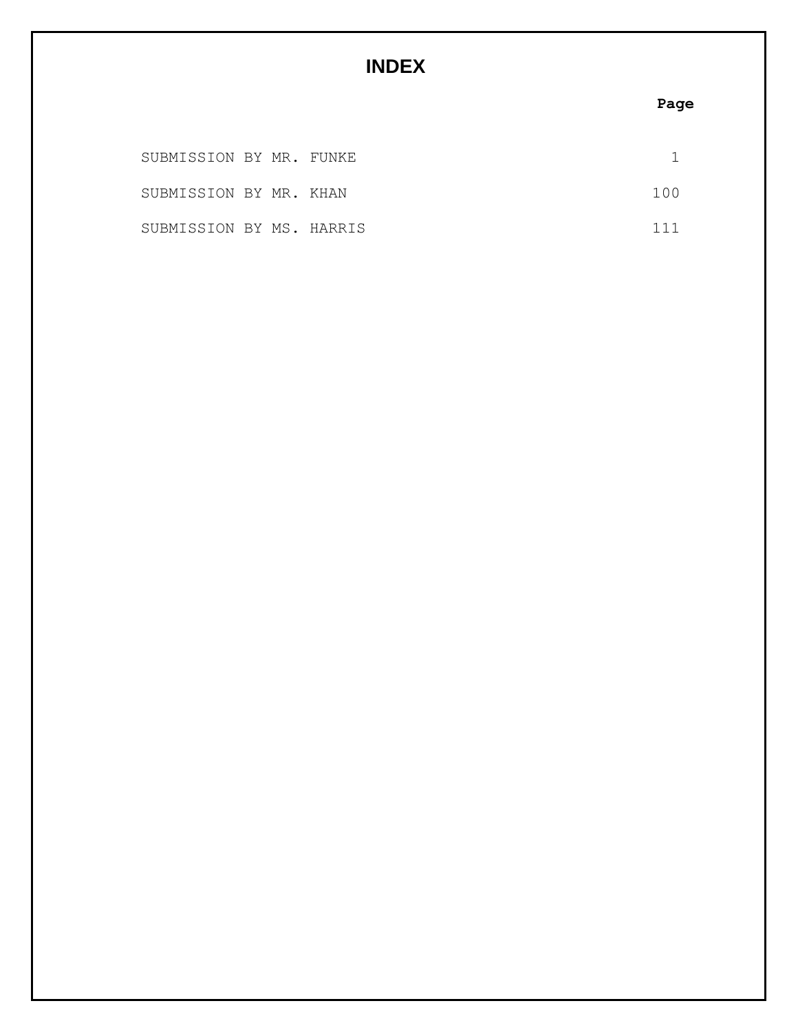# INDEX

| | Page |
|---|---|
| SUBMISSION BY MR. FUNKE | 1 |
| SUBMISSION BY MR. KHAN | 100 |
| SUBMISSION BY MS. HARRIS | 111 |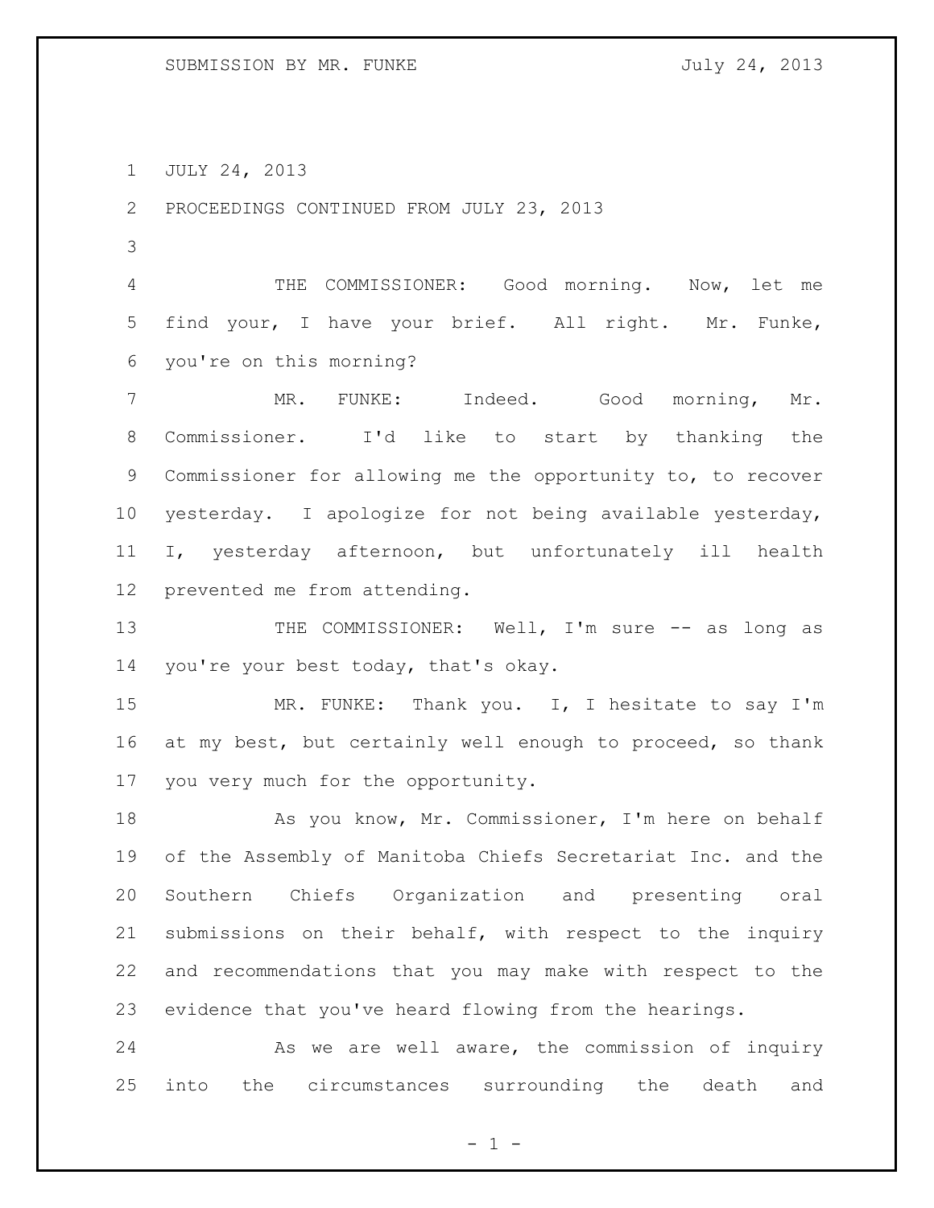JULY 24, 2013

PROCEEDINGS CONTINUED FROM JULY 23, 2013

THE COMMISSIONER: Good morning. Now, let me find your, I have your brief. All right. Mr. Funke, you're on this morning?

MR. FUNKE: Indeed. Good morning, Mr. Commissioner. I'd like to start by thanking the Commissioner for allowing me the opportunity to, to recover yesterday. I apologize for not being available yesterday, I, yesterday afternoon, but unfortunately ill health prevented me from attending.

THE COMMISSIONER: Well, I'm sure -- as long as you're your best today, that's okay.

MR. FUNKE: Thank you. I, I hesitate to say I'm at my best, but certainly well enough to proceed, so thank you very much for the opportunity.

As you know, Mr. Commissioner, I'm here on behalf of the Assembly of Manitoba Chiefs Secretariat Inc. and the Southern Chiefs Organization and presenting oral submissions on their behalf, with respect to the inquiry and recommendations that you may make with respect to the evidence that you've heard flowing from the hearings.

As we are well aware, the commission of inquiry into the circumstances surrounding the death and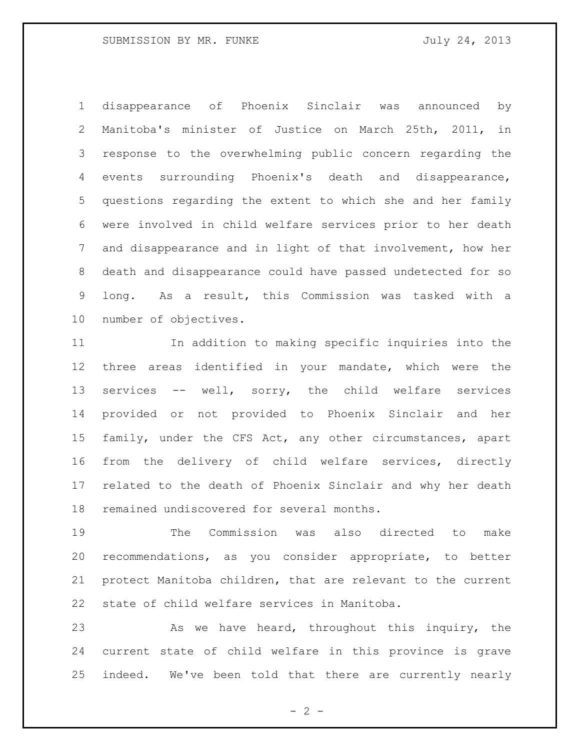disappearance of Phoenix Sinclair was announced by Manitoba's minister of Justice on March 25th, 2011, in response to the overwhelming public concern regarding the events surrounding Phoenix's death and disappearance, questions regarding the extent to which she and her family were involved in child welfare services prior to her death and disappearance and in light of that involvement, how her death and disappearance could have passed undetected for so long. As a result, this Commission was tasked with a number of objectives.

In addition to making specific inquiries into the three areas identified in your mandate, which were the services -- well, sorry, the child welfare services provided or not provided to Phoenix Sinclair and her family, under the CFS Act, any other circumstances, apart from the delivery of child welfare services, directly related to the death of Phoenix Sinclair and why her death remained undiscovered for several months.

The Commission was also directed to make recommendations, as you consider appropriate, to better protect Manitoba children, that are relevant to the current state of child welfare services in Manitoba.

As we have heard, throughout this inquiry, the current state of child welfare in this province is grave indeed. We've been told that there are currently nearly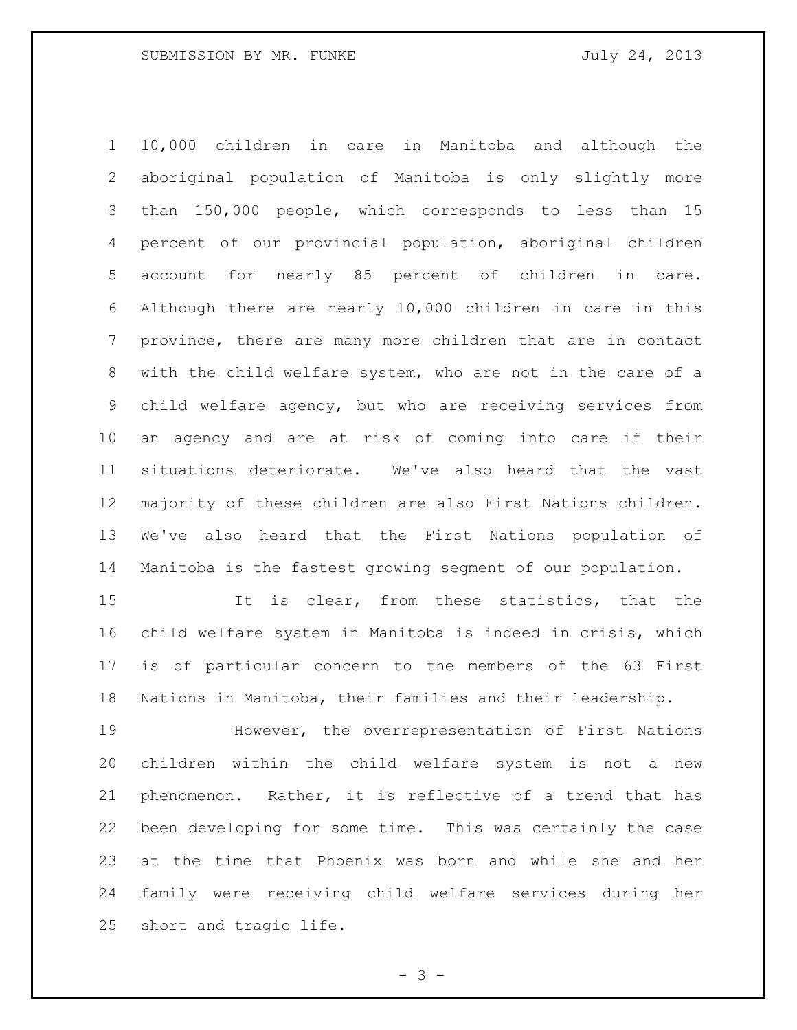10,000 children in care in Manitoba and although the aboriginal population of Manitoba is only slightly more than 150,000 people, which corresponds to less than 15 percent of our provincial population, aboriginal children account for nearly 85 percent of children in care. Although there are nearly 10,000 children in care in this province, there are many more children that are in contact with the child welfare system, who are not in the care of a child welfare agency, but who are receiving services from an agency and are at risk of coming into care if their situations deteriorate. We've also heard that the vast majority of these children are also First Nations children. We've also heard that the First Nations population of Manitoba is the fastest growing segment of our population.

It is clear, from these statistics, that the child welfare system in Manitoba is indeed in crisis, which is of particular concern to the members of the 63 First Nations in Manitoba, their families and their leadership.

However, the overrepresentation of First Nations children within the child welfare system is not a new phenomenon. Rather, it is reflective of a trend that has been developing for some time. This was certainly the case at the time that Phoenix was born and while she and her family were receiving child welfare services during her short and tragic life.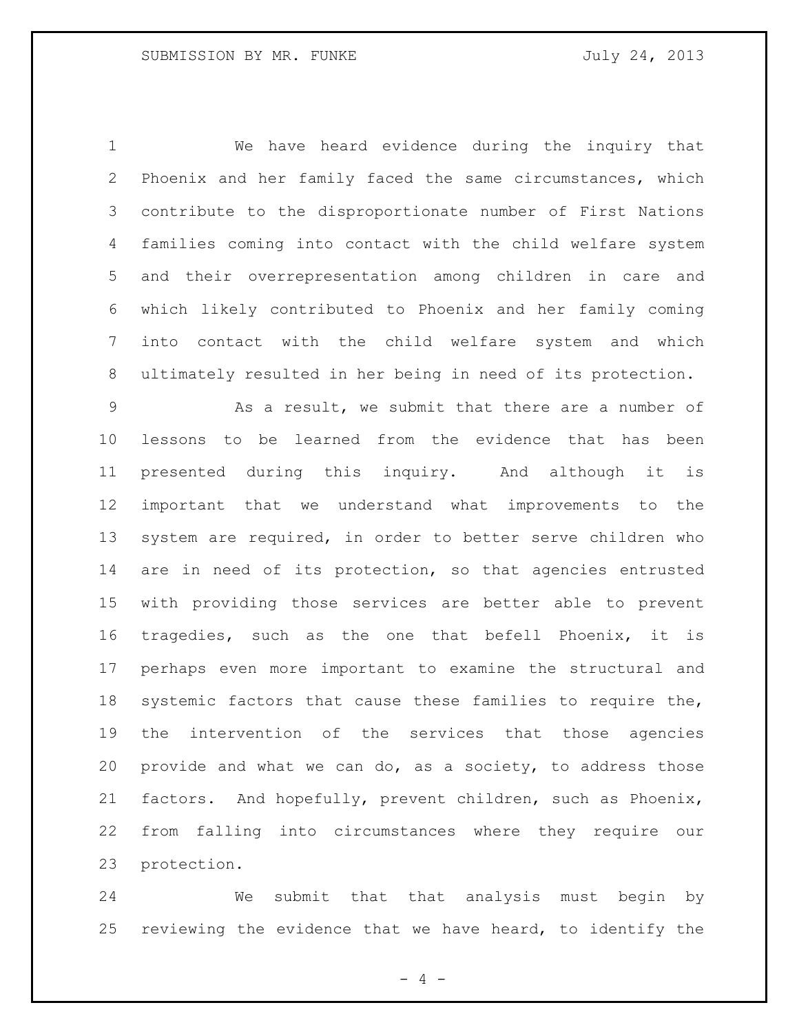We have heard evidence during the inquiry that Phoenix and her family faced the same circumstances, which contribute to the disproportionate number of First Nations families coming into contact with the child welfare system and their overrepresentation among children in care and which likely contributed to Phoenix and her family coming into contact with the child welfare system and which ultimately resulted in her being in need of its protection.

As a result, we submit that there are a number of lessons to be learned from the evidence that has been presented during this inquiry. And although it is important that we understand what improvements to the system are required, in order to better serve children who are in need of its protection, so that agencies entrusted with providing those services are better able to prevent tragedies, such as the one that befell Phoenix, it is perhaps even more important to examine the structural and systemic factors that cause these families to require the, the intervention of the services that those agencies provide and what we can do, as a society, to address those factors. And hopefully, prevent children, such as Phoenix, from falling into circumstances where they require our protection.

We submit that that analysis must begin by reviewing the evidence that we have heard, to identify the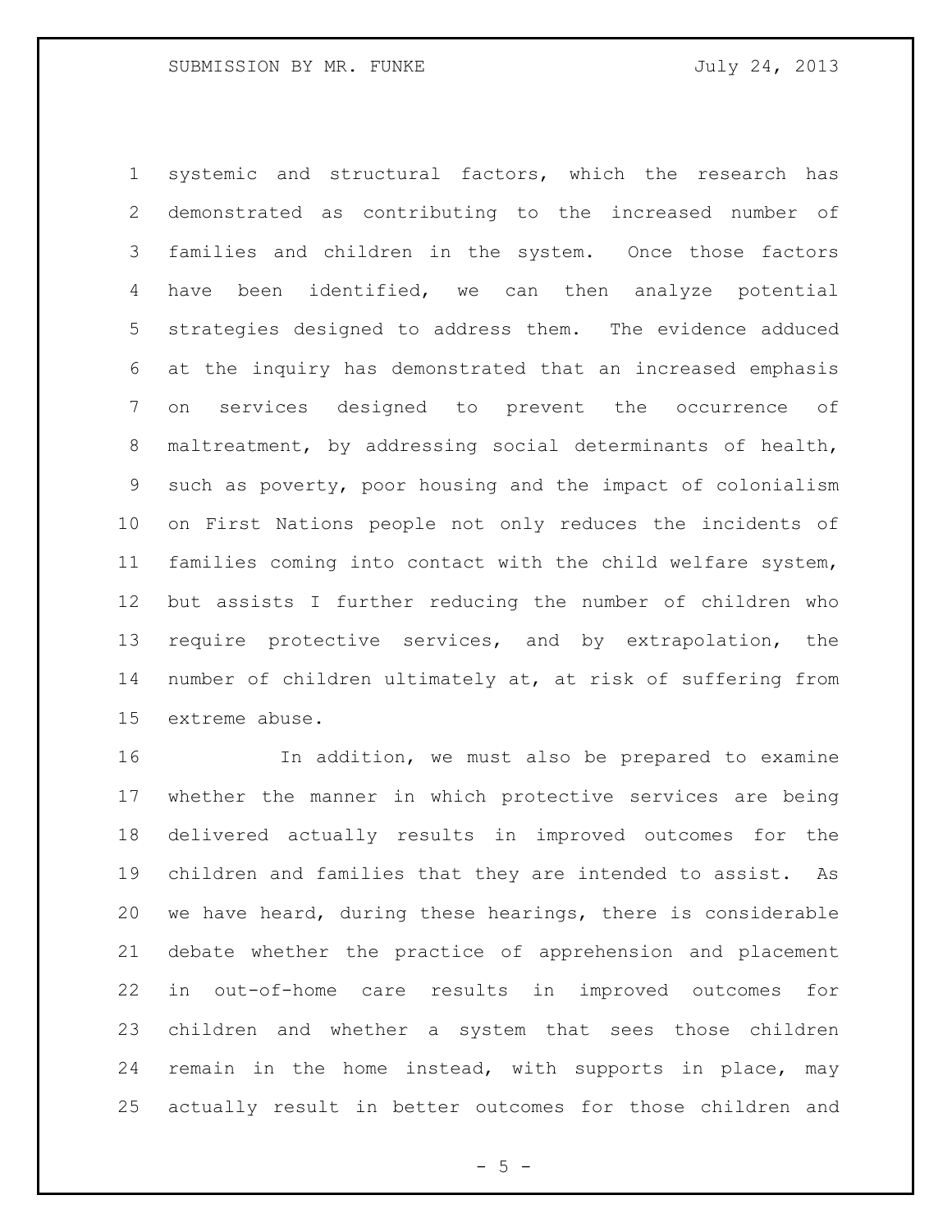systemic and structural factors, which the research has demonstrated as contributing to the increased number of families and children in the system. Once those factors have been identified, we can then analyze potential strategies designed to address them. The evidence adduced at the inquiry has demonstrated that an increased emphasis on services designed to prevent the occurrence of maltreatment, by addressing social determinants of health, such as poverty, poor housing and the impact of colonialism on First Nations people not only reduces the incidents of families coming into contact with the child welfare system, but assists I further reducing the number of children who require protective services, and by extrapolation, the number of children ultimately at, at risk of suffering from extreme abuse.

In addition, we must also be prepared to examine whether the manner in which protective services are being delivered actually results in improved outcomes for the children and families that they are intended to assist. As we have heard, during these hearings, there is considerable debate whether the practice of apprehension and placement in out-of-home care results in improved outcomes for children and whether a system that sees those children remain in the home instead, with supports in place, may actually result in better outcomes for those children and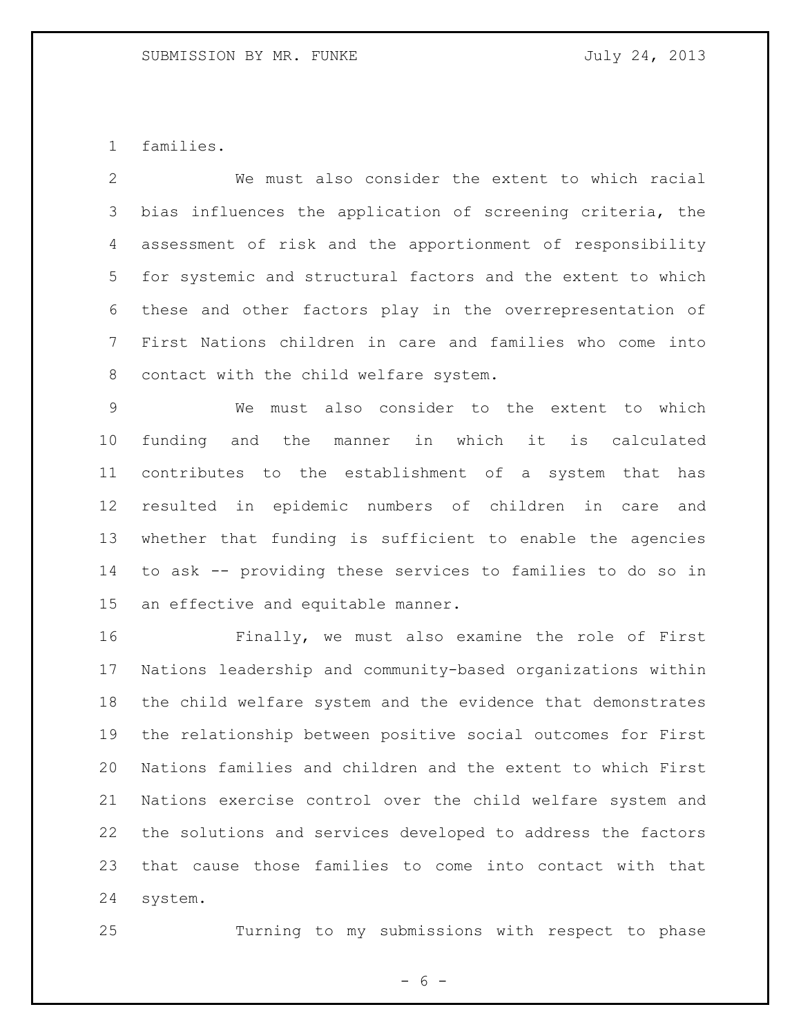families.

We must also consider the extent to which racial bias influences the application of screening criteria, the assessment of risk and the apportionment of responsibility for systemic and structural factors and the extent to which these and other factors play in the overrepresentation of First Nations children in care and families who come into contact with the child welfare system.

We must also consider to the extent to which funding and the manner in which it is calculated contributes to the establishment of a system that has resulted in epidemic numbers of children in care and whether that funding is sufficient to enable the agencies to ask -- providing these services to families to do so in an effective and equitable manner.

Finally, we must also examine the role of First Nations leadership and community-based organizations within the child welfare system and the evidence that demonstrates the relationship between positive social outcomes for First Nations families and children and the extent to which First Nations exercise control over the child welfare system and the solutions and services developed to address the factors that cause those families to come into contact with that system.

Turning to my submissions with respect to phase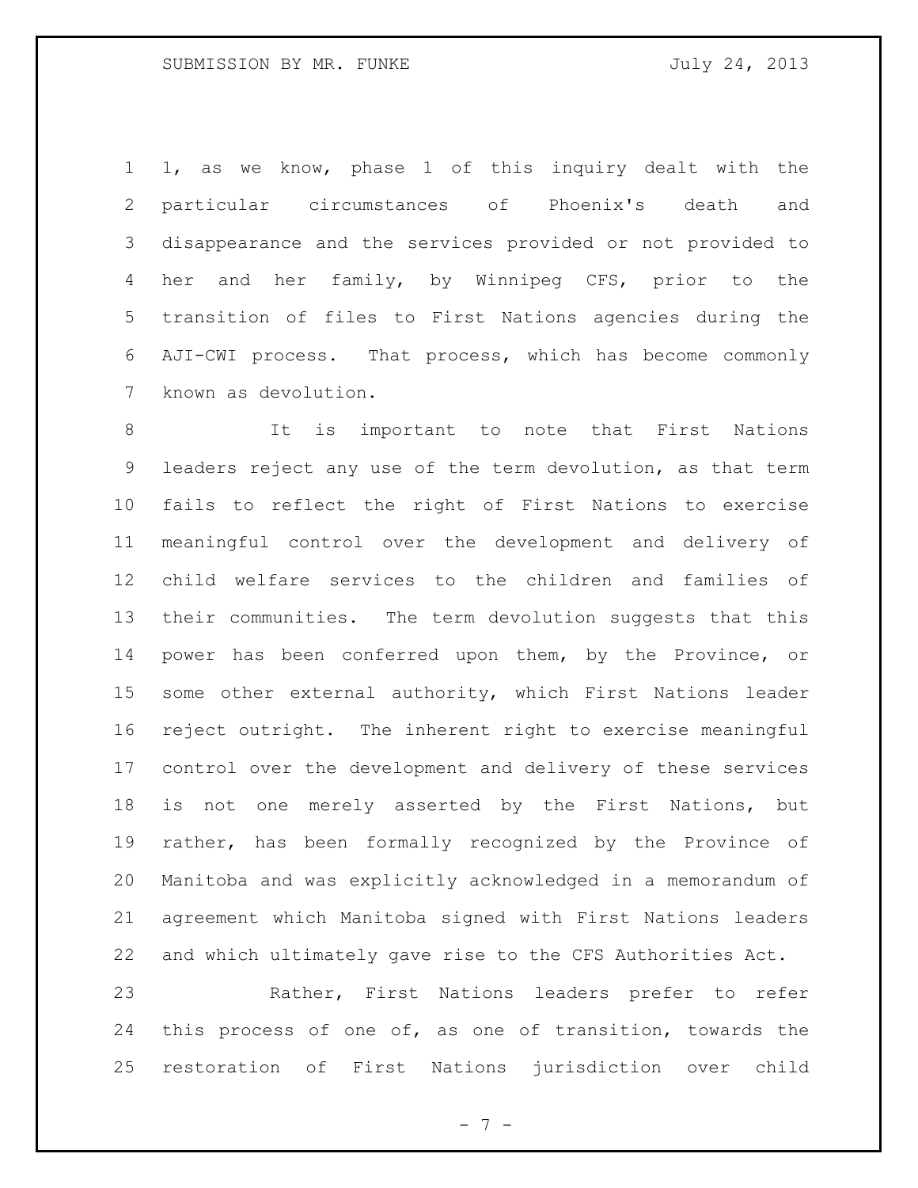1, as we know, phase 1 of this inquiry dealt with the particular circumstances of Phoenix's death and disappearance and the services provided or not provided to her and her family, by Winnipeg CFS, prior to the transition of files to First Nations agencies during the AJI-CWI process. That process, which has become commonly known as devolution.

It is important to note that First Nations leaders reject any use of the term devolution, as that term fails to reflect the right of First Nations to exercise meaningful control over the development and delivery of child welfare services to the children and families of their communities. The term devolution suggests that this power has been conferred upon them, by the Province, or some other external authority, which First Nations leader reject outright. The inherent right to exercise meaningful control over the development and delivery of these services is not one merely asserted by the First Nations, but rather, has been formally recognized by the Province of Manitoba and was explicitly acknowledged in a memorandum of agreement which Manitoba signed with First Nations leaders and which ultimately gave rise to the CFS Authorities Act.

Rather, First Nations leaders prefer to refer this process of one of, as one of transition, towards the restoration of First Nations jurisdiction over child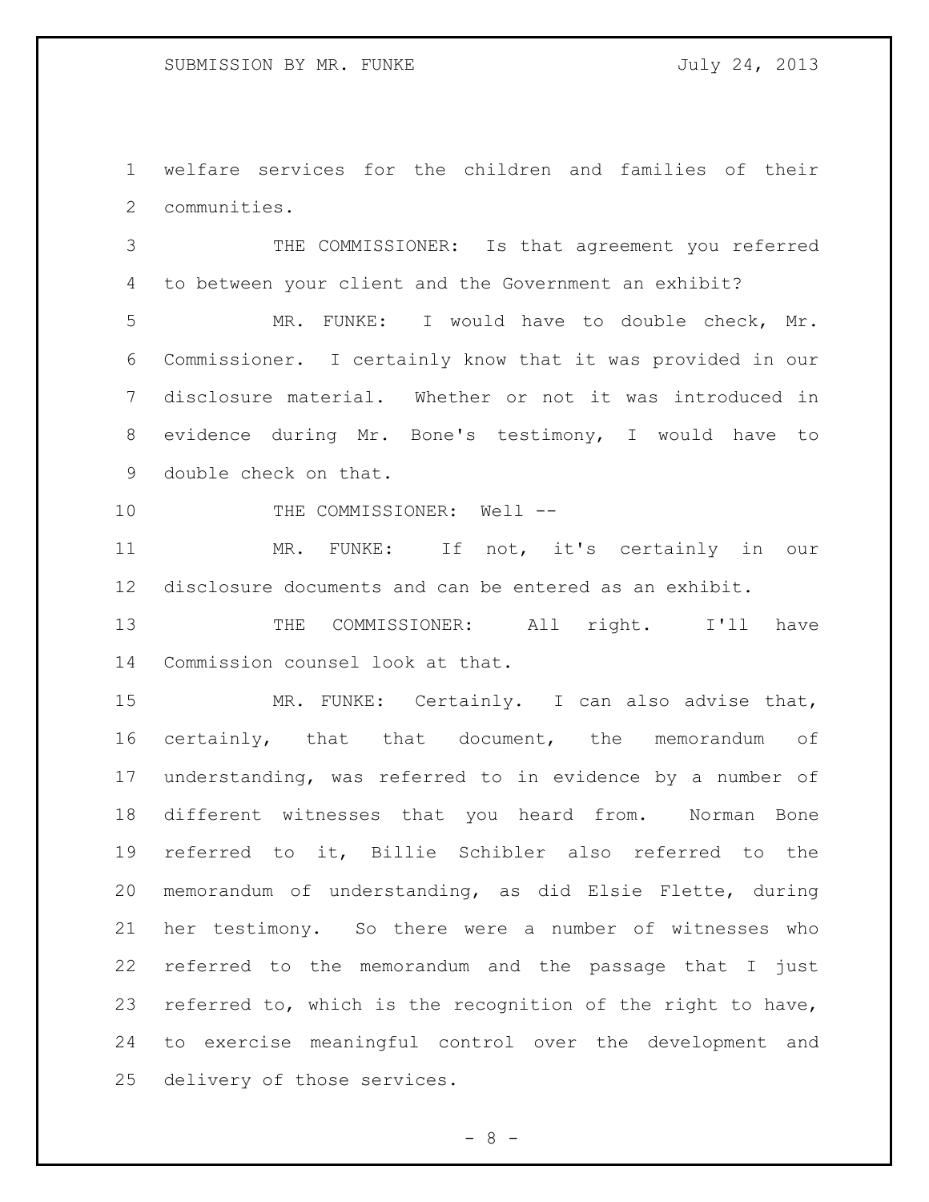welfare services for the children and families of their communities.

THE COMMISSIONER: Is that agreement you referred to between your client and the Government an exhibit?

MR. FUNKE: I would have to double check, Mr. Commissioner. I certainly know that it was provided in our disclosure material. Whether or not it was introduced in evidence during Mr. Bone's testimony, I would have to double check on that.

THE COMMISSIONER: Well --

MR. FUNKE: If not, it's certainly in our disclosure documents and can be entered as an exhibit.

THE COMMISSIONER: All right. I'll have Commission counsel look at that.

MR. FUNKE: Certainly. I can also advise that, certainly, that that document, the memorandum of understanding, was referred to in evidence by a number of different witnesses that you heard from. Norman Bone referred to it, Billie Schibler also referred to the memorandum of understanding, as did Elsie Flette, during her testimony. So there were a number of witnesses who referred to the memorandum and the passage that I just referred to, which is the recognition of the right to have, to exercise meaningful control over the development and delivery of those services.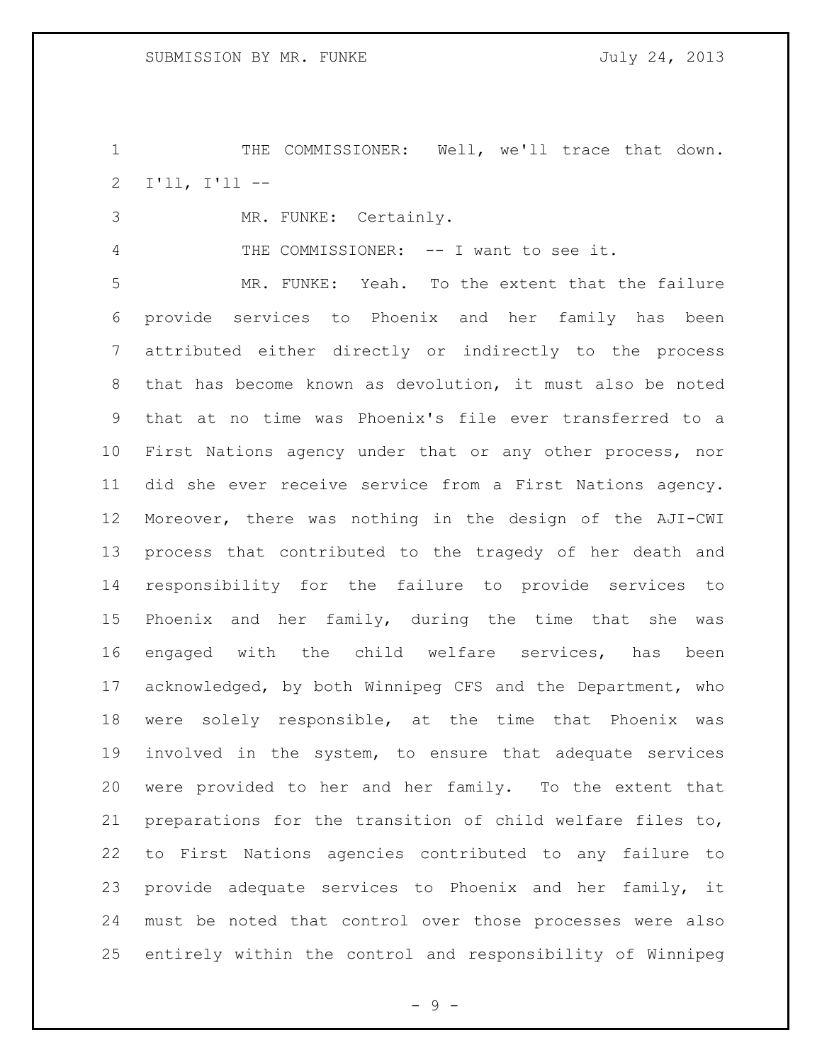THE COMMISSIONER: Well, we'll trace that down. I'll, I'll --

MR. FUNKE: Certainly.

THE COMMISSIONER: -- I want to see it.

MR. FUNKE: Yeah. To the extent that the failure provide services to Phoenix and her family has been attributed either directly or indirectly to the process that has become known as devolution, it must also be noted that at no time was Phoenix's file ever transferred to a First Nations agency under that or any other process, nor did she ever receive service from a First Nations agency. Moreover, there was nothing in the design of the AJI-CWI process that contributed to the tragedy of her death and responsibility for the failure to provide services to Phoenix and her family, during the time that she was engaged with the child welfare services, has been acknowledged, by both Winnipeg CFS and the Department, who were solely responsible, at the time that Phoenix was involved in the system, to ensure that adequate services were provided to her and her family. To the extent that preparations for the transition of child welfare files to, to First Nations agencies contributed to any failure to provide adequate services to Phoenix and her family, it must be noted that control over those processes were also entirely within the control and responsibility of Winnipeg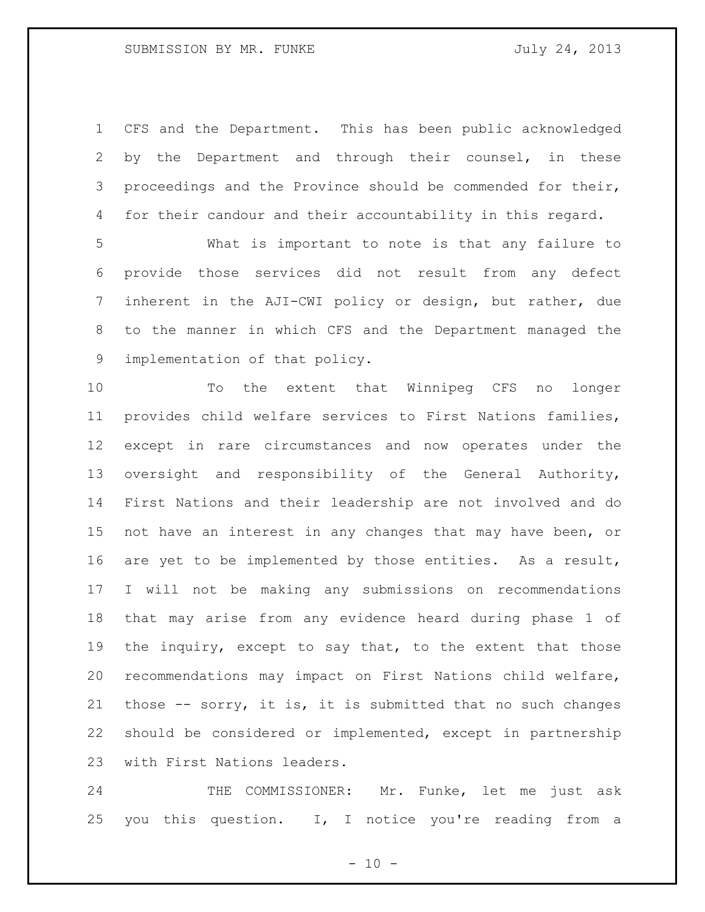CFS and the Department. This has been public acknowledged by the Department and through their counsel, in these proceedings and the Province should be commended for their, for their candour and their accountability in this regard.

What is important to note is that any failure to provide those services did not result from any defect inherent in the AJI-CWI policy or design, but rather, due to the manner in which CFS and the Department managed the implementation of that policy.

To the extent that Winnipeg CFS no longer provides child welfare services to First Nations families, except in rare circumstances and now operates under the oversight and responsibility of the General Authority, First Nations and their leadership are not involved and do not have an interest in any changes that may have been, or are yet to be implemented by those entities. As a result, I will not be making any submissions on recommendations that may arise from any evidence heard during phase 1 of the inquiry, except to say that, to the extent that those recommendations may impact on First Nations child welfare, those -- sorry, it is, it is submitted that no such changes should be considered or implemented, except in partnership with First Nations leaders.

THE COMMISSIONER: Mr. Funke, let me just ask you this question. I, I notice you're reading from a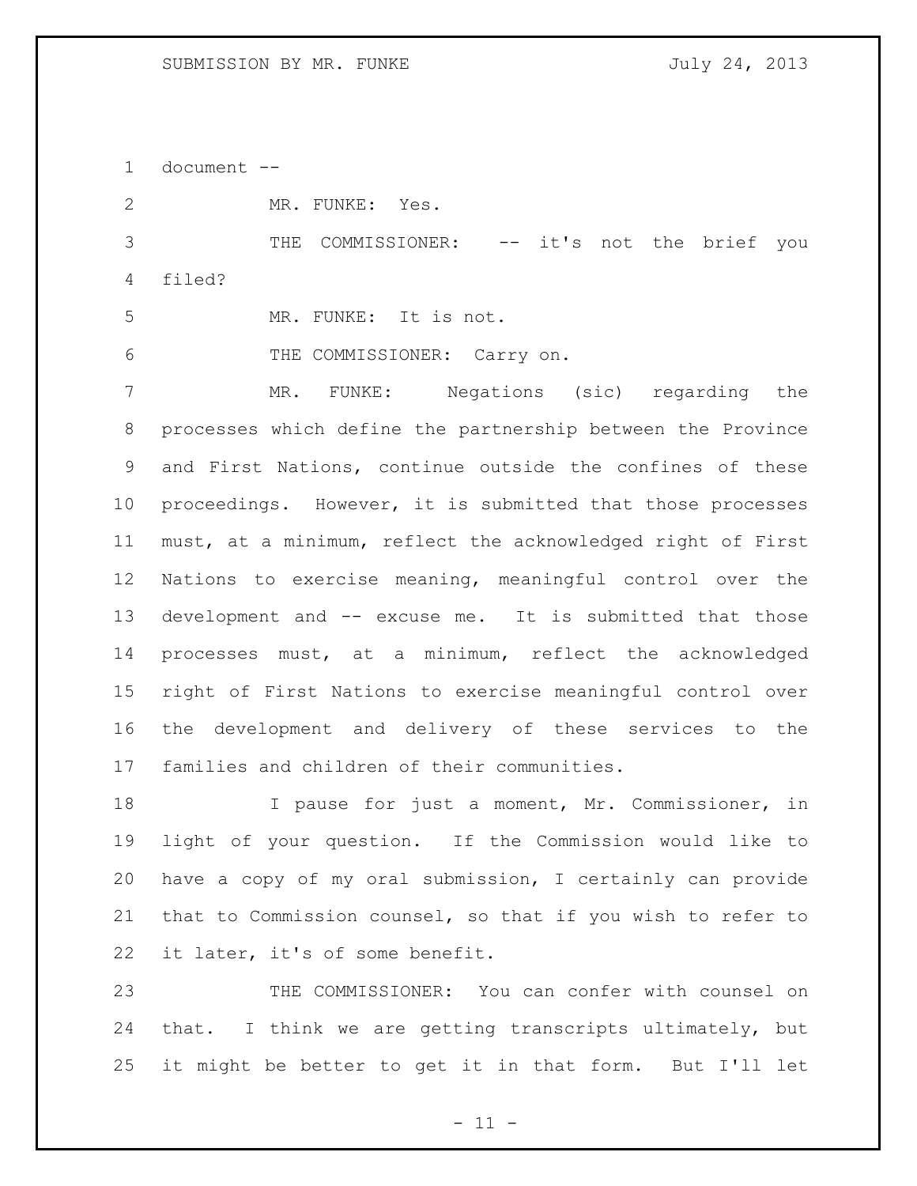document --

MR. FUNKE: Yes.

THE COMMISSIONER: -- it's not the brief you filed?

MR. FUNKE: It is not.

THE COMMISSIONER: Carry on.

MR. FUNKE: Negations (sic) regarding the processes which define the partnership between the Province and First Nations, continue outside the confines of these proceedings. However, it is submitted that those processes must, at a minimum, reflect the acknowledged right of First Nations to exercise meaning, meaningful control over the development and -- excuse me. It is submitted that those processes must, at a minimum, reflect the acknowledged right of First Nations to exercise meaningful control over the development and delivery of these services to the families and children of their communities.

I pause for just a moment, Mr. Commissioner, in light of your question. If the Commission would like to have a copy of my oral submission, I certainly can provide that to Commission counsel, so that if you wish to refer to it later, it's of some benefit.

THE COMMISSIONER: You can confer with counsel on that. I think we are getting transcripts ultimately, but it might be better to get it in that form. But I'll let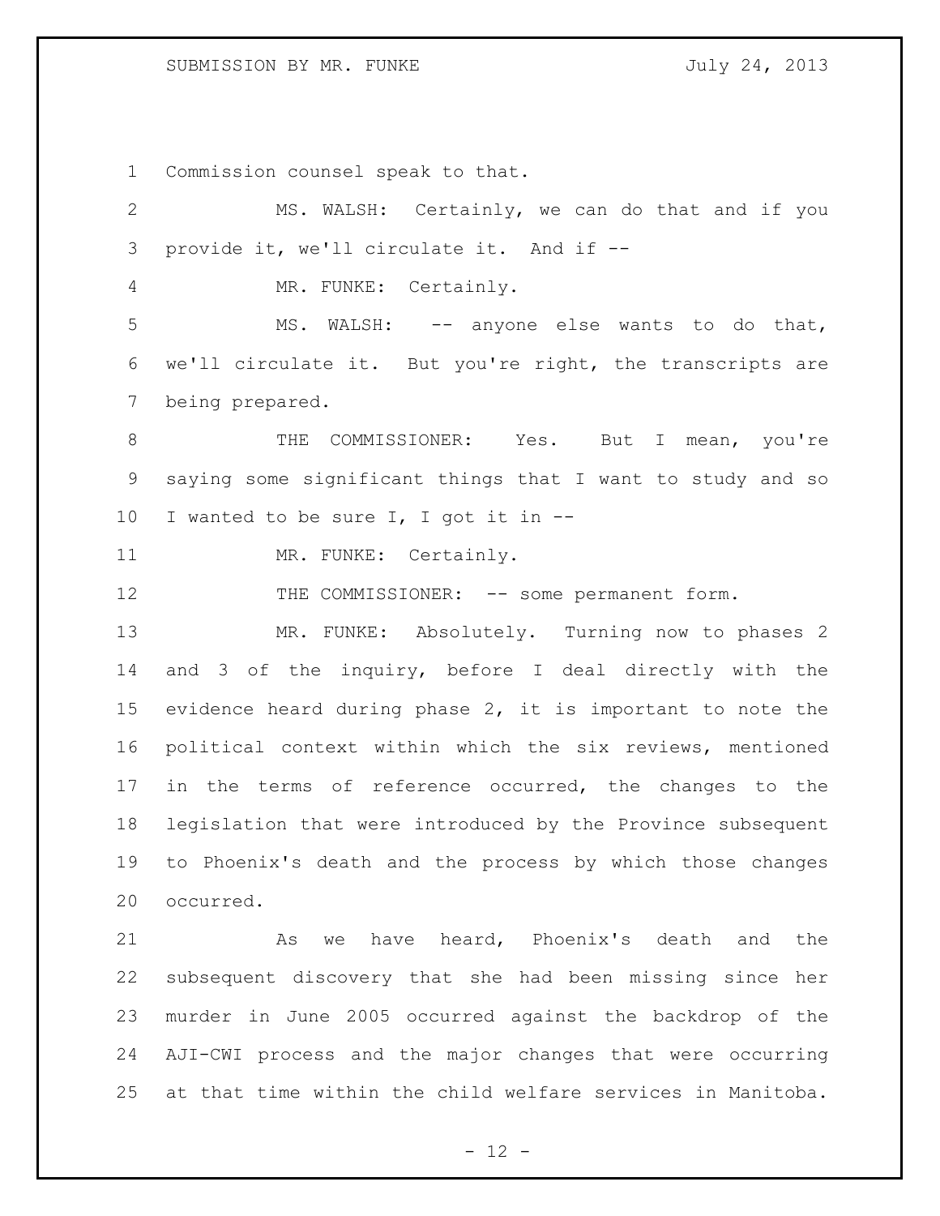Commission counsel speak to that.

MS. WALSH: Certainly, we can do that and if you provide it, we'll circulate it. And if --

MR. FUNKE: Certainly.

MS. WALSH: -- anyone else wants to do that, we'll circulate it. But you're right, the transcripts are being prepared.

THE COMMISSIONER: Yes. But I mean, you're saying some significant things that I want to study and so I wanted to be sure I, I got it in --

MR. FUNKE: Certainly.

THE COMMISSIONER: -- some permanent form.

MR. FUNKE: Absolutely. Turning now to phases 2 and 3 of the inquiry, before I deal directly with the evidence heard during phase 2, it is important to note the political context within which the six reviews, mentioned in the terms of reference occurred, the changes to the legislation that were introduced by the Province subsequent to Phoenix's death and the process by which those changes occurred.

As we have heard, Phoenix's death and the subsequent discovery that she had been missing since her murder in June 2005 occurred against the backdrop of the AJI-CWI process and the major changes that were occurring at that time within the child welfare services in Manitoba.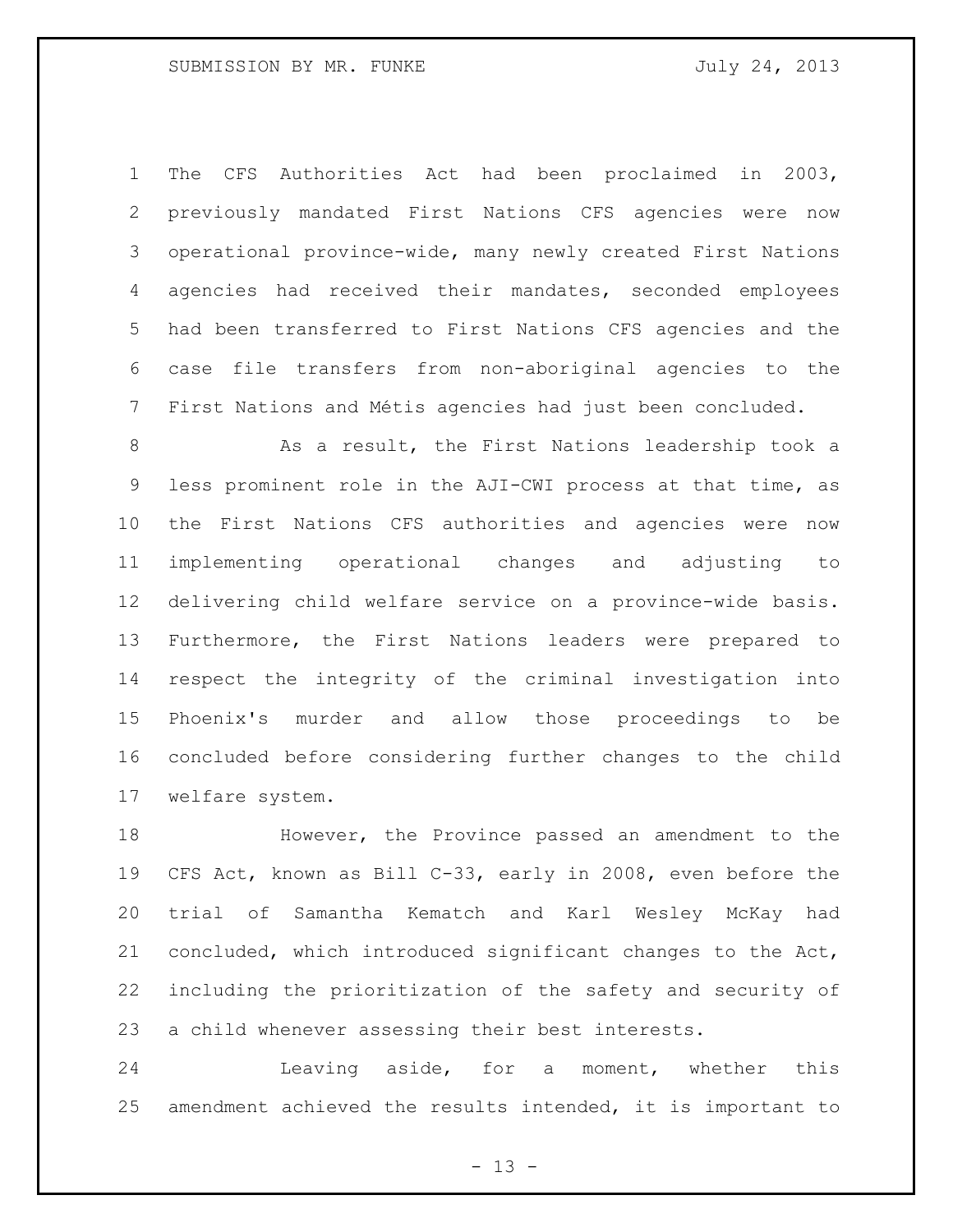The CFS Authorities Act had been proclaimed in 2003, previously mandated First Nations CFS agencies were now operational province-wide, many newly created First Nations agencies had received their mandates, seconded employees had been transferred to First Nations CFS agencies and the case file transfers from non-aboriginal agencies to the First Nations and Métis agencies had just been concluded.

As a result, the First Nations leadership took a less prominent role in the AJI-CWI process at that time, as the First Nations CFS authorities and agencies were now implementing operational changes and adjusting to delivering child welfare service on a province-wide basis. Furthermore, the First Nations leaders were prepared to respect the integrity of the criminal investigation into Phoenix's murder and allow those proceedings to be concluded before considering further changes to the child welfare system.

However, the Province passed an amendment to the CFS Act, known as Bill C-33, early in 2008, even before the trial of Samantha Kematch and Karl Wesley McKay had concluded, which introduced significant changes to the Act, including the prioritization of the safety and security of a child whenever assessing their best interests.

Leaving aside, for a moment, whether this amendment achieved the results intended, it is important to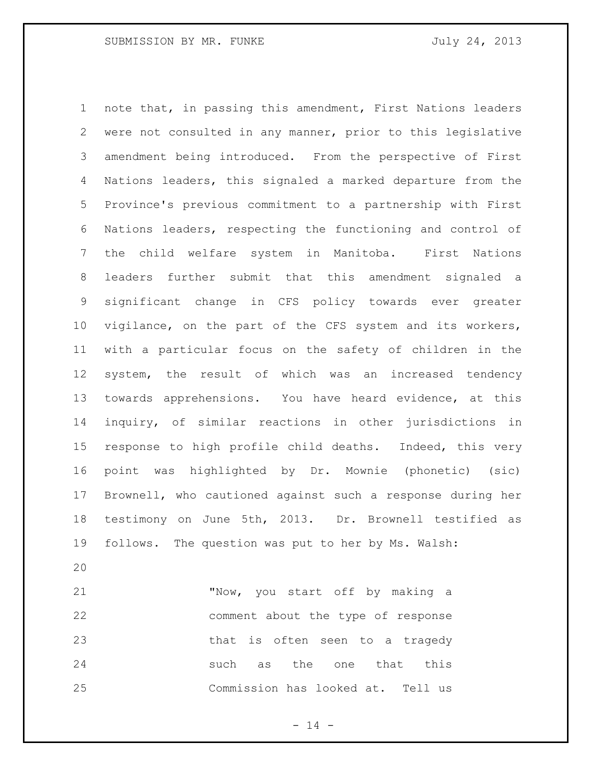note that, in passing this amendment, First Nations leaders were not consulted in any manner, prior to this legislative amendment being introduced. From the perspective of First Nations leaders, this signaled a marked departure from the Province's previous commitment to a partnership with First Nations leaders, respecting the functioning and control of the child welfare system in Manitoba. First Nations leaders further submit that this amendment signaled a significant change in CFS policy towards ever greater vigilance, on the part of the CFS system and its workers, with a particular focus on the safety of children in the system, the result of which was an increased tendency towards apprehensions. You have heard evidence, at this inquiry, of similar reactions in other jurisdictions in response to high profile child deaths. Indeed, this very point was highlighted by Dr. Mownie (phonetic) (sic) Brownell, who cautioned against such a response during her testimony on June 5th, 2013. Dr. Brownell testified as follows. The question was put to her by Ms. Walsh:

> "Now, you start off by making a comment about the type of response that is often seen to a tragedy such as the one that this Commission has looked at. Tell us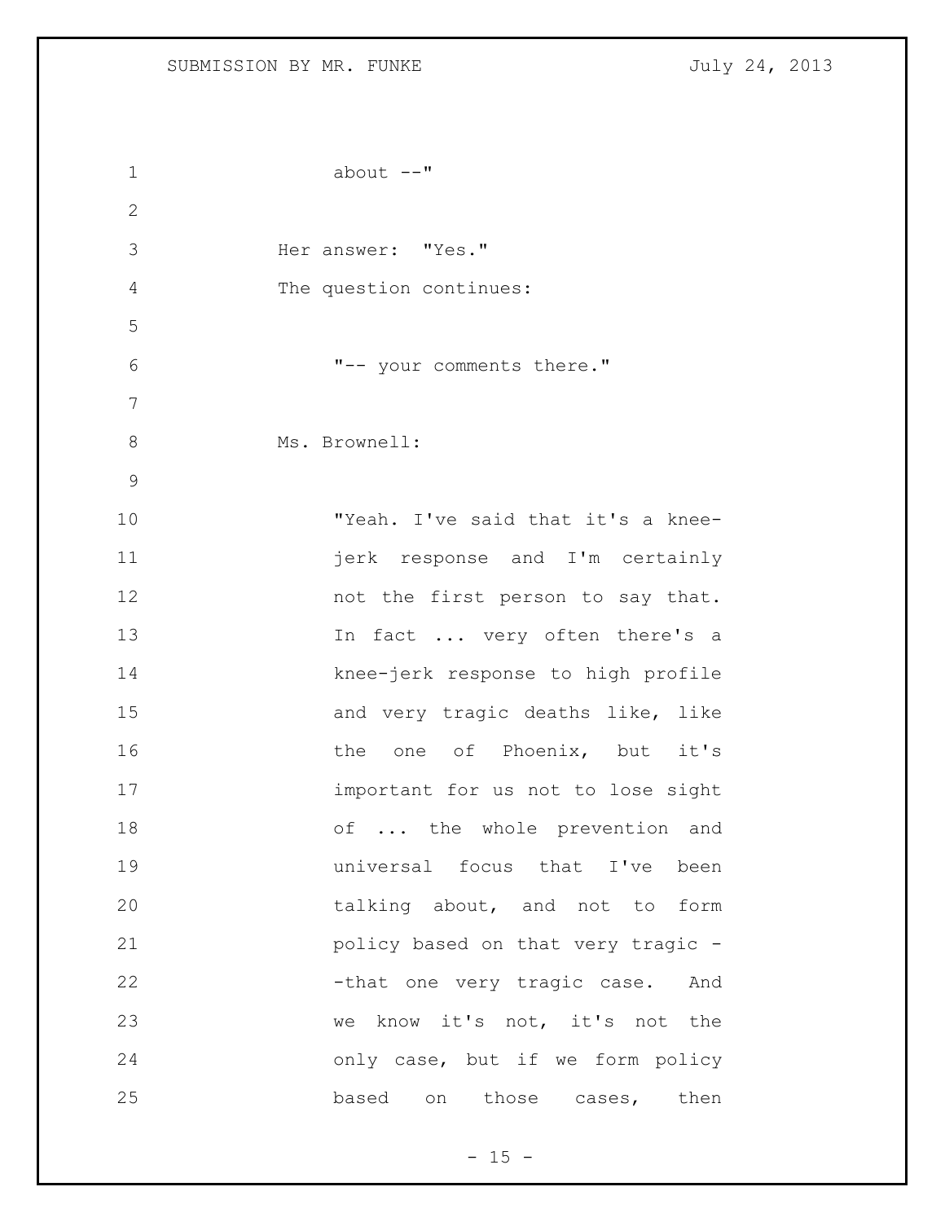about --"

Her answer: "Yes."

The question continues:

"-- your comments there."

Ms. Brownell:

"Yeah. I've said that it's a knee-jerk response and I'm certainly not the first person to say that. In fact ... very often there's a knee-jerk response to high profile and very tragic deaths like, like the one of Phoenix, but it's important for us not to lose sight of ... the whole prevention and universal focus that I've been talking about, and not to form policy based on that very tragic --that one very tragic case. And we know it's not, it's not the only case, but if we form policy based on those cases, then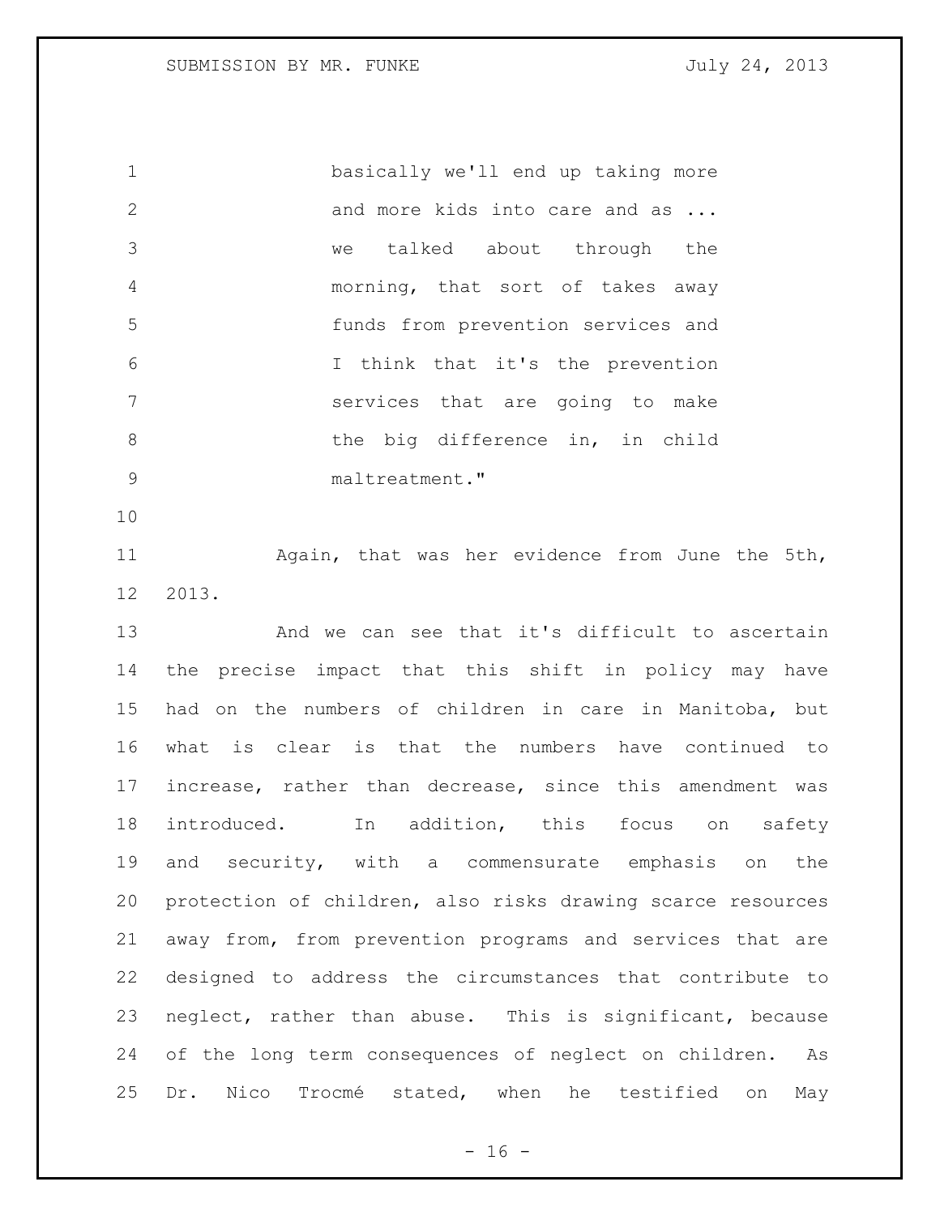> basically we'll end up taking more and more kids into care and as ... we talked about through the morning, that sort of takes away funds from prevention services and I think that it's the prevention services that are going to make the big difference in, in child maltreatment."

Again, that was her evidence from June the 5th, 2013.

And we can see that it's difficult to ascertain the precise impact that this shift in policy may have had on the numbers of children in care in Manitoba, but what is clear is that the numbers have continued to increase, rather than decrease, since this amendment was introduced. In addition, this focus on safety and security, with a commensurate emphasis on the protection of children, also risks drawing scarce resources away from, from prevention programs and services that are designed to address the circumstances that contribute to neglect, rather than abuse. This is significant, because of the long term consequences of neglect on children. As Dr. Nico Trocmé stated, when he testified on May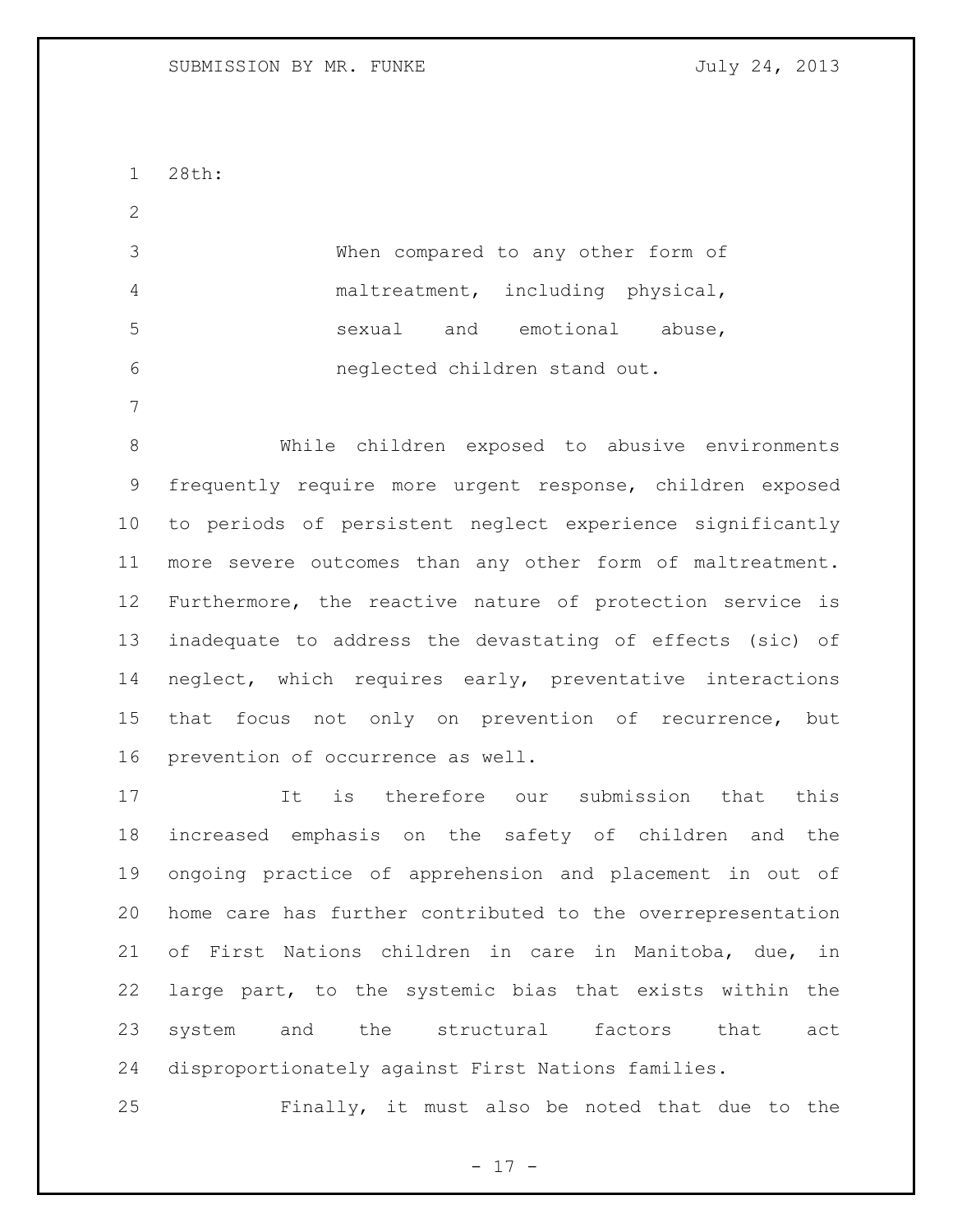28th:

> When compared to any other form of maltreatment, including physical, sexual and emotional abuse, neglected children stand out.

While children exposed to abusive environments frequently require more urgent response, children exposed to periods of persistent neglect experience significantly more severe outcomes than any other form of maltreatment. Furthermore, the reactive nature of protection service is inadequate to address the devastating of effects (sic) of neglect, which requires early, preventative interactions that focus not only on prevention of recurrence, but prevention of occurrence as well.

It is therefore our submission that this increased emphasis on the safety of children and the ongoing practice of apprehension and placement in out of home care has further contributed to the overrepresentation of First Nations children in care in Manitoba, due, in large part, to the systemic bias that exists within the system and the structural factors that act disproportionately against First Nations families.

Finally, it must also be noted that due to the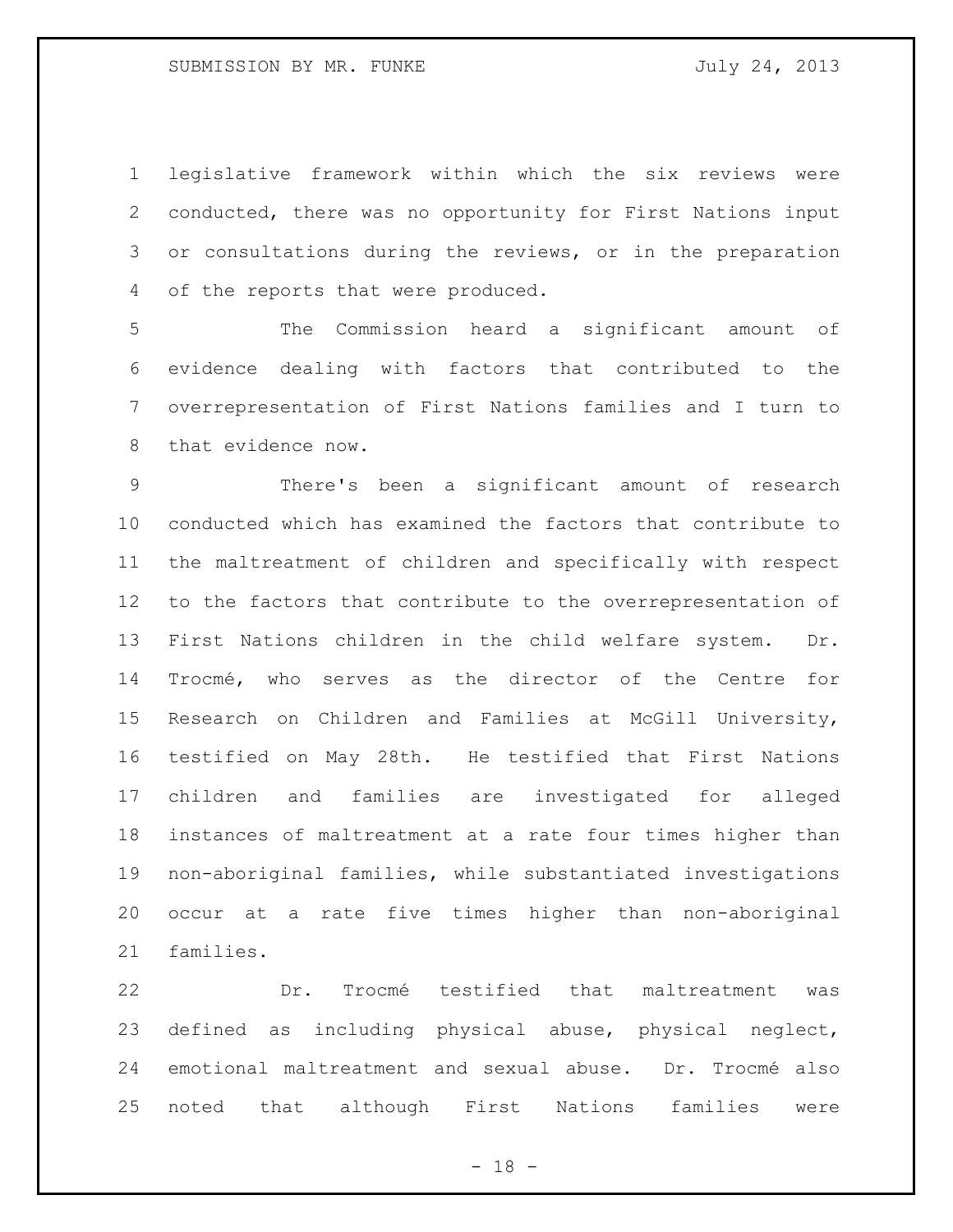legislative framework within which the six reviews were conducted, there was no opportunity for First Nations input or consultations during the reviews, or in the preparation of the reports that were produced.

The Commission heard a significant amount of evidence dealing with factors that contributed to the overrepresentation of First Nations families and I turn to that evidence now.

There's been a significant amount of research conducted which has examined the factors that contribute to the maltreatment of children and specifically with respect to the factors that contribute to the overrepresentation of First Nations children in the child welfare system. Dr. Trocmé, who serves as the director of the Centre for Research on Children and Families at McGill University, testified on May 28th. He testified that First Nations children and families are investigated for alleged instances of maltreatment at a rate four times higher than non-aboriginal families, while substantiated investigations occur at a rate five times higher than non-aboriginal families.

Dr. Trocmé testified that maltreatment was defined as including physical abuse, physical neglect, emotional maltreatment and sexual abuse. Dr. Trocmé also noted that although First Nations families were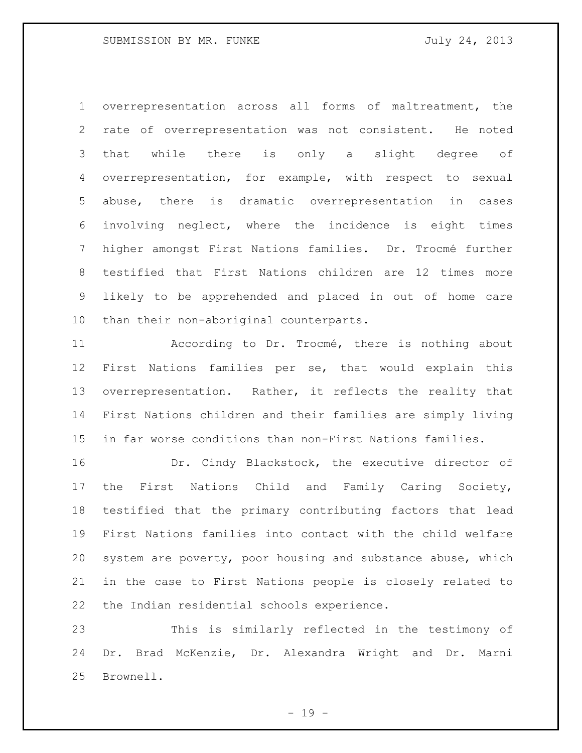overrepresentation across all forms of maltreatment, the rate of overrepresentation was not consistent. He noted that while there is only a slight degree of overrepresentation, for example, with respect to sexual abuse, there is dramatic overrepresentation in cases involving neglect, where the incidence is eight times higher amongst First Nations families. Dr. Trocmé further testified that First Nations children are 12 times more likely to be apprehended and placed in out of home care than their non-aboriginal counterparts.

According to Dr. Trocmé, there is nothing about First Nations families per se, that would explain this overrepresentation. Rather, it reflects the reality that First Nations children and their families are simply living in far worse conditions than non-First Nations families.

Dr. Cindy Blackstock, the executive director of the First Nations Child and Family Caring Society, testified that the primary contributing factors that lead First Nations families into contact with the child welfare system are poverty, poor housing and substance abuse, which in the case to First Nations people is closely related to the Indian residential schools experience.

This is similarly reflected in the testimony of Dr. Brad McKenzie, Dr. Alexandra Wright and Dr. Marni Brownell.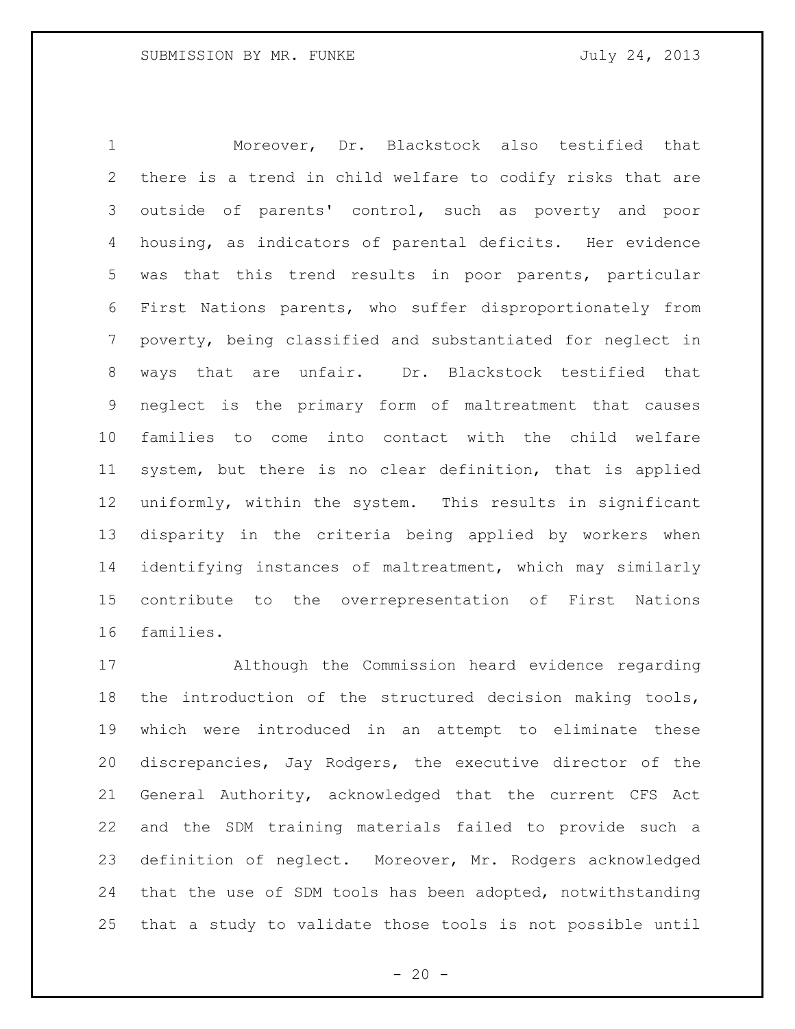Moreover, Dr. Blackstock also testified that there is a trend in child welfare to codify risks that are outside of parents' control, such as poverty and poor housing, as indicators of parental deficits. Her evidence was that this trend results in poor parents, particular First Nations parents, who suffer disproportionately from poverty, being classified and substantiated for neglect in ways that are unfair. Dr. Blackstock testified that neglect is the primary form of maltreatment that causes families to come into contact with the child welfare system, but there is no clear definition, that is applied uniformly, within the system. This results in significant disparity in the criteria being applied by workers when identifying instances of maltreatment, which may similarly contribute to the overrepresentation of First Nations families.

Although the Commission heard evidence regarding the introduction of the structured decision making tools, which were introduced in an attempt to eliminate these discrepancies, Jay Rodgers, the executive director of the General Authority, acknowledged that the current CFS Act and the SDM training materials failed to provide such a definition of neglect. Moreover, Mr. Rodgers acknowledged that the use of SDM tools has been adopted, notwithstanding that a study to validate those tools is not possible until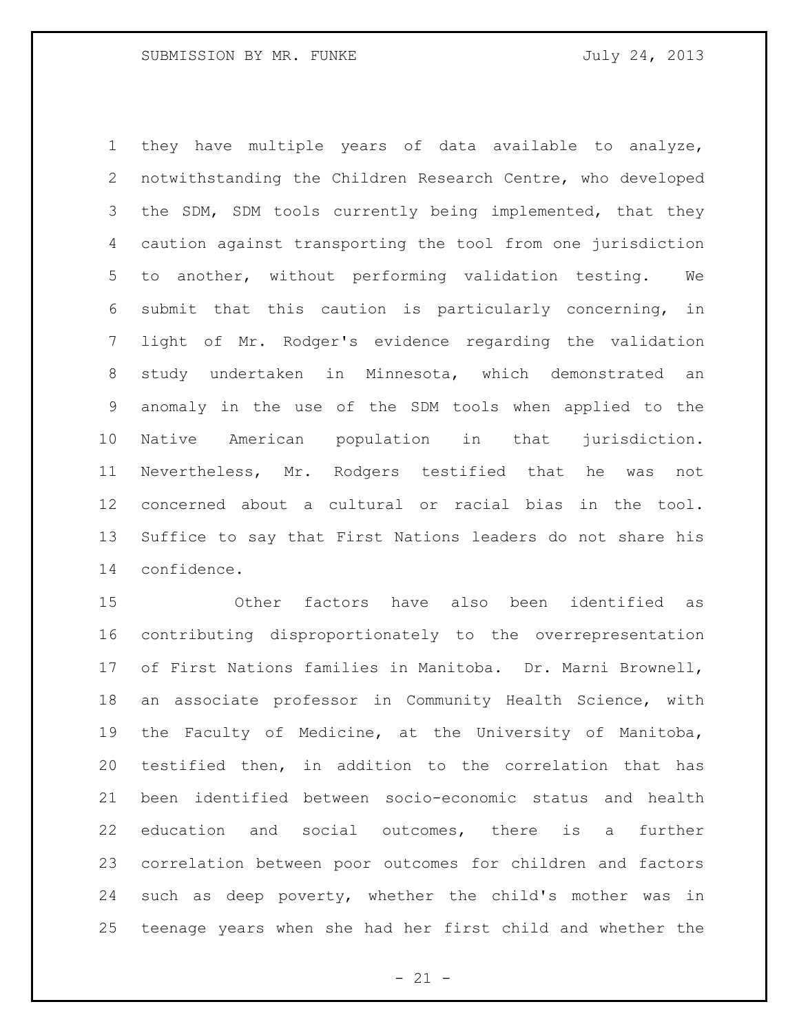they have multiple years of data available to analyze, notwithstanding the Children Research Centre, who developed the SDM, SDM tools currently being implemented, that they caution against transporting the tool from one jurisdiction to another, without performing validation testing. We submit that this caution is particularly concerning, in light of Mr. Rodger's evidence regarding the validation study undertaken in Minnesota, which demonstrated an anomaly in the use of the SDM tools when applied to the Native American population in that jurisdiction. Nevertheless, Mr. Rodgers testified that he was not concerned about a cultural or racial bias in the tool. Suffice to say that First Nations leaders do not share his confidence.

Other factors have also been identified as contributing disproportionately to the overrepresentation of First Nations families in Manitoba. Dr. Marni Brownell, an associate professor in Community Health Science, with the Faculty of Medicine, at the University of Manitoba, testified then, in addition to the correlation that has been identified between socio-economic status and health education and social outcomes, there is a further correlation between poor outcomes for children and factors such as deep poverty, whether the child's mother was in teenage years when she had her first child and whether the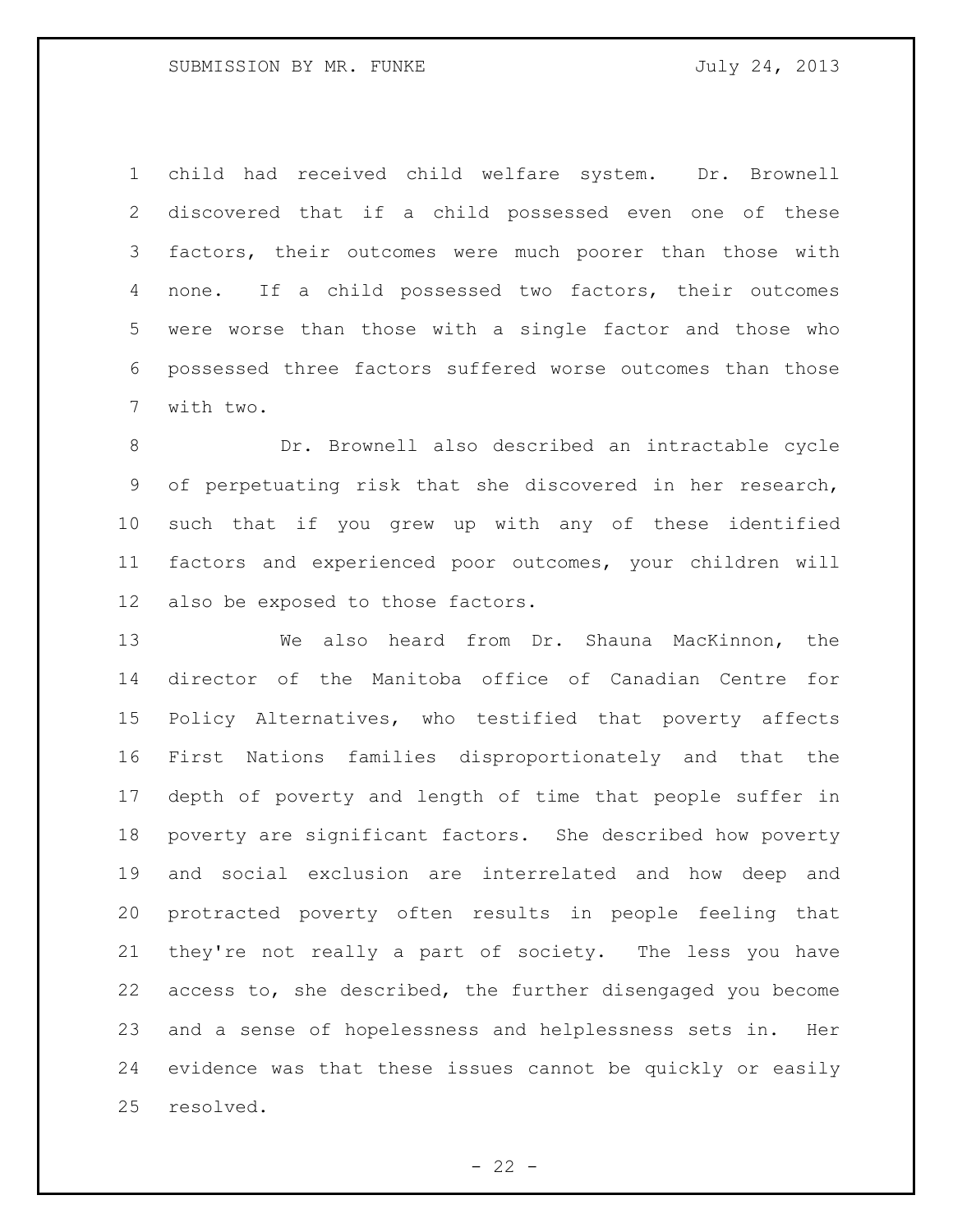child had received child welfare system. Dr. Brownell discovered that if a child possessed even one of these factors, their outcomes were much poorer than those with none. If a child possessed two factors, their outcomes were worse than those with a single factor and those who possessed three factors suffered worse outcomes than those with two.

Dr. Brownell also described an intractable cycle of perpetuating risk that she discovered in her research, such that if you grew up with any of these identified factors and experienced poor outcomes, your children will also be exposed to those factors.

We also heard from Dr. Shauna MacKinnon, the director of the Manitoba office of Canadian Centre for Policy Alternatives, who testified that poverty affects First Nations families disproportionately and that the depth of poverty and length of time that people suffer in poverty are significant factors. She described how poverty and social exclusion are interrelated and how deep and protracted poverty often results in people feeling that they're not really a part of society. The less you have access to, she described, the further disengaged you become and a sense of hopelessness and helplessness sets in. Her evidence was that these issues cannot be quickly or easily resolved.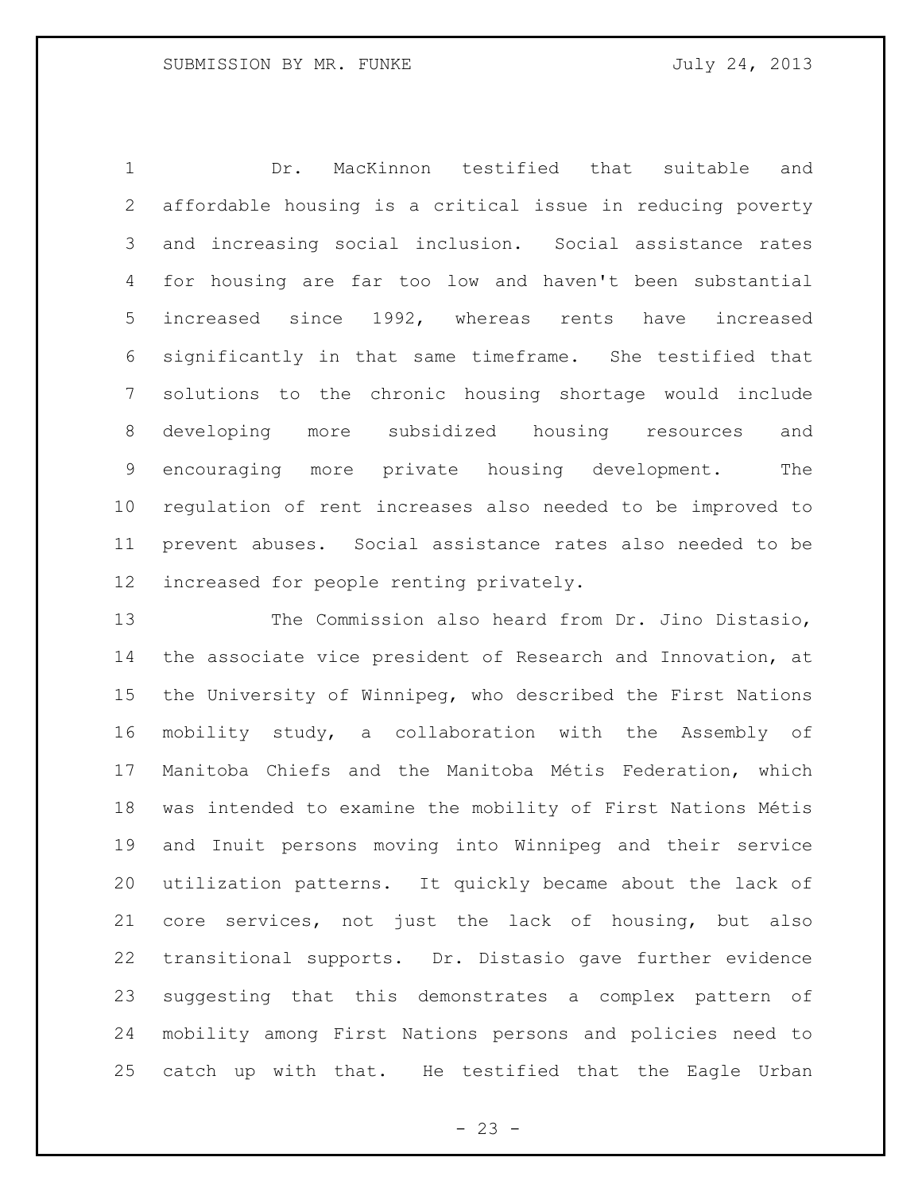Dr. MacKinnon testified that suitable and affordable housing is a critical issue in reducing poverty and increasing social inclusion. Social assistance rates for housing are far too low and haven't been substantial increased since 1992, whereas rents have increased significantly in that same timeframe. She testified that solutions to the chronic housing shortage would include developing more subsidized housing resources and encouraging more private housing development. The regulation of rent increases also needed to be improved to prevent abuses. Social assistance rates also needed to be increased for people renting privately.

The Commission also heard from Dr. Jino Distasio, the associate vice president of Research and Innovation, at the University of Winnipeg, who described the First Nations mobility study, a collaboration with the Assembly of Manitoba Chiefs and the Manitoba Métis Federation, which was intended to examine the mobility of First Nations Métis and Inuit persons moving into Winnipeg and their service utilization patterns. It quickly became about the lack of core services, not just the lack of housing, but also transitional supports. Dr. Distasio gave further evidence suggesting that this demonstrates a complex pattern of mobility among First Nations persons and policies need to catch up with that. He testified that the Eagle Urban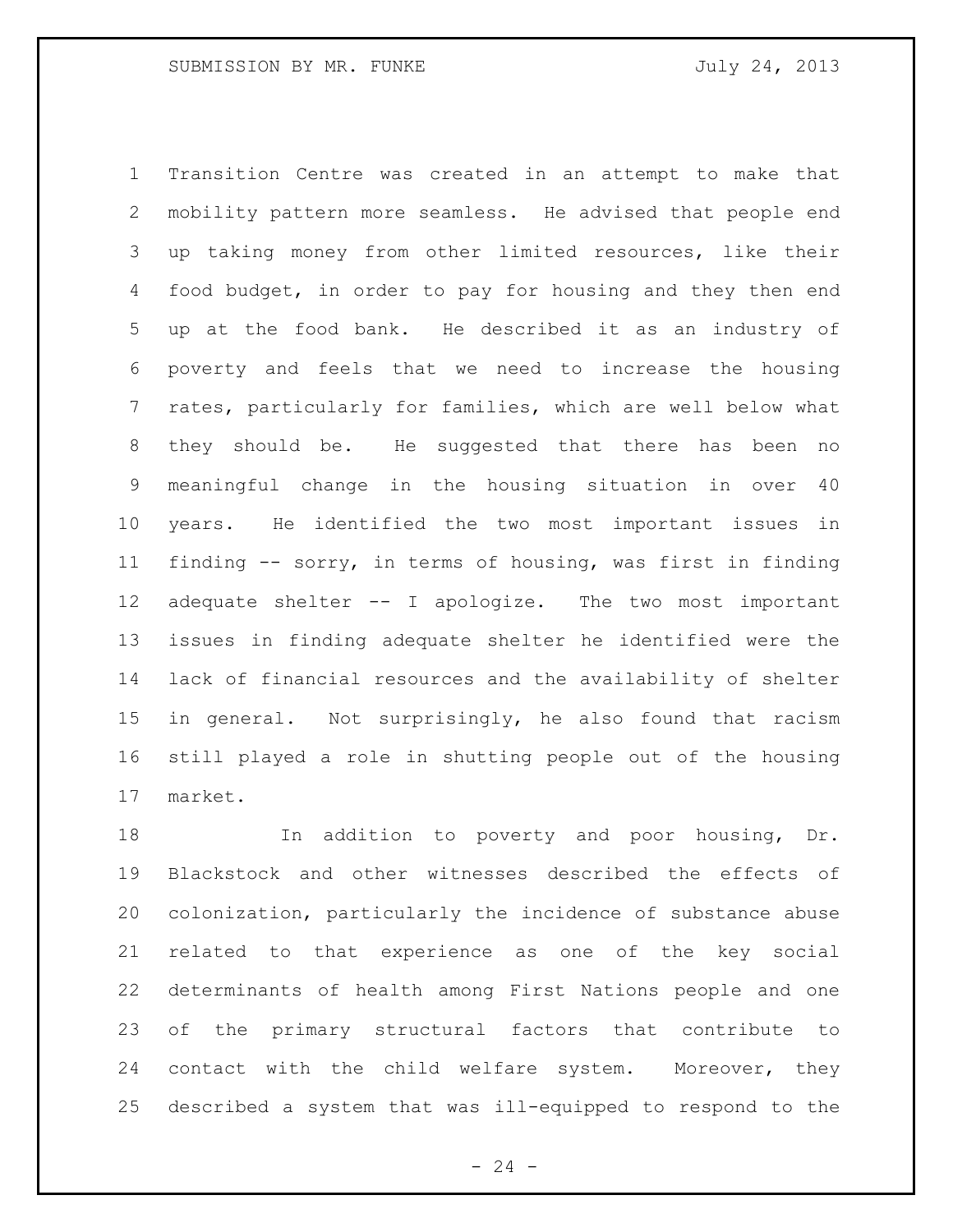Transition Centre was created in an attempt to make that mobility pattern more seamless. He advised that people end up taking money from other limited resources, like their food budget, in order to pay for housing and they then end up at the food bank. He described it as an industry of poverty and feels that we need to increase the housing rates, particularly for families, which are well below what they should be. He suggested that there has been no meaningful change in the housing situation in over 40 years. He identified the two most important issues in finding -- sorry, in terms of housing, was first in finding adequate shelter -- I apologize. The two most important issues in finding adequate shelter he identified were the lack of financial resources and the availability of shelter in general. Not surprisingly, he also found that racism still played a role in shutting people out of the housing market.

In addition to poverty and poor housing, Dr. Blackstock and other witnesses described the effects of colonization, particularly the incidence of substance abuse related to that experience as one of the key social determinants of health among First Nations people and one of the primary structural factors that contribute to contact with the child welfare system. Moreover, they described a system that was ill-equipped to respond to the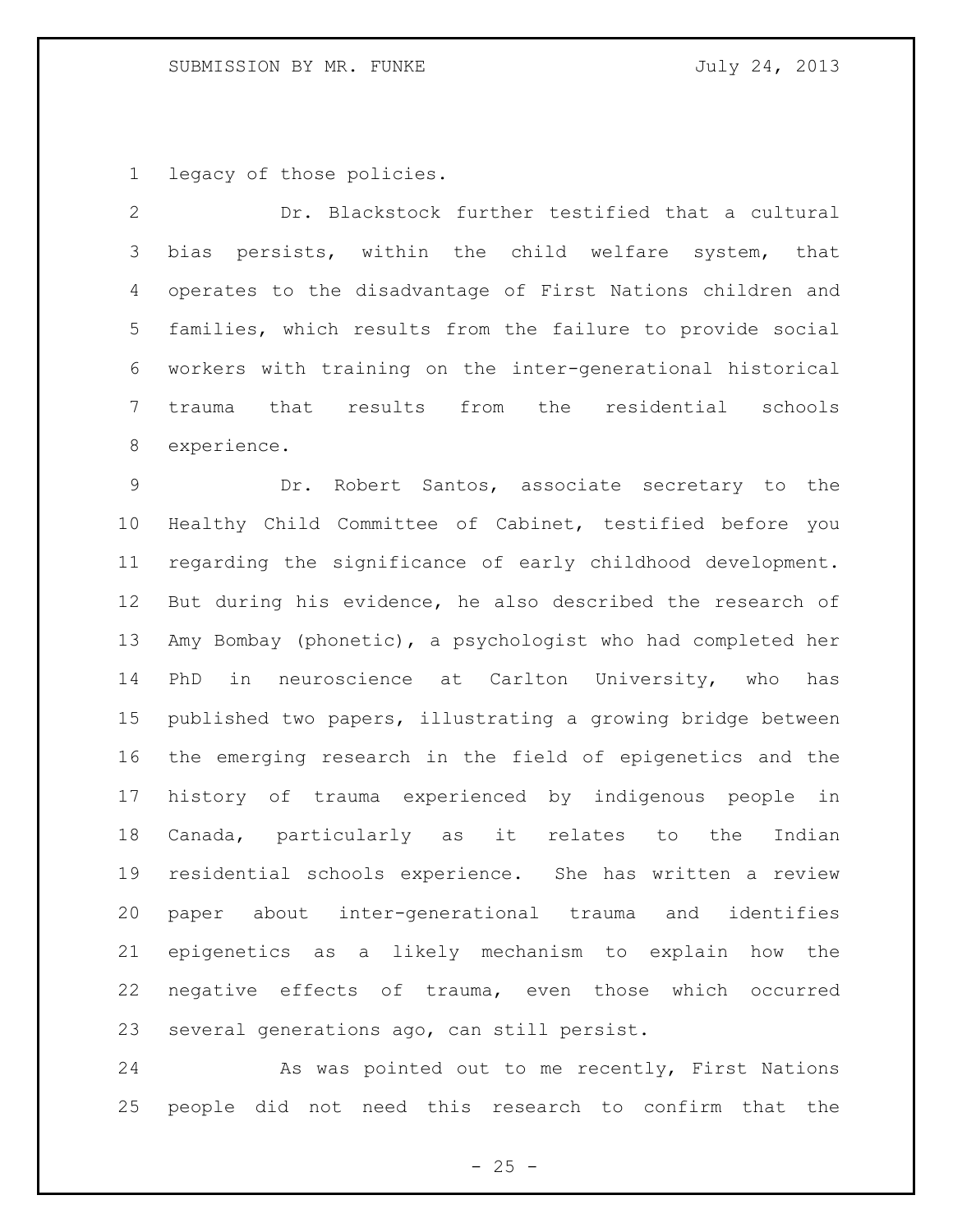legacy of those policies.

Dr. Blackstock further testified that a cultural bias persists, within the child welfare system, that operates to the disadvantage of First Nations children and families, which results from the failure to provide social workers with training on the inter-generational historical trauma that results from the residential schools experience.

Dr. Robert Santos, associate secretary to the Healthy Child Committee of Cabinet, testified before you regarding the significance of early childhood development. But during his evidence, he also described the research of Amy Bombay (phonetic), a psychologist who had completed her PhD in neuroscience at Carlton University, who has published two papers, illustrating a growing bridge between the emerging research in the field of epigenetics and the history of trauma experienced by indigenous people in Canada, particularly as it relates to the Indian residential schools experience. She has written a review paper about inter-generational trauma and identifies epigenetics as a likely mechanism to explain how the negative effects of trauma, even those which occurred several generations ago, can still persist.

As was pointed out to me recently, First Nations people did not need this research to confirm that the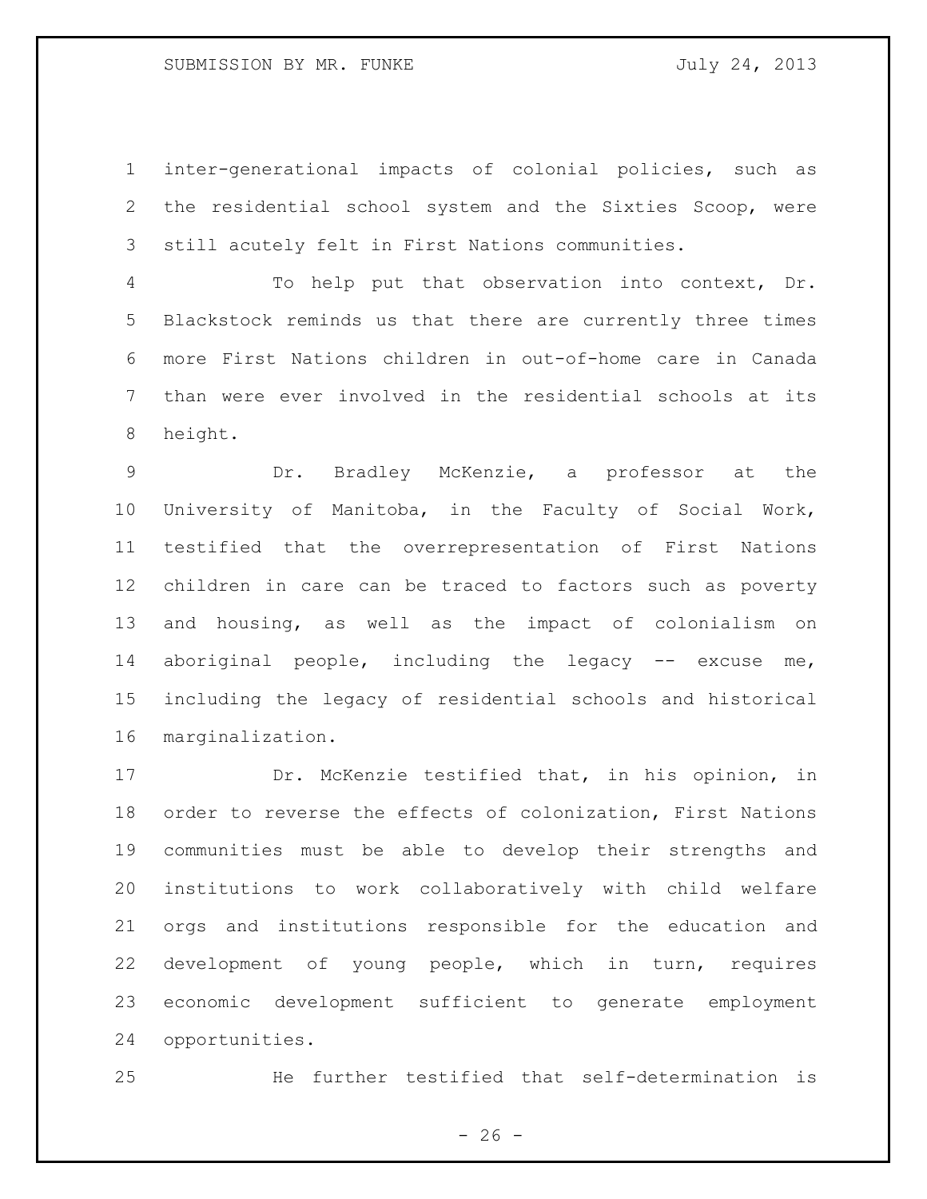inter-generational impacts of colonial policies, such as the residential school system and the Sixties Scoop, were still acutely felt in First Nations communities.

To help put that observation into context, Dr. Blackstock reminds us that there are currently three times more First Nations children in out-of-home care in Canada than were ever involved in the residential schools at its height.

Dr. Bradley McKenzie, a professor at the University of Manitoba, in the Faculty of Social Work, testified that the overrepresentation of First Nations children in care can be traced to factors such as poverty and housing, as well as the impact of colonialism on aboriginal people, including the legacy -- excuse me, including the legacy of residential schools and historical marginalization.

Dr. McKenzie testified that, in his opinion, in order to reverse the effects of colonization, First Nations communities must be able to develop their strengths and institutions to work collaboratively with child welfare orgs and institutions responsible for the education and development of young people, which in turn, requires economic development sufficient to generate employment opportunities.

He further testified that self-determination is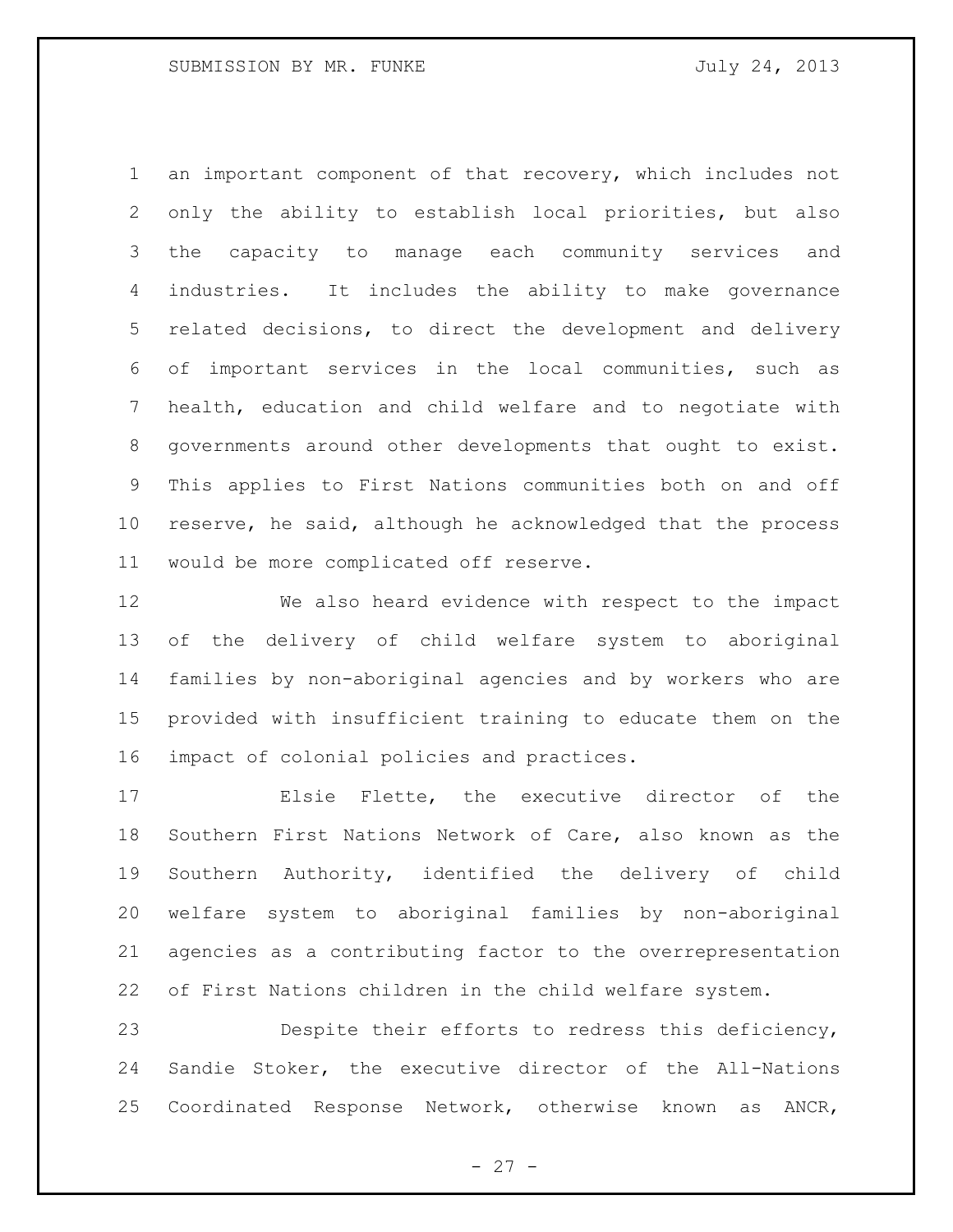an important component of that recovery, which includes not only the ability to establish local priorities, but also the capacity to manage each community services and industries. It includes the ability to make governance related decisions, to direct the development and delivery of important services in the local communities, such as health, education and child welfare and to negotiate with governments around other developments that ought to exist. This applies to First Nations communities both on and off reserve, he said, although he acknowledged that the process would be more complicated off reserve.

We also heard evidence with respect to the impact of the delivery of child welfare system to aboriginal families by non-aboriginal agencies and by workers who are provided with insufficient training to educate them on the impact of colonial policies and practices.

Elsie Flette, the executive director of the Southern First Nations Network of Care, also known as the Southern Authority, identified the delivery of child welfare system to aboriginal families by non-aboriginal agencies as a contributing factor to the overrepresentation of First Nations children in the child welfare system.

Despite their efforts to redress this deficiency, Sandie Stoker, the executive director of the All-Nations Coordinated Response Network, otherwise known as ANCR,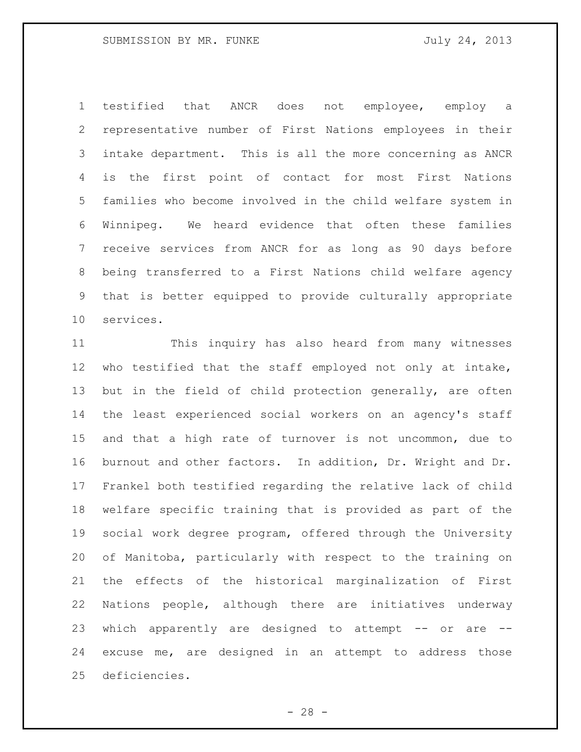testified that ANCR does not employee, employ a representative number of First Nations employees in their intake department. This is all the more concerning as ANCR is the first point of contact for most First Nations families who become involved in the child welfare system in Winnipeg. We heard evidence that often these families receive services from ANCR for as long as 90 days before being transferred to a First Nations child welfare agency that is better equipped to provide culturally appropriate services.

This inquiry has also heard from many witnesses who testified that the staff employed not only at intake, but in the field of child protection generally, are often the least experienced social workers on an agency's staff and that a high rate of turnover is not uncommon, due to burnout and other factors. In addition, Dr. Wright and Dr. Frankel both testified regarding the relative lack of child welfare specific training that is provided as part of the social work degree program, offered through the University of Manitoba, particularly with respect to the training on the effects of the historical marginalization of First Nations people, although there are initiatives underway which apparently are designed to attempt -- or are -- excuse me, are designed in an attempt to address those deficiencies.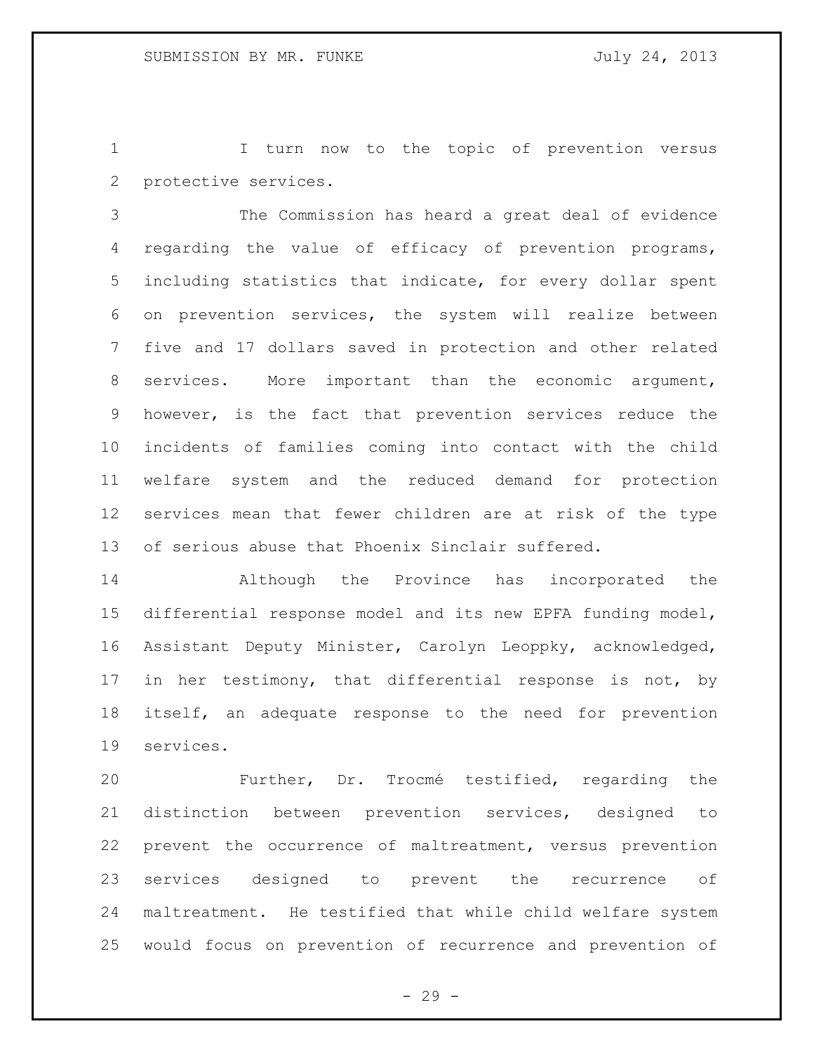I turn now to the topic of prevention versus protective services.

The Commission has heard a great deal of evidence regarding the value of efficacy of prevention programs, including statistics that indicate, for every dollar spent on prevention services, the system will realize between five and 17 dollars saved in protection and other related services. More important than the economic argument, however, is the fact that prevention services reduce the incidents of families coming into contact with the child welfare system and the reduced demand for protection services mean that fewer children are at risk of the type of serious abuse that Phoenix Sinclair suffered.

Although the Province has incorporated the differential response model and its new EPFA funding model, Assistant Deputy Minister, Carolyn Leoppky, acknowledged, in her testimony, that differential response is not, by itself, an adequate response to the need for prevention services.

Further, Dr. Trocmé testified, regarding the distinction between prevention services, designed to prevent the occurrence of maltreatment, versus prevention services designed to prevent the recurrence of maltreatment. He testified that while child welfare system would focus on prevention of recurrence and prevention of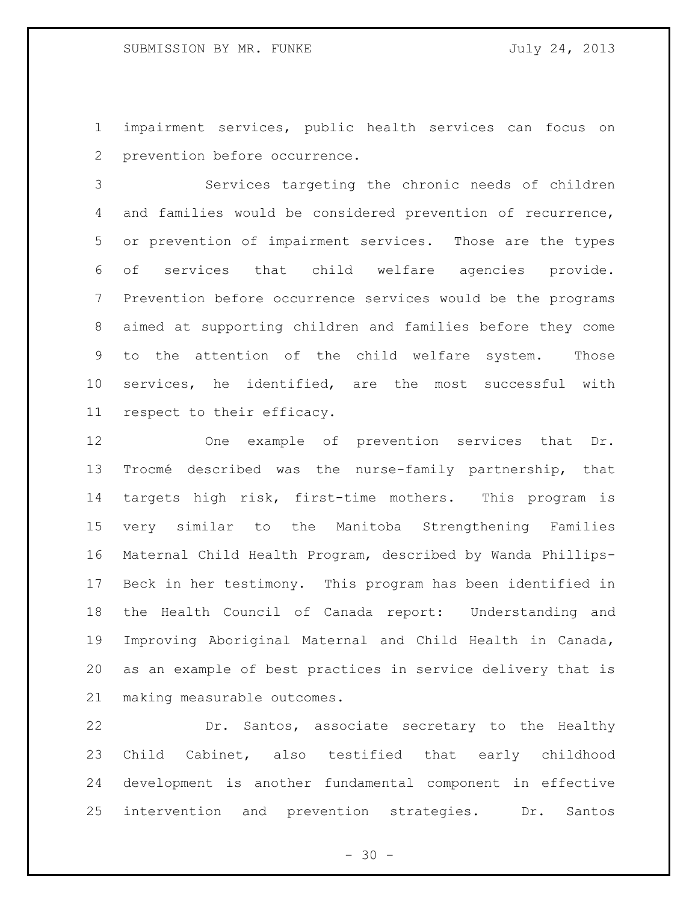impairment services, public health services can focus on prevention before occurrence.

Services targeting the chronic needs of children and families would be considered prevention of recurrence, or prevention of impairment services. Those are the types of services that child welfare agencies provide. Prevention before occurrence services would be the programs aimed at supporting children and families before they come to the attention of the child welfare system. Those services, he identified, are the most successful with respect to their efficacy.

One example of prevention services that Dr. Trocmé described was the nurse-family partnership, that targets high risk, first-time mothers. This program is very similar to the Manitoba Strengthening Families Maternal Child Health Program, described by Wanda Phillips-Beck in her testimony. This program has been identified in the Health Council of Canada report: Understanding and Improving Aboriginal Maternal and Child Health in Canada, as an example of best practices in service delivery that is making measurable outcomes.

Dr. Santos, associate secretary to the Healthy Child Cabinet, also testified that early childhood development is another fundamental component in effective intervention and prevention strategies. Dr. Santos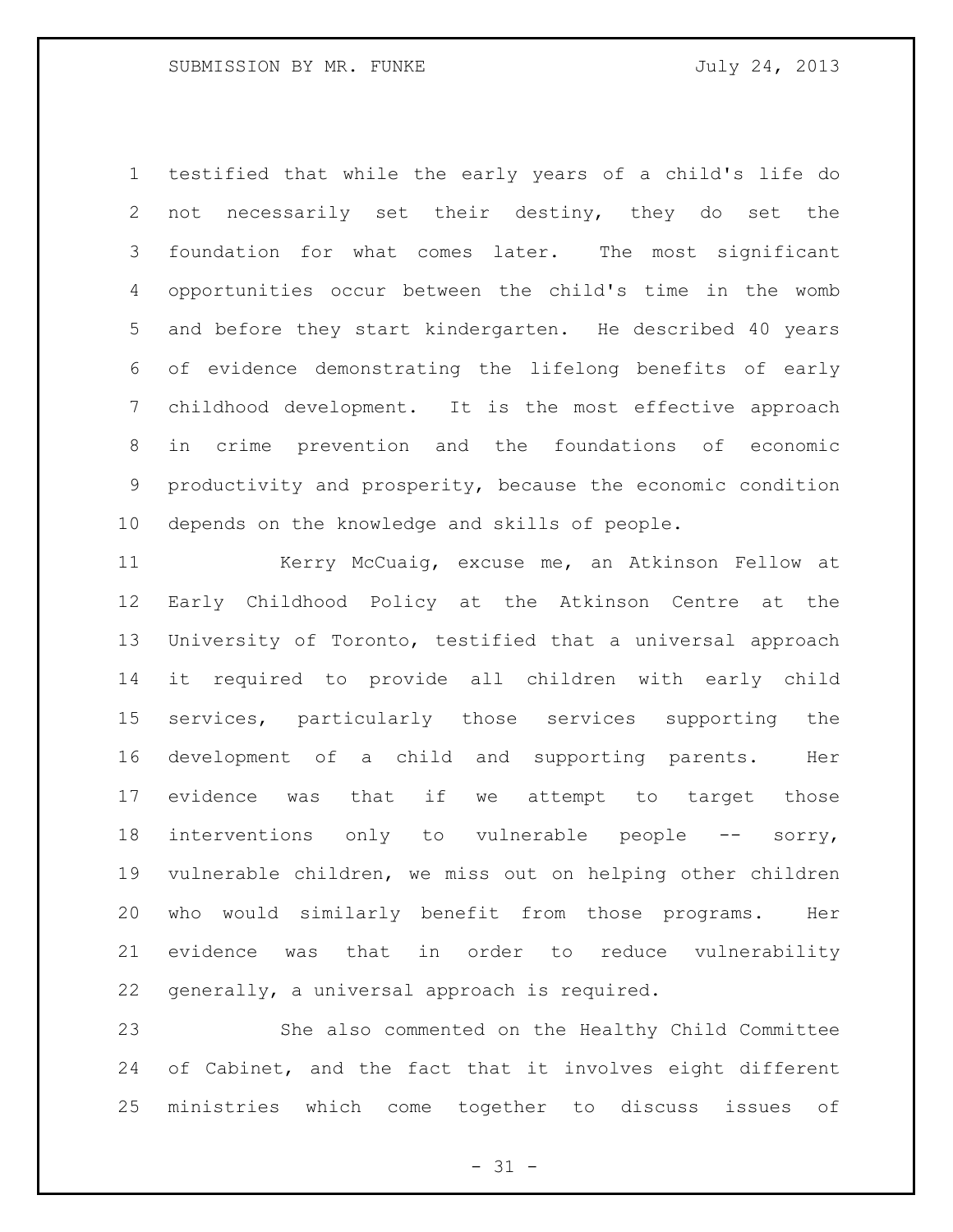testified that while the early years of a child's life do not necessarily set their destiny, they do set the foundation for what comes later. The most significant opportunities occur between the child's time in the womb and before they start kindergarten. He described 40 years of evidence demonstrating the lifelong benefits of early childhood development. It is the most effective approach in crime prevention and the foundations of economic productivity and prosperity, because the economic condition depends on the knowledge and skills of people.

Kerry McCuaig, excuse me, an Atkinson Fellow at Early Childhood Policy at the Atkinson Centre at the University of Toronto, testified that a universal approach it required to provide all children with early child services, particularly those services supporting the development of a child and supporting parents. Her evidence was that if we attempt to target those interventions only to vulnerable people -- sorry, vulnerable children, we miss out on helping other children who would similarly benefit from those programs. Her evidence was that in order to reduce vulnerability generally, a universal approach is required.

She also commented on the Healthy Child Committee of Cabinet, and the fact that it involves eight different ministries which come together to discuss issues of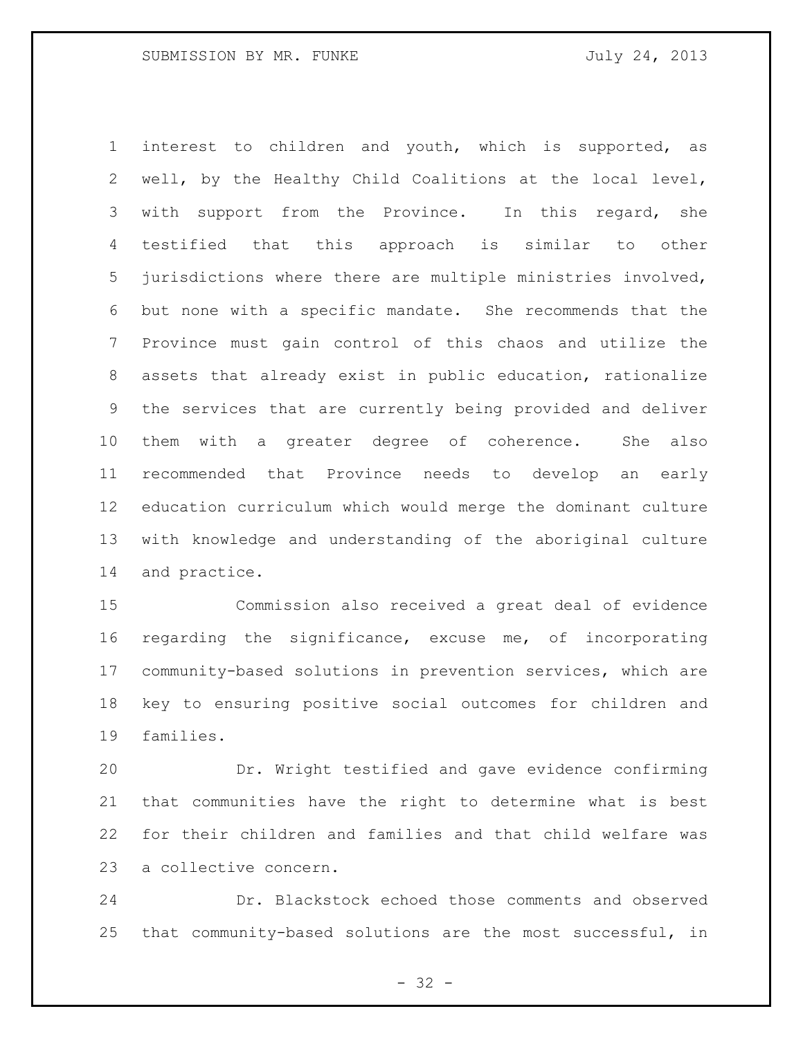interest to children and youth, which is supported, as well, by the Healthy Child Coalitions at the local level, with support from the Province. In this regard, she testified that this approach is similar to other jurisdictions where there are multiple ministries involved, but none with a specific mandate. She recommends that the Province must gain control of this chaos and utilize the assets that already exist in public education, rationalize the services that are currently being provided and deliver them with a greater degree of coherence. She also recommended that Province needs to develop an early education curriculum which would merge the dominant culture with knowledge and understanding of the aboriginal culture and practice.

Commission also received a great deal of evidence regarding the significance, excuse me, of incorporating community-based solutions in prevention services, which are key to ensuring positive social outcomes for children and families.

Dr. Wright testified and gave evidence confirming that communities have the right to determine what is best for their children and families and that child welfare was a collective concern.

Dr. Blackstock echoed those comments and observed that community-based solutions are the most successful, in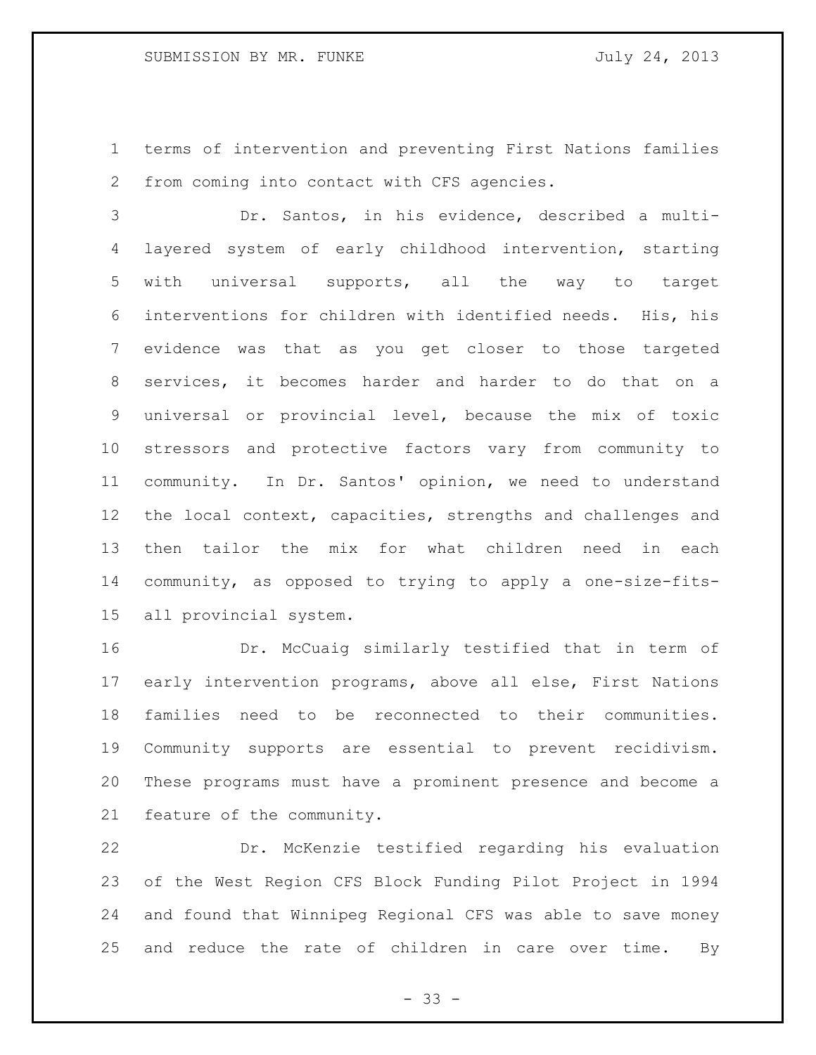terms of intervention and preventing First Nations families from coming into contact with CFS agencies.

Dr. Santos, in his evidence, described a multi-layered system of early childhood intervention, starting with universal supports, all the way to target interventions for children with identified needs. His, his evidence was that as you get closer to those targeted services, it becomes harder and harder to do that on a universal or provincial level, because the mix of toxic stressors and protective factors vary from community to community. In Dr. Santos' opinion, we need to understand the local context, capacities, strengths and challenges and then tailor the mix for what children need in each community, as opposed to trying to apply a one-size-fits-all provincial system.

Dr. McCuaig similarly testified that in term of early intervention programs, above all else, First Nations families need to be reconnected to their communities. Community supports are essential to prevent recidivism. These programs must have a prominent presence and become a feature of the community.

Dr. McKenzie testified regarding his evaluation of the West Region CFS Block Funding Pilot Project in 1994 and found that Winnipeg Regional CFS was able to save money and reduce the rate of children in care over time. By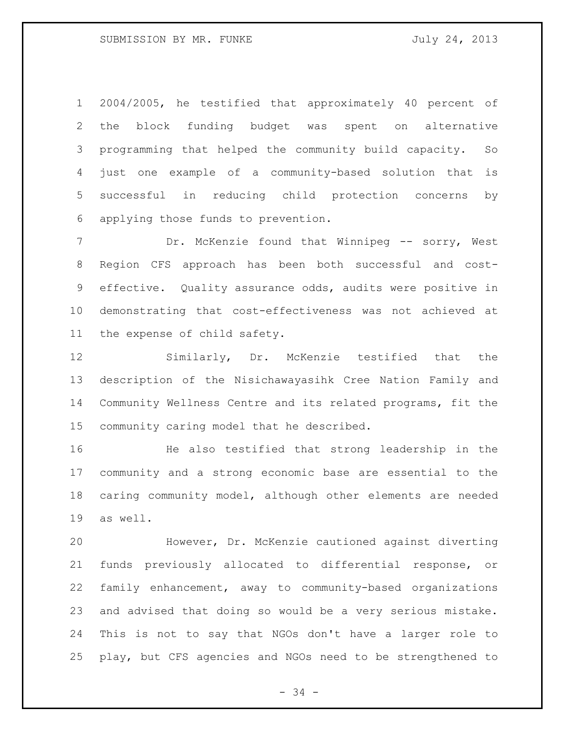2004/2005, he testified that approximately 40 percent of the block funding budget was spent on alternative programming that helped the community build capacity. So just one example of a community-based solution that is successful in reducing child protection concerns by applying those funds to prevention.

Dr. McKenzie found that Winnipeg -- sorry, West Region CFS approach has been both successful and cost-effective. Quality assurance odds, audits were positive in demonstrating that cost-effectiveness was not achieved at the expense of child safety.

Similarly, Dr. McKenzie testified that the description of the Nisichawayasihk Cree Nation Family and Community Wellness Centre and its related programs, fit the community caring model that he described.

He also testified that strong leadership in the community and a strong economic base are essential to the caring community model, although other elements are needed as well.

However, Dr. McKenzie cautioned against diverting funds previously allocated to differential response, or family enhancement, away to community-based organizations and advised that doing so would be a very serious mistake. This is not to say that NGOs don't have a larger role to play, but CFS agencies and NGOs need to be strengthened to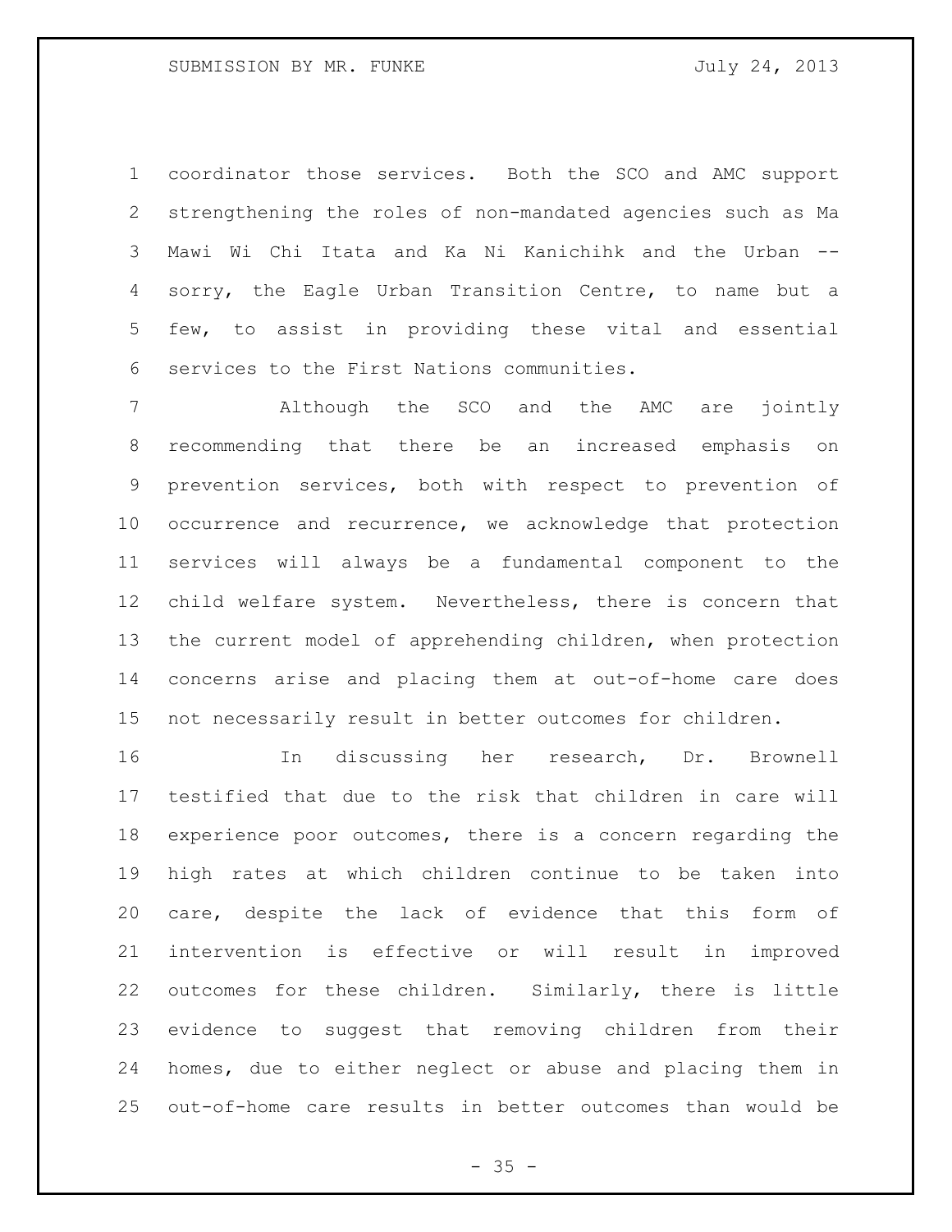coordinator those services. Both the SCO and AMC support strengthening the roles of non-mandated agencies such as Ma Mawi Wi Chi Itata and Ka Ni Kanichihk and the Urban -- sorry, the Eagle Urban Transition Centre, to name but a few, to assist in providing these vital and essential services to the First Nations communities.

Although the SCO and the AMC are jointly recommending that there be an increased emphasis on prevention services, both with respect to prevention of occurrence and recurrence, we acknowledge that protection services will always be a fundamental component to the child welfare system. Nevertheless, there is concern that the current model of apprehending children, when protection concerns arise and placing them at out-of-home care does not necessarily result in better outcomes for children.

In discussing her research, Dr. Brownell testified that due to the risk that children in care will experience poor outcomes, there is a concern regarding the high rates at which children continue to be taken into care, despite the lack of evidence that this form of intervention is effective or will result in improved outcomes for these children. Similarly, there is little evidence to suggest that removing children from their homes, due to either neglect or abuse and placing them in out-of-home care results in better outcomes than would be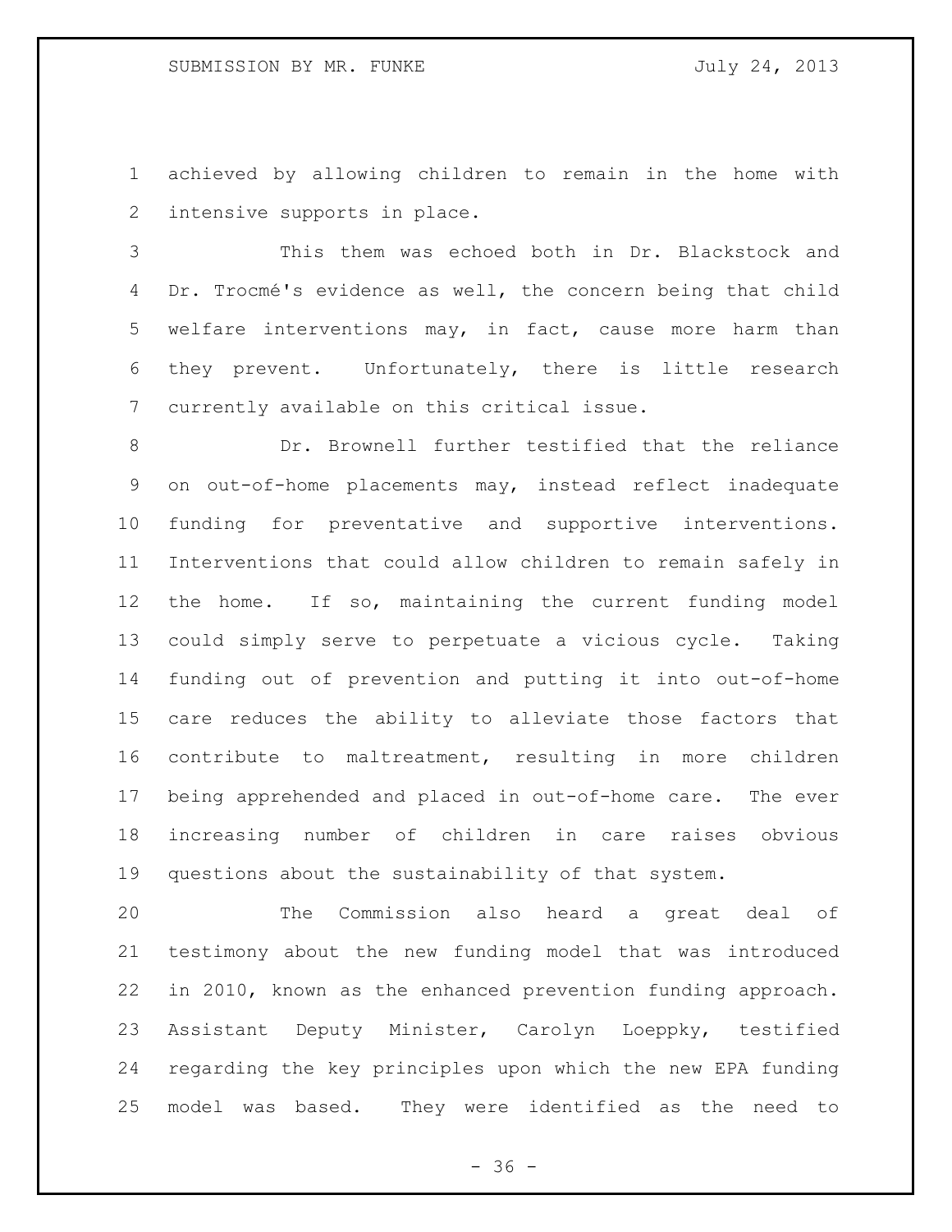achieved by allowing children to remain in the home with intensive supports in place.

This them was echoed both in Dr. Blackstock and Dr. Trocmé's evidence as well, the concern being that child welfare interventions may, in fact, cause more harm than they prevent. Unfortunately, there is little research currently available on this critical issue.

Dr. Brownell further testified that the reliance on out-of-home placements may, instead reflect inadequate funding for preventative and supportive interventions. Interventions that could allow children to remain safely in the home. If so, maintaining the current funding model could simply serve to perpetuate a vicious cycle. Taking funding out of prevention and putting it into out-of-home care reduces the ability to alleviate those factors that contribute to maltreatment, resulting in more children being apprehended and placed in out-of-home care. The ever increasing number of children in care raises obvious questions about the sustainability of that system.

The Commission also heard a great deal of testimony about the new funding model that was introduced in 2010, known as the enhanced prevention funding approach. Assistant Deputy Minister, Carolyn Loeppky, testified regarding the key principles upon which the new EPA funding model was based. They were identified as the need to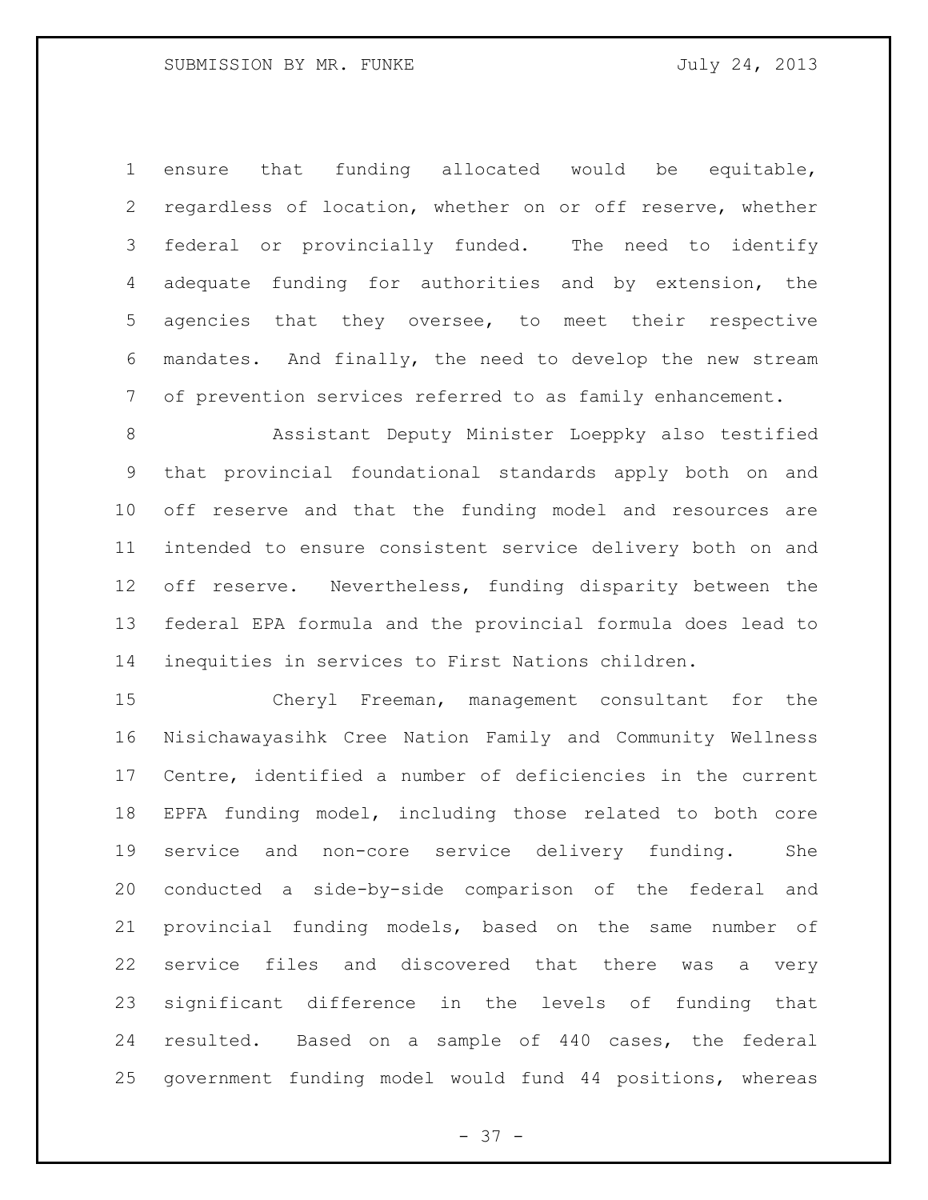ensure that funding allocated would be equitable, regardless of location, whether on or off reserve, whether federal or provincially funded. The need to identify adequate funding for authorities and by extension, the agencies that they oversee, to meet their respective mandates. And finally, the need to develop the new stream of prevention services referred to as family enhancement.

Assistant Deputy Minister Loeppky also testified that provincial foundational standards apply both on and off reserve and that the funding model and resources are intended to ensure consistent service delivery both on and off reserve. Nevertheless, funding disparity between the federal EPA formula and the provincial formula does lead to inequities in services to First Nations children.

Cheryl Freeman, management consultant for the Nisichawayasihk Cree Nation Family and Community Wellness Centre, identified a number of deficiencies in the current EPFA funding model, including those related to both core service and non-core service delivery funding. She conducted a side-by-side comparison of the federal and provincial funding models, based on the same number of service files and discovered that there was a very significant difference in the levels of funding that resulted. Based on a sample of 440 cases, the federal government funding model would fund 44 positions, whereas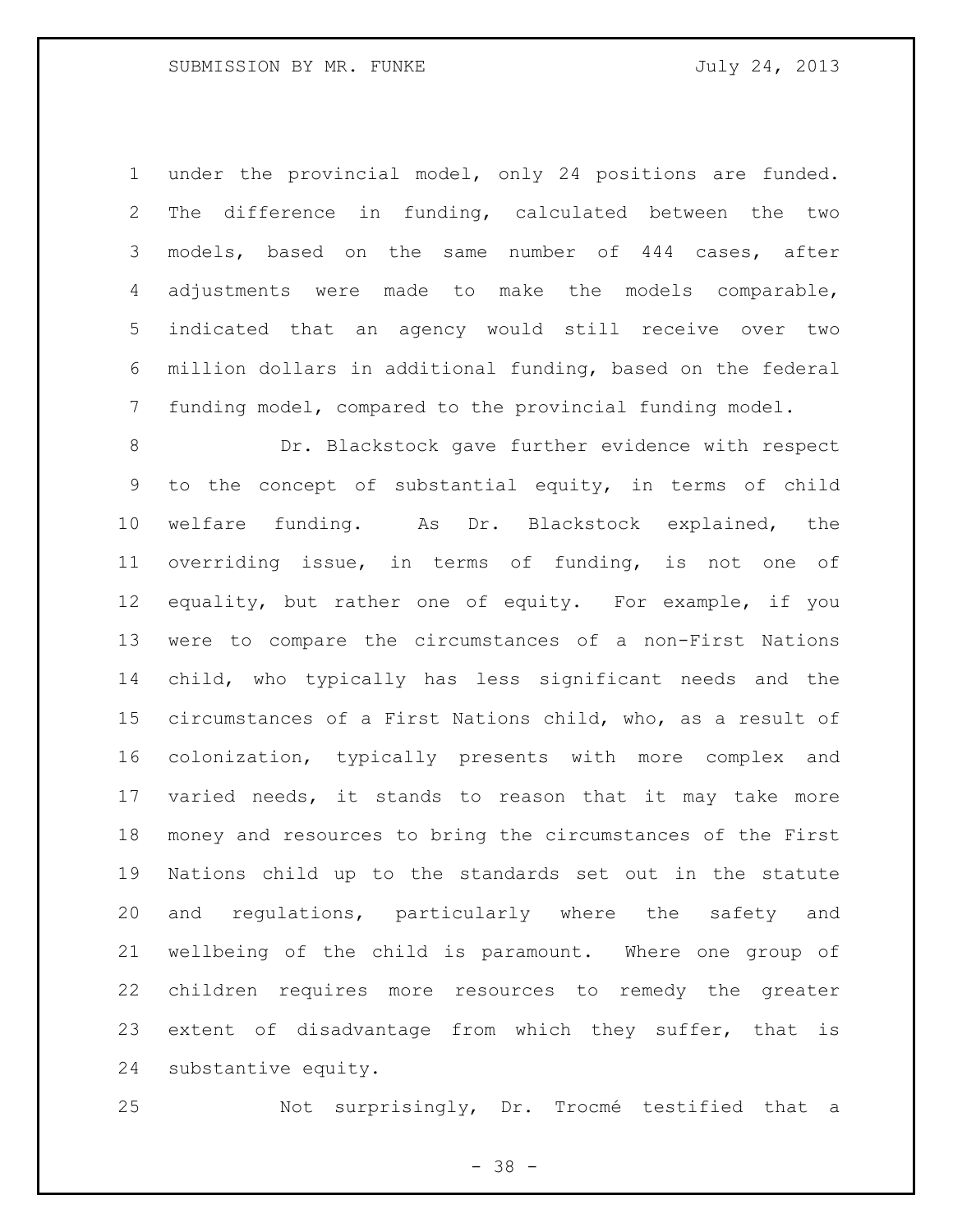under the provincial model, only 24 positions are funded. The difference in funding, calculated between the two models, based on the same number of 444 cases, after adjustments were made to make the models comparable, indicated that an agency would still receive over two million dollars in additional funding, based on the federal funding model, compared to the provincial funding model.

Dr. Blackstock gave further evidence with respect to the concept of substantial equity, in terms of child welfare funding. As Dr. Blackstock explained, the overriding issue, in terms of funding, is not one of equality, but rather one of equity. For example, if you were to compare the circumstances of a non-First Nations child, who typically has less significant needs and the circumstances of a First Nations child, who, as a result of colonization, typically presents with more complex and varied needs, it stands to reason that it may take more money and resources to bring the circumstances of the First Nations child up to the standards set out in the statute and regulations, particularly where the safety and wellbeing of the child is paramount. Where one group of children requires more resources to remedy the greater extent of disadvantage from which they suffer, that is substantive equity.

Not surprisingly, Dr. Trocmé testified that a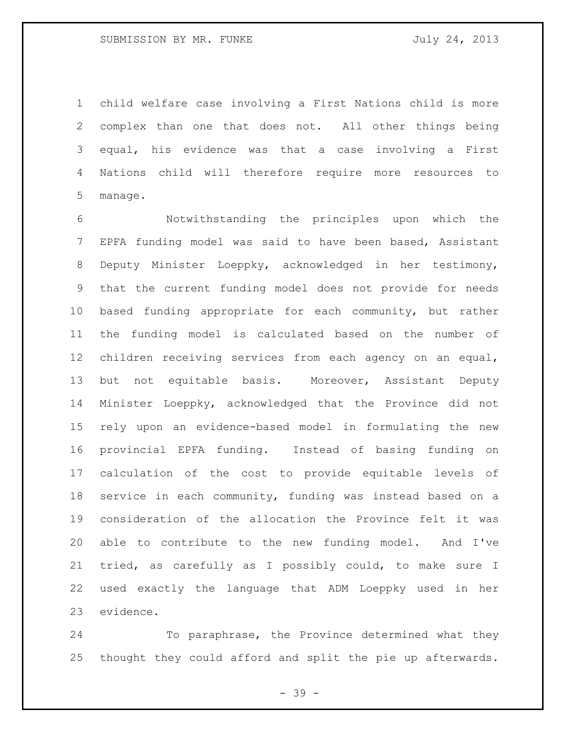child welfare case involving a First Nations child is more complex than one that does not. All other things being equal, his evidence was that a case involving a First Nations child will therefore require more resources to manage.

Notwithstanding the principles upon which the EPFA funding model was said to have been based, Assistant Deputy Minister Loeppky, acknowledged in her testimony, that the current funding model does not provide for needs based funding appropriate for each community, but rather the funding model is calculated based on the number of children receiving services from each agency on an equal, but not equitable basis. Moreover, Assistant Deputy Minister Loeppky, acknowledged that the Province did not rely upon an evidence-based model in formulating the new provincial EPFA funding. Instead of basing funding on calculation of the cost to provide equitable levels of service in each community, funding was instead based on a consideration of the allocation the Province felt it was able to contribute to the new funding model. And I've tried, as carefully as I possibly could, to make sure I used exactly the language that ADM Loeppky used in her evidence.

To paraphrase, the Province determined what they thought they could afford and split the pie up afterwards.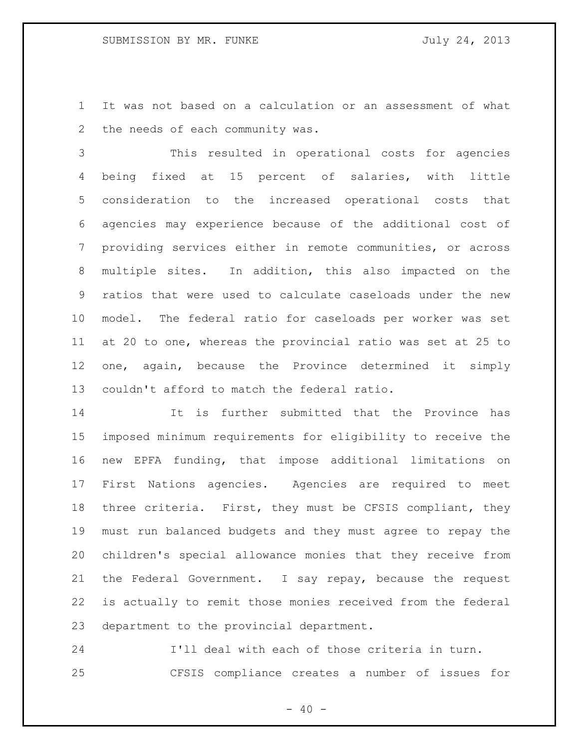It was not based on a calculation or an assessment of what the needs of each community was.

This resulted in operational costs for agencies being fixed at 15 percent of salaries, with little consideration to the increased operational costs that agencies may experience because of the additional cost of providing services either in remote communities, or across multiple sites. In addition, this also impacted on the ratios that were used to calculate caseloads under the new model. The federal ratio for caseloads per worker was set at 20 to one, whereas the provincial ratio was set at 25 to one, again, because the Province determined it simply couldn't afford to match the federal ratio.

It is further submitted that the Province has imposed minimum requirements for eligibility to receive the new EPFA funding, that impose additional limitations on First Nations agencies. Agencies are required to meet three criteria. First, they must be CFSIS compliant, they must run balanced budgets and they must agree to repay the children's special allowance monies that they receive from the Federal Government. I say repay, because the request is actually to remit those monies received from the federal department to the provincial department.

I'll deal with each of those criteria in turn.

CFSIS compliance creates a number of issues for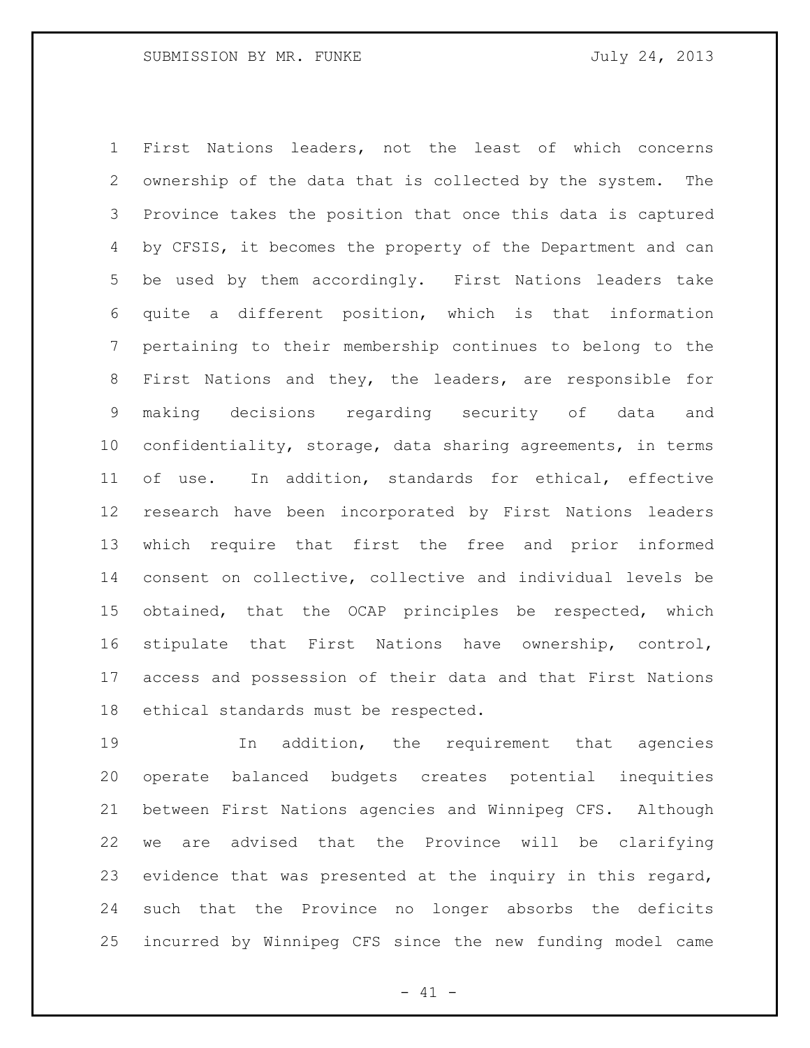First Nations leaders, not the least of which concerns ownership of the data that is collected by the system. The Province takes the position that once this data is captured by CFSIS, it becomes the property of the Department and can be used by them accordingly. First Nations leaders take quite a different position, which is that information pertaining to their membership continues to belong to the First Nations and they, the leaders, are responsible for making decisions regarding security of data and confidentiality, storage, data sharing agreements, in terms of use. In addition, standards for ethical, effective research have been incorporated by First Nations leaders which require that first the free and prior informed consent on collective, collective and individual levels be obtained, that the OCAP principles be respected, which stipulate that First Nations have ownership, control, access and possession of their data and that First Nations ethical standards must be respected.

In addition, the requirement that agencies operate balanced budgets creates potential inequities between First Nations agencies and Winnipeg CFS. Although we are advised that the Province will be clarifying evidence that was presented at the inquiry in this regard, such that the Province no longer absorbs the deficits incurred by Winnipeg CFS since the new funding model came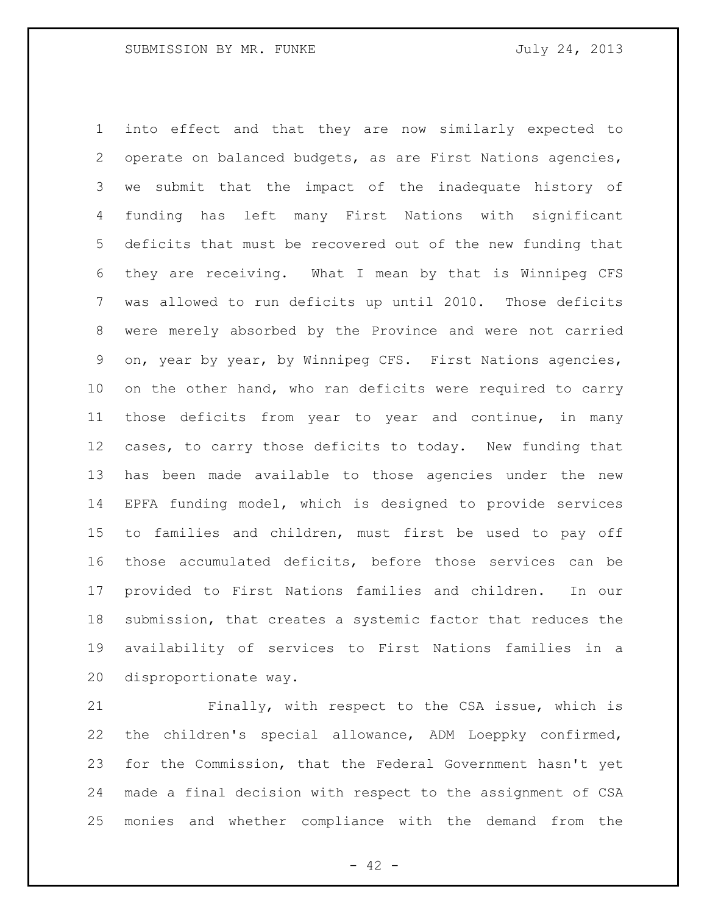into effect and that they are now similarly expected to operate on balanced budgets, as are First Nations agencies, we submit that the impact of the inadequate history of funding has left many First Nations with significant deficits that must be recovered out of the new funding that they are receiving. What I mean by that is Winnipeg CFS was allowed to run deficits up until 2010. Those deficits were merely absorbed by the Province and were not carried on, year by year, by Winnipeg CFS. First Nations agencies, on the other hand, who ran deficits were required to carry those deficits from year to year and continue, in many cases, to carry those deficits to today. New funding that has been made available to those agencies under the new EPFA funding model, which is designed to provide services to families and children, must first be used to pay off those accumulated deficits, before those services can be provided to First Nations families and children. In our submission, that creates a systemic factor that reduces the availability of services to First Nations families in a disproportionate way.

Finally, with respect to the CSA issue, which is the children's special allowance, ADM Loeppky confirmed, for the Commission, that the Federal Government hasn't yet made a final decision with respect to the assignment of CSA monies and whether compliance with the demand from the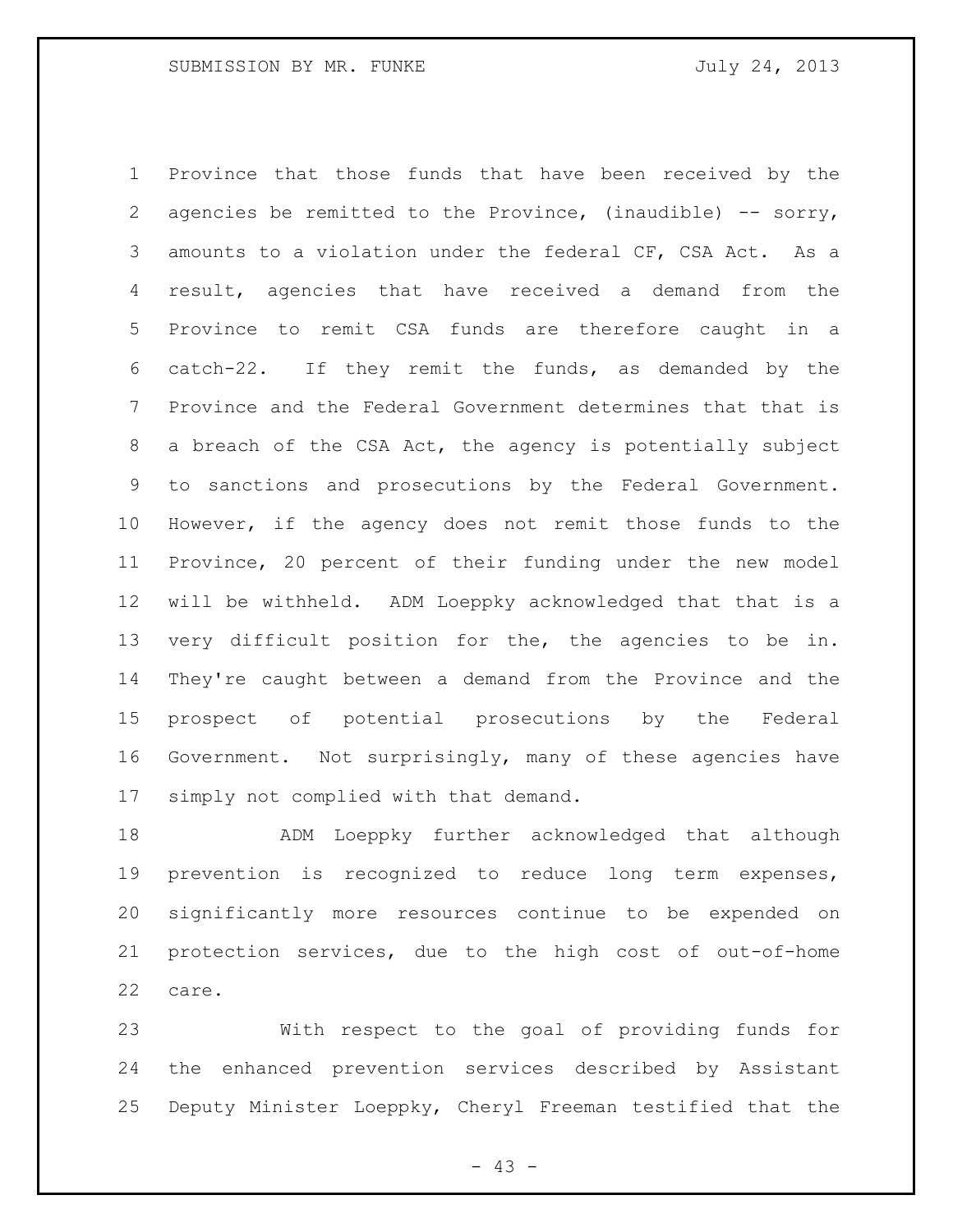Province that those funds that have been received by the agencies be remitted to the Province, (inaudible) -- sorry, amounts to a violation under the federal CF, CSA Act. As a result, agencies that have received a demand from the Province to remit CSA funds are therefore caught in a catch-22. If they remit the funds, as demanded by the Province and the Federal Government determines that that is a breach of the CSA Act, the agency is potentially subject to sanctions and prosecutions by the Federal Government. However, if the agency does not remit those funds to the Province, 20 percent of their funding under the new model will be withheld. ADM Loeppky acknowledged that that is a very difficult position for the, the agencies to be in. They're caught between a demand from the Province and the prospect of potential prosecutions by the Federal Government. Not surprisingly, many of these agencies have simply not complied with that demand.

ADM Loeppky further acknowledged that although prevention is recognized to reduce long term expenses, significantly more resources continue to be expended on protection services, due to the high cost of out-of-home care.

With respect to the goal of providing funds for the enhanced prevention services described by Assistant Deputy Minister Loeppky, Cheryl Freeman testified that the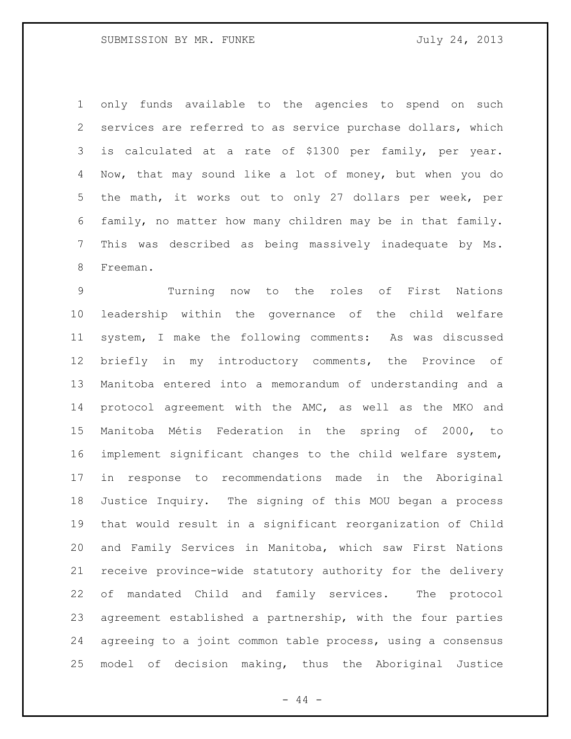only funds available to the agencies to spend on such services are referred to as service purchase dollars, which is calculated at a rate of $1300 per family, per year. Now, that may sound like a lot of money, but when you do the math, it works out to only 27 dollars per week, per family, no matter how many children may be in that family. This was described as being massively inadequate by Ms. Freeman.

Turning now to the roles of First Nations leadership within the governance of the child welfare system, I make the following comments: As was discussed briefly in my introductory comments, the Province of Manitoba entered into a memorandum of understanding and a protocol agreement with the AMC, as well as the MKO and Manitoba Métis Federation in the spring of 2000, to implement significant changes to the child welfare system, in response to recommendations made in the Aboriginal Justice Inquiry. The signing of this MOU began a process that would result in a significant reorganization of Child and Family Services in Manitoba, which saw First Nations receive province-wide statutory authority for the delivery of mandated Child and family services. The protocol agreement established a partnership, with the four parties agreeing to a joint common table process, using a consensus model of decision making, thus the Aboriginal Justice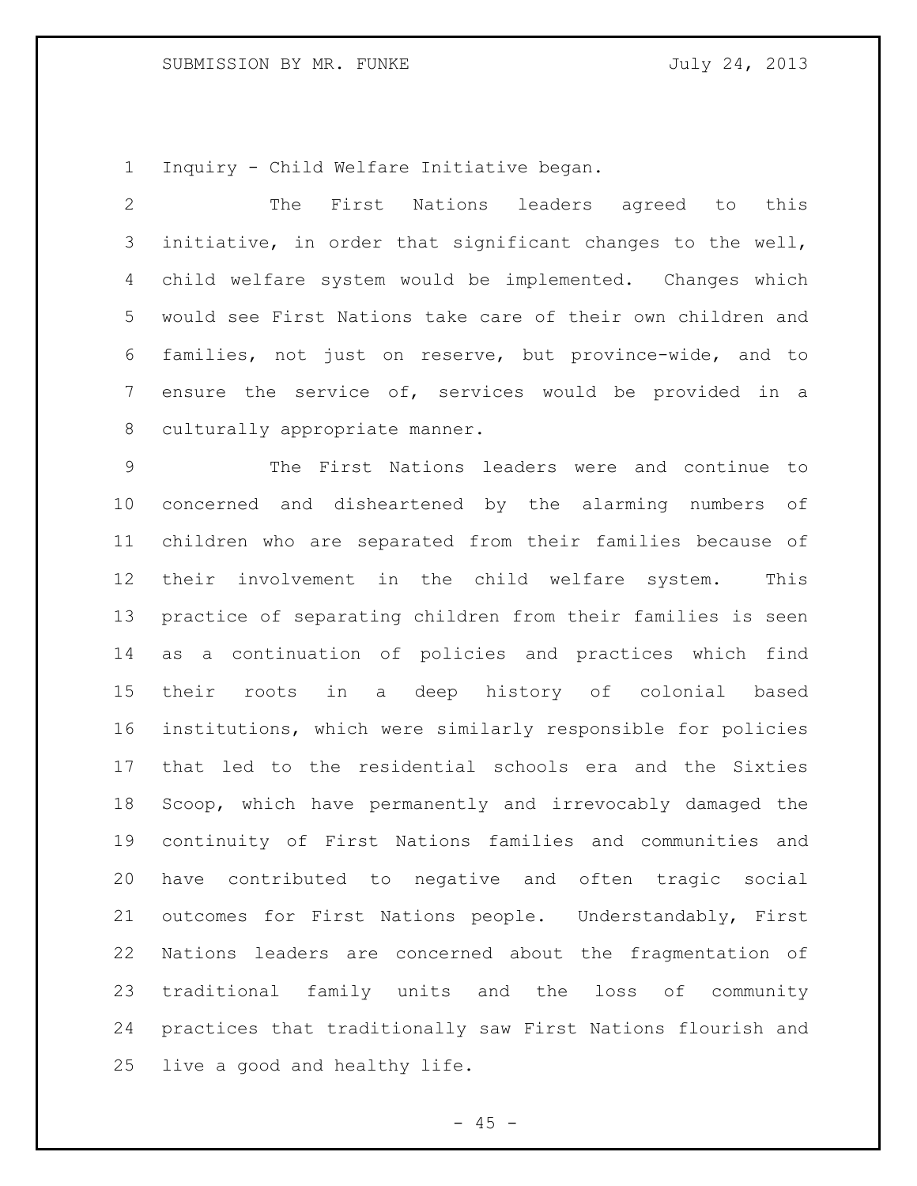Inquiry - Child Welfare Initiative began.

The First Nations leaders agreed to this initiative, in order that significant changes to the well, child welfare system would be implemented. Changes which would see First Nations take care of their own children and families, not just on reserve, but province-wide, and to ensure the service of, services would be provided in a culturally appropriate manner.

The First Nations leaders were and continue to concerned and disheartened by the alarming numbers of children who are separated from their families because of their involvement in the child welfare system. This practice of separating children from their families is seen as a continuation of policies and practices which find their roots in a deep history of colonial based institutions, which were similarly responsible for policies that led to the residential schools era and the Sixties Scoop, which have permanently and irrevocably damaged the continuity of First Nations families and communities and have contributed to negative and often tragic social outcomes for First Nations people. Understandably, First Nations leaders are concerned about the fragmentation of traditional family units and the loss of community practices that traditionally saw First Nations flourish and live a good and healthy life.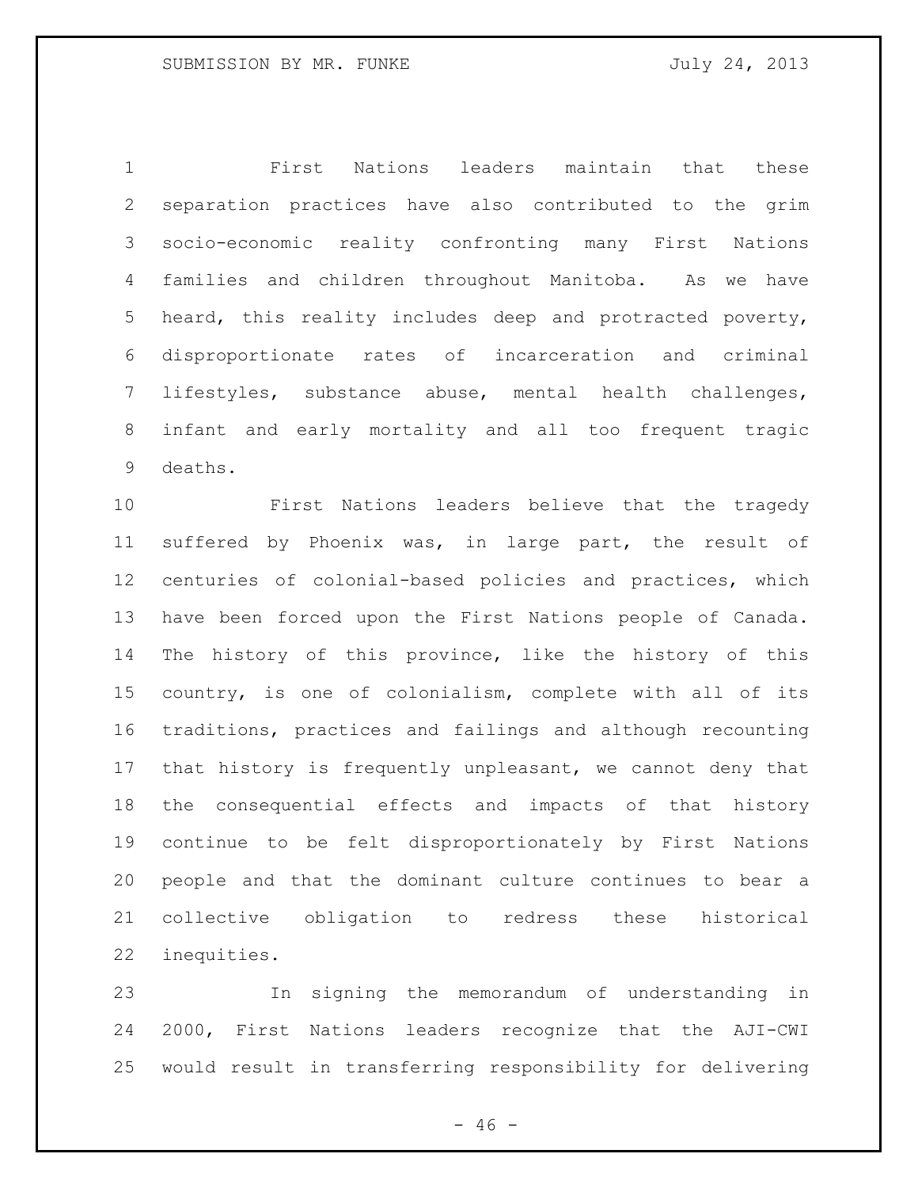First Nations leaders maintain that these separation practices have also contributed to the grim socio-economic reality confronting many First Nations families and children throughout Manitoba. As we have heard, this reality includes deep and protracted poverty, disproportionate rates of incarceration and criminal lifestyles, substance abuse, mental health challenges, infant and early mortality and all too frequent tragic deaths.

First Nations leaders believe that the tragedy suffered by Phoenix was, in large part, the result of centuries of colonial-based policies and practices, which have been forced upon the First Nations people of Canada. The history of this province, like the history of this country, is one of colonialism, complete with all of its traditions, practices and failings and although recounting that history is frequently unpleasant, we cannot deny that the consequential effects and impacts of that history continue to be felt disproportionately by First Nations people and that the dominant culture continues to bear a collective obligation to redress these historical inequities.

In signing the memorandum of understanding in 2000, First Nations leaders recognize that the AJI-CWI would result in transferring responsibility for delivering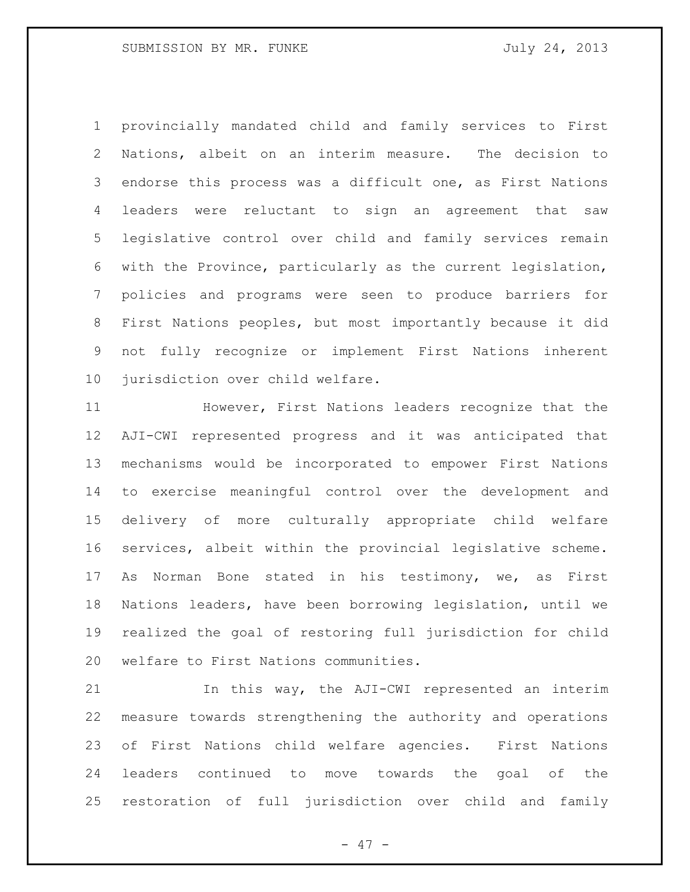provincially mandated child and family services to First Nations, albeit on an interim measure. The decision to endorse this process was a difficult one, as First Nations leaders were reluctant to sign an agreement that saw legislative control over child and family services remain with the Province, particularly as the current legislation, policies and programs were seen to produce barriers for First Nations peoples, but most importantly because it did not fully recognize or implement First Nations inherent jurisdiction over child welfare.

However, First Nations leaders recognize that the AJI-CWI represented progress and it was anticipated that mechanisms would be incorporated to empower First Nations to exercise meaningful control over the development and delivery of more culturally appropriate child welfare services, albeit within the provincial legislative scheme. As Norman Bone stated in his testimony, we, as First Nations leaders, have been borrowing legislation, until we realized the goal of restoring full jurisdiction for child welfare to First Nations communities.

In this way, the AJI-CWI represented an interim measure towards strengthening the authority and operations of First Nations child welfare agencies. First Nations leaders continued to move towards the goal of the restoration of full jurisdiction over child and family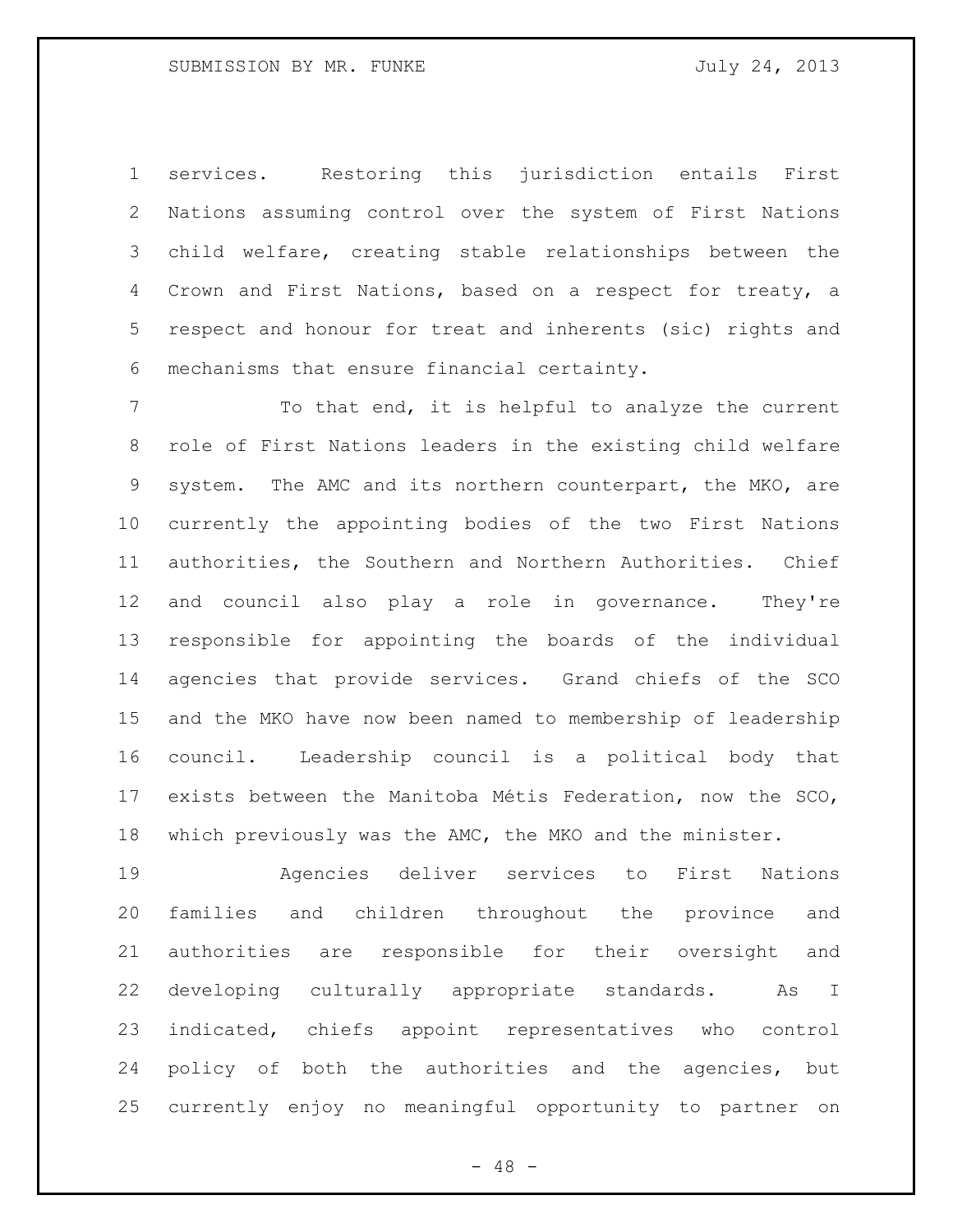services. Restoring this jurisdiction entails First Nations assuming control over the system of First Nations child welfare, creating stable relationships between the Crown and First Nations, based on a respect for treaty, a respect and honour for treat and inherents (sic) rights and mechanisms that ensure financial certainty.

To that end, it is helpful to analyze the current role of First Nations leaders in the existing child welfare system. The AMC and its northern counterpart, the MKO, are currently the appointing bodies of the two First Nations authorities, the Southern and Northern Authorities. Chief and council also play a role in governance. They're responsible for appointing the boards of the individual agencies that provide services. Grand chiefs of the SCO and the MKO have now been named to membership of leadership council. Leadership council is a political body that exists between the Manitoba Métis Federation, now the SCO, which previously was the AMC, the MKO and the minister.

Agencies deliver services to First Nations families and children throughout the province and authorities are responsible for their oversight and developing culturally appropriate standards. As I indicated, chiefs appoint representatives who control policy of both the authorities and the agencies, but currently enjoy no meaningful opportunity to partner on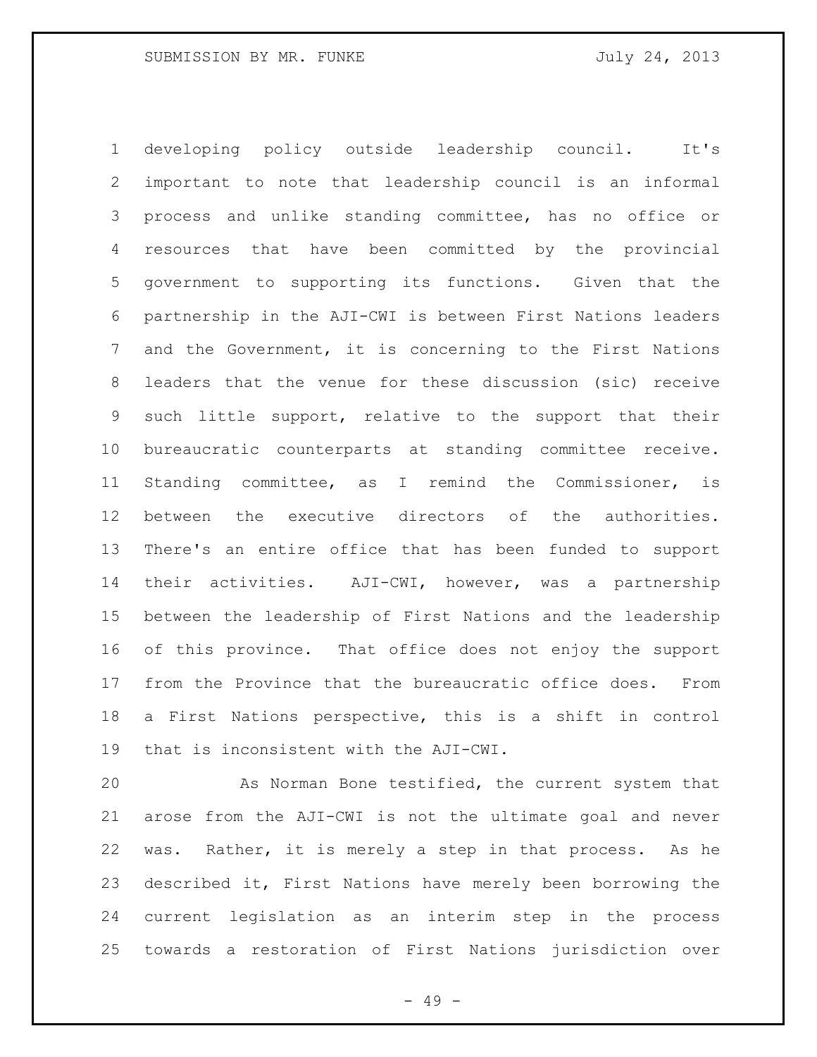developing policy outside leadership council. It's important to note that leadership council is an informal process and unlike standing committee, has no office or resources that have been committed by the provincial government to supporting its functions. Given that the partnership in the AJI-CWI is between First Nations leaders and the Government, it is concerning to the First Nations leaders that the venue for these discussion (sic) receive such little support, relative to the support that their bureaucratic counterparts at standing committee receive. Standing committee, as I remind the Commissioner, is between the executive directors of the authorities. There's an entire office that has been funded to support their activities. AJI-CWI, however, was a partnership between the leadership of First Nations and the leadership of this province. That office does not enjoy the support from the Province that the bureaucratic office does. From a First Nations perspective, this is a shift in control that is inconsistent with the AJI-CWI.

As Norman Bone testified, the current system that arose from the AJI-CWI is not the ultimate goal and never was. Rather, it is merely a step in that process. As he described it, First Nations have merely been borrowing the current legislation as an interim step in the process towards a restoration of First Nations jurisdiction over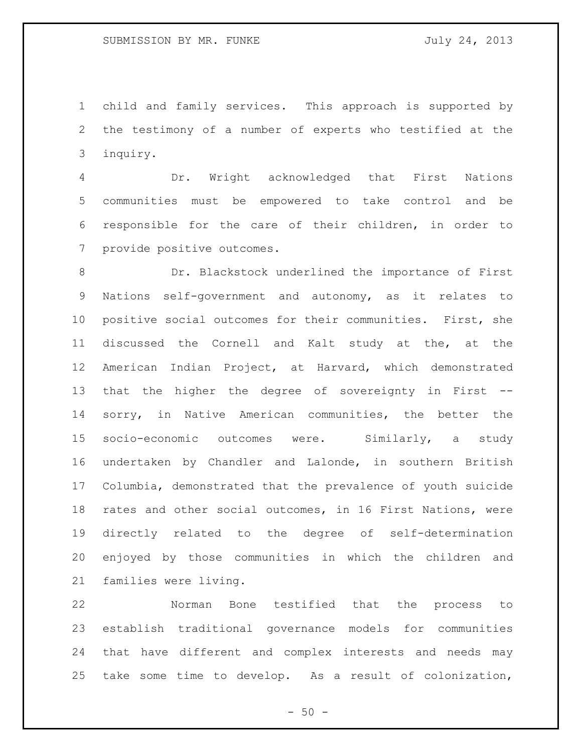child and family services. This approach is supported by the testimony of a number of experts who testified at the inquiry.

Dr. Wright acknowledged that First Nations communities must be empowered to take control and be responsible for the care of their children, in order to provide positive outcomes.

Dr. Blackstock underlined the importance of First Nations self-government and autonomy, as it relates to positive social outcomes for their communities. First, she discussed the Cornell and Kalt study at the, at the American Indian Project, at Harvard, which demonstrated that the higher the degree of sovereignty in First -- sorry, in Native American communities, the better the socio-economic outcomes were. Similarly, a study undertaken by Chandler and Lalonde, in southern British Columbia, demonstrated that the prevalence of youth suicide rates and other social outcomes, in 16 First Nations, were directly related to the degree of self-determination enjoyed by those communities in which the children and families were living.

Norman Bone testified that the process to establish traditional governance models for communities that have different and complex interests and needs may take some time to develop. As a result of colonization,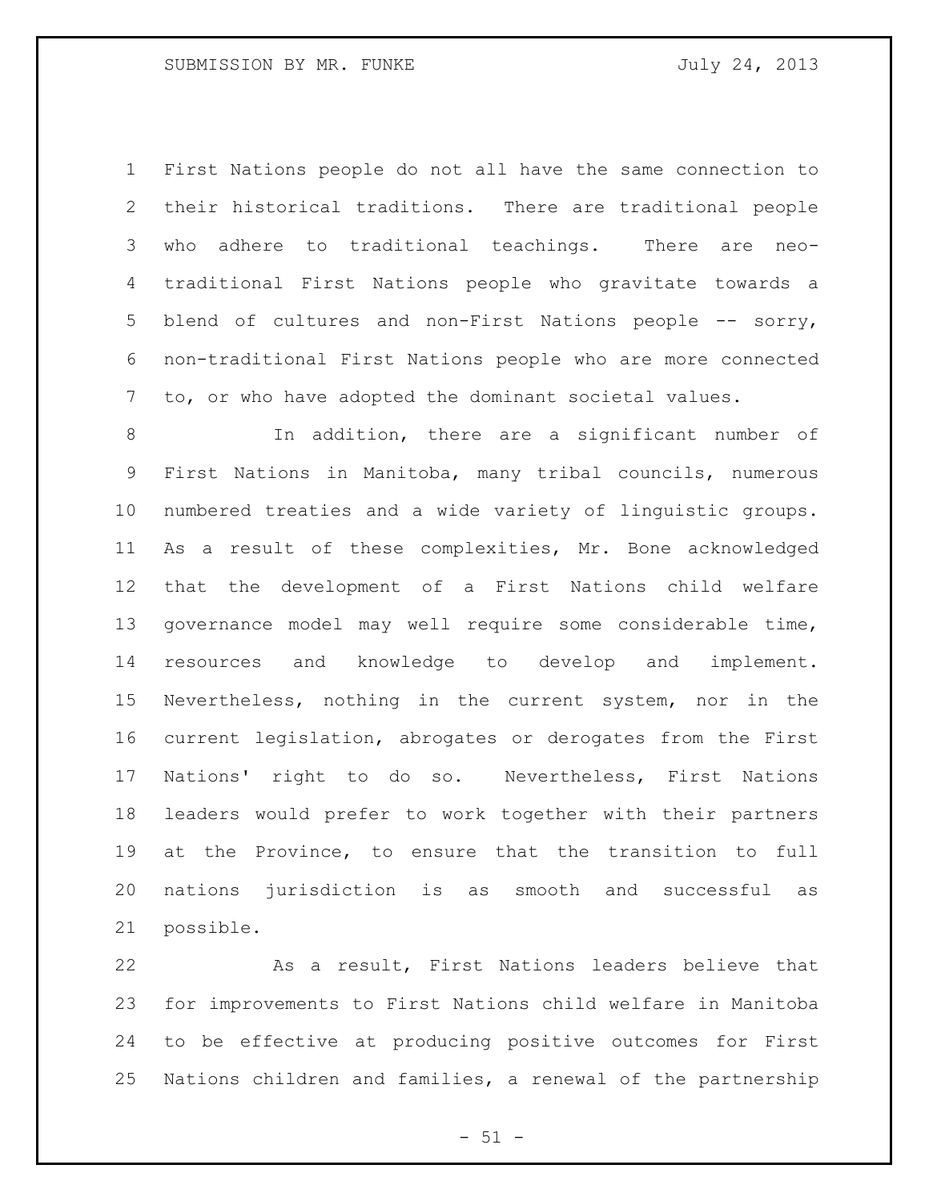First Nations people do not all have the same connection to their historical traditions. There are traditional people who adhere to traditional teachings. There are neo-traditional First Nations people who gravitate towards a blend of cultures and non-First Nations people -- sorry, non-traditional First Nations people who are more connected to, or who have adopted the dominant societal values.

In addition, there are a significant number of First Nations in Manitoba, many tribal councils, numerous numbered treaties and a wide variety of linguistic groups. As a result of these complexities, Mr. Bone acknowledged that the development of a First Nations child welfare governance model may well require some considerable time, resources and knowledge to develop and implement. Nevertheless, nothing in the current system, nor in the current legislation, abrogates or derogates from the First Nations' right to do so. Nevertheless, First Nations leaders would prefer to work together with their partners at the Province, to ensure that the transition to full nations jurisdiction is as smooth and successful as possible.

As a result, First Nations leaders believe that for improvements to First Nations child welfare in Manitoba to be effective at producing positive outcomes for First Nations children and families, a renewal of the partnership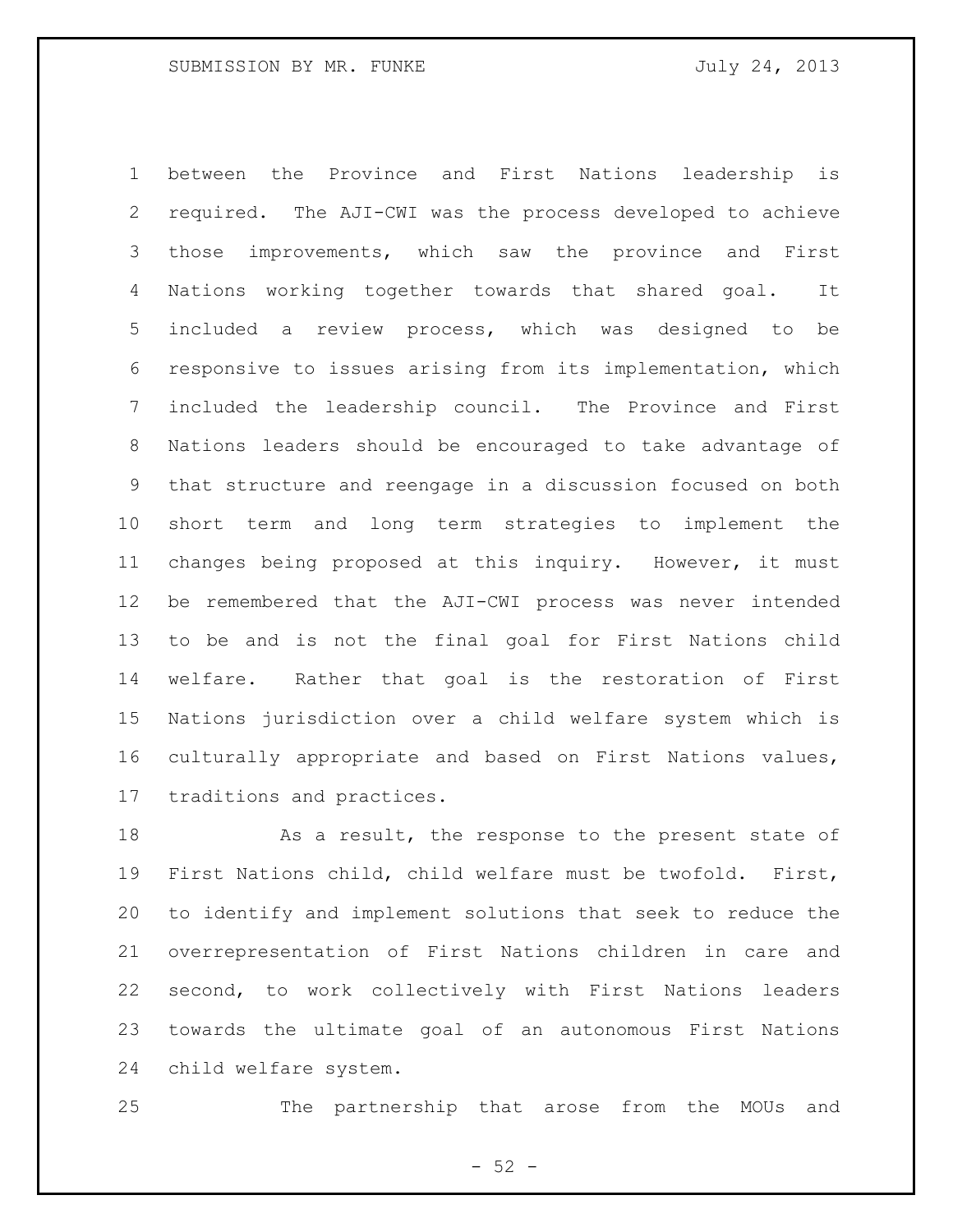between the Province and First Nations leadership is required. The AJI-CWI was the process developed to achieve those improvements, which saw the province and First Nations working together towards that shared goal. It included a review process, which was designed to be responsive to issues arising from its implementation, which included the leadership council. The Province and First Nations leaders should be encouraged to take advantage of that structure and reengage in a discussion focused on both short term and long term strategies to implement the changes being proposed at this inquiry. However, it must be remembered that the AJI-CWI process was never intended to be and is not the final goal for First Nations child welfare. Rather that goal is the restoration of First Nations jurisdiction over a child welfare system which is culturally appropriate and based on First Nations values, traditions and practices.

As a result, the response to the present state of First Nations child, child welfare must be twofold. First, to identify and implement solutions that seek to reduce the overrepresentation of First Nations children in care and second, to work collectively with First Nations leaders towards the ultimate goal of an autonomous First Nations child welfare system.

The partnership that arose from the MOUs and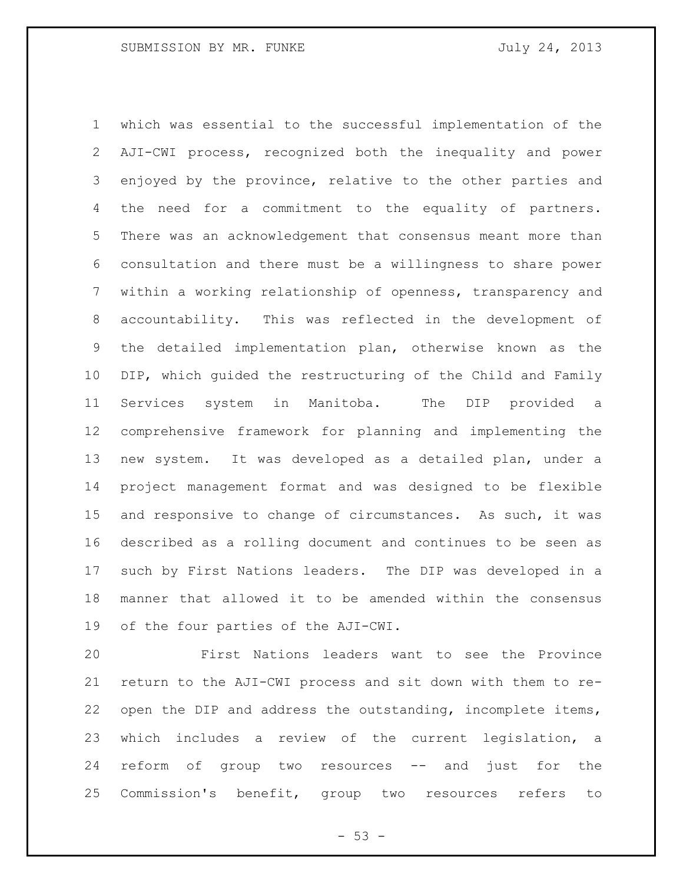which was essential to the successful implementation of the AJI-CWI process, recognized both the inequality and power enjoyed by the province, relative to the other parties and the need for a commitment to the equality of partners. There was an acknowledgement that consensus meant more than consultation and there must be a willingness to share power within a working relationship of openness, transparency and accountability. This was reflected in the development of the detailed implementation plan, otherwise known as the DIP, which guided the restructuring of the Child and Family Services system in Manitoba. The DIP provided a comprehensive framework for planning and implementing the new system. It was developed as a detailed plan, under a project management format and was designed to be flexible and responsive to change of circumstances. As such, it was described as a rolling document and continues to be seen as such by First Nations leaders. The DIP was developed in a manner that allowed it to be amended within the consensus of the four parties of the AJI-CWI.

First Nations leaders want to see the Province return to the AJI-CWI process and sit down with them to re-open the DIP and address the outstanding, incomplete items, which includes a review of the current legislation, a reform of group two resources -- and just for the Commission's benefit, group two resources refers to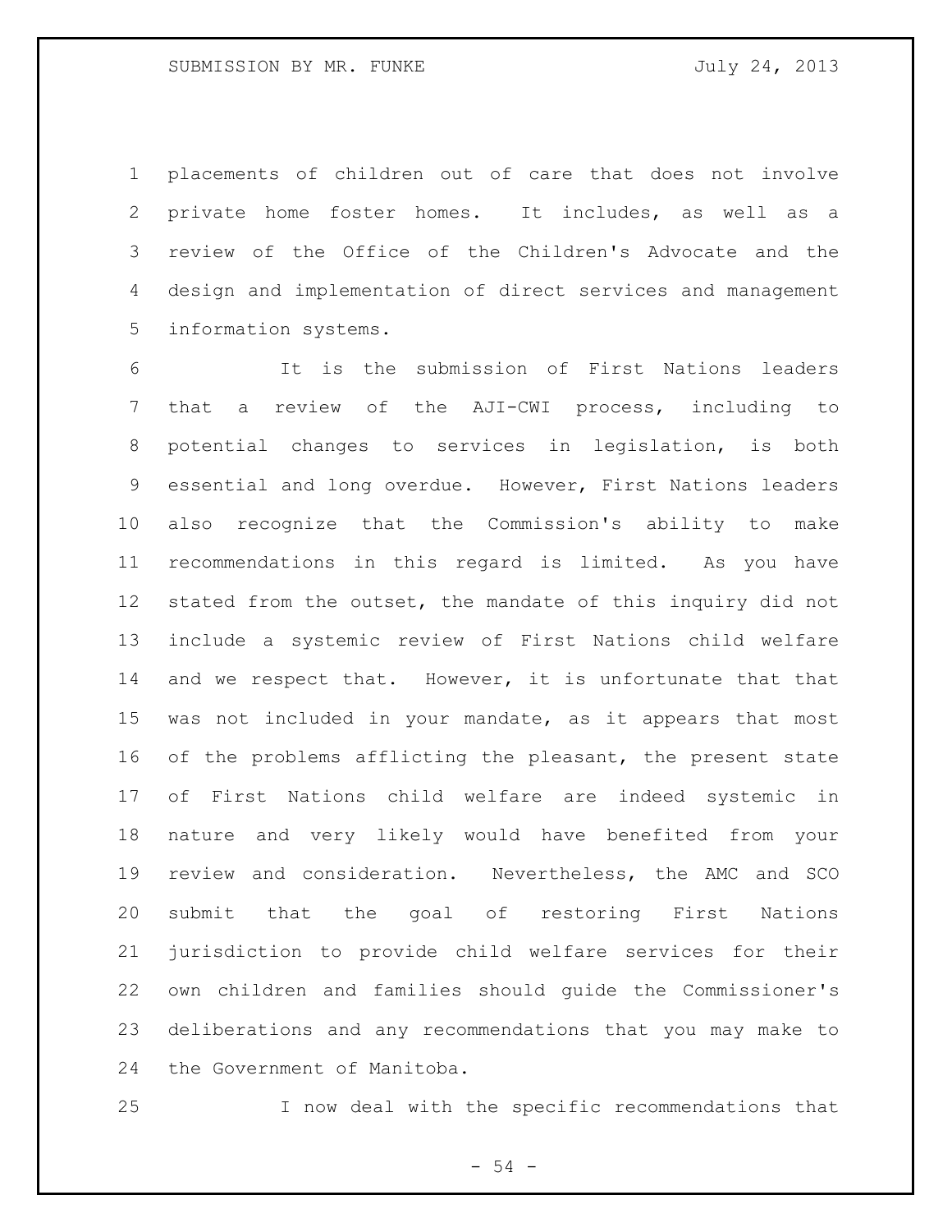placements of children out of care that does not involve private home foster homes. It includes, as well as a review of the Office of the Children's Advocate and the design and implementation of direct services and management information systems.

It is the submission of First Nations leaders that a review of the AJI-CWI process, including to potential changes to services in legislation, is both essential and long overdue. However, First Nations leaders also recognize that the Commission's ability to make recommendations in this regard is limited. As you have stated from the outset, the mandate of this inquiry did not include a systemic review of First Nations child welfare and we respect that. However, it is unfortunate that that was not included in your mandate, as it appears that most of the problems afflicting the pleasant, the present state of First Nations child welfare are indeed systemic in nature and very likely would have benefited from your review and consideration. Nevertheless, the AMC and SCO submit that the goal of restoring First Nations jurisdiction to provide child welfare services for their own children and families should guide the Commissioner's deliberations and any recommendations that you may make to the Government of Manitoba.

I now deal with the specific recommendations that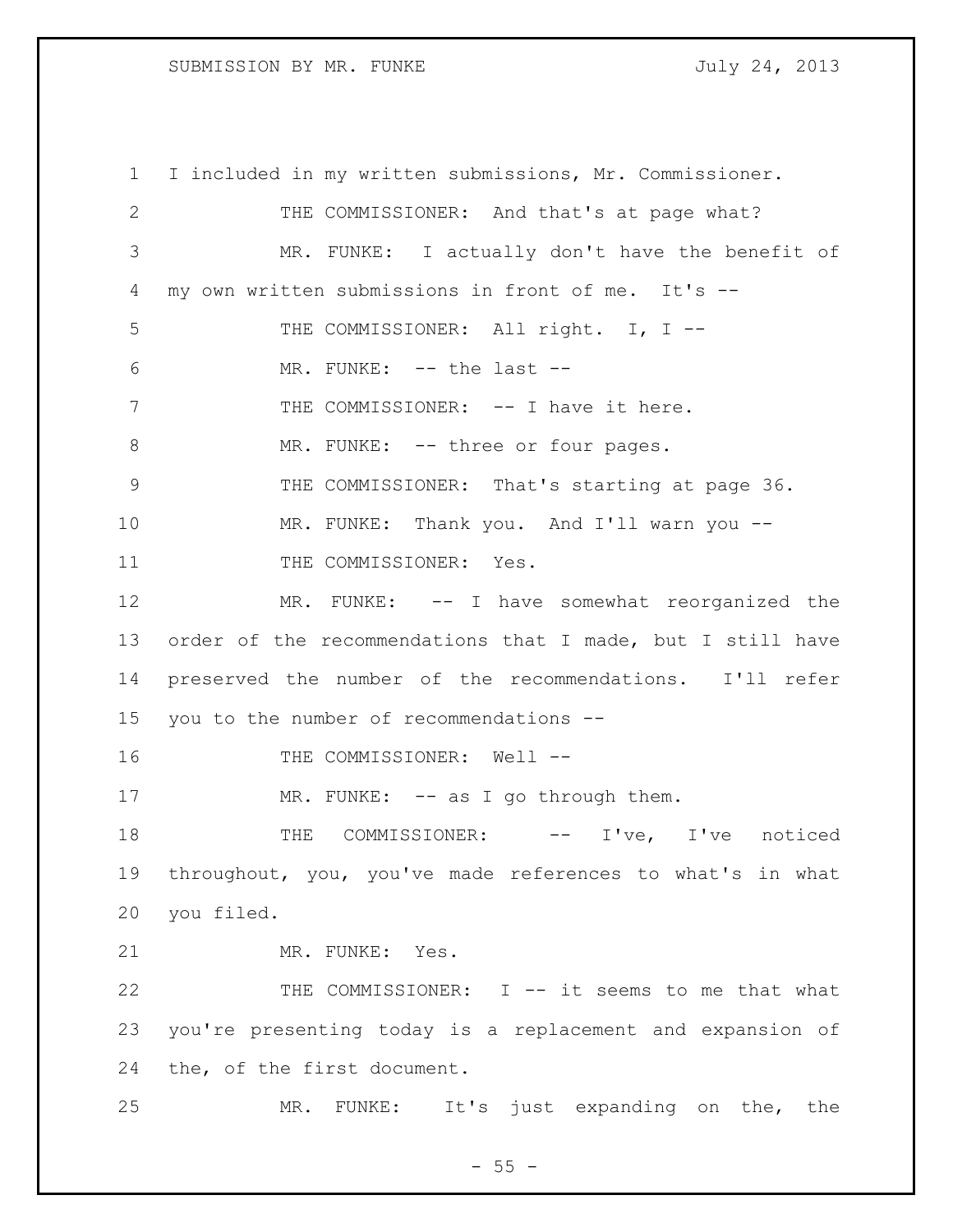I included in my written submissions, Mr. Commissioner.

THE COMMISSIONER: And that's at page what?

MR. FUNKE: I actually don't have the benefit of my own written submissions in front of me. It's --

THE COMMISSIONER: All right. I, I --

MR. FUNKE: -- the last --

THE COMMISSIONER: -- I have it here.

MR. FUNKE: -- three or four pages.

THE COMMISSIONER: That's starting at page 36.

MR. FUNKE: Thank you. And I'll warn you --

THE COMMISSIONER: Yes.

MR. FUNKE: -- I have somewhat reorganized the order of the recommendations that I made, but I still have preserved the number of the recommendations. I'll refer you to the number of recommendations --

THE COMMISSIONER: Well --

MR. FUNKE: -- as I go through them.

THE COMMISSIONER: -- I've, I've noticed throughout, you, you've made references to what's in what you filed.

MR. FUNKE: Yes.

THE COMMISSIONER: I -- it seems to me that what you're presenting today is a replacement and expansion of the, of the first document.

MR. FUNKE: It's just expanding on the, the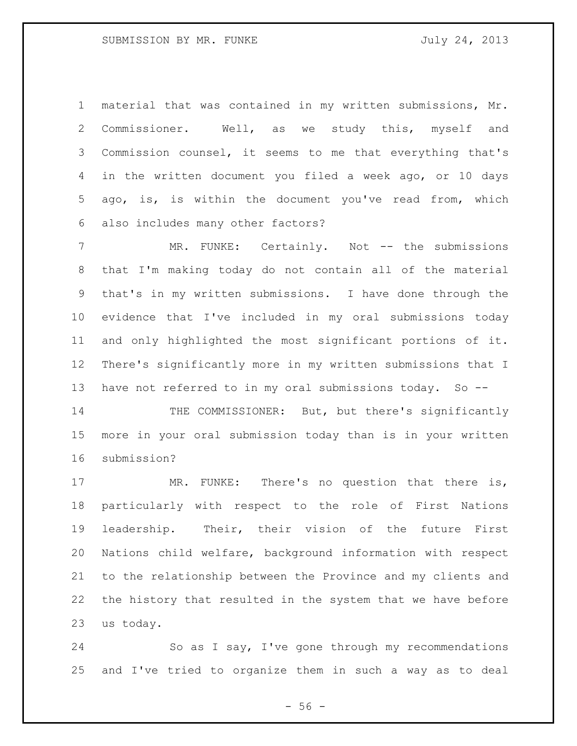material that was contained in my written submissions, Mr. Commissioner. Well, as we study this, myself and Commission counsel, it seems to me that everything that's in the written document you filed a week ago, or 10 days ago, is, is within the document you've read from, which also includes many other factors?

MR. FUNKE: Certainly. Not -- the submissions that I'm making today do not contain all of the material that's in my written submissions. I have done through the evidence that I've included in my oral submissions today and only highlighted the most significant portions of it. There's significantly more in my written submissions that I have not referred to in my oral submissions today. So --

THE COMMISSIONER: But, but there's significantly more in your oral submission today than is in your written submission?

MR. FUNKE: There's no question that there is, particularly with respect to the role of First Nations leadership. Their, their vision of the future First Nations child welfare, background information with respect to the relationship between the Province and my clients and the history that resulted in the system that we have before us today.

So as I say, I've gone through my recommendations and I've tried to organize them in such a way as to deal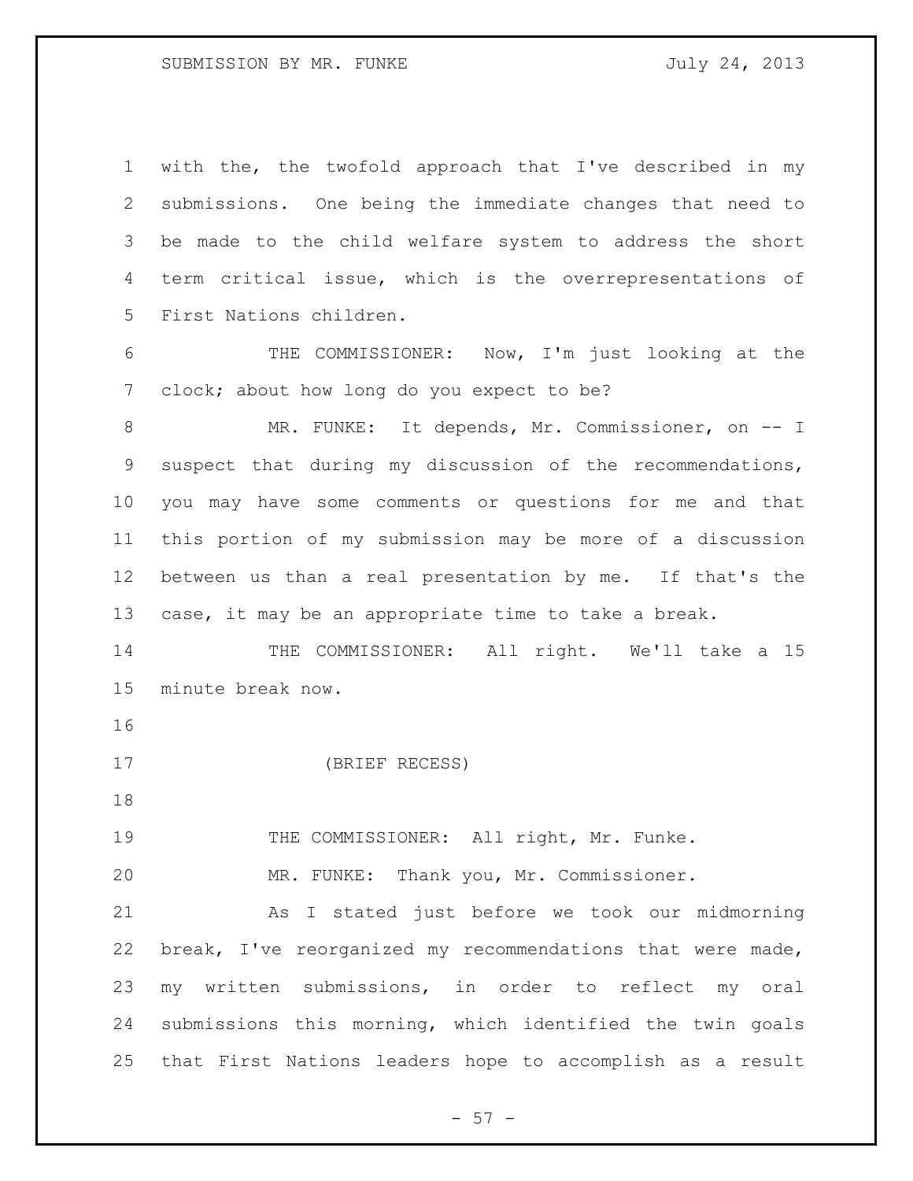with the, the twofold approach that I've described in my submissions. One being the immediate changes that need to be made to the child welfare system to address the short term critical issue, which is the overrepresentations of First Nations children.

THE COMMISSIONER: Now, I'm just looking at the clock; about how long do you expect to be?

MR. FUNKE: It depends, Mr. Commissioner, on -- I suspect that during my discussion of the recommendations, you may have some comments or questions for me and that this portion of my submission may be more of a discussion between us than a real presentation by me. If that's the case, it may be an appropriate time to take a break.

THE COMMISSIONER: All right. We'll take a 15 minute break now.

(BRIEF RECESS)

THE COMMISSIONER: All right, Mr. Funke.

MR. FUNKE: Thank you, Mr. Commissioner.

As I stated just before we took our midmorning break, I've reorganized my recommendations that were made, my written submissions, in order to reflect my oral submissions this morning, which identified the twin goals that First Nations leaders hope to accomplish as a result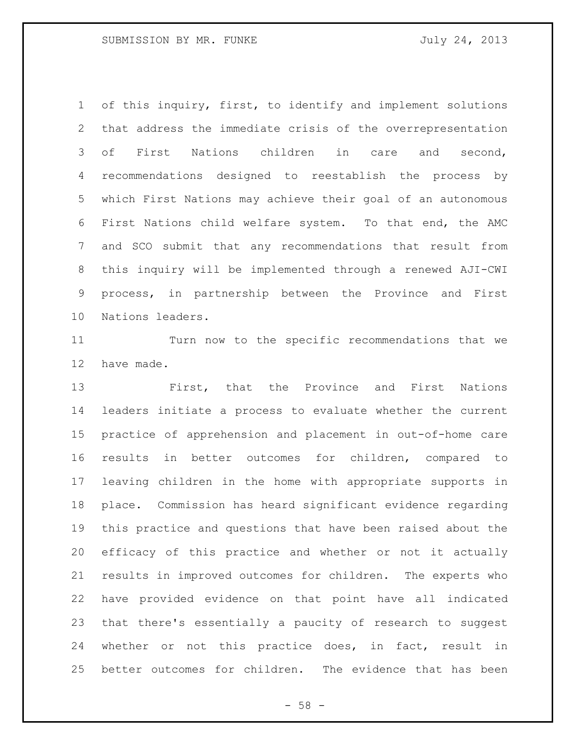of this inquiry, first, to identify and implement solutions that address the immediate crisis of the overrepresentation of First Nations children in care and second, recommendations designed to reestablish the process by which First Nations may achieve their goal of an autonomous First Nations child welfare system. To that end, the AMC and SCO submit that any recommendations that result from this inquiry will be implemented through a renewed AJI-CWI process, in partnership between the Province and First Nations leaders.

Turn now to the specific recommendations that we have made.

First, that the Province and First Nations leaders initiate a process to evaluate whether the current practice of apprehension and placement in out-of-home care results in better outcomes for children, compared to leaving children in the home with appropriate supports in place. Commission has heard significant evidence regarding this practice and questions that have been raised about the efficacy of this practice and whether or not it actually results in improved outcomes for children. The experts who have provided evidence on that point have all indicated that there's essentially a paucity of research to suggest whether or not this practice does, in fact, result in better outcomes for children. The evidence that has been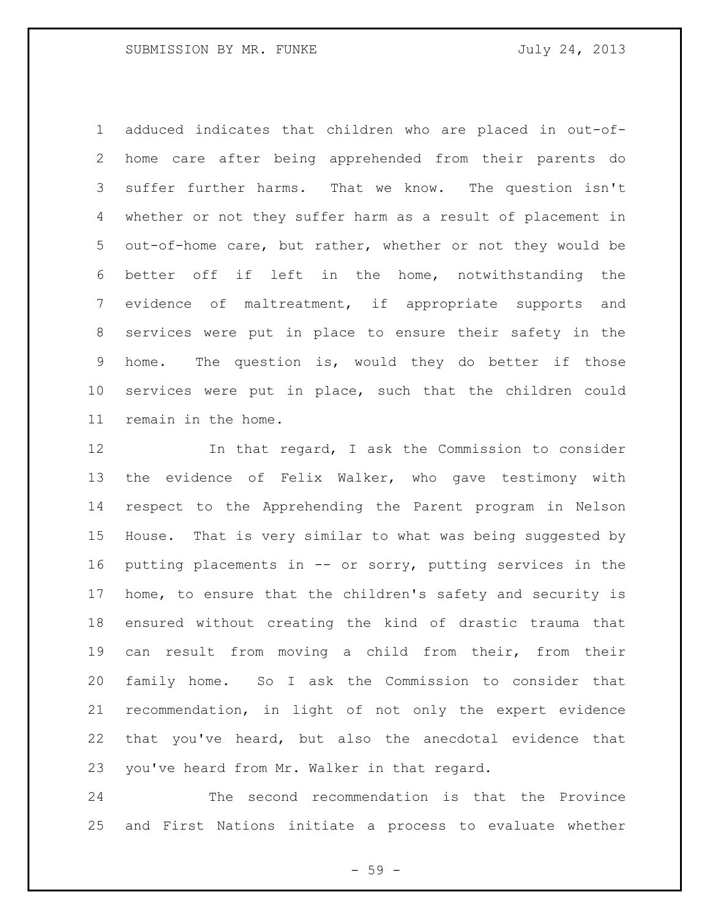adduced indicates that children who are placed in out-of-home care after being apprehended from their parents do suffer further harms. That we know. The question isn't whether or not they suffer harm as a result of placement in out-of-home care, but rather, whether or not they would be better off if left in the home, notwithstanding the evidence of maltreatment, if appropriate supports and services were put in place to ensure their safety in the home. The question is, would they do better if those services were put in place, such that the children could remain in the home.

In that regard, I ask the Commission to consider the evidence of Felix Walker, who gave testimony with respect to the Apprehending the Parent program in Nelson House. That is very similar to what was being suggested by putting placements in -- or sorry, putting services in the home, to ensure that the children's safety and security is ensured without creating the kind of drastic trauma that can result from moving a child from their, from their family home. So I ask the Commission to consider that recommendation, in light of not only the expert evidence that you've heard, but also the anecdotal evidence that you've heard from Mr. Walker in that regard.

The second recommendation is that the Province and First Nations initiate a process to evaluate whether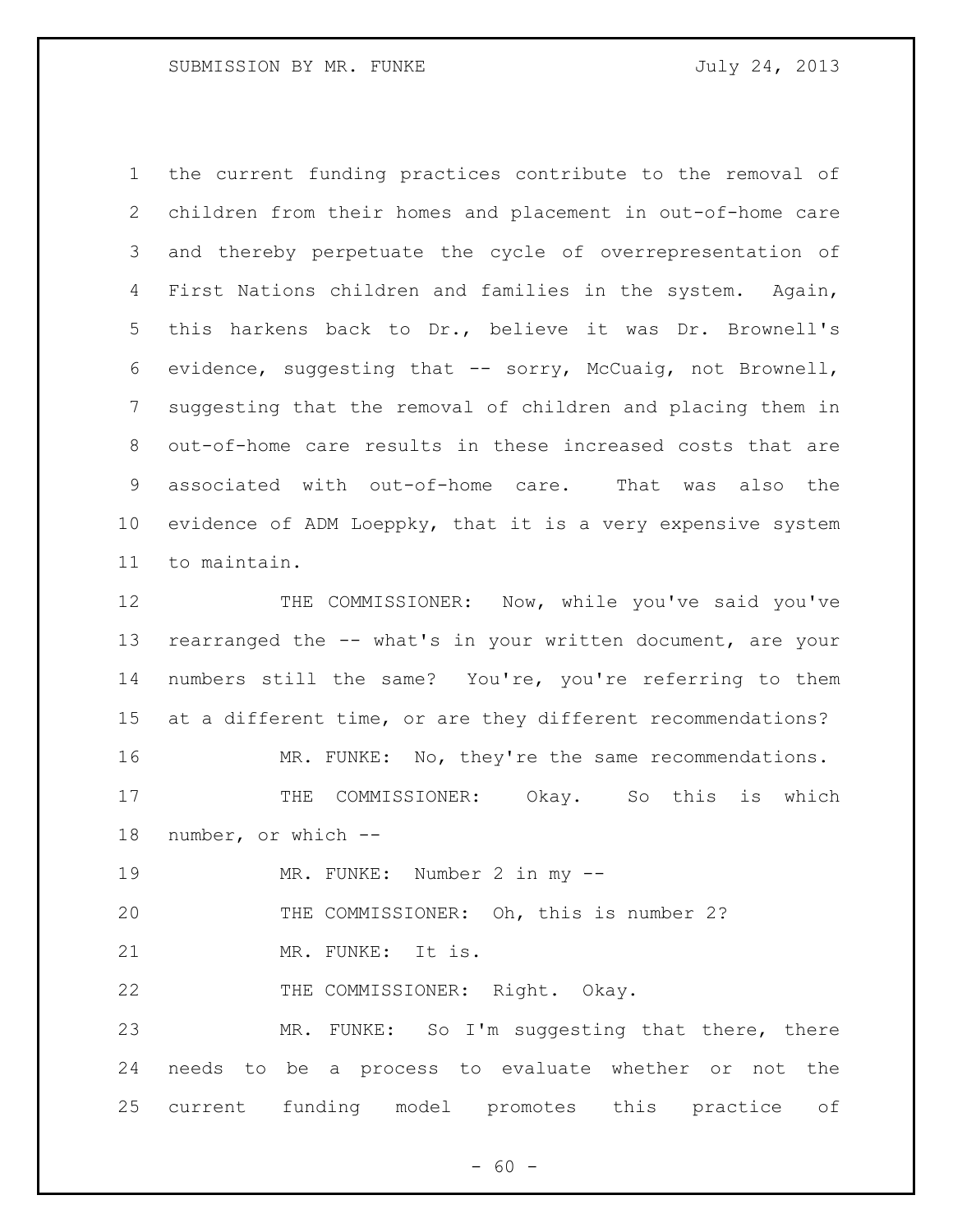the current funding practices contribute to the removal of children from their homes and placement in out-of-home care and thereby perpetuate the cycle of overrepresentation of First Nations children and families in the system. Again, this harkens back to Dr., believe it was Dr. Brownell's evidence, suggesting that -- sorry, McCuaig, not Brownell, suggesting that the removal of children and placing them in out-of-home care results in these increased costs that are associated with out-of-home care. That was also the evidence of ADM Loeppky, that it is a very expensive system to maintain.

THE COMMISSIONER: Now, while you've said you've rearranged the -- what's in your written document, are your numbers still the same? You're, you're referring to them at a different time, or are they different recommendations?

MR. FUNKE: No, they're the same recommendations.

THE COMMISSIONER: Okay. So this is which number, or which --

MR. FUNKE: Number 2 in my --

THE COMMISSIONER: Oh, this is number 2?

MR. FUNKE: It is.

THE COMMISSIONER: Right. Okay.

MR. FUNKE: So I'm suggesting that there, there needs to be a process to evaluate whether or not the current funding model promotes this practice of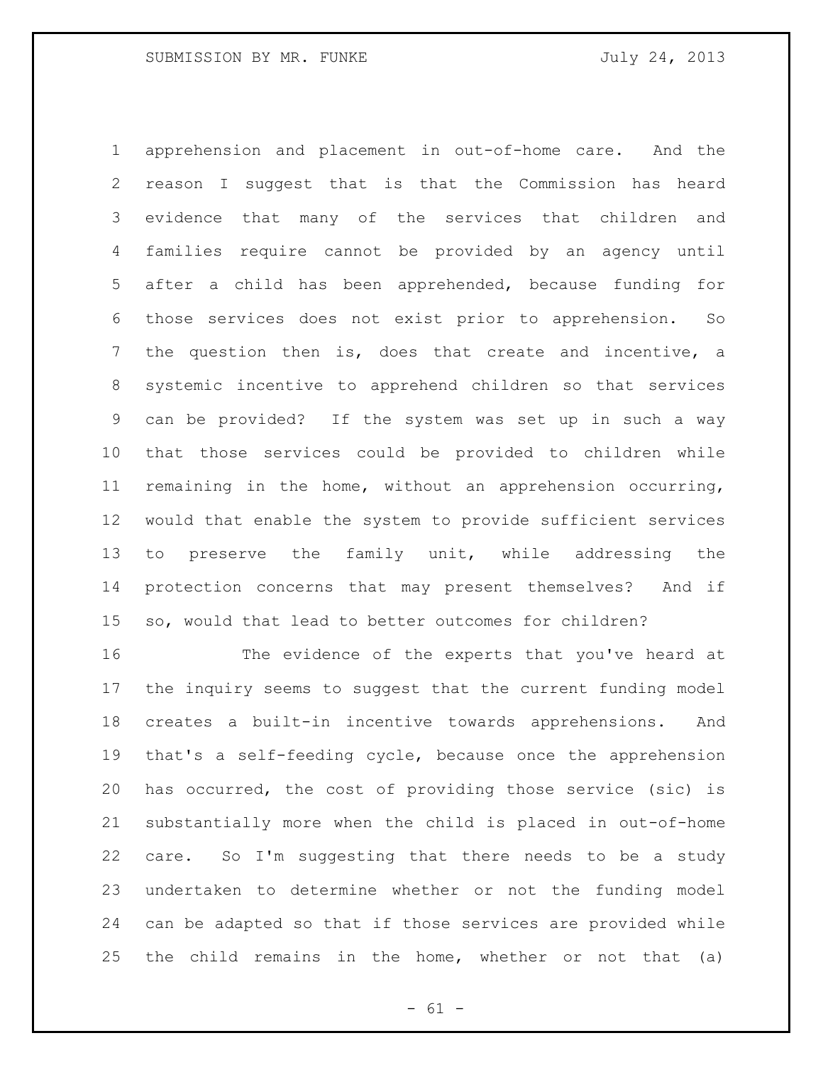apprehension and placement in out-of-home care. And the reason I suggest that is that the Commission has heard evidence that many of the services that children and families require cannot be provided by an agency until after a child has been apprehended, because funding for those services does not exist prior to apprehension. So the question then is, does that create and incentive, a systemic incentive to apprehend children so that services can be provided? If the system was set up in such a way that those services could be provided to children while remaining in the home, without an apprehension occurring, would that enable the system to provide sufficient services to preserve the family unit, while addressing the protection concerns that may present themselves? And if so, would that lead to better outcomes for children?

The evidence of the experts that you've heard at the inquiry seems to suggest that the current funding model creates a built-in incentive towards apprehensions. And that's a self-feeding cycle, because once the apprehension has occurred, the cost of providing those service (sic) is substantially more when the child is placed in out-of-home care. So I'm suggesting that there needs to be a study undertaken to determine whether or not the funding model can be adapted so that if those services are provided while the child remains in the home, whether or not that (a)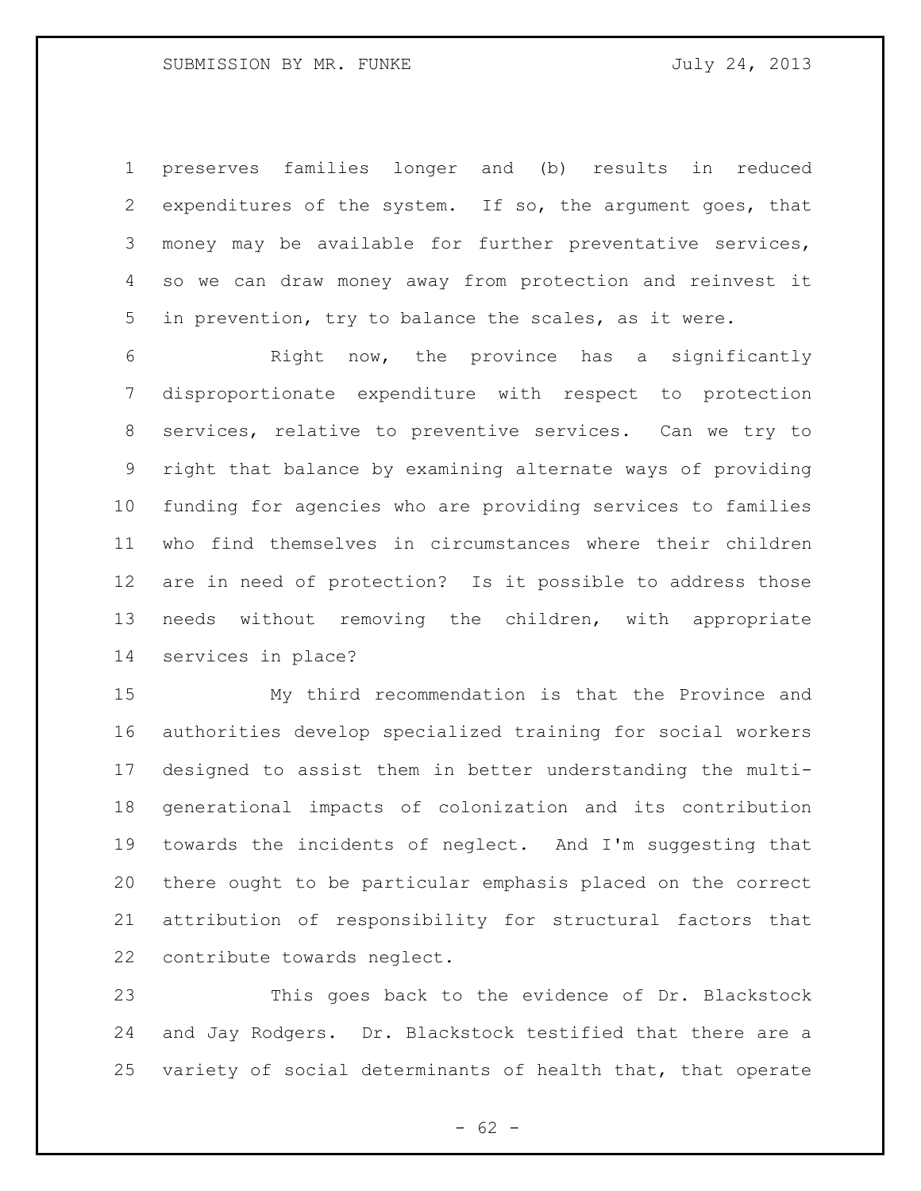preserves families longer and (b) results in reduced expenditures of the system. If so, the argument goes, that money may be available for further preventative services, so we can draw money away from protection and reinvest it in prevention, try to balance the scales, as it were.

Right now, the province has a significantly disproportionate expenditure with respect to protection services, relative to preventive services. Can we try to right that balance by examining alternate ways of providing funding for agencies who are providing services to families who find themselves in circumstances where their children are in need of protection? Is it possible to address those needs without removing the children, with appropriate services in place?

My third recommendation is that the Province and authorities develop specialized training for social workers designed to assist them in better understanding the multi-generational impacts of colonization and its contribution towards the incidents of neglect. And I'm suggesting that there ought to be particular emphasis placed on the correct attribution of responsibility for structural factors that contribute towards neglect.

This goes back to the evidence of Dr. Blackstock and Jay Rodgers. Dr. Blackstock testified that there are a variety of social determinants of health that, that operate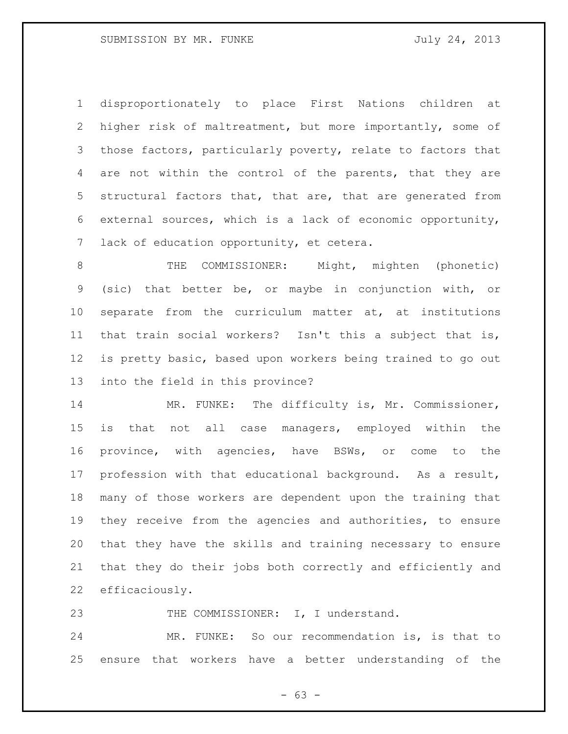disproportionately to place First Nations children at higher risk of maltreatment, but more importantly, some of those factors, particularly poverty, relate to factors that are not within the control of the parents, that they are structural factors that, that are, that are generated from external sources, which is a lack of economic opportunity, lack of education opportunity, et cetera.

THE COMMISSIONER: Might, mighten (phonetic) (sic) that better be, or maybe in conjunction with, or separate from the curriculum matter at, at institutions that train social workers? Isn't this a subject that is, is pretty basic, based upon workers being trained to go out into the field in this province?

MR. FUNKE: The difficulty is, Mr. Commissioner, is that not all case managers, employed within the province, with agencies, have BSWs, or come to the profession with that educational background. As a result, many of those workers are dependent upon the training that they receive from the agencies and authorities, to ensure that they have the skills and training necessary to ensure that they do their jobs both correctly and efficiently and efficaciously.

THE COMMISSIONER: I, I understand.

MR. FUNKE: So our recommendation is, is that to ensure that workers have a better understanding of the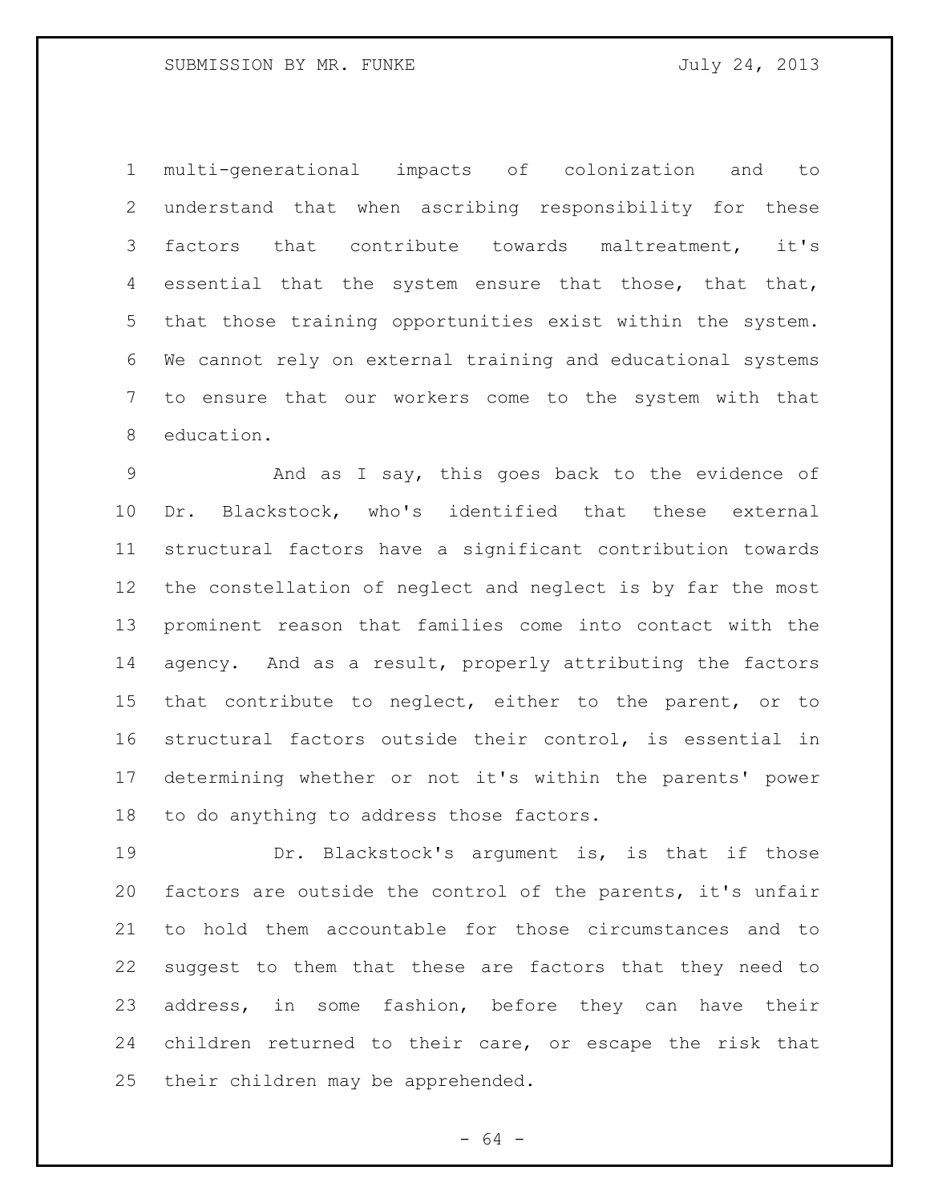multi-generational impacts of colonization and to understand that when ascribing responsibility for these factors that contribute towards maltreatment, it's essential that the system ensure that those, that that, that those training opportunities exist within the system. We cannot rely on external training and educational systems to ensure that our workers come to the system with that education.

And as I say, this goes back to the evidence of Dr. Blackstock, who's identified that these external structural factors have a significant contribution towards the constellation of neglect and neglect is by far the most prominent reason that families come into contact with the agency. And as a result, properly attributing the factors that contribute to neglect, either to the parent, or to structural factors outside their control, is essential in determining whether or not it's within the parents' power to do anything to address those factors.

Dr. Blackstock's argument is, is that if those factors are outside the control of the parents, it's unfair to hold them accountable for those circumstances and to suggest to them that these are factors that they need to address, in some fashion, before they can have their children returned to their care, or escape the risk that their children may be apprehended.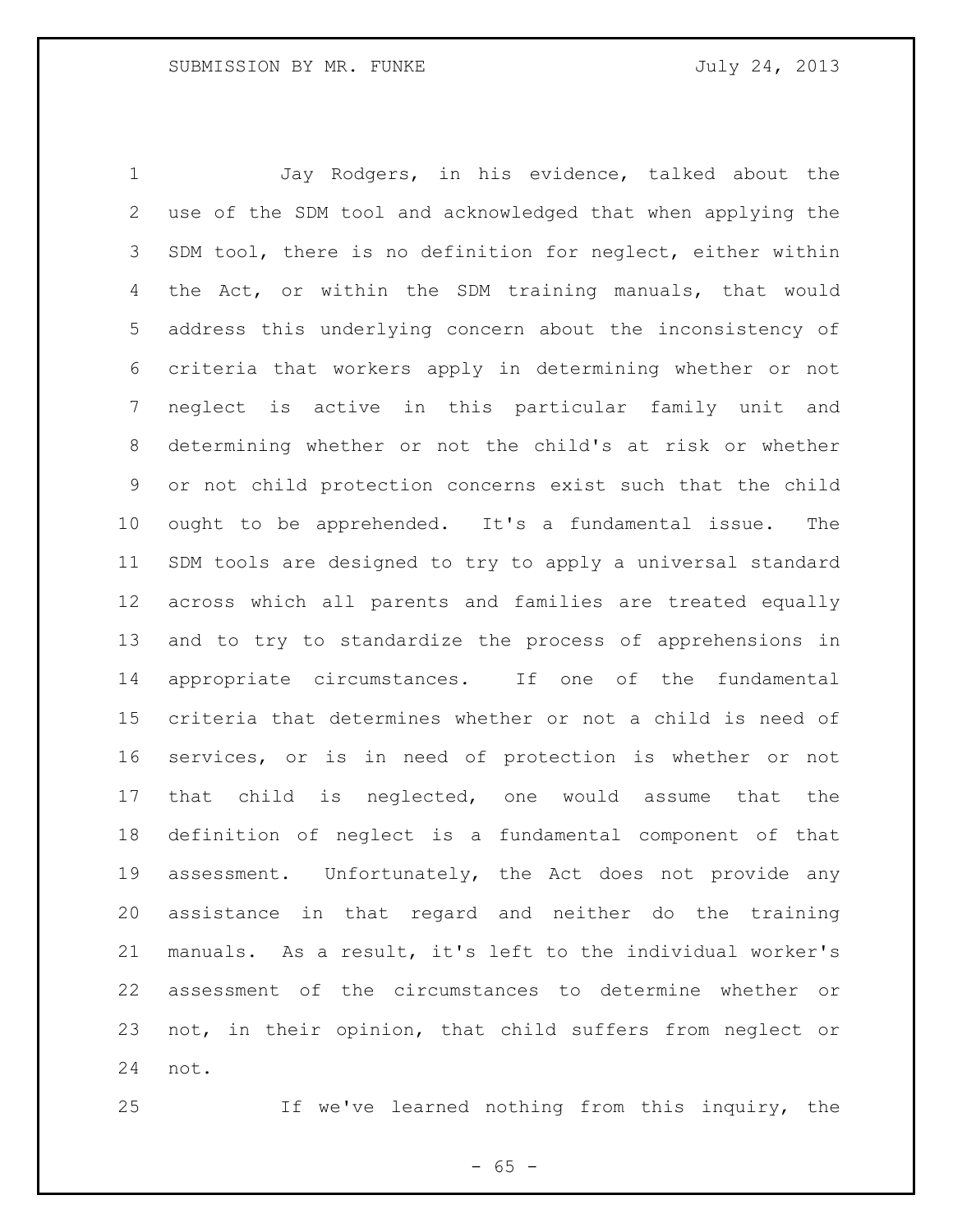Jay Rodgers, in his evidence, talked about the use of the SDM tool and acknowledged that when applying the SDM tool, there is no definition for neglect, either within the Act, or within the SDM training manuals, that would address this underlying concern about the inconsistency of criteria that workers apply in determining whether or not neglect is active in this particular family unit and determining whether or not the child's at risk or whether or not child protection concerns exist such that the child ought to be apprehended. It's a fundamental issue. The SDM tools are designed to try to apply a universal standard across which all parents and families are treated equally and to try to standardize the process of apprehensions in appropriate circumstances. If one of the fundamental criteria that determines whether or not a child is need of services, or is in need of protection is whether or not that child is neglected, one would assume that the definition of neglect is a fundamental component of that assessment. Unfortunately, the Act does not provide any assistance in that regard and neither do the training manuals. As a result, it's left to the individual worker's assessment of the circumstances to determine whether or not, in their opinion, that child suffers from neglect or not.

If we've learned nothing from this inquiry, the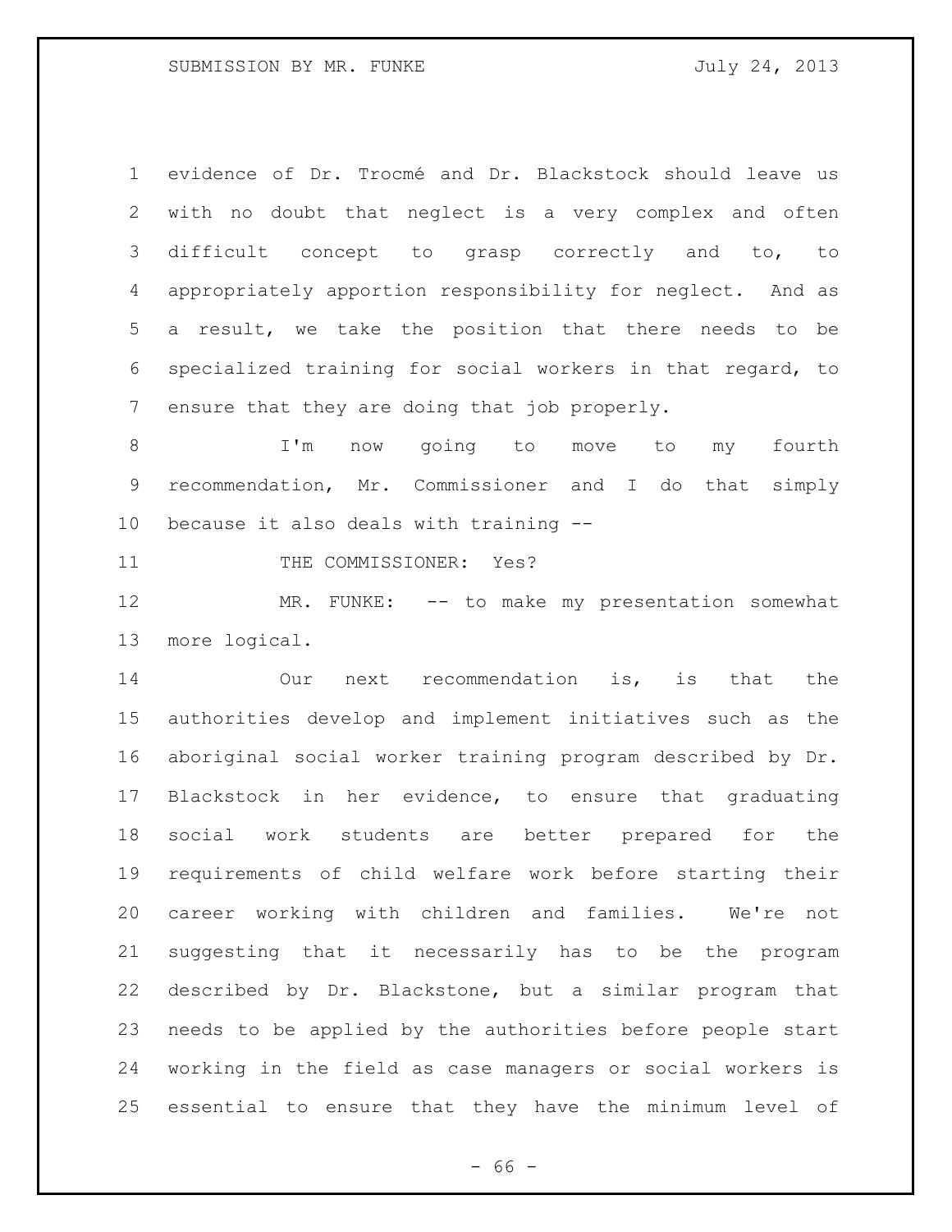evidence of Dr. Trocmé and Dr. Blackstock should leave us with no doubt that neglect is a very complex and often difficult concept to grasp correctly and to, to appropriately apportion responsibility for neglect. And as a result, we take the position that there needs to be specialized training for social workers in that regard, to ensure that they are doing that job properly.

I'm now going to move to my fourth recommendation, Mr. Commissioner and I do that simply because it also deals with training --

THE COMMISSIONER: Yes?

MR. FUNKE: -- to make my presentation somewhat more logical.

Our next recommendation is, is that the authorities develop and implement initiatives such as the aboriginal social worker training program described by Dr. Blackstock in her evidence, to ensure that graduating social work students are better prepared for the requirements of child welfare work before starting their career working with children and families. We're not suggesting that it necessarily has to be the program described by Dr. Blackstone, but a similar program that needs to be applied by the authorities before people start working in the field as case managers or social workers is essential to ensure that they have the minimum level of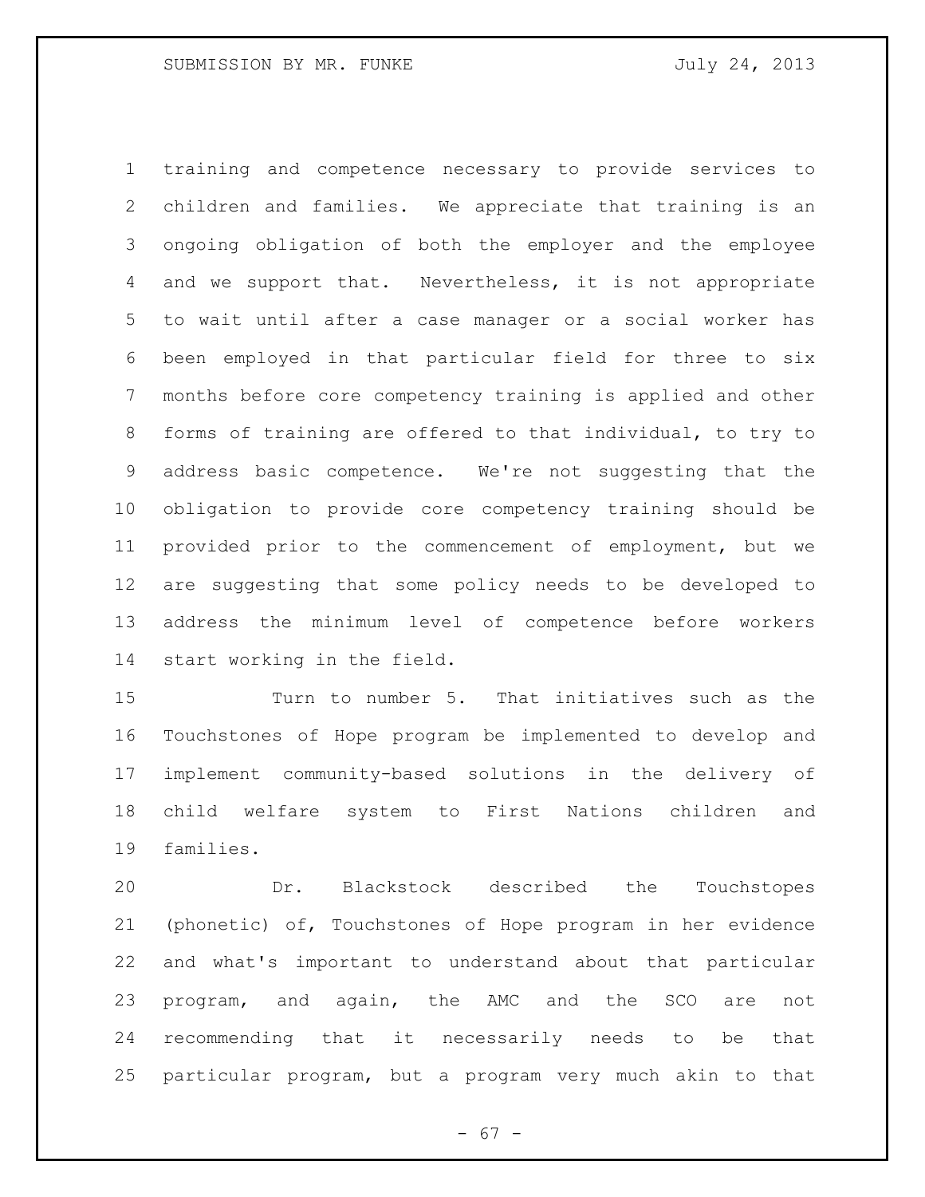training and competence necessary to provide services to children and families. We appreciate that training is an ongoing obligation of both the employer and the employee and we support that. Nevertheless, it is not appropriate to wait until after a case manager or a social worker has been employed in that particular field for three to six months before core competency training is applied and other forms of training are offered to that individual, to try to address basic competence. We're not suggesting that the obligation to provide core competency training should be provided prior to the commencement of employment, but we are suggesting that some policy needs to be developed to address the minimum level of competence before workers start working in the field.

Turn to number 5. That initiatives such as the Touchstones of Hope program be implemented to develop and implement community-based solutions in the delivery of child welfare system to First Nations children and families.

Dr. Blackstock described the Touchstopes (phonetic) of, Touchstones of Hope program in her evidence and what's important to understand about that particular program, and again, the AMC and the SCO are not recommending that it necessarily needs to be that particular program, but a program very much akin to that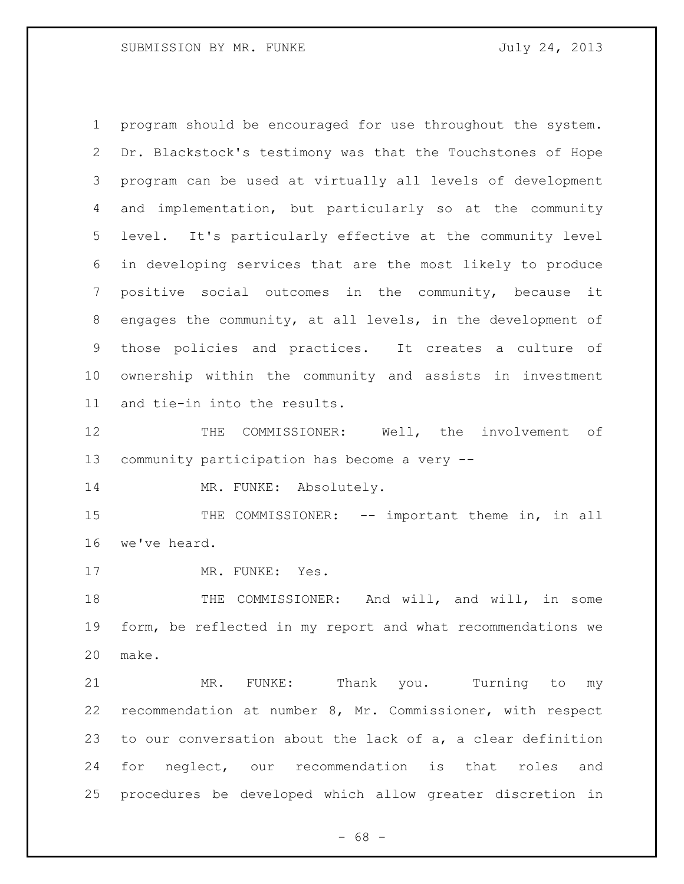program should be encouraged for use throughout the system. Dr. Blackstock's testimony was that the Touchstones of Hope program can be used at virtually all levels of development and implementation, but particularly so at the community level. It's particularly effective at the community level in developing services that are the most likely to produce positive social outcomes in the community, because it engages the community, at all levels, in the development of those policies and practices. It creates a culture of ownership within the community and assists in investment and tie-in into the results.

THE COMMISSIONER: Well, the involvement of community participation has become a very --

MR. FUNKE: Absolutely.

THE COMMISSIONER: -- important theme in, in all we've heard.

MR. FUNKE: Yes.

THE COMMISSIONER: And will, and will, in some form, be reflected in my report and what recommendations we make.

MR. FUNKE: Thank you. Turning to my recommendation at number 8, Mr. Commissioner, with respect to our conversation about the lack of a, a clear definition for neglect, our recommendation is that roles and procedures be developed which allow greater discretion in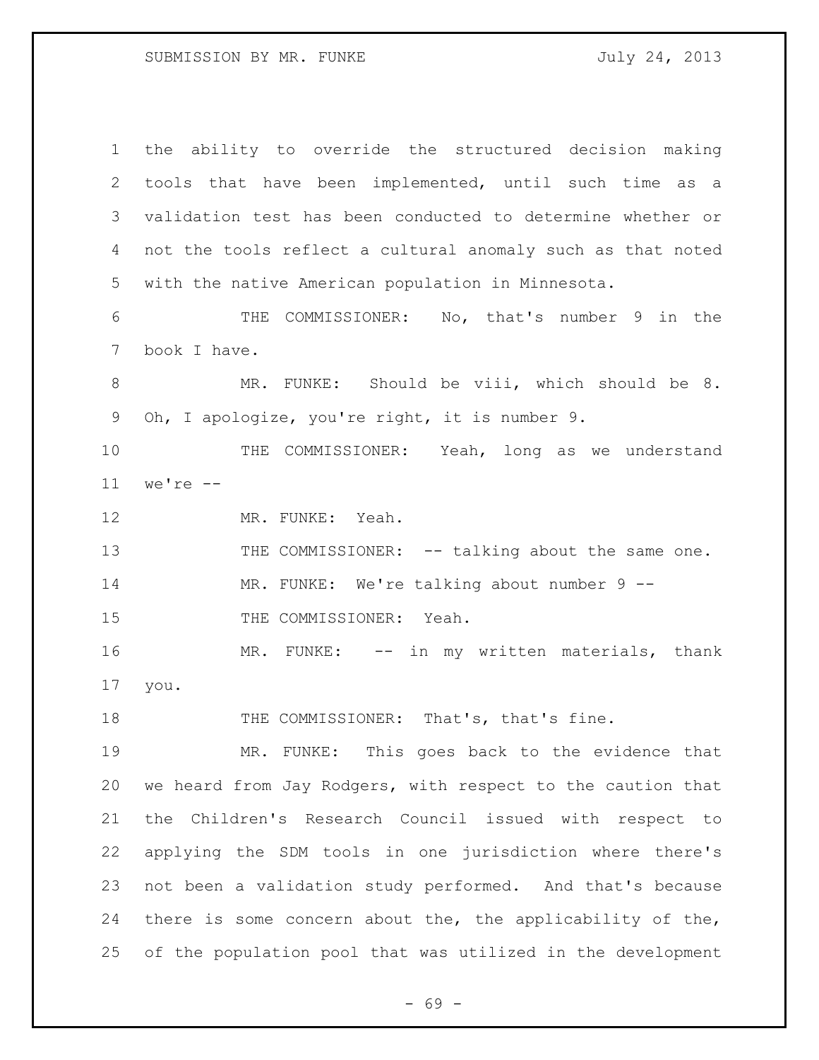the ability to override the structured decision making tools that have been implemented, until such time as a validation test has been conducted to determine whether or not the tools reflect a cultural anomaly such as that noted with the native American population in Minnesota.

THE COMMISSIONER: No, that's number 9 in the book I have.

MR. FUNKE: Should be viii, which should be 8. Oh, I apologize, you're right, it is number 9.

THE COMMISSIONER: Yeah, long as we understand we're --

MR. FUNKE: Yeah.

THE COMMISSIONER: -- talking about the same one.

MR. FUNKE: We're talking about number 9 --

THE COMMISSIONER: Yeah.

MR. FUNKE: -- in my written materials, thank you.

THE COMMISSIONER: That's, that's fine.

MR. FUNKE: This goes back to the evidence that we heard from Jay Rodgers, with respect to the caution that the Children's Research Council issued with respect to applying the SDM tools in one jurisdiction where there's not been a validation study performed. And that's because there is some concern about the, the applicability of the, of the population pool that was utilized in the development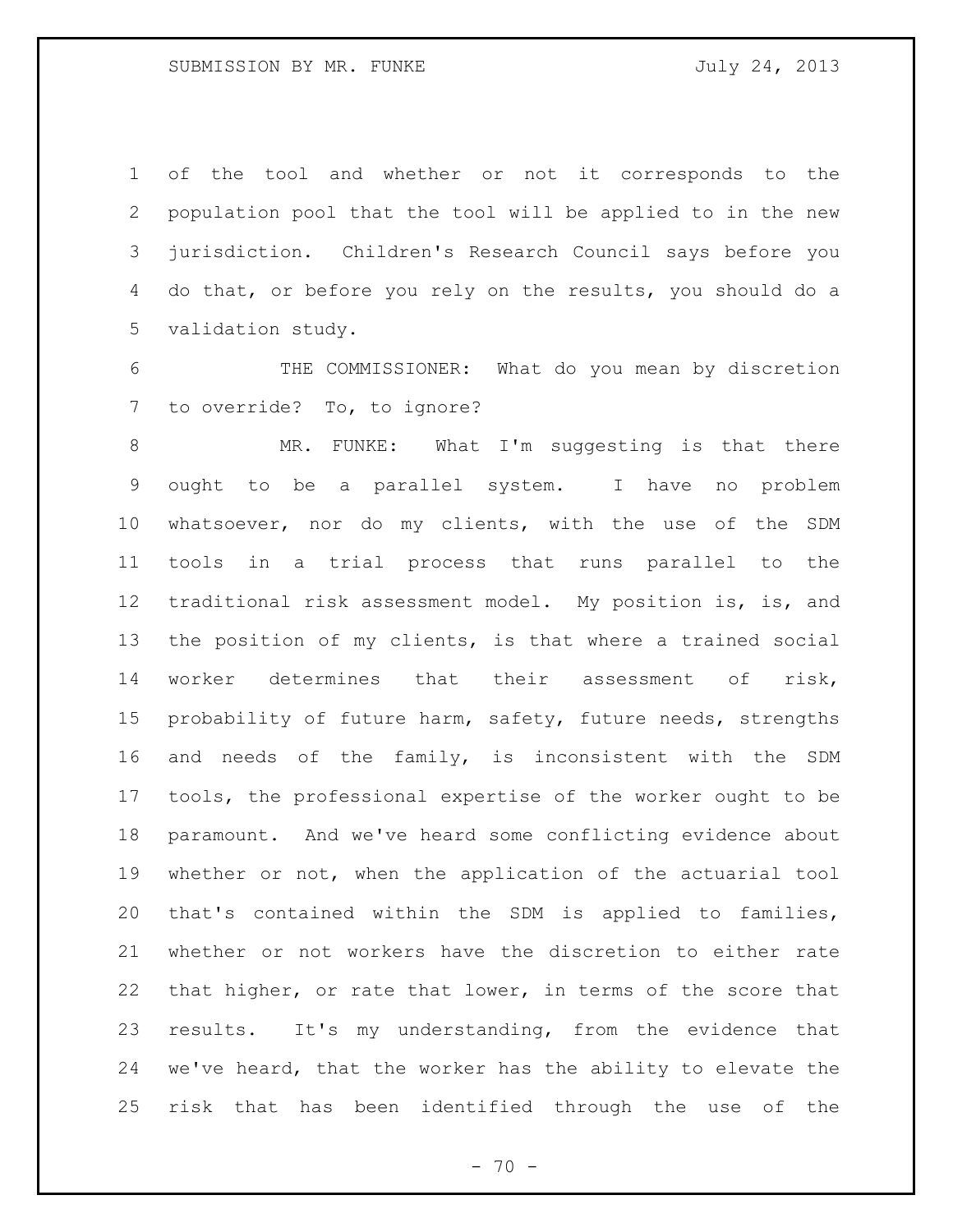of the tool and whether or not it corresponds to the population pool that the tool will be applied to in the new jurisdiction. Children's Research Council says before you do that, or before you rely on the results, you should do a validation study.

THE COMMISSIONER: What do you mean by discretion to override? To, to ignore?

MR. FUNKE: What I'm suggesting is that there ought to be a parallel system. I have no problem whatsoever, nor do my clients, with the use of the SDM tools in a trial process that runs parallel to the traditional risk assessment model. My position is, is, and the position of my clients, is that where a trained social worker determines that their assessment of risk, probability of future harm, safety, future needs, strengths and needs of the family, is inconsistent with the SDM tools, the professional expertise of the worker ought to be paramount. And we've heard some conflicting evidence about whether or not, when the application of the actuarial tool that's contained within the SDM is applied to families, whether or not workers have the discretion to either rate that higher, or rate that lower, in terms of the score that results. It's my understanding, from the evidence that we've heard, that the worker has the ability to elevate the risk that has been identified through the use of the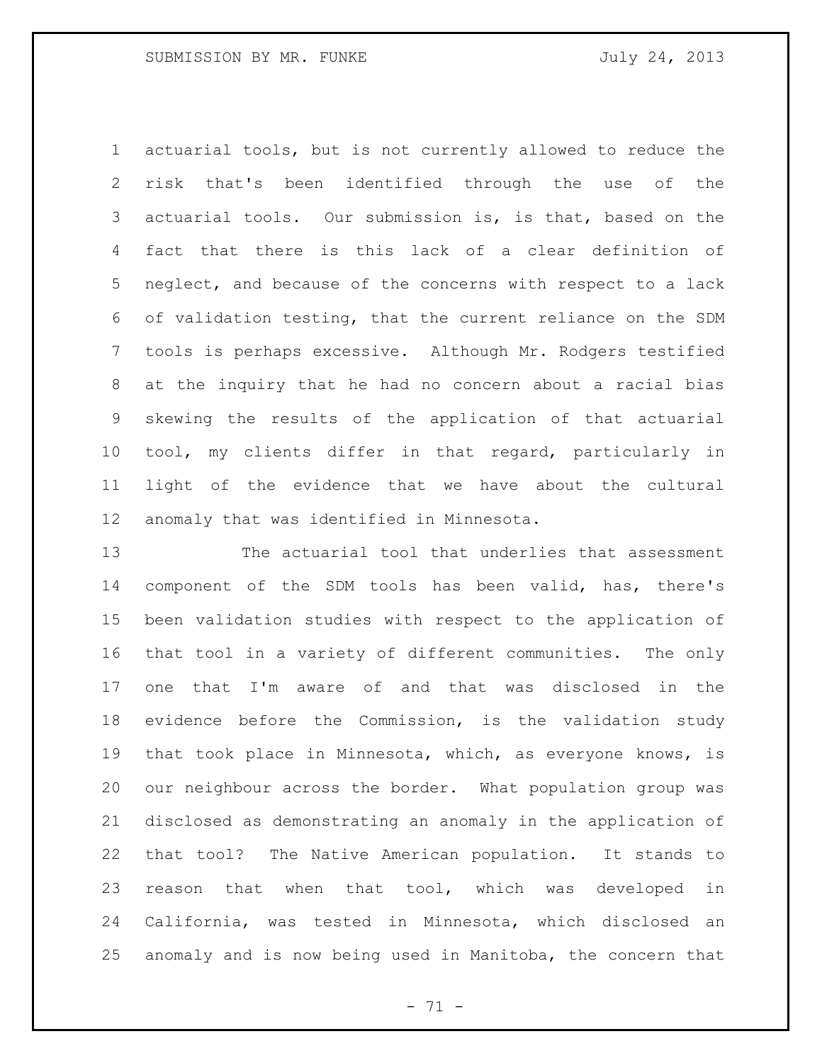actuarial tools, but is not currently allowed to reduce the risk that's been identified through the use of the actuarial tools. Our submission is, is that, based on the fact that there is this lack of a clear definition of neglect, and because of the concerns with respect to a lack of validation testing, that the current reliance on the SDM tools is perhaps excessive. Although Mr. Rodgers testified at the inquiry that he had no concern about a racial bias skewing the results of the application of that actuarial tool, my clients differ in that regard, particularly in light of the evidence that we have about the cultural anomaly that was identified in Minnesota.

The actuarial tool that underlies that assessment component of the SDM tools has been valid, has, there's been validation studies with respect to the application of that tool in a variety of different communities. The only one that I'm aware of and that was disclosed in the evidence before the Commission, is the validation study that took place in Minnesota, which, as everyone knows, is our neighbour across the border. What population group was disclosed as demonstrating an anomaly in the application of that tool? The Native American population. It stands to reason that when that tool, which was developed in California, was tested in Minnesota, which disclosed an anomaly and is now being used in Manitoba, the concern that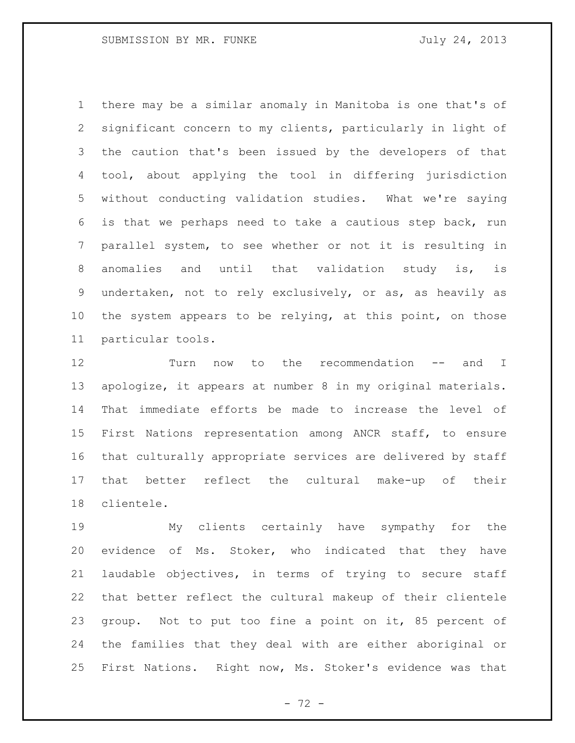there may be a similar anomaly in Manitoba is one that's of significant concern to my clients, particularly in light of the caution that's been issued by the developers of that tool, about applying the tool in differing jurisdiction without conducting validation studies. What we're saying is that we perhaps need to take a cautious step back, run parallel system, to see whether or not it is resulting in anomalies and until that validation study is, is undertaken, not to rely exclusively, or as, as heavily as the system appears to be relying, at this point, on those particular tools.

Turn now to the recommendation -- and I apologize, it appears at number 8 in my original materials. That immediate efforts be made to increase the level of First Nations representation among ANCR staff, to ensure that culturally appropriate services are delivered by staff that better reflect the cultural make-up of their clientele.

My clients certainly have sympathy for the evidence of Ms. Stoker, who indicated that they have laudable objectives, in terms of trying to secure staff that better reflect the cultural makeup of their clientele group. Not to put too fine a point on it, 85 percent of the families that they deal with are either aboriginal or First Nations. Right now, Ms. Stoker's evidence was that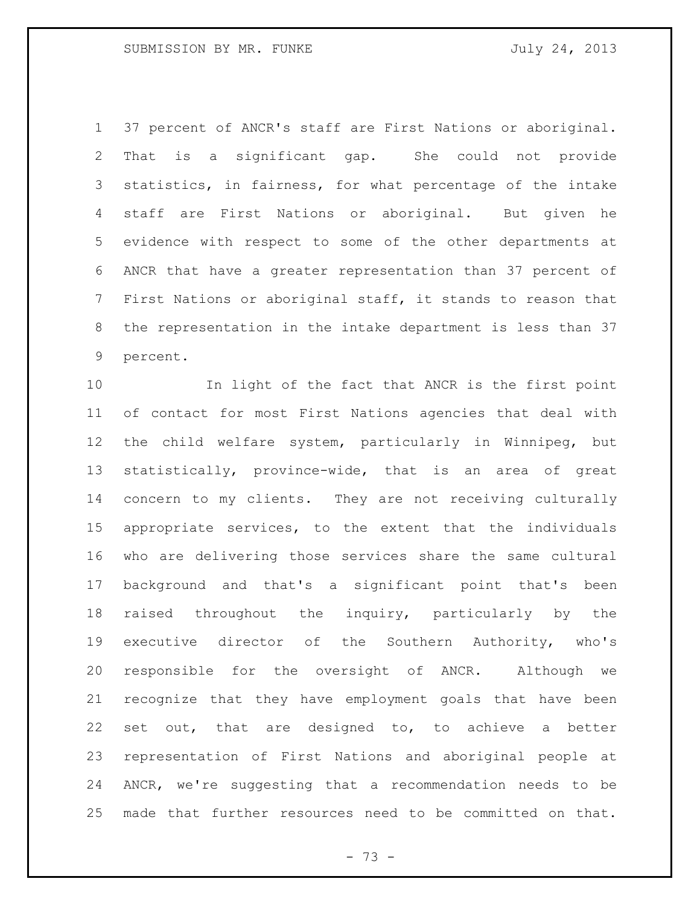37 percent of ANCR's staff are First Nations or aboriginal. That is a significant gap. She could not provide statistics, in fairness, for what percentage of the intake staff are First Nations or aboriginal. But given he evidence with respect to some of the other departments at ANCR that have a greater representation than 37 percent of First Nations or aboriginal staff, it stands to reason that the representation in the intake department is less than 37 percent.

In light of the fact that ANCR is the first point of contact for most First Nations agencies that deal with the child welfare system, particularly in Winnipeg, but statistically, province-wide, that is an area of great concern to my clients. They are not receiving culturally appropriate services, to the extent that the individuals who are delivering those services share the same cultural background and that's a significant point that's been raised throughout the inquiry, particularly by the executive director of the Southern Authority, who's responsible for the oversight of ANCR. Although we recognize that they have employment goals that have been set out, that are designed to, to achieve a better representation of First Nations and aboriginal people at ANCR, we're suggesting that a recommendation needs to be made that further resources need to be committed on that.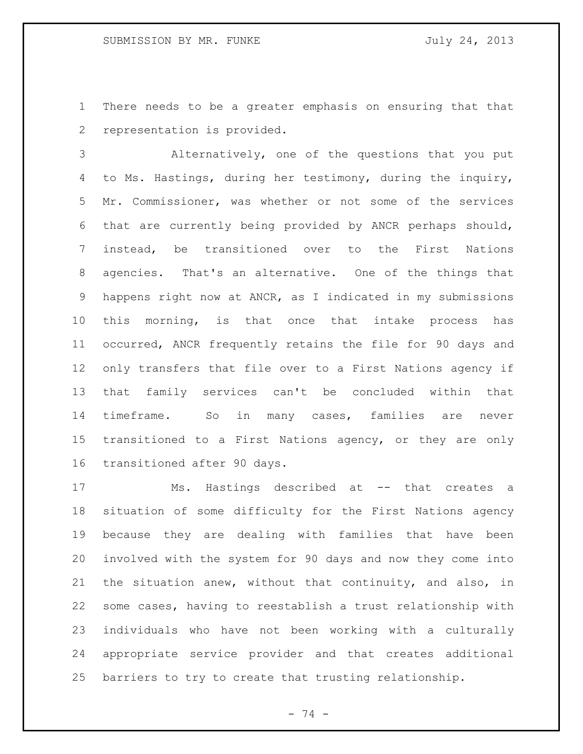There needs to be a greater emphasis on ensuring that that representation is provided.

Alternatively, one of the questions that you put to Ms. Hastings, during her testimony, during the inquiry, Mr. Commissioner, was whether or not some of the services that are currently being provided by ANCR perhaps should, instead, be transitioned over to the First Nations agencies. That's an alternative. One of the things that happens right now at ANCR, as I indicated in my submissions this morning, is that once that intake process has occurred, ANCR frequently retains the file for 90 days and only transfers that file over to a First Nations agency if that family services can't be concluded within that timeframe. So in many cases, families are never transitioned to a First Nations agency, or they are only transitioned after 90 days.

Ms. Hastings described at -- that creates a situation of some difficulty for the First Nations agency because they are dealing with families that have been involved with the system for 90 days and now they come into the situation anew, without that continuity, and also, in some cases, having to reestablish a trust relationship with individuals who have not been working with a culturally appropriate service provider and that creates additional barriers to try to create that trusting relationship.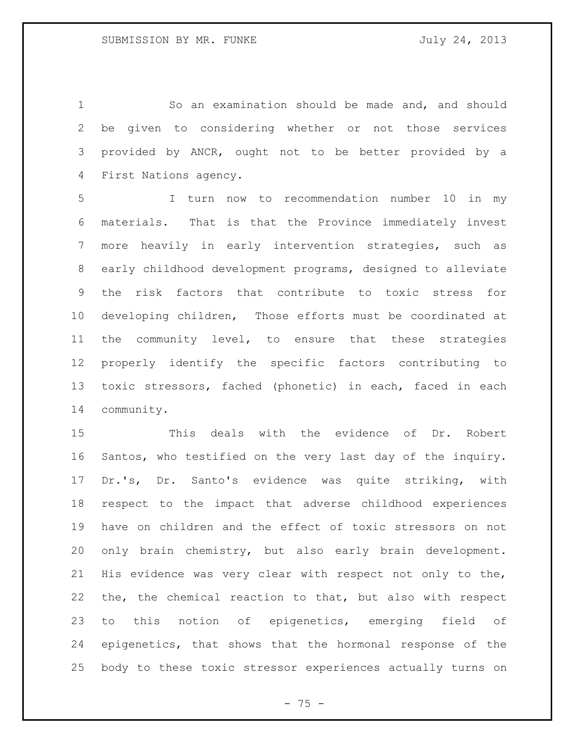So an examination should be made and, and should be given to considering whether or not those services provided by ANCR, ought not to be better provided by a First Nations agency.

I turn now to recommendation number 10 in my materials. That is that the Province immediately invest more heavily in early intervention strategies, such as early childhood development programs, designed to alleviate the risk factors that contribute to toxic stress for developing children, Those efforts must be coordinated at the community level, to ensure that these strategies properly identify the specific factors contributing to toxic stressors, fached (phonetic) in each, faced in each community.

This deals with the evidence of Dr. Robert Santos, who testified on the very last day of the inquiry. Dr.'s, Dr. Santo's evidence was quite striking, with respect to the impact that adverse childhood experiences have on children and the effect of toxic stressors on not only brain chemistry, but also early brain development. His evidence was very clear with respect not only to the, the, the chemical reaction to that, but also with respect to this notion of epigenetics, emerging field of epigenetics, that shows that the hormonal response of the body to these toxic stressor experiences actually turns on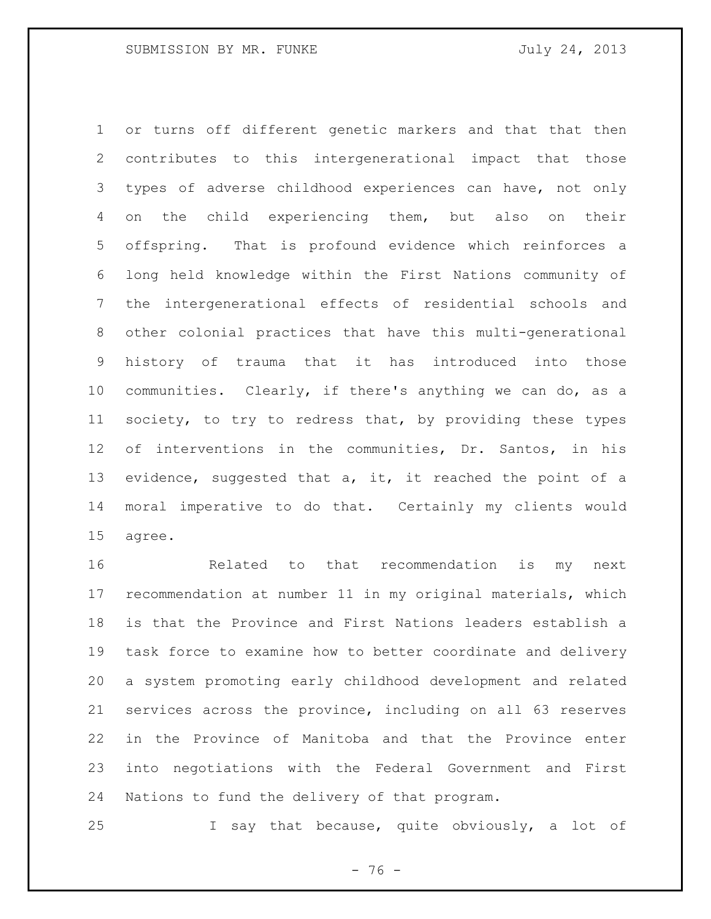or turns off different genetic markers and that that then contributes to this intergenerational impact that those types of adverse childhood experiences can have, not only on the child experiencing them, but also on their offspring. That is profound evidence which reinforces a long held knowledge within the First Nations community of the intergenerational effects of residential schools and other colonial practices that have this multi-generational history of trauma that it has introduced into those communities. Clearly, if there's anything we can do, as a society, to try to redress that, by providing these types of interventions in the communities, Dr. Santos, in his evidence, suggested that a, it, it reached the point of a moral imperative to do that. Certainly my clients would agree.

Related to that recommendation is my next recommendation at number 11 in my original materials, which is that the Province and First Nations leaders establish a task force to examine how to better coordinate and delivery a system promoting early childhood development and related services across the province, including on all 63 reserves in the Province of Manitoba and that the Province enter into negotiations with the Federal Government and First Nations to fund the delivery of that program.

I say that because, quite obviously, a lot of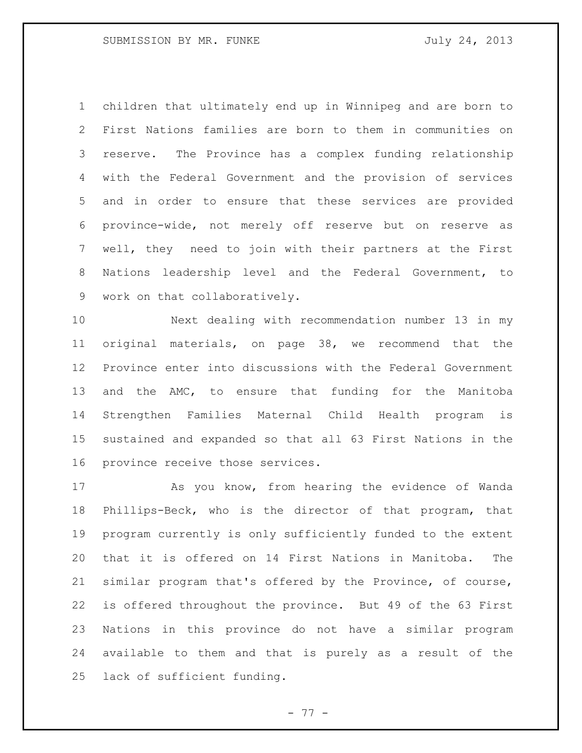children that ultimately end up in Winnipeg and are born to First Nations families are born to them in communities on reserve. The Province has a complex funding relationship with the Federal Government and the provision of services and in order to ensure that these services are provided province-wide, not merely off reserve but on reserve as well, they need to join with their partners at the First Nations leadership level and the Federal Government, to work on that collaboratively.

Next dealing with recommendation number 13 in my original materials, on page 38, we recommend that the Province enter into discussions with the Federal Government and the AMC, to ensure that funding for the Manitoba Strengthen Families Maternal Child Health program is sustained and expanded so that all 63 First Nations in the province receive those services.

As you know, from hearing the evidence of Wanda Phillips-Beck, who is the director of that program, that program currently is only sufficiently funded to the extent that it is offered on 14 First Nations in Manitoba. The similar program that's offered by the Province, of course, is offered throughout the province. But 49 of the 63 First Nations in this province do not have a similar program available to them and that is purely as a result of the lack of sufficient funding.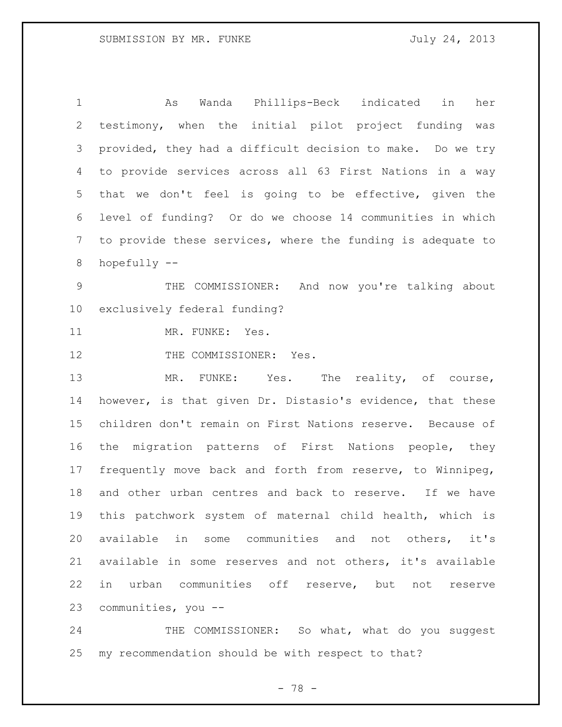As Wanda Phillips-Beck indicated in her testimony, when the initial pilot project funding was provided, they had a difficult decision to make. Do we try to provide services across all 63 First Nations in a way that we don't feel is going to be effective, given the level of funding? Or do we choose 14 communities in which to provide these services, where the funding is adequate to hopefully --

THE COMMISSIONER: And now you're talking about exclusively federal funding?

MR. FUNKE: Yes.

THE COMMISSIONER: Yes.

MR. FUNKE: Yes. The reality, of course, however, is that given Dr. Distasio's evidence, that these children don't remain on First Nations reserve. Because of the migration patterns of First Nations people, they frequently move back and forth from reserve, to Winnipeg, and other urban centres and back to reserve. If we have this patchwork system of maternal child health, which is available in some communities and not others, it's available in some reserves and not others, it's available in urban communities off reserve, but not reserve communities, you --

THE COMMISSIONER: So what, what do you suggest my recommendation should be with respect to that?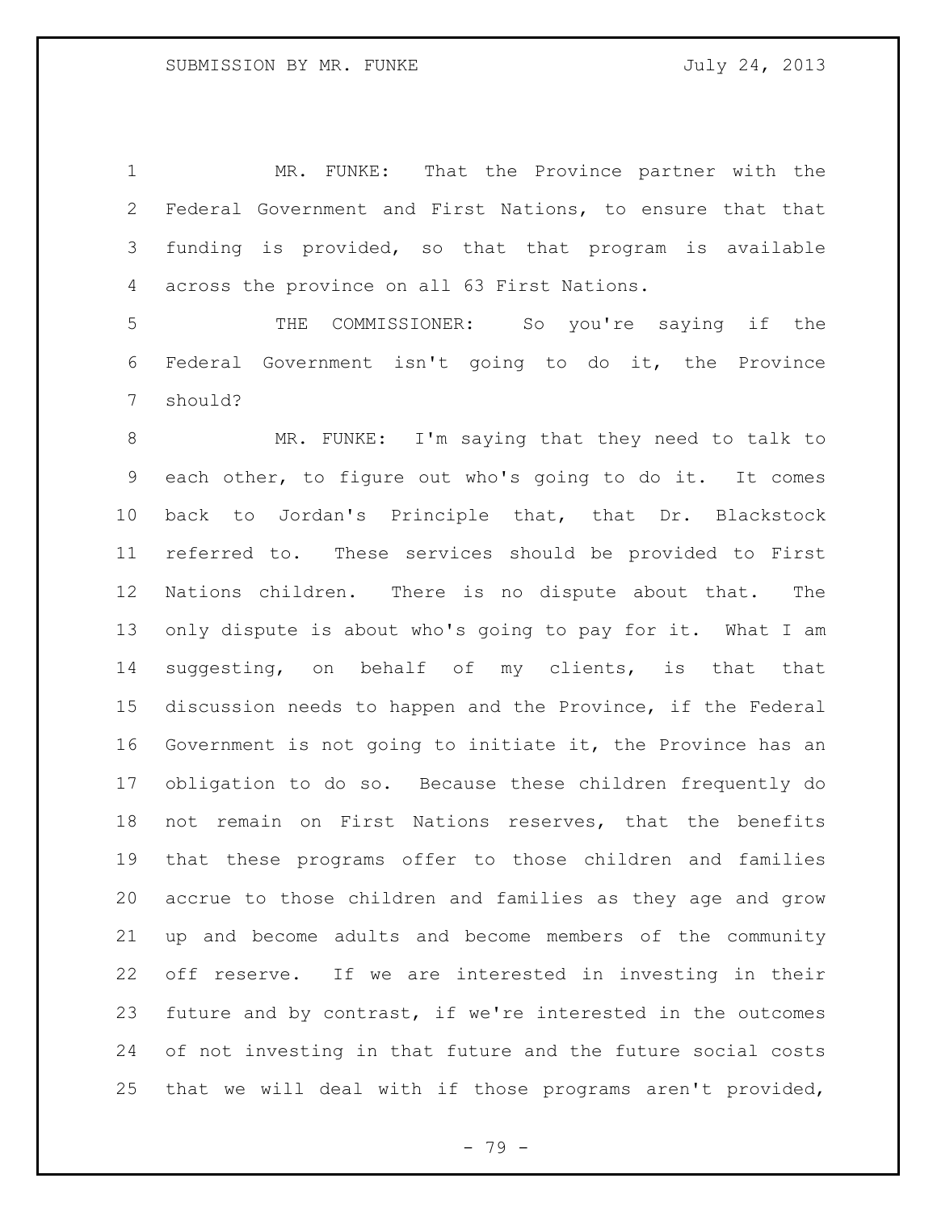MR. FUNKE: That the Province partner with the Federal Government and First Nations, to ensure that that funding is provided, so that that program is available across the province on all 63 First Nations.

THE COMMISSIONER: So you're saying if the Federal Government isn't going to do it, the Province should?

MR. FUNKE: I'm saying that they need to talk to each other, to figure out who's going to do it. It comes back to Jordan's Principle that, that Dr. Blackstock referred to. These services should be provided to First Nations children. There is no dispute about that. The only dispute is about who's going to pay for it. What I am suggesting, on behalf of my clients, is that that discussion needs to happen and the Province, if the Federal Government is not going to initiate it, the Province has an obligation to do so. Because these children frequently do not remain on First Nations reserves, that the benefits that these programs offer to those children and families accrue to those children and families as they age and grow up and become adults and become members of the community off reserve. If we are interested in investing in their future and by contrast, if we're interested in the outcomes of not investing in that future and the future social costs that we will deal with if those programs aren't provided,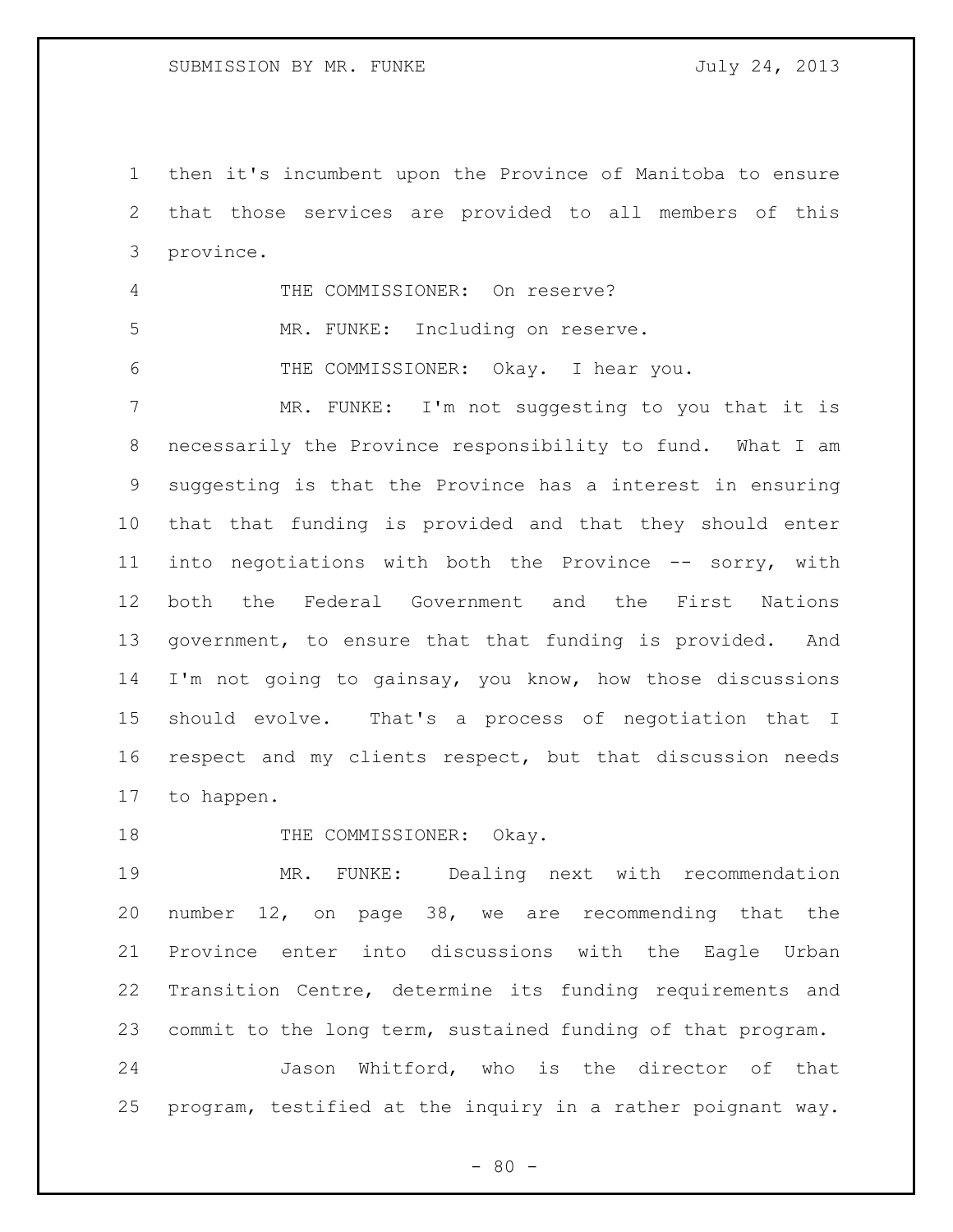then it's incumbent upon the Province of Manitoba to ensure that those services are provided to all members of this province.

THE COMMISSIONER: On reserve?

MR. FUNKE: Including on reserve.

THE COMMISSIONER: Okay. I hear you.

MR. FUNKE: I'm not suggesting to you that it is necessarily the Province responsibility to fund. What I am suggesting is that the Province has a interest in ensuring that that funding is provided and that they should enter into negotiations with both the Province -- sorry, with both the Federal Government and the First Nations government, to ensure that that funding is provided. And I'm not going to gainsay, you know, how those discussions should evolve. That's a process of negotiation that I respect and my clients respect, but that discussion needs to happen.

THE COMMISSIONER: Okay.

MR. FUNKE: Dealing next with recommendation number 12, on page 38, we are recommending that the Province enter into discussions with the Eagle Urban Transition Centre, determine its funding requirements and commit to the long term, sustained funding of that program.

Jason Whitford, who is the director of that program, testified at the inquiry in a rather poignant way.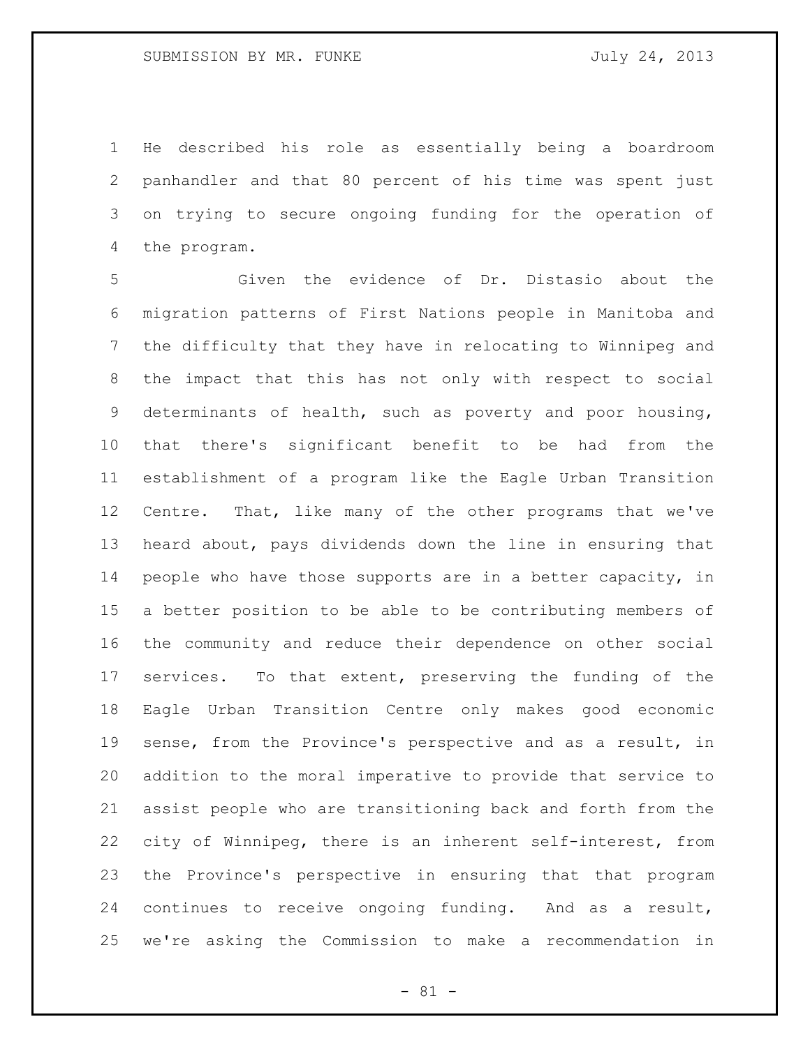He described his role as essentially being a boardroom panhandler and that 80 percent of his time was spent just on trying to secure ongoing funding for the operation of the program.

Given the evidence of Dr. Distasio about the migration patterns of First Nations people in Manitoba and the difficulty that they have in relocating to Winnipeg and the impact that this has not only with respect to social determinants of health, such as poverty and poor housing, that there's significant benefit to be had from the establishment of a program like the Eagle Urban Transition Centre. That, like many of the other programs that we've heard about, pays dividends down the line in ensuring that people who have those supports are in a better capacity, in a better position to be able to be contributing members of the community and reduce their dependence on other social services. To that extent, preserving the funding of the Eagle Urban Transition Centre only makes good economic sense, from the Province's perspective and as a result, in addition to the moral imperative to provide that service to assist people who are transitioning back and forth from the city of Winnipeg, there is an inherent self-interest, from the Province's perspective in ensuring that that program continues to receive ongoing funding. And as a result, we're asking the Commission to make a recommendation in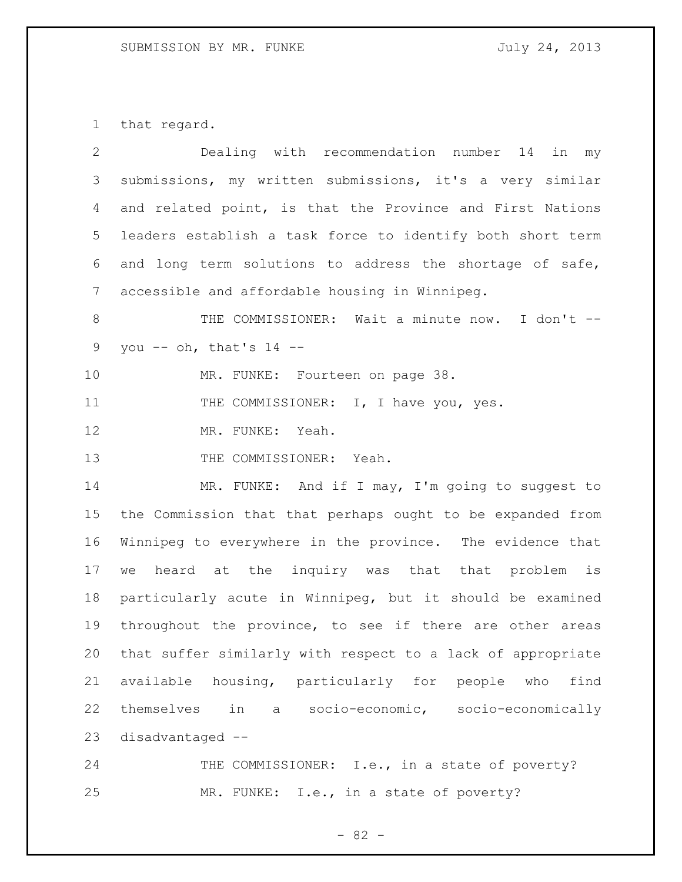that regard.

Dealing with recommendation number 14 in my submissions, my written submissions, it's a very similar and related point, is that the Province and First Nations leaders establish a task force to identify both short term and long term solutions to address the shortage of safe, accessible and affordable housing in Winnipeg.

THE COMMISSIONER: Wait a minute now. I don't -- you -- oh, that's 14 --

MR. FUNKE: Fourteen on page 38.

THE COMMISSIONER: I, I have you, yes.

MR. FUNKE: Yeah.

THE COMMISSIONER: Yeah.

MR. FUNKE: And if I may, I'm going to suggest to the Commission that that perhaps ought to be expanded from Winnipeg to everywhere in the province. The evidence that we heard at the inquiry was that that problem is particularly acute in Winnipeg, but it should be examined throughout the province, to see if there are other areas that suffer similarly with respect to a lack of appropriate available housing, particularly for people who find themselves in a socio-economic, socio-economically disadvantaged --

THE COMMISSIONER: I.e., in a state of poverty?

MR. FUNKE: I.e., in a state of poverty?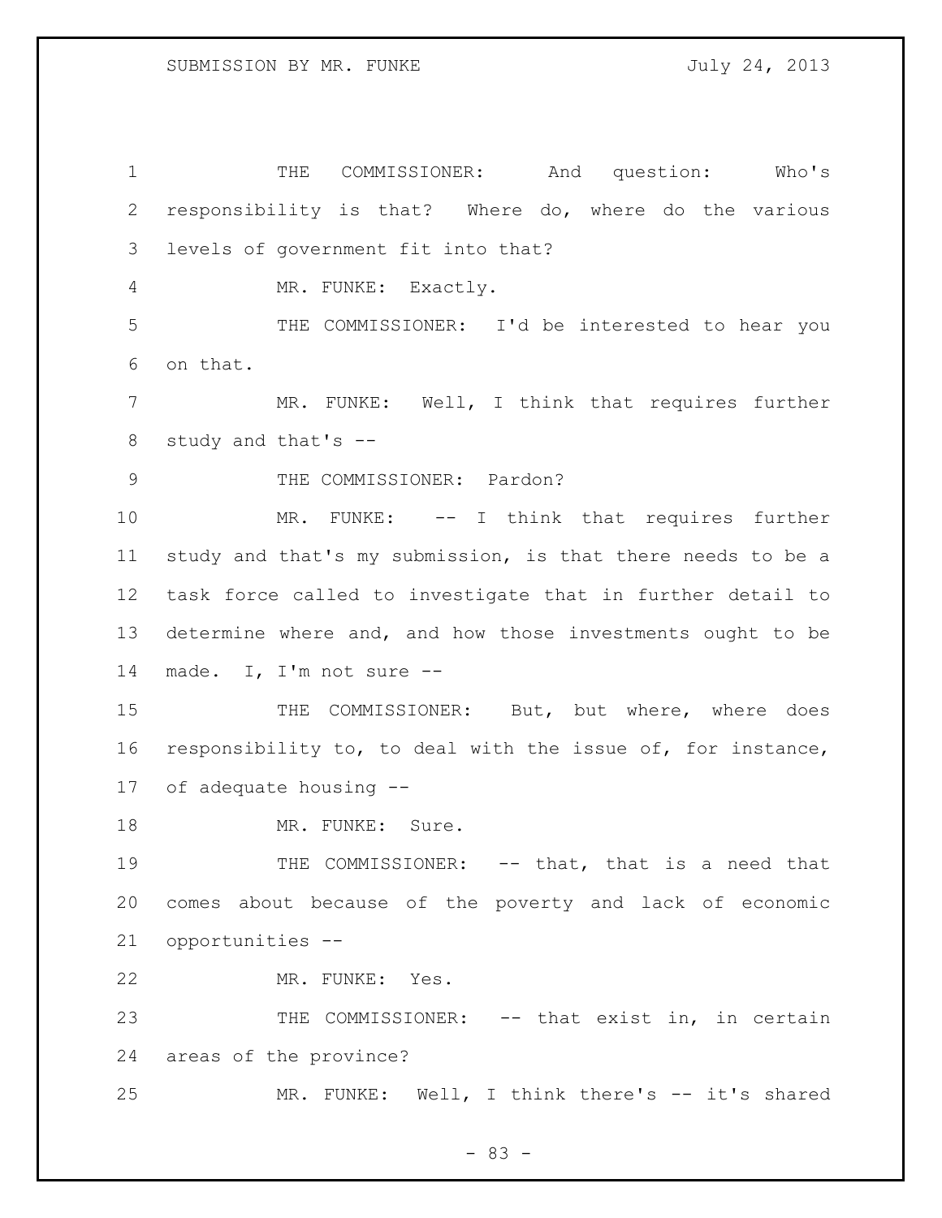THE COMMISSIONER: And question: Who's responsibility is that? Where do, where do the various levels of government fit into that?

MR. FUNKE: Exactly.

THE COMMISSIONER: I'd be interested to hear you on that.

MR. FUNKE: Well, I think that requires further study and that's --

THE COMMISSIONER: Pardon?

MR. FUNKE: -- I think that requires further study and that's my submission, is that there needs to be a task force called to investigate that in further detail to determine where and, and how those investments ought to be made. I, I'm not sure --

THE COMMISSIONER: But, but where, where does responsibility to, to deal with the issue of, for instance, of adequate housing --

MR. FUNKE: Sure.

THE COMMISSIONER: -- that, that is a need that comes about because of the poverty and lack of economic opportunities --

MR. FUNKE: Yes.

THE COMMISSIONER: -- that exist in, in certain areas of the province?

MR. FUNKE: Well, I think there's -- it's shared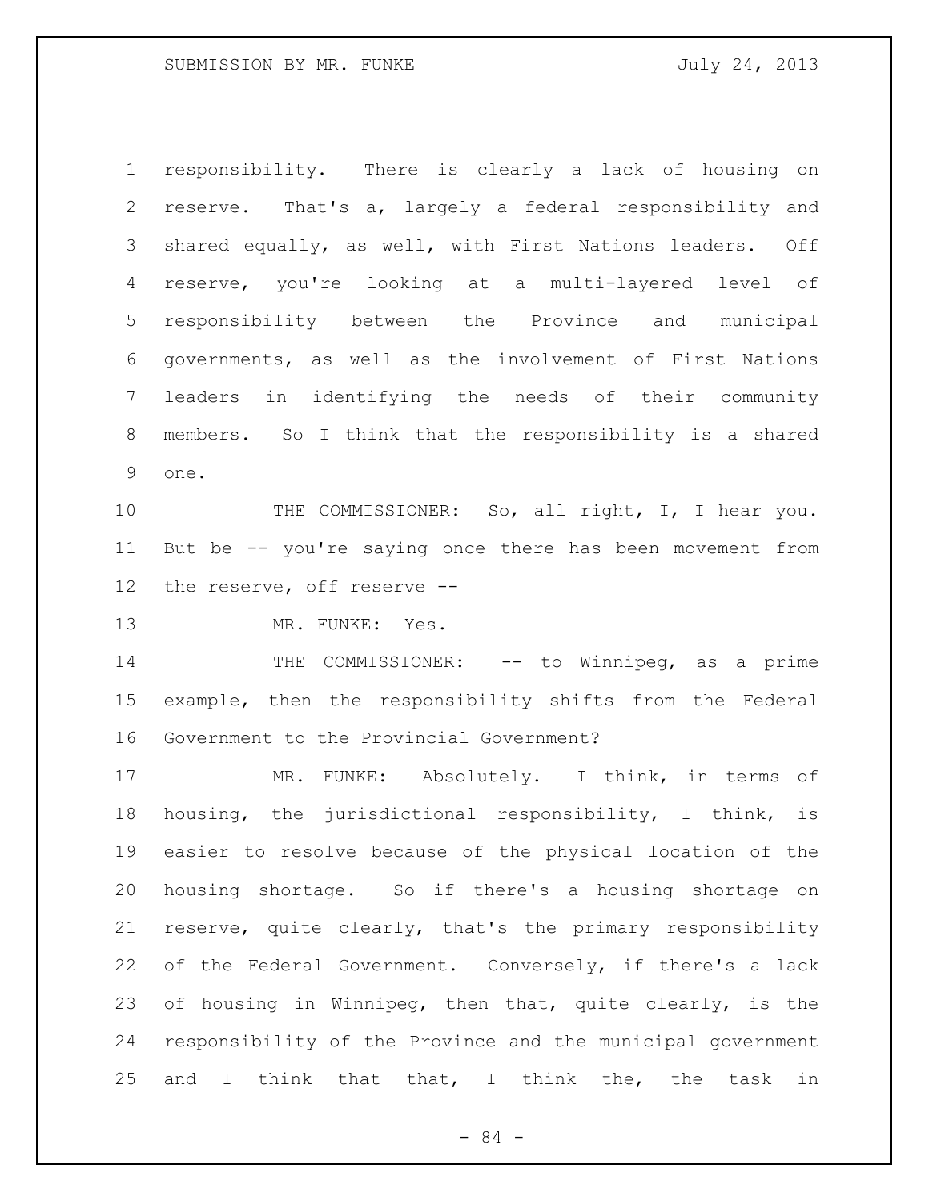responsibility. There is clearly a lack of housing on reserve. That's a, largely a federal responsibility and shared equally, as well, with First Nations leaders. Off reserve, you're looking at a multi-layered level of responsibility between the Province and municipal governments, as well as the involvement of First Nations leaders in identifying the needs of their community members. So I think that the responsibility is a shared one.

THE COMMISSIONER: So, all right, I, I hear you. But be -- you're saying once there has been movement from the reserve, off reserve --

MR. FUNKE: Yes.

THE COMMISSIONER: -- to Winnipeg, as a prime example, then the responsibility shifts from the Federal Government to the Provincial Government?

MR. FUNKE: Absolutely. I think, in terms of housing, the jurisdictional responsibility, I think, is easier to resolve because of the physical location of the housing shortage. So if there's a housing shortage on reserve, quite clearly, that's the primary responsibility of the Federal Government. Conversely, if there's a lack of housing in Winnipeg, then that, quite clearly, is the responsibility of the Province and the municipal government and I think that that, I think the, the task in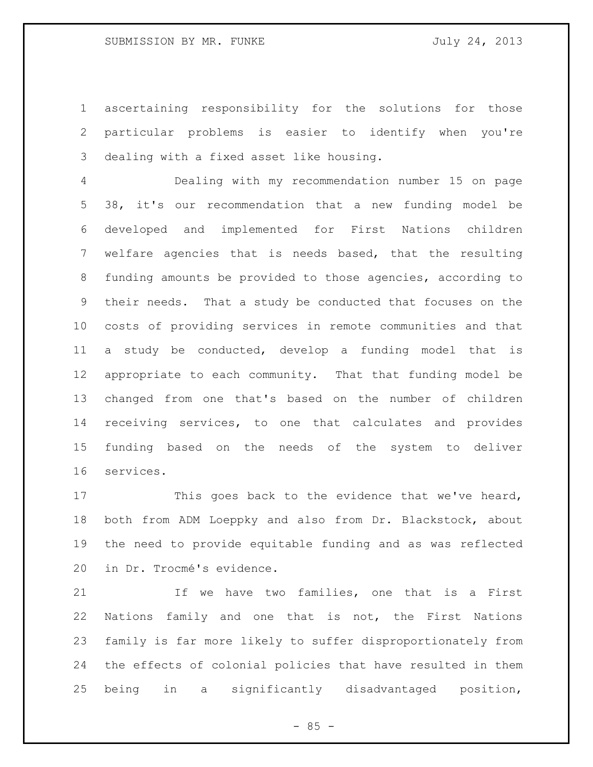ascertaining responsibility for the solutions for those particular problems is easier to identify when you're dealing with a fixed asset like housing.

Dealing with my recommendation number 15 on page 38, it's our recommendation that a new funding model be developed and implemented for First Nations children welfare agencies that is needs based, that the resulting funding amounts be provided to those agencies, according to their needs. That a study be conducted that focuses on the costs of providing services in remote communities and that a study be conducted, develop a funding model that is appropriate to each community. That that funding model be changed from one that's based on the number of children receiving services, to one that calculates and provides funding based on the needs of the system to deliver services.

This goes back to the evidence that we've heard, both from ADM Loeppky and also from Dr. Blackstock, about the need to provide equitable funding and as was reflected in Dr. Trocmé's evidence.

If we have two families, one that is a First Nations family and one that is not, the First Nations family is far more likely to suffer disproportionately from the effects of colonial policies that have resulted in them being in a significantly disadvantaged position,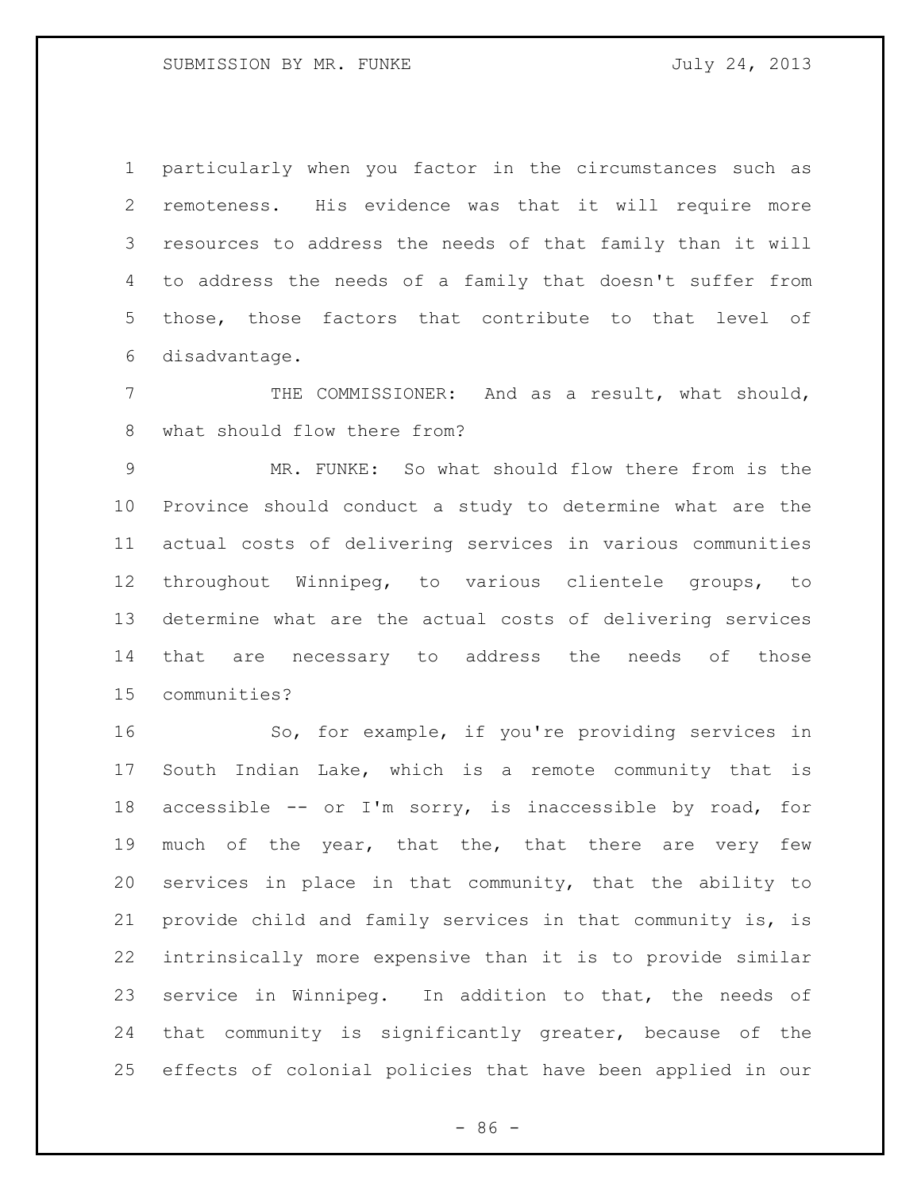particularly when you factor in the circumstances such as remoteness. His evidence was that it will require more resources to address the needs of that family than it will to address the needs of a family that doesn't suffer from those, those factors that contribute to that level of disadvantage.

THE COMMISSIONER: And as a result, what should, what should flow there from?

MR. FUNKE: So what should flow there from is the Province should conduct a study to determine what are the actual costs of delivering services in various communities throughout Winnipeg, to various clientele groups, to determine what are the actual costs of delivering services that are necessary to address the needs of those communities?

So, for example, if you're providing services in South Indian Lake, which is a remote community that is accessible -- or I'm sorry, is inaccessible by road, for much of the year, that the, that there are very few services in place in that community, that the ability to provide child and family services in that community is, is intrinsically more expensive than it is to provide similar service in Winnipeg. In addition to that, the needs of that community is significantly greater, because of the effects of colonial policies that have been applied in our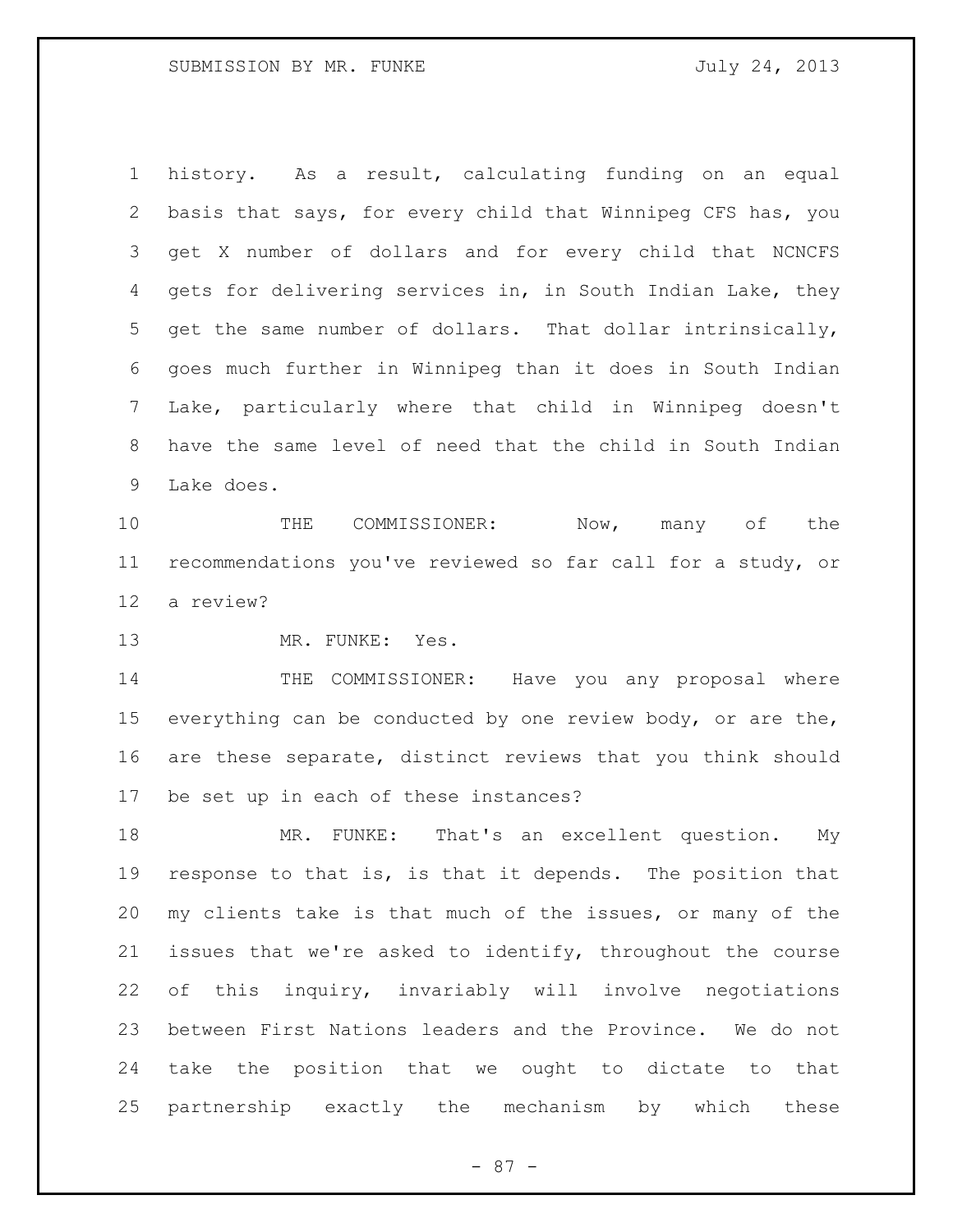history. As a result, calculating funding on an equal basis that says, for every child that Winnipeg CFS has, you get X number of dollars and for every child that NCNCFS gets for delivering services in, in South Indian Lake, they get the same number of dollars. That dollar intrinsically, goes much further in Winnipeg than it does in South Indian Lake, particularly where that child in Winnipeg doesn't have the same level of need that the child in South Indian Lake does.

THE COMMISSIONER: Now, many of the recommendations you've reviewed so far call for a study, or a review?

MR. FUNKE: Yes.

THE COMMISSIONER: Have you any proposal where everything can be conducted by one review body, or are the, are these separate, distinct reviews that you think should be set up in each of these instances?

MR. FUNKE: That's an excellent question. My response to that is, is that it depends. The position that my clients take is that much of the issues, or many of the issues that we're asked to identify, throughout the course of this inquiry, invariably will involve negotiations between First Nations leaders and the Province. We do not take the position that we ought to dictate to that partnership exactly the mechanism by which these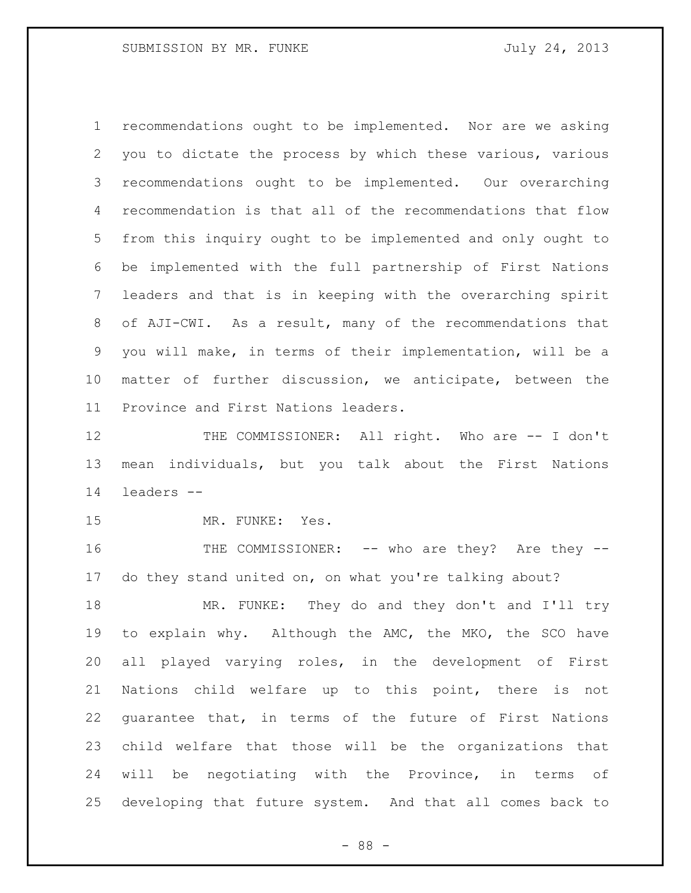recommendations ought to be implemented. Nor are we asking you to dictate the process by which these various, various recommendations ought to be implemented. Our overarching recommendation is that all of the recommendations that flow from this inquiry ought to be implemented and only ought to be implemented with the full partnership of First Nations leaders and that is in keeping with the overarching spirit of AJI-CWI. As a result, many of the recommendations that you will make, in terms of their implementation, will be a matter of further discussion, we anticipate, between the Province and First Nations leaders.

THE COMMISSIONER: All right. Who are -- I don't mean individuals, but you talk about the First Nations leaders --

MR. FUNKE: Yes.

THE COMMISSIONER: -- who are they? Are they -- do they stand united on, on what you're talking about?

MR. FUNKE: They do and they don't and I'll try to explain why. Although the AMC, the MKO, the SCO have all played varying roles, in the development of First Nations child welfare up to this point, there is not guarantee that, in terms of the future of First Nations child welfare that those will be the organizations that will be negotiating with the Province, in terms of developing that future system. And that all comes back to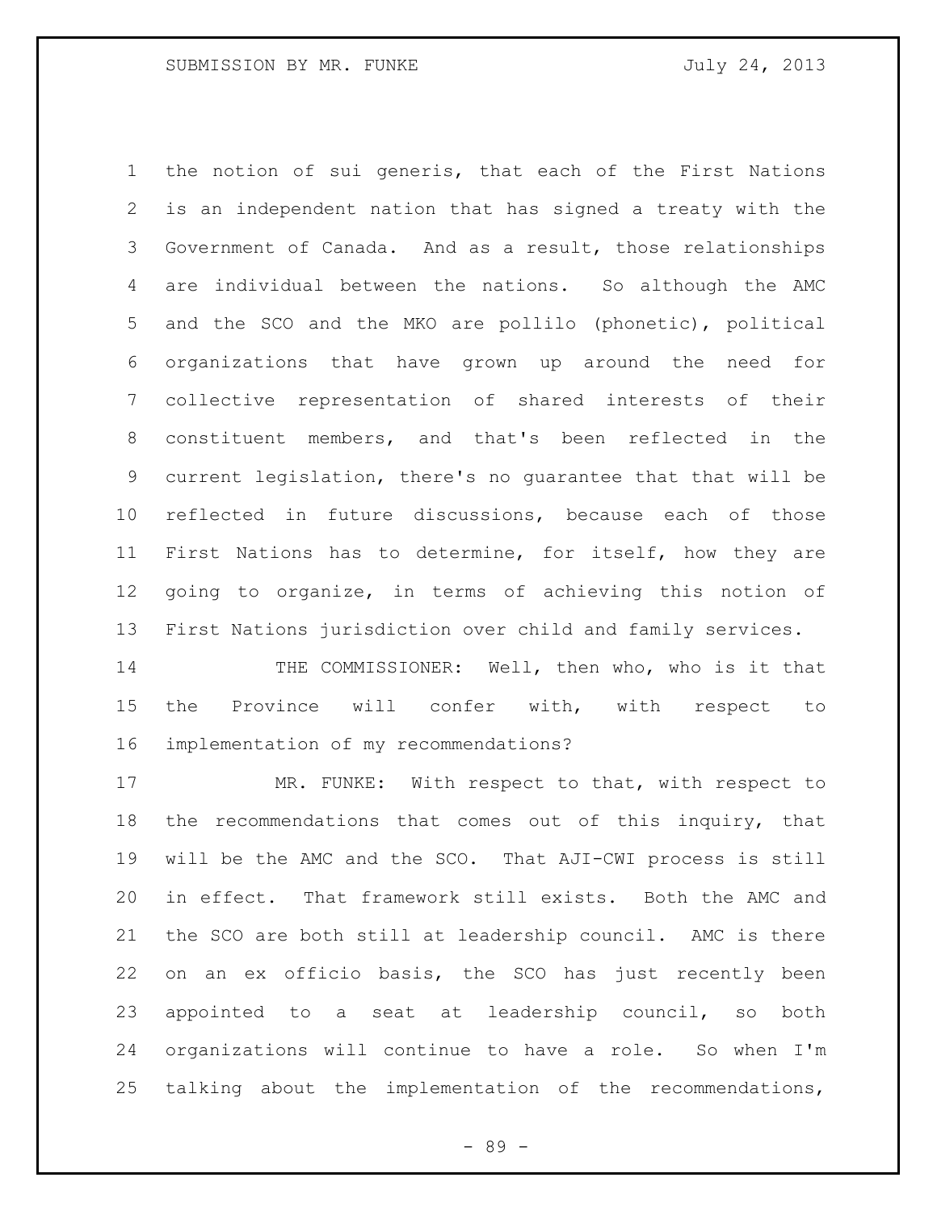the notion of sui generis, that each of the First Nations is an independent nation that has signed a treaty with the Government of Canada. And as a result, those relationships are individual between the nations. So although the AMC and the SCO and the MKO are pollilo (phonetic), political organizations that have grown up around the need for collective representation of shared interests of their constituent members, and that's been reflected in the current legislation, there's no guarantee that that will be reflected in future discussions, because each of those First Nations has to determine, for itself, how they are going to organize, in terms of achieving this notion of First Nations jurisdiction over child and family services.

THE COMMISSIONER: Well, then who, who is it that the Province will confer with, with respect to implementation of my recommendations?

MR. FUNKE: With respect to that, with respect to the recommendations that comes out of this inquiry, that will be the AMC and the SCO. That AJI-CWI process is still in effect. That framework still exists. Both the AMC and the SCO are both still at leadership council. AMC is there on an ex officio basis, the SCO has just recently been appointed to a seat at leadership council, so both organizations will continue to have a role. So when I'm talking about the implementation of the recommendations,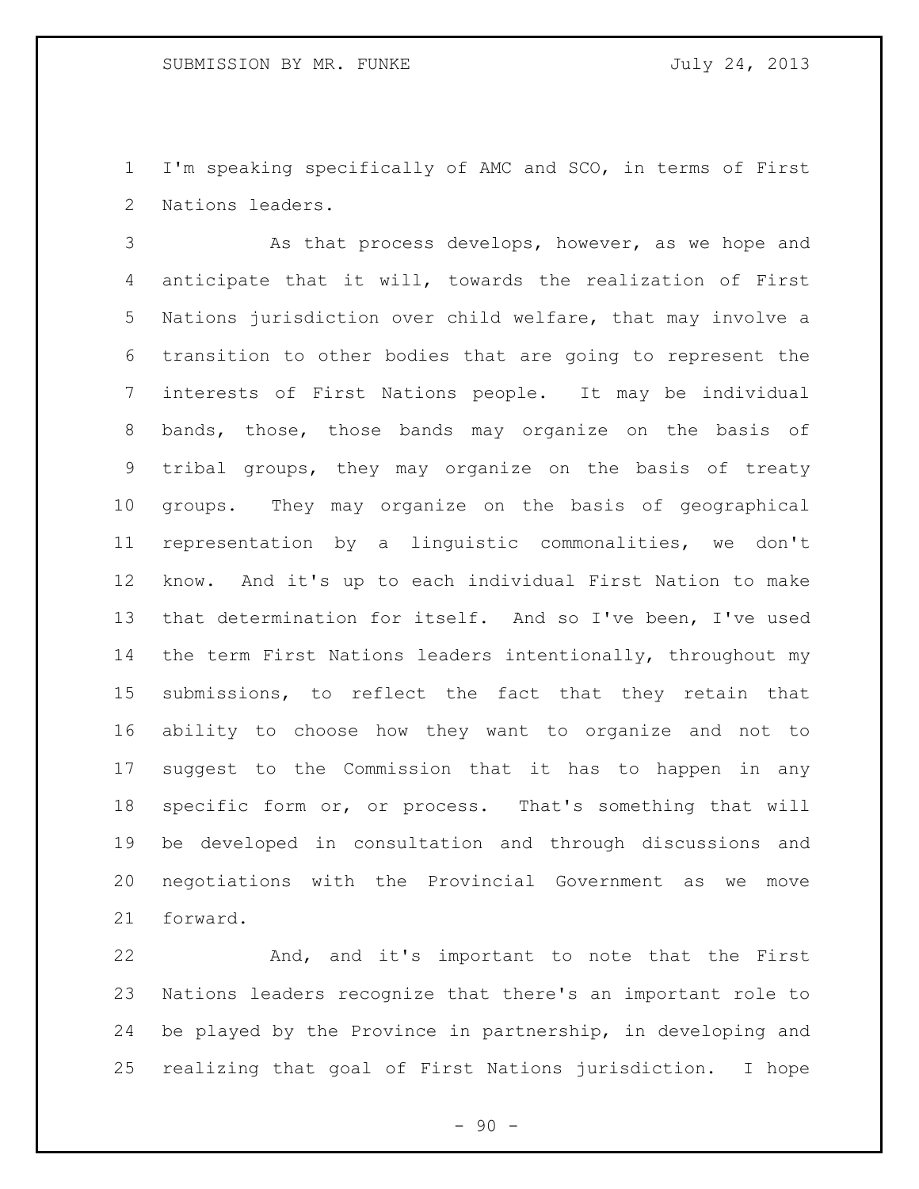I'm speaking specifically of AMC and SCO, in terms of First Nations leaders.

As that process develops, however, as we hope and anticipate that it will, towards the realization of First Nations jurisdiction over child welfare, that may involve a transition to other bodies that are going to represent the interests of First Nations people. It may be individual bands, those, those bands may organize on the basis of tribal groups, they may organize on the basis of treaty groups. They may organize on the basis of geographical representation by a linguistic commonalities, we don't know. And it's up to each individual First Nation to make that determination for itself. And so I've been, I've used the term First Nations leaders intentionally, throughout my submissions, to reflect the fact that they retain that ability to choose how they want to organize and not to suggest to the Commission that it has to happen in any specific form or, or process. That's something that will be developed in consultation and through discussions and negotiations with the Provincial Government as we move forward.

And, and it's important to note that the First Nations leaders recognize that there's an important role to be played by the Province in partnership, in developing and realizing that goal of First Nations jurisdiction. I hope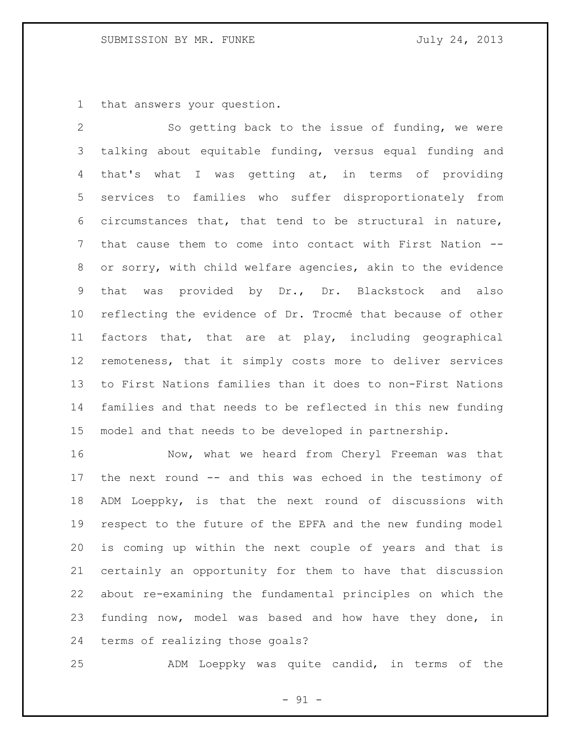that answers your question.

So getting back to the issue of funding, we were talking about equitable funding, versus equal funding and that's what I was getting at, in terms of providing services to families who suffer disproportionately from circumstances that, that tend to be structural in nature, that cause them to come into contact with First Nation -- or sorry, with child welfare agencies, akin to the evidence that was provided by Dr., Dr. Blackstock and also reflecting the evidence of Dr. Trocmé that because of other factors that, that are at play, including geographical remoteness, that it simply costs more to deliver services to First Nations families than it does to non-First Nations families and that needs to be reflected in this new funding model and that needs to be developed in partnership.

Now, what we heard from Cheryl Freeman was that the next round -- and this was echoed in the testimony of ADM Loeppky, is that the next round of discussions with respect to the future of the EPFA and the new funding model is coming up within the next couple of years and that is certainly an opportunity for them to have that discussion about re-examining the fundamental principles on which the funding now, model was based and how have they done, in terms of realizing those goals?

ADM Loeppky was quite candid, in terms of the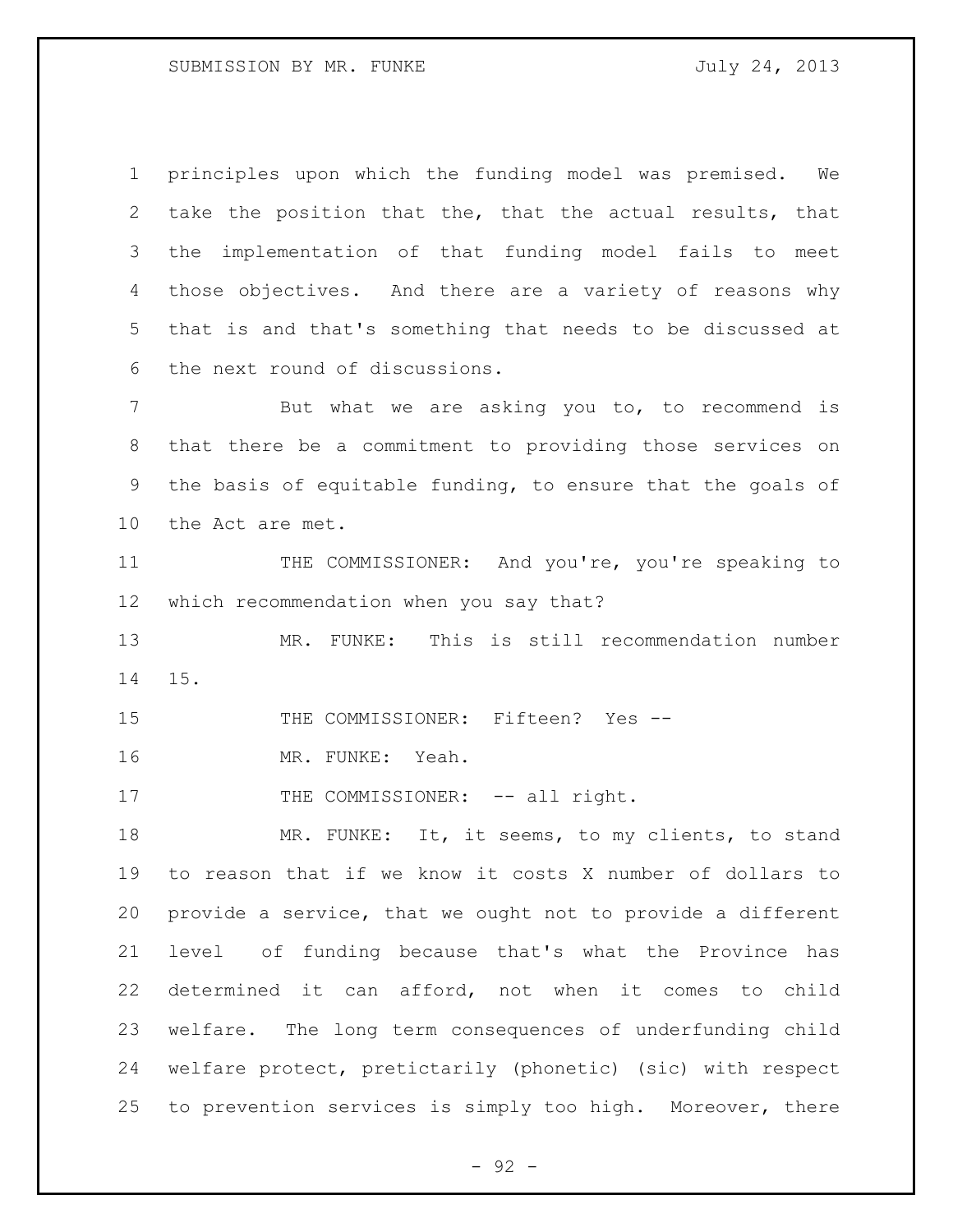principles upon which the funding model was premised. We take the position that the, that the actual results, that the implementation of that funding model fails to meet those objectives. And there are a variety of reasons why that is and that's something that needs to be discussed at the next round of discussions.

But what we are asking you to, to recommend is that there be a commitment to providing those services on the basis of equitable funding, to ensure that the goals of the Act are met.

THE COMMISSIONER: And you're, you're speaking to which recommendation when you say that?

MR. FUNKE: This is still recommendation number 15.

THE COMMISSIONER: Fifteen? Yes --

MR. FUNKE: Yeah.

THE COMMISSIONER: -- all right.

MR. FUNKE: It, it seems, to my clients, to stand to reason that if we know it costs X number of dollars to provide a service, that we ought not to provide a different level of funding because that's what the Province has determined it can afford, not when it comes to child welfare. The long term consequences of underfunding child welfare protect, pretictarily (phonetic) (sic) with respect to prevention services is simply too high. Moreover, there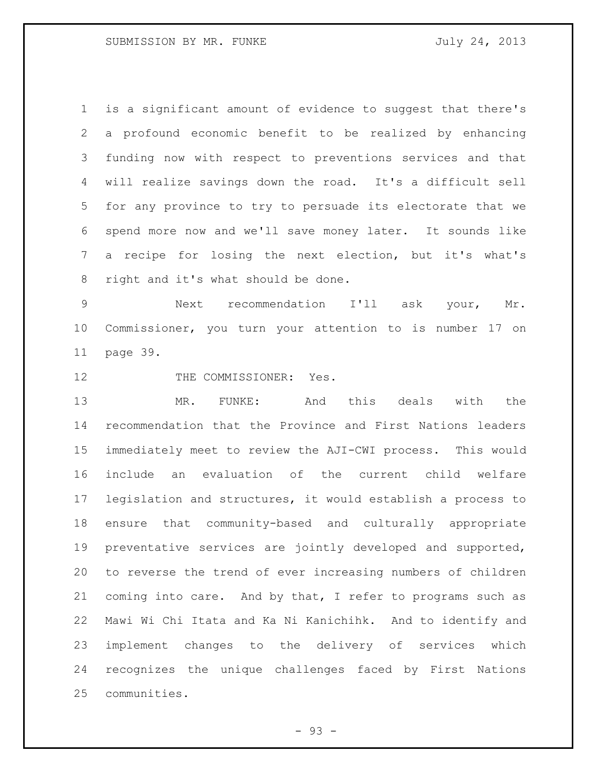is a significant amount of evidence to suggest that there's a profound economic benefit to be realized by enhancing funding now with respect to preventions services and that will realize savings down the road. It's a difficult sell for any province to try to persuade its electorate that we spend more now and we'll save money later. It sounds like a recipe for losing the next election, but it's what's right and it's what should be done.

Next recommendation I'll ask your, Mr. Commissioner, you turn your attention to is number 17 on page 39.

THE COMMISSIONER: Yes.

MR. FUNKE: And this deals with the recommendation that the Province and First Nations leaders immediately meet to review the AJI-CWI process. This would include an evaluation of the current child welfare legislation and structures, it would establish a process to ensure that community-based and culturally appropriate preventative services are jointly developed and supported, to reverse the trend of ever increasing numbers of children coming into care. And by that, I refer to programs such as Mawi Wi Chi Itata and Ka Ni Kanichihk. And to identify and implement changes to the delivery of services which recognizes the unique challenges faced by First Nations communities.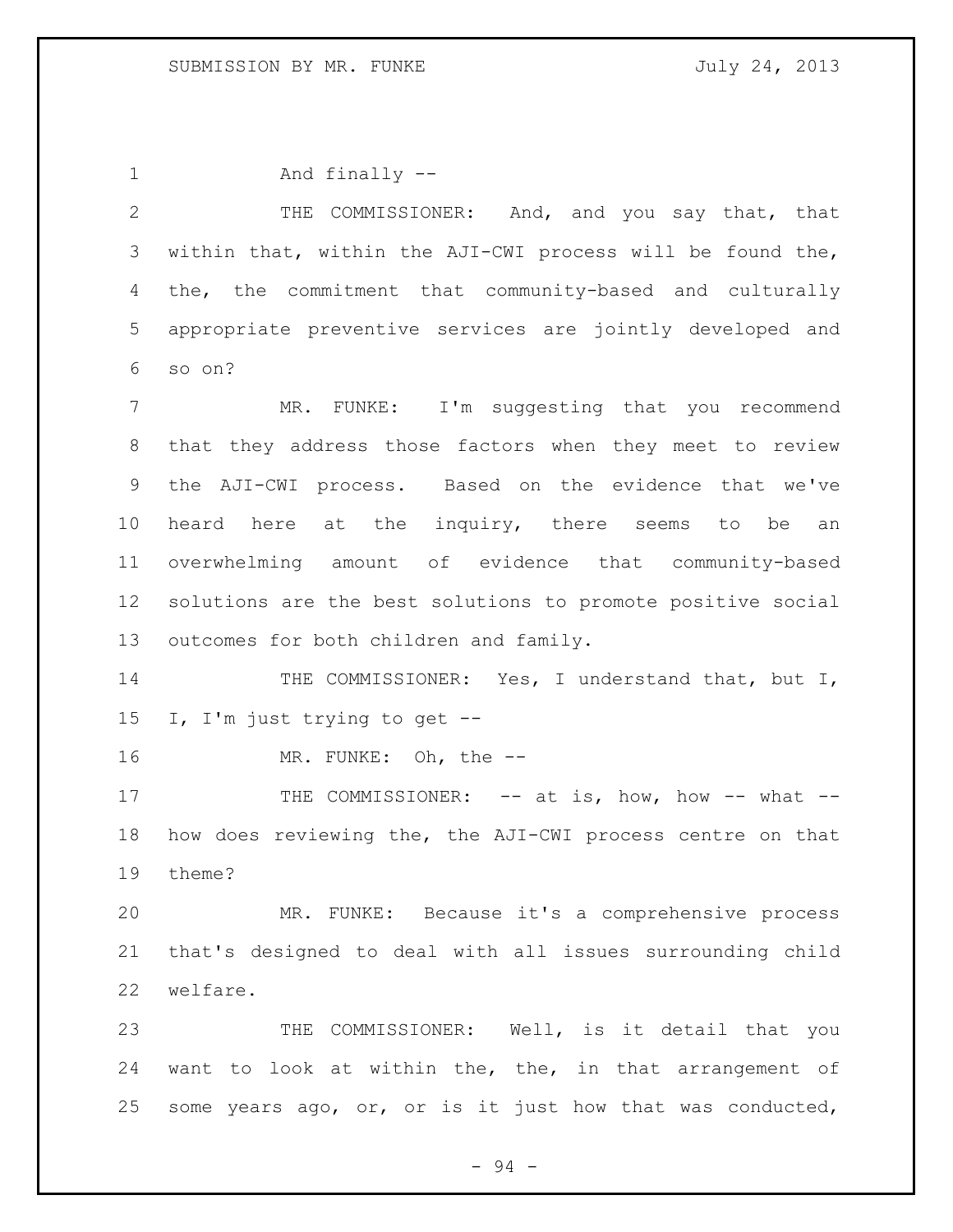And finally --

THE COMMISSIONER: And, and you say that, that within that, within the AJI-CWI process will be found the, the, the commitment that community-based and culturally appropriate preventive services are jointly developed and so on?

MR. FUNKE: I'm suggesting that you recommend that they address those factors when they meet to review the AJI-CWI process. Based on the evidence that we've heard here at the inquiry, there seems to be an overwhelming amount of evidence that community-based solutions are the best solutions to promote positive social outcomes for both children and family.

THE COMMISSIONER: Yes, I understand that, but I, I, I'm just trying to get --

MR. FUNKE: Oh, the --

THE COMMISSIONER: -- at is, how, how -- what -- how does reviewing the, the AJI-CWI process centre on that theme?

MR. FUNKE: Because it's a comprehensive process that's designed to deal with all issues surrounding child welfare.

THE COMMISSIONER: Well, is it detail that you want to look at within the, the, in that arrangement of some years ago, or, or is it just how that was conducted,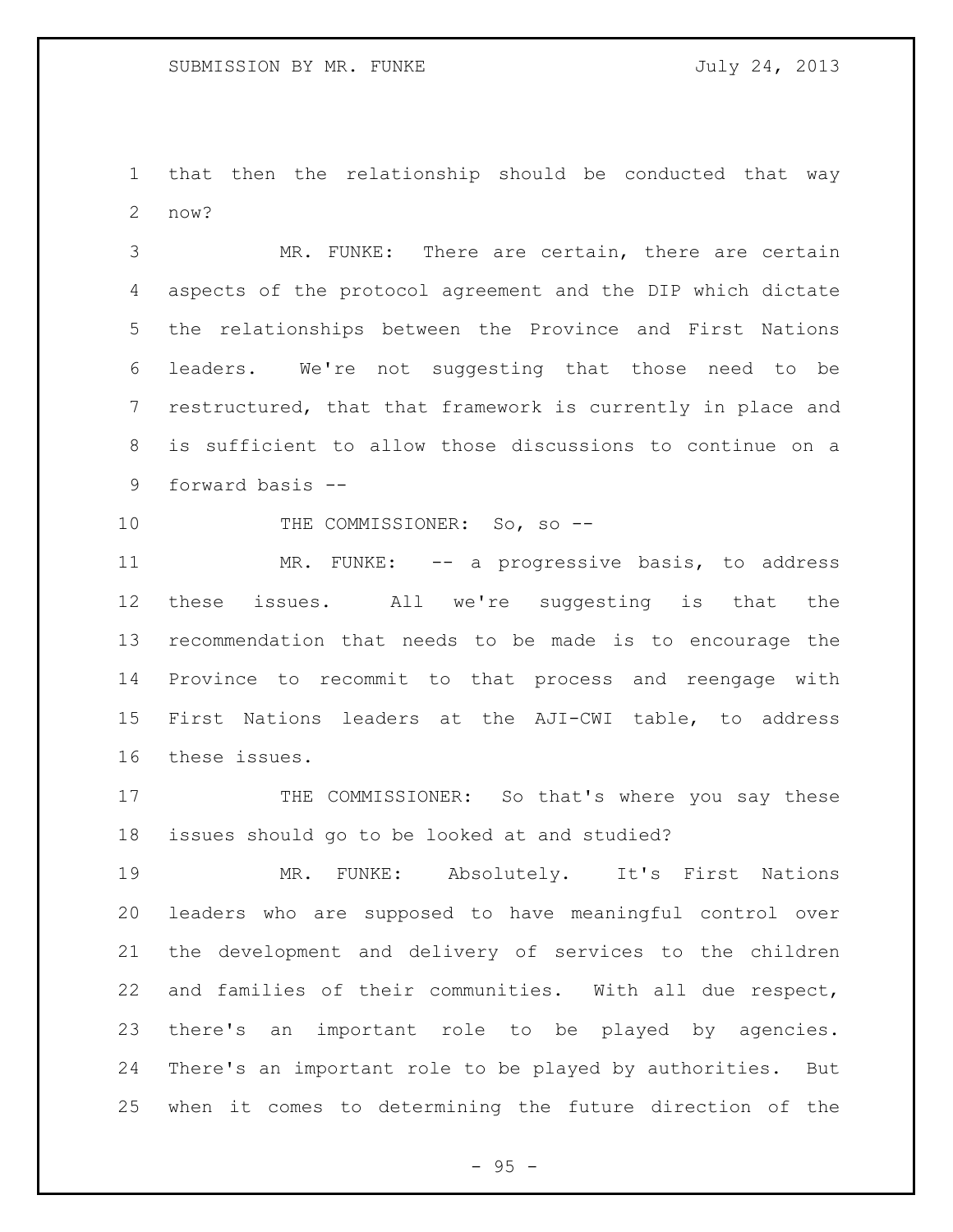that then the relationship should be conducted that way now?

MR. FUNKE: There are certain, there are certain aspects of the protocol agreement and the DIP which dictate the relationships between the Province and First Nations leaders. We're not suggesting that those need to be restructured, that that framework is currently in place and is sufficient to allow those discussions to continue on a forward basis --

THE COMMISSIONER: So, so --

MR. FUNKE: -- a progressive basis, to address these issues. All we're suggesting is that the recommendation that needs to be made is to encourage the Province to recommit to that process and reengage with First Nations leaders at the AJI-CWI table, to address these issues.

THE COMMISSIONER: So that's where you say these issues should go to be looked at and studied?

MR. FUNKE: Absolutely. It's First Nations leaders who are supposed to have meaningful control over the development and delivery of services to the children and families of their communities. With all due respect, there's an important role to be played by agencies. There's an important role to be played by authorities. But when it comes to determining the future direction of the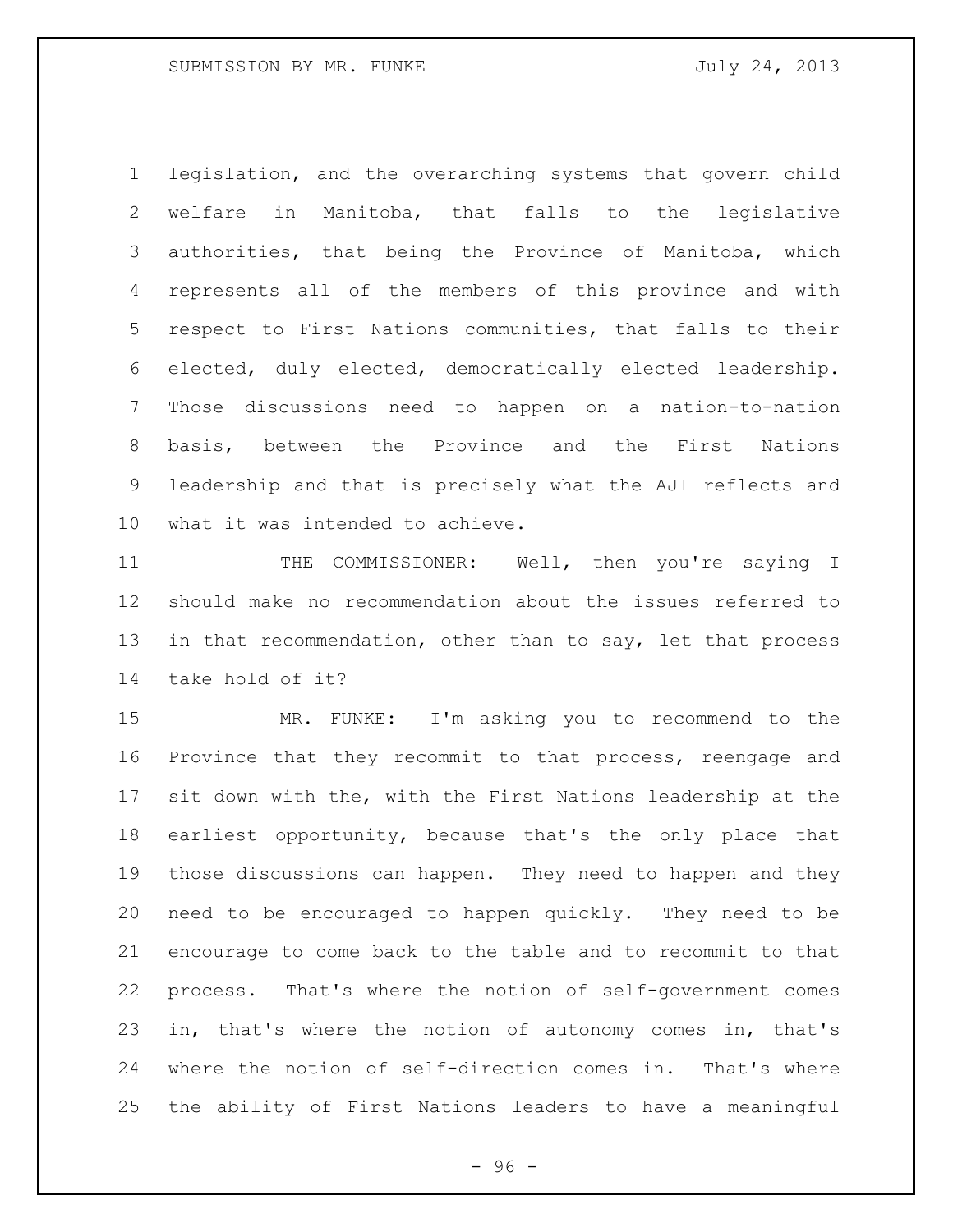legislation, and the overarching systems that govern child welfare in Manitoba, that falls to the legislative authorities, that being the Province of Manitoba, which represents all of the members of this province and with respect to First Nations communities, that falls to their elected, duly elected, democratically elected leadership. Those discussions need to happen on a nation-to-nation basis, between the Province and the First Nations leadership and that is precisely what the AJI reflects and what it was intended to achieve.

THE COMMISSIONER: Well, then you're saying I should make no recommendation about the issues referred to in that recommendation, other than to say, let that process take hold of it?

MR. FUNKE: I'm asking you to recommend to the Province that they recommit to that process, reengage and sit down with the, with the First Nations leadership at the earliest opportunity, because that's the only place that those discussions can happen. They need to happen and they need to be encouraged to happen quickly. They need to be encourage to come back to the table and to recommit to that process. That's where the notion of self-government comes in, that's where the notion of autonomy comes in, that's where the notion of self-direction comes in. That's where the ability of First Nations leaders to have a meaningful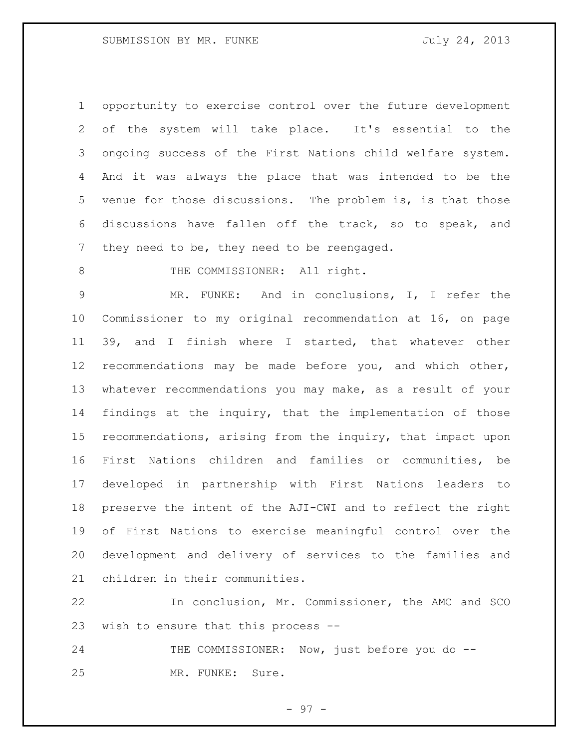opportunity to exercise control over the future development of the system will take place. It's essential to the ongoing success of the First Nations child welfare system. And it was always the place that was intended to be the venue for those discussions. The problem is, is that those discussions have fallen off the track, so to speak, and they need to be, they need to be reengaged.

THE COMMISSIONER: All right.

MR. FUNKE: And in conclusions, I, I refer the Commissioner to my original recommendation at 16, on page 39, and I finish where I started, that whatever other recommendations may be made before you, and which other, whatever recommendations you may make, as a result of your findings at the inquiry, that the implementation of those recommendations, arising from the inquiry, that impact upon First Nations children and families or communities, be developed in partnership with First Nations leaders to preserve the intent of the AJI-CWI and to reflect the right of First Nations to exercise meaningful control over the development and delivery of services to the families and children in their communities.

In conclusion, Mr. Commissioner, the AMC and SCO wish to ensure that this process --

THE COMMISSIONER: Now, just before you do --

MR. FUNKE: Sure.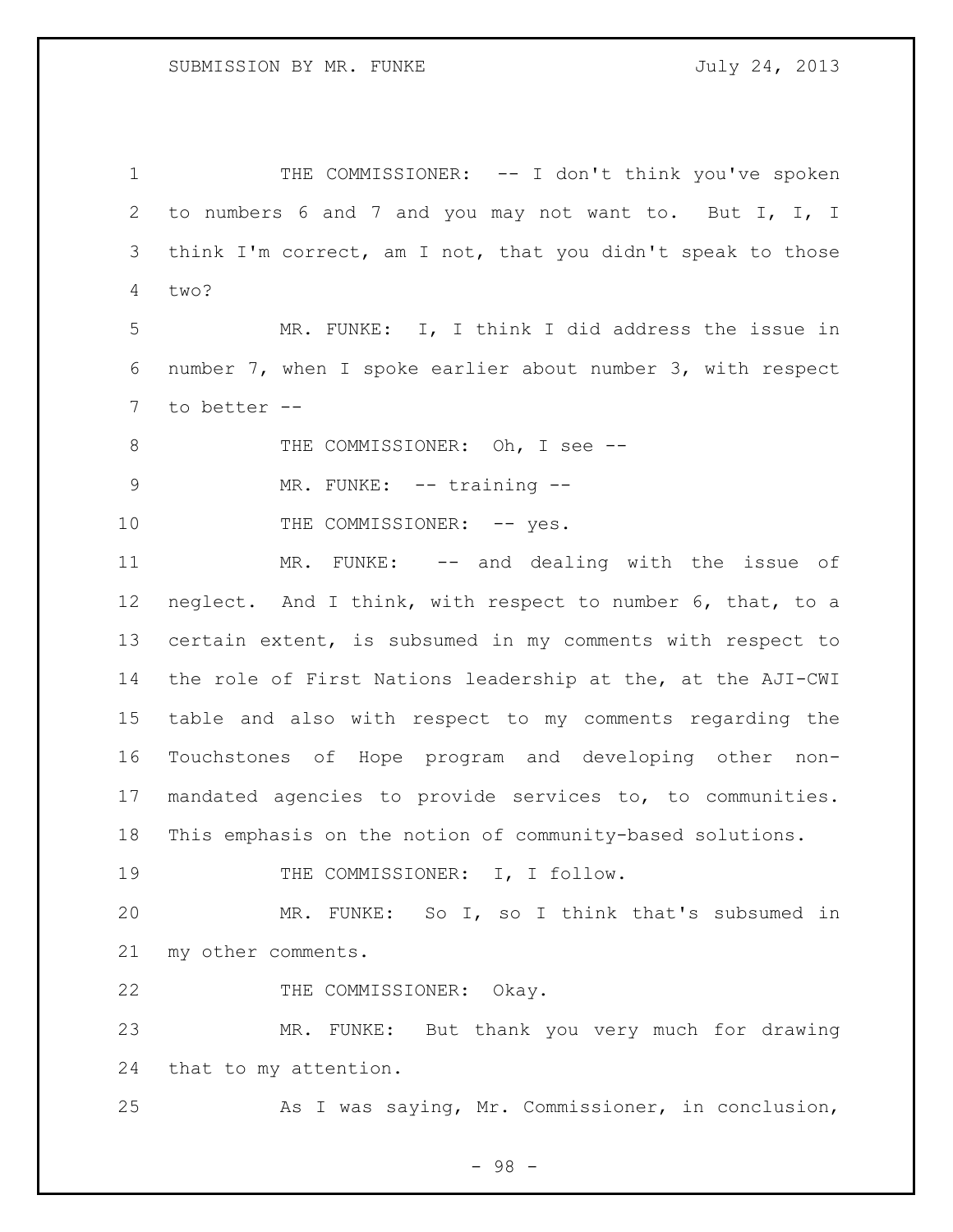THE COMMISSIONER: -- I don't think you've spoken to numbers 6 and 7 and you may not want to. But I, I, I think I'm correct, am I not, that you didn't speak to those two?

MR. FUNKE: I, I think I did address the issue in number 7, when I spoke earlier about number 3, with respect to better --

THE COMMISSIONER: Oh, I see --

MR. FUNKE: -- training --

THE COMMISSIONER: -- yes.

MR. FUNKE: -- and dealing with the issue of neglect. And I think, with respect to number 6, that, to a certain extent, is subsumed in my comments with respect to the role of First Nations leadership at the, at the AJI-CWI table and also with respect to my comments regarding the Touchstones of Hope program and developing other non-mandated agencies to provide services to, to communities. This emphasis on the notion of community-based solutions.

THE COMMISSIONER: I, I follow.

MR. FUNKE: So I, so I think that's subsumed in my other comments.

THE COMMISSIONER: Okay.

MR. FUNKE: But thank you very much for drawing that to my attention.

As I was saying, Mr. Commissioner, in conclusion,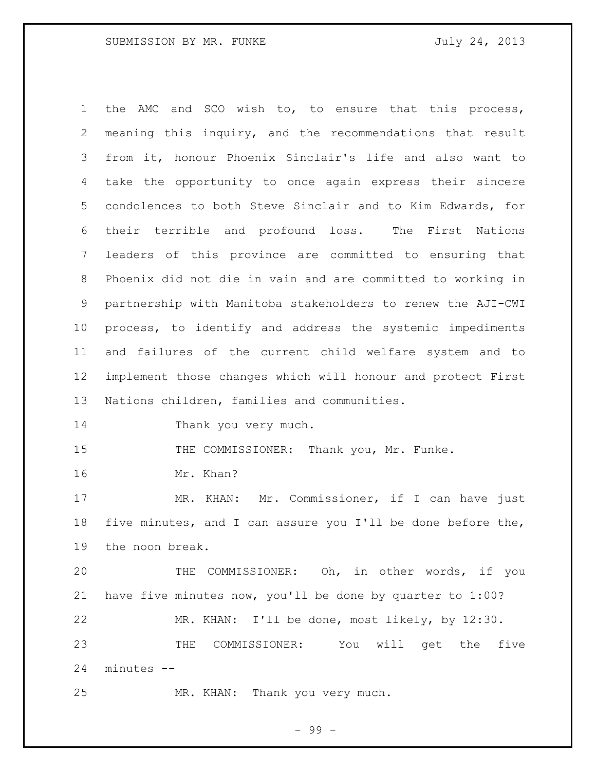the AMC and SCO wish to, to ensure that this process, meaning this inquiry, and the recommendations that result from it, honour Phoenix Sinclair's life and also want to take the opportunity to once again express their sincere condolences to both Steve Sinclair and to Kim Edwards, for their terrible and profound loss. The First Nations leaders of this province are committed to ensuring that Phoenix did not die in vain and are committed to working in partnership with Manitoba stakeholders to renew the AJI-CWI process, to identify and address the systemic impediments and failures of the current child welfare system and to implement those changes which will honour and protect First Nations children, families and communities.

Thank you very much.

THE COMMISSIONER: Thank you, Mr. Funke.

Mr. Khan?

MR. KHAN: Mr. Commissioner, if I can have just five minutes, and I can assure you I'll be done before the, the noon break.

THE COMMISSIONER: Oh, in other words, if you have five minutes now, you'll be done by quarter to 1:00?

MR. KHAN: I'll be done, most likely, by 12:30.

THE COMMISSIONER: You will get the five minutes --

MR. KHAN: Thank you very much.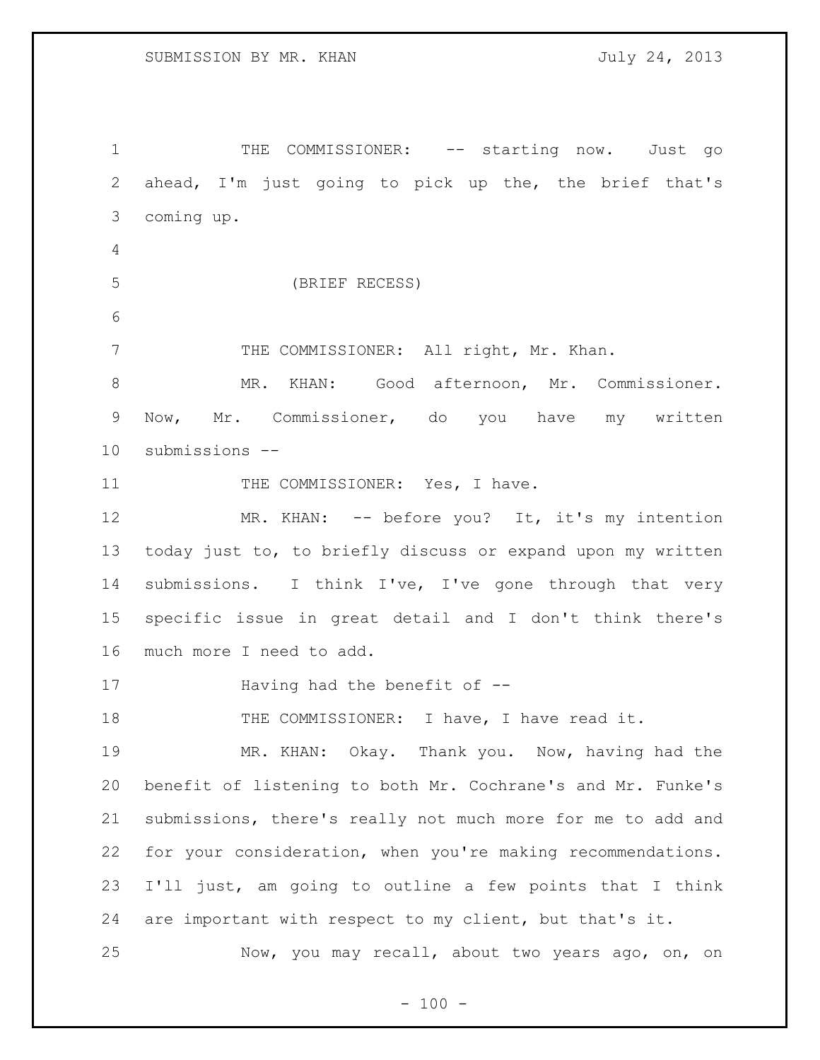THE COMMISSIONER: -- starting now. Just go ahead, I'm just going to pick up the, the brief that's coming up.

(BRIEF RECESS)

THE COMMISSIONER: All right, Mr. Khan.

MR. KHAN: Good afternoon, Mr. Commissioner. Now, Mr. Commissioner, do you have my written submissions --

THE COMMISSIONER: Yes, I have.

MR. KHAN: -- before you? It, it's my intention today just to, to briefly discuss or expand upon my written submissions. I think I've, I've gone through that very specific issue in great detail and I don't think there's much more I need to add.

Having had the benefit of --

THE COMMISSIONER: I have, I have read it.

MR. KHAN: Okay. Thank you. Now, having had the benefit of listening to both Mr. Cochrane's and Mr. Funke's submissions, there's really not much more for me to add and for your consideration, when you're making recommendations. I'll just, am going to outline a few points that I think are important with respect to my client, but that's it.

Now, you may recall, about two years ago, on, on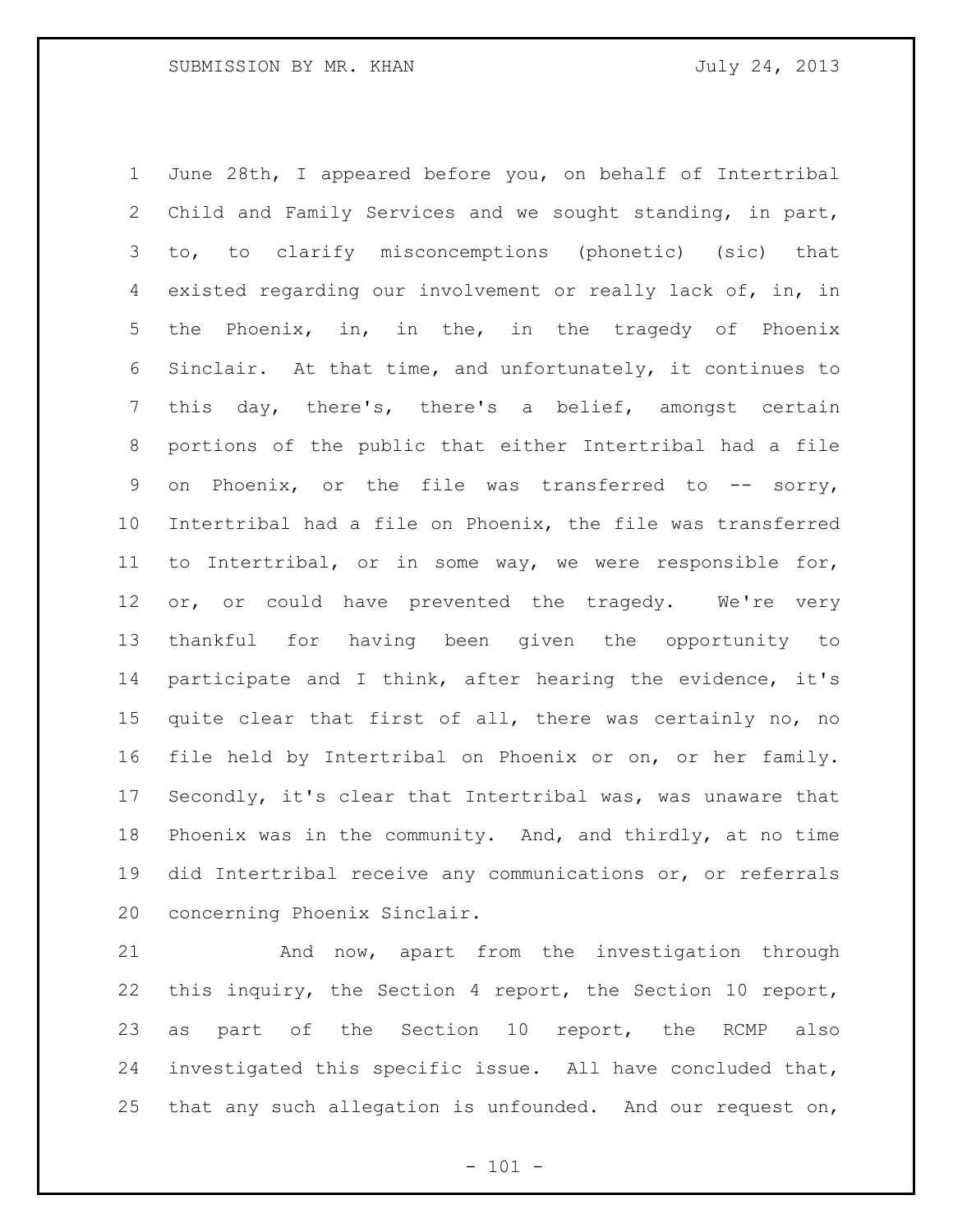June 28th, I appeared before you, on behalf of Intertribal Child and Family Services and we sought standing, in part, to, to clarify misconcemptions (phonetic) (sic) that existed regarding our involvement or really lack of, in, in the Phoenix, in, in the, in the tragedy of Phoenix Sinclair. At that time, and unfortunately, it continues to this day, there's, there's a belief, amongst certain portions of the public that either Intertribal had a file on Phoenix, or the file was transferred to -- sorry, Intertribal had a file on Phoenix, the file was transferred to Intertribal, or in some way, we were responsible for, or, or could have prevented the tragedy. We're very thankful for having been given the opportunity to participate and I think, after hearing the evidence, it's quite clear that first of all, there was certainly no, no file held by Intertribal on Phoenix or on, or her family. Secondly, it's clear that Intertribal was, was unaware that Phoenix was in the community. And, and thirdly, at no time did Intertribal receive any communications or, or referrals concerning Phoenix Sinclair.

And now, apart from the investigation through this inquiry, the Section 4 report, the Section 10 report, as part of the Section 10 report, the RCMP also investigated this specific issue. All have concluded that, that any such allegation is unfounded. And our request on,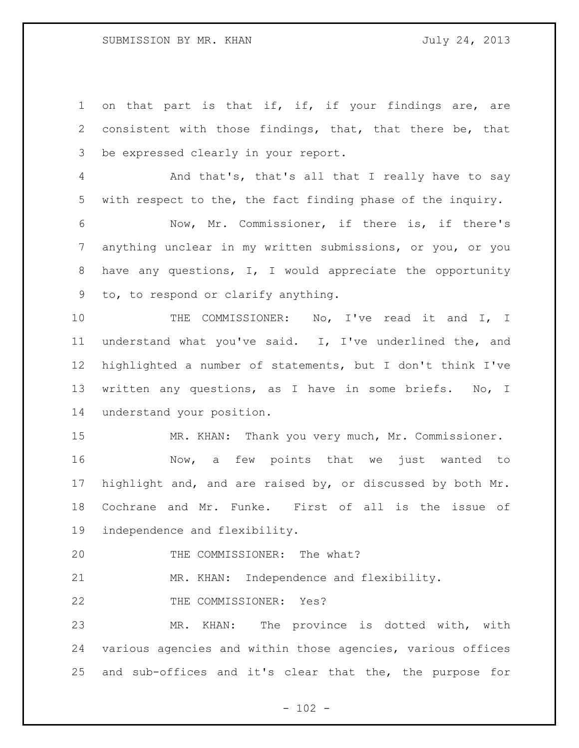on that part is that if, if, if your findings are, are consistent with those findings, that, that there be, that be expressed clearly in your report.

And that's, that's all that I really have to say with respect to the, the fact finding phase of the inquiry.

Now, Mr. Commissioner, if there is, if there's anything unclear in my written submissions, or you, or you have any questions, I, I would appreciate the opportunity to, to respond or clarify anything.

THE COMMISSIONER: No, I've read it and I, I understand what you've said. I, I've underlined the, and highlighted a number of statements, but I don't think I've written any questions, as I have in some briefs. No, I understand your position.

MR. KHAN: Thank you very much, Mr. Commissioner.

Now, a few points that we just wanted to highlight and, and are raised by, or discussed by both Mr. Cochrane and Mr. Funke. First of all is the issue of independence and flexibility.

THE COMMISSIONER: The what?

MR. KHAN: Independence and flexibility.

THE COMMISSIONER: Yes?

MR. KHAN: The province is dotted with, with various agencies and within those agencies, various offices and sub-offices and it's clear that the, the purpose for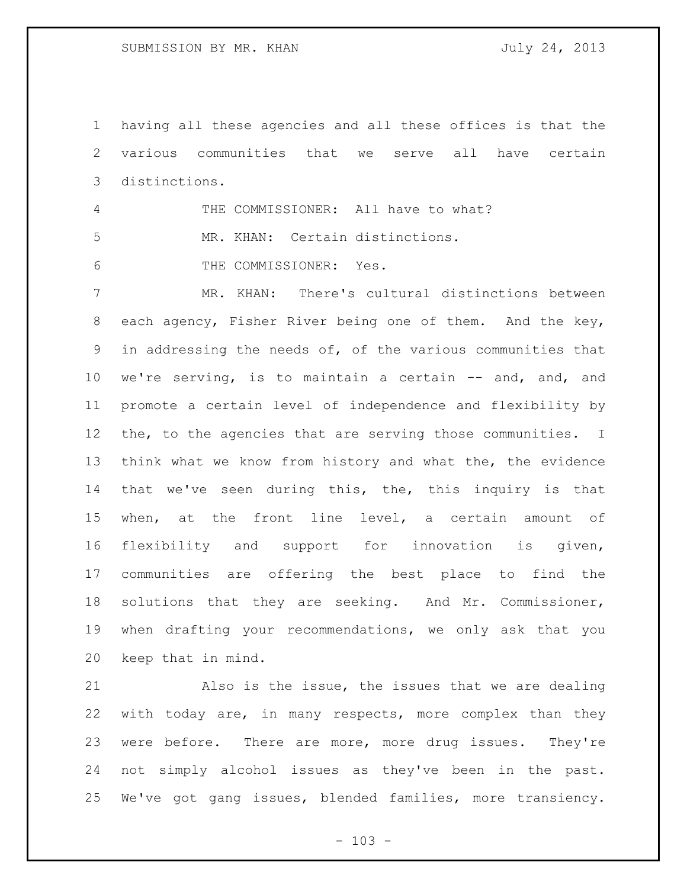having all these agencies and all these offices is that the various communities that we serve all have certain distinctions.

THE COMMISSIONER: All have to what?

MR. KHAN: Certain distinctions.

THE COMMISSIONER: Yes.

MR. KHAN: There's cultural distinctions between each agency, Fisher River being one of them. And the key, in addressing the needs of, of the various communities that we're serving, is to maintain a certain -- and, and, and promote a certain level of independence and flexibility by the, to the agencies that are serving those communities. I think what we know from history and what the, the evidence that we've seen during this, the, this inquiry is that when, at the front line level, a certain amount of flexibility and support for innovation is given, communities are offering the best place to find the solutions that they are seeking. And Mr. Commissioner, when drafting your recommendations, we only ask that you keep that in mind.

Also is the issue, the issues that we are dealing with today are, in many respects, more complex than they were before. There are more, more drug issues. They're not simply alcohol issues as they've been in the past. We've got gang issues, blended families, more transiency.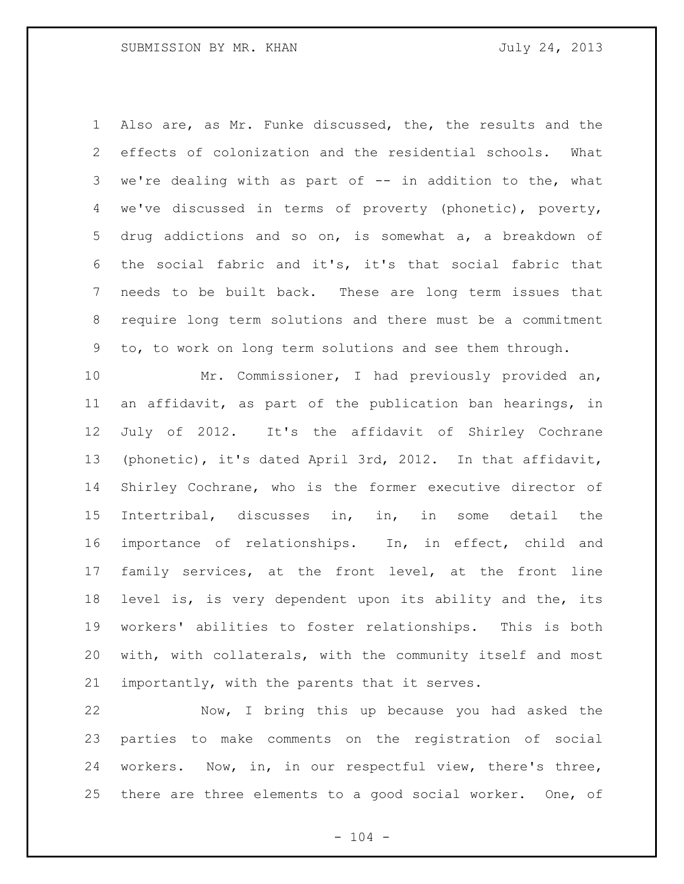Also are, as Mr. Funke discussed, the, the results and the effects of colonization and the residential schools. What we're dealing with as part of -- in addition to the, what we've discussed in terms of proverty (phonetic), poverty, drug addictions and so on, is somewhat a, a breakdown of the social fabric and it's, it's that social fabric that needs to be built back. These are long term issues that require long term solutions and there must be a commitment to, to work on long term solutions and see them through.

Mr. Commissioner, I had previously provided an, an affidavit, as part of the publication ban hearings, in July of 2012. It's the affidavit of Shirley Cochrane (phonetic), it's dated April 3rd, 2012. In that affidavit, Shirley Cochrane, who is the former executive director of Intertribal, discusses in, in, in some detail the importance of relationships. In, in effect, child and family services, at the front level, at the front line level is, is very dependent upon its ability and the, its workers' abilities to foster relationships. This is both with, with collaterals, with the community itself and most importantly, with the parents that it serves.

Now, I bring this up because you had asked the parties to make comments on the registration of social workers. Now, in, in our respectful view, there's three, there are three elements to a good social worker. One, of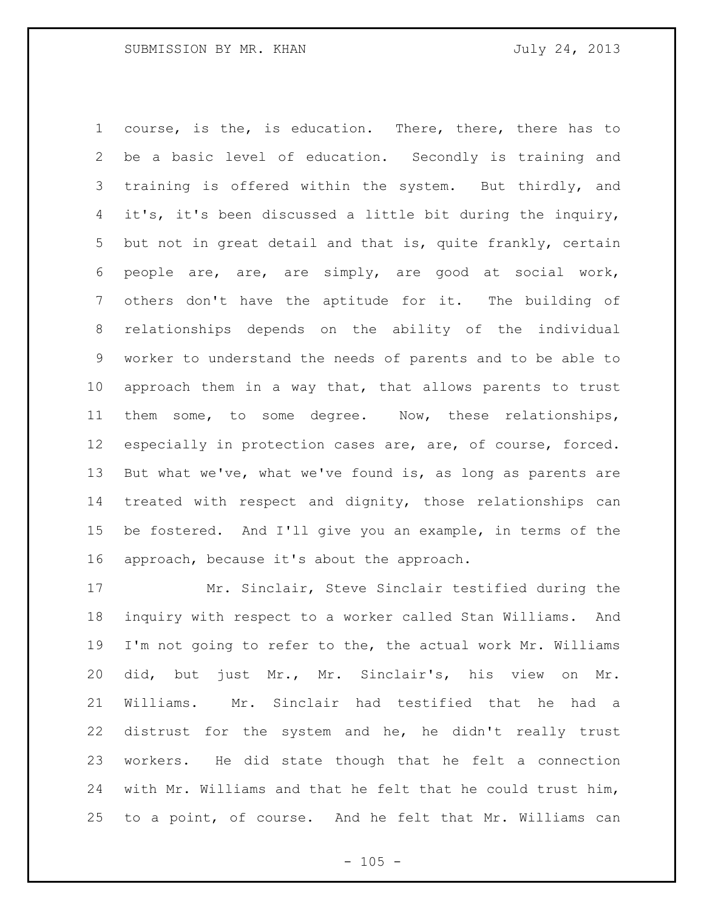course, is the, is education. There, there, there has to be a basic level of education. Secondly is training and training is offered within the system. But thirdly, and it's, it's been discussed a little bit during the inquiry, but not in great detail and that is, quite frankly, certain people are, are, are simply, are good at social work, others don't have the aptitude for it. The building of relationships depends on the ability of the individual worker to understand the needs of parents and to be able to approach them in a way that, that allows parents to trust them some, to some degree. Now, these relationships, especially in protection cases are, are, of course, forced. But what we've, what we've found is, as long as parents are treated with respect and dignity, those relationships can be fostered. And I'll give you an example, in terms of the approach, because it's about the approach.

Mr. Sinclair, Steve Sinclair testified during the inquiry with respect to a worker called Stan Williams. And I'm not going to refer to the, the actual work Mr. Williams did, but just Mr., Mr. Sinclair's, his view on Mr. Williams. Mr. Sinclair had testified that he had a distrust for the system and he, he didn't really trust workers. He did state though that he felt a connection with Mr. Williams and that he felt that he could trust him, to a point, of course. And he felt that Mr. Williams can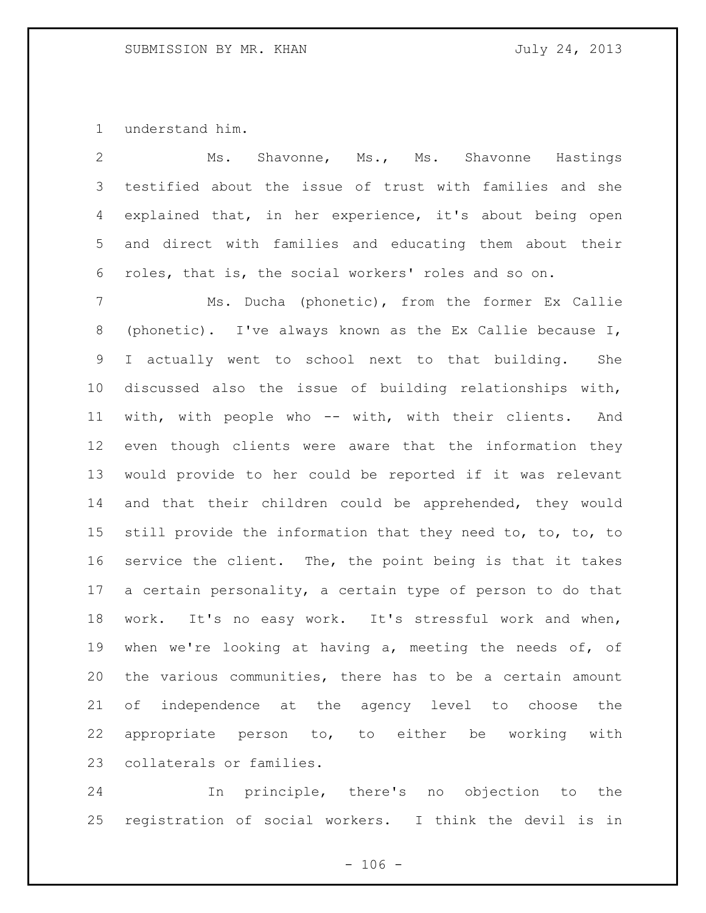understand him.

Ms. Shavonne, Ms., Ms. Shavonne Hastings testified about the issue of trust with families and she explained that, in her experience, it's about being open and direct with families and educating them about their roles, that is, the social workers' roles and so on.

Ms. Ducha (phonetic), from the former Ex Callie (phonetic). I've always known as the Ex Callie because I, I actually went to school next to that building. She discussed also the issue of building relationships with, with, with people who -- with, with their clients. And even though clients were aware that the information they would provide to her could be reported if it was relevant and that their children could be apprehended, they would still provide the information that they need to, to, to, to service the client. The, the point being is that it takes a certain personality, a certain type of person to do that work. It's no easy work. It's stressful work and when, when we're looking at having a, meeting the needs of, of the various communities, there has to be a certain amount of independence at the agency level to choose the appropriate person to, to either be working with collaterals or families.

In principle, there's no objection to the registration of social workers. I think the devil is in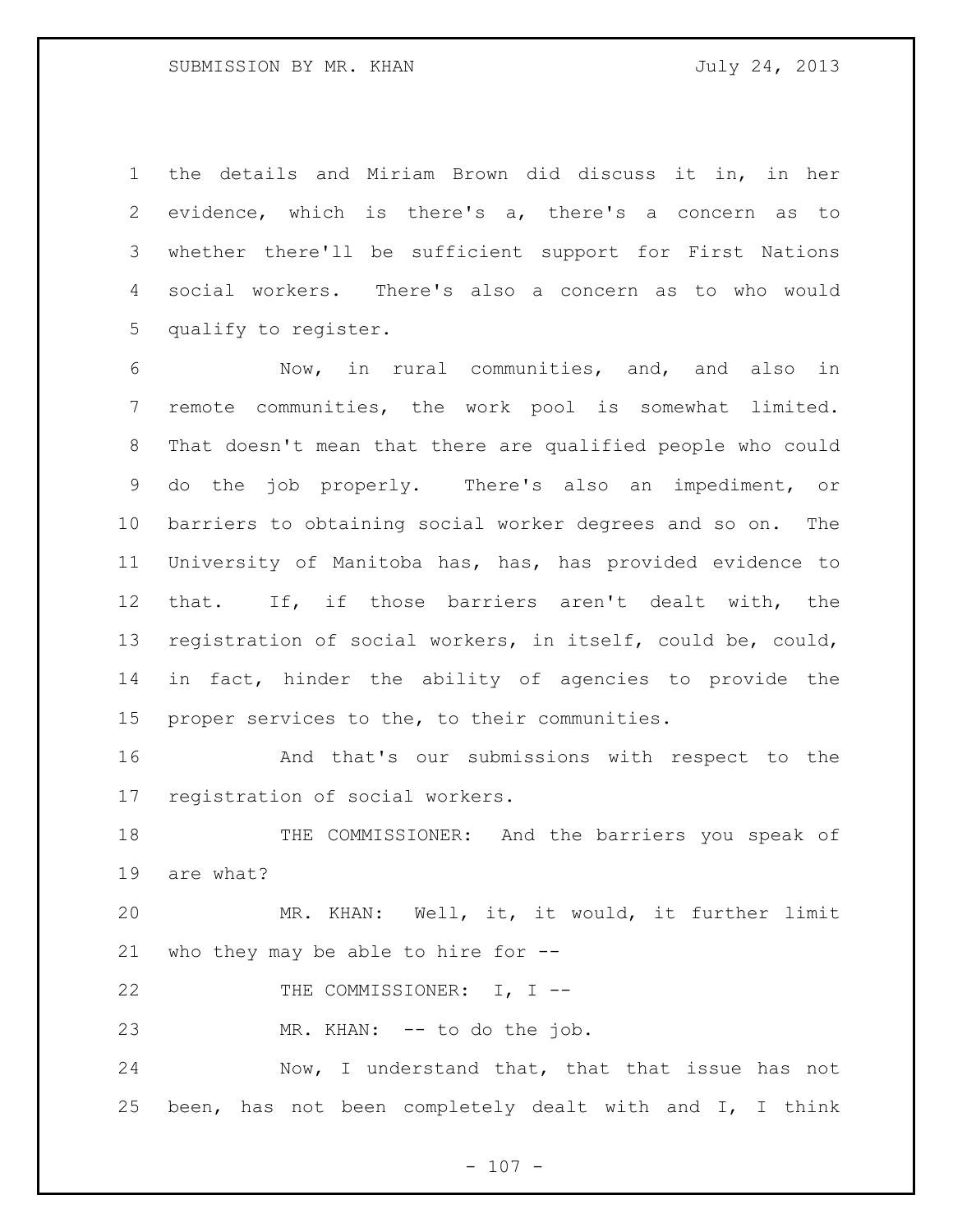the details and Miriam Brown did discuss it in, in her evidence, which is there's a, there's a concern as to whether there'll be sufficient support for First Nations social workers. There's also a concern as to who would qualify to register.

Now, in rural communities, and, and also in remote communities, the work pool is somewhat limited. That doesn't mean that there are qualified people who could do the job properly. There's also an impediment, or barriers to obtaining social worker degrees and so on. The University of Manitoba has, has, has provided evidence to that. If, if those barriers aren't dealt with, the registration of social workers, in itself, could be, could, in fact, hinder the ability of agencies to provide the proper services to the, to their communities.

And that's our submissions with respect to the registration of social workers.

THE COMMISSIONER: And the barriers you speak of are what?

MR. KHAN: Well, it, it would, it further limit who they may be able to hire for --

THE COMMISSIONER: I, I --

MR. KHAN: -- to do the job.

Now, I understand that, that that issue has not been, has not been completely dealt with and I, I think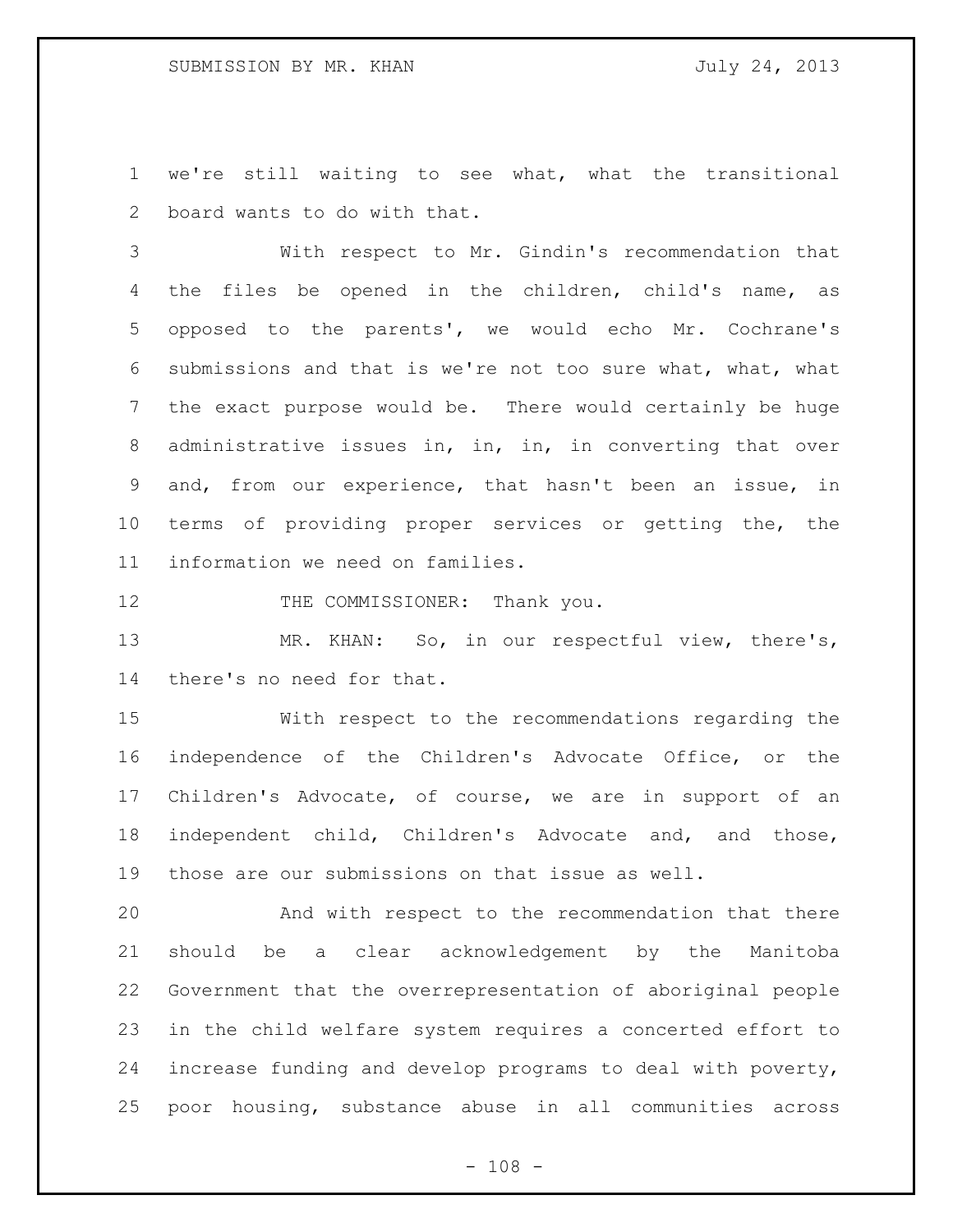we're still waiting to see what, what the transitional board wants to do with that.

With respect to Mr. Gindin's recommendation that the files be opened in the children, child's name, as opposed to the parents', we would echo Mr. Cochrane's submissions and that is we're not too sure what, what, what the exact purpose would be. There would certainly be huge administrative issues in, in, in, in converting that over and, from our experience, that hasn't been an issue, in terms of providing proper services or getting the, the information we need on families.

THE COMMISSIONER: Thank you.

MR. KHAN: So, in our respectful view, there's, there's no need for that.

With respect to the recommendations regarding the independence of the Children's Advocate Office, or the Children's Advocate, of course, we are in support of an independent child, Children's Advocate and, and those, those are our submissions on that issue as well.

And with respect to the recommendation that there should be a clear acknowledgement by the Manitoba Government that the overrepresentation of aboriginal people in the child welfare system requires a concerted effort to increase funding and develop programs to deal with poverty, poor housing, substance abuse in all communities across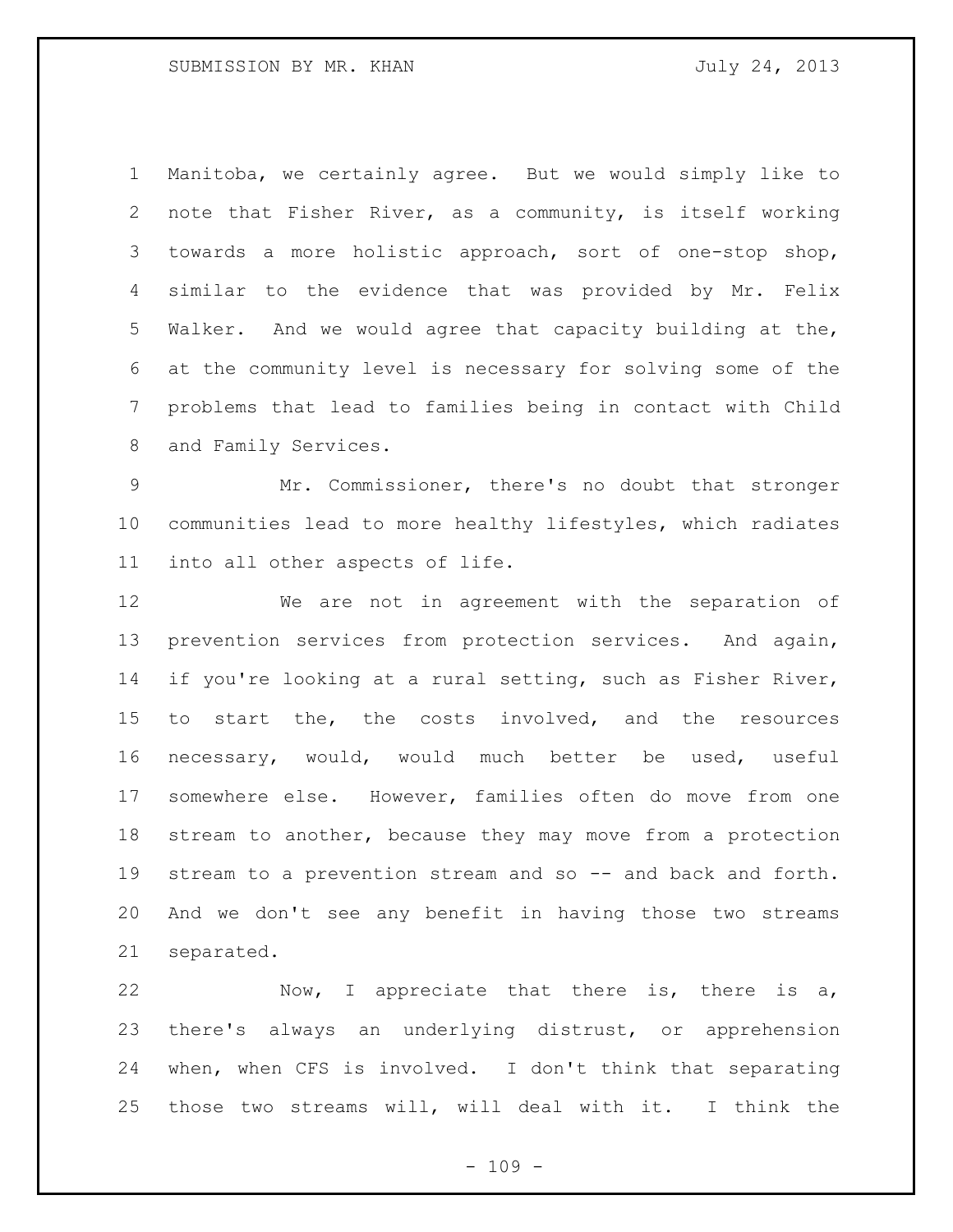Manitoba, we certainly agree. But we would simply like to note that Fisher River, as a community, is itself working towards a more holistic approach, sort of one-stop shop, similar to the evidence that was provided by Mr. Felix Walker. And we would agree that capacity building at the, at the community level is necessary for solving some of the problems that lead to families being in contact with Child and Family Services.

Mr. Commissioner, there's no doubt that stronger communities lead to more healthy lifestyles, which radiates into all other aspects of life.

We are not in agreement with the separation of prevention services from protection services. And again, if you're looking at a rural setting, such as Fisher River, to start the, the costs involved, and the resources necessary, would, would much better be used, useful somewhere else. However, families often do move from one stream to another, because they may move from a protection stream to a prevention stream and so -- and back and forth. And we don't see any benefit in having those two streams separated.

Now, I appreciate that there is, there is a, there's always an underlying distrust, or apprehension when, when CFS is involved. I don't think that separating those two streams will, will deal with it. I think the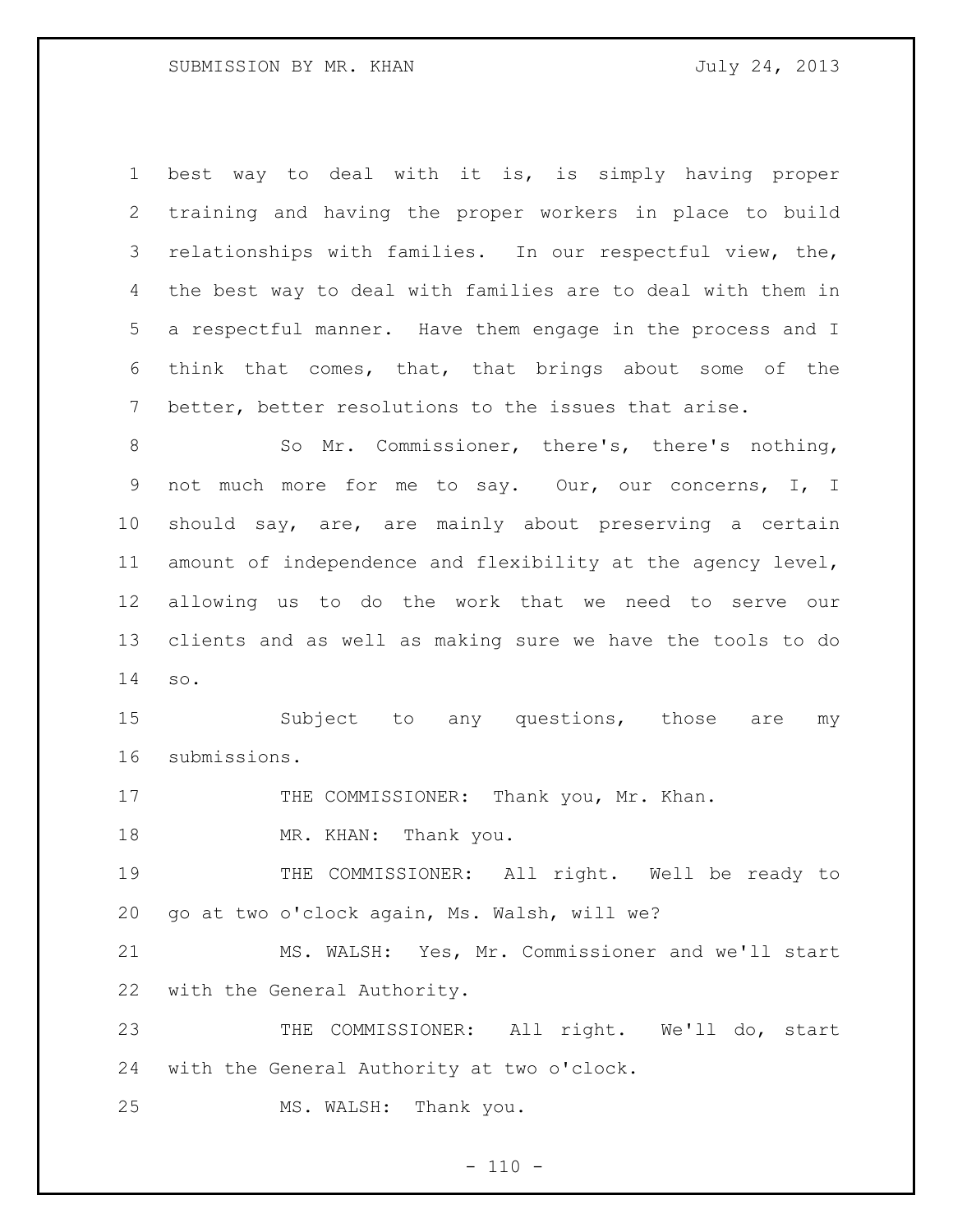best way to deal with it is, is simply having proper training and having the proper workers in place to build relationships with families. In our respectful view, the, the best way to deal with families are to deal with them in a respectful manner. Have them engage in the process and I think that comes, that, that brings about some of the better, better resolutions to the issues that arise.

So Mr. Commissioner, there's, there's nothing, not much more for me to say. Our, our concerns, I, I should say, are, are mainly about preserving a certain amount of independence and flexibility at the agency level, allowing us to do the work that we need to serve our clients and as well as making sure we have the tools to do so.

Subject to any questions, those are my submissions.

THE COMMISSIONER: Thank you, Mr. Khan.

MR. KHAN: Thank you.

THE COMMISSIONER: All right. Well be ready to go at two o'clock again, Ms. Walsh, will we?

MS. WALSH: Yes, Mr. Commissioner and we'll start with the General Authority.

THE COMMISSIONER: All right. We'll do, start with the General Authority at two o'clock.

MS. WALSH: Thank you.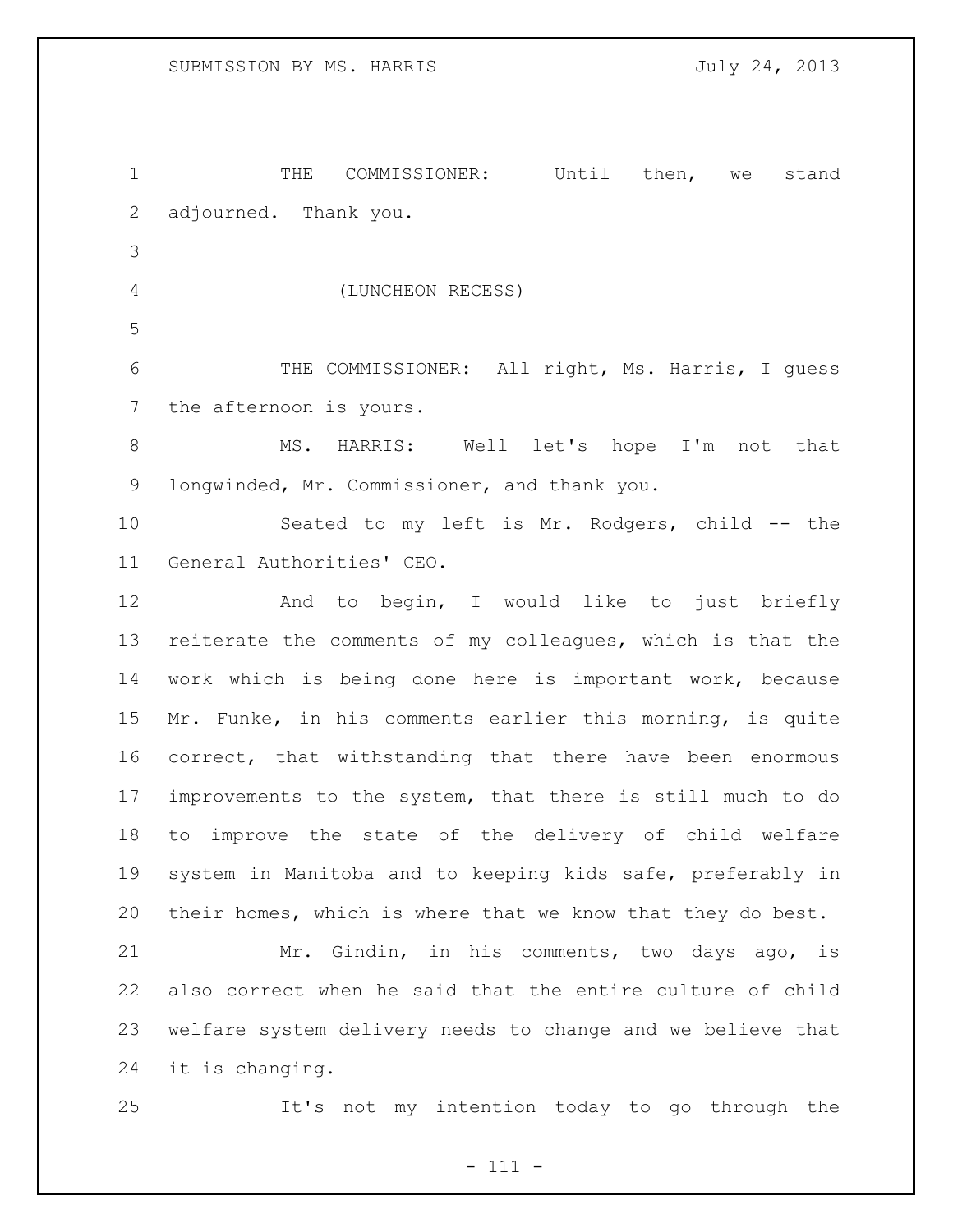THE COMMISSIONER: Until then, we stand adjourned. Thank you.

(LUNCHEON RECESS)

THE COMMISSIONER: All right, Ms. Harris, I guess the afternoon is yours.

MS. HARRIS: Well let's hope I'm not that longwinded, Mr. Commissioner, and thank you.

Seated to my left is Mr. Rodgers, child -- the General Authorities' CEO.

And to begin, I would like to just briefly reiterate the comments of my colleagues, which is that the work which is being done here is important work, because Mr. Funke, in his comments earlier this morning, is quite correct, that withstanding that there have been enormous improvements to the system, that there is still much to do to improve the state of the delivery of child welfare system in Manitoba and to keeping kids safe, preferably in their homes, which is where that we know that they do best.

Mr. Gindin, in his comments, two days ago, is also correct when he said that the entire culture of child welfare system delivery needs to change and we believe that it is changing.

It's not my intention today to go through the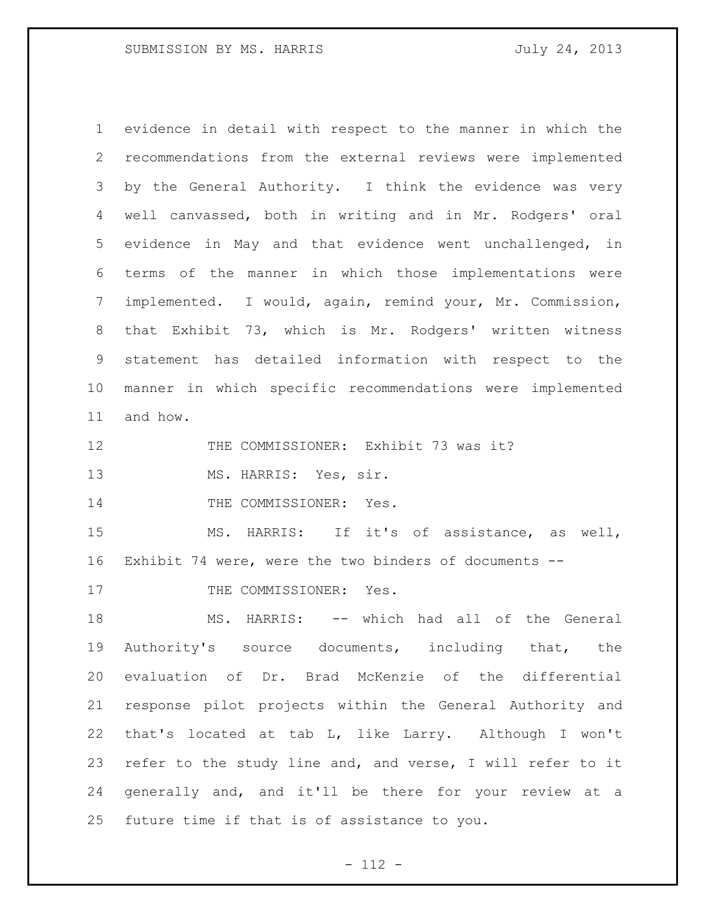evidence in detail with respect to the manner in which the recommendations from the external reviews were implemented by the General Authority. I think the evidence was very well canvassed, both in writing and in Mr. Rodgers' oral evidence in May and that evidence went unchallenged, in terms of the manner in which those implementations were implemented. I would, again, remind your, Mr. Commission, that Exhibit 73, which is Mr. Rodgers' written witness statement has detailed information with respect to the manner in which specific recommendations were implemented and how.

THE COMMISSIONER: Exhibit 73 was it?

MS. HARRIS: Yes, sir.

THE COMMISSIONER: Yes.

MS. HARRIS: If it's of assistance, as well, Exhibit 74 were, were the two binders of documents --

THE COMMISSIONER: Yes.

MS. HARRIS: -- which had all of the General Authority's source documents, including that, the evaluation of Dr. Brad McKenzie of the differential response pilot projects within the General Authority and that's located at tab L, like Larry. Although I won't refer to the study line and, and verse, I will refer to it generally and, and it'll be there for your review at a future time if that is of assistance to you.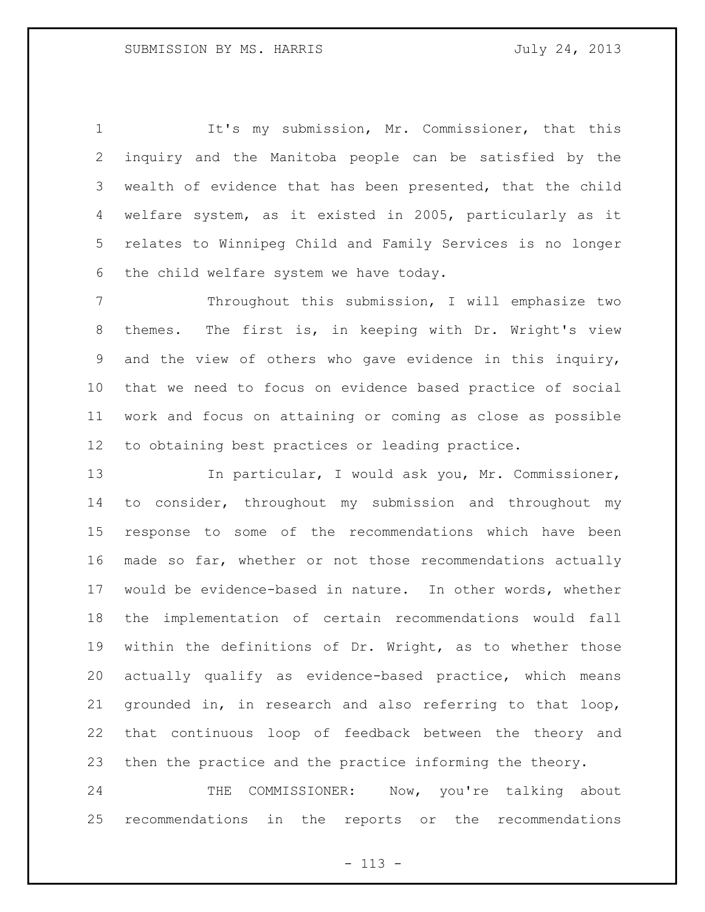It's my submission, Mr. Commissioner, that this inquiry and the Manitoba people can be satisfied by the wealth of evidence that has been presented, that the child welfare system, as it existed in 2005, particularly as it relates to Winnipeg Child and Family Services is no longer the child welfare system we have today.

Throughout this submission, I will emphasize two themes. The first is, in keeping with Dr. Wright's view and the view of others who gave evidence in this inquiry, that we need to focus on evidence based practice of social work and focus on attaining or coming as close as possible to obtaining best practices or leading practice.

In particular, I would ask you, Mr. Commissioner, to consider, throughout my submission and throughout my response to some of the recommendations which have been made so far, whether or not those recommendations actually would be evidence-based in nature. In other words, whether the implementation of certain recommendations would fall within the definitions of Dr. Wright, as to whether those actually qualify as evidence-based practice, which means grounded in, in research and also referring to that loop, that continuous loop of feedback between the theory and then the practice and the practice informing the theory.

THE COMMISSIONER: Now, you're talking about recommendations in the reports or the recommendations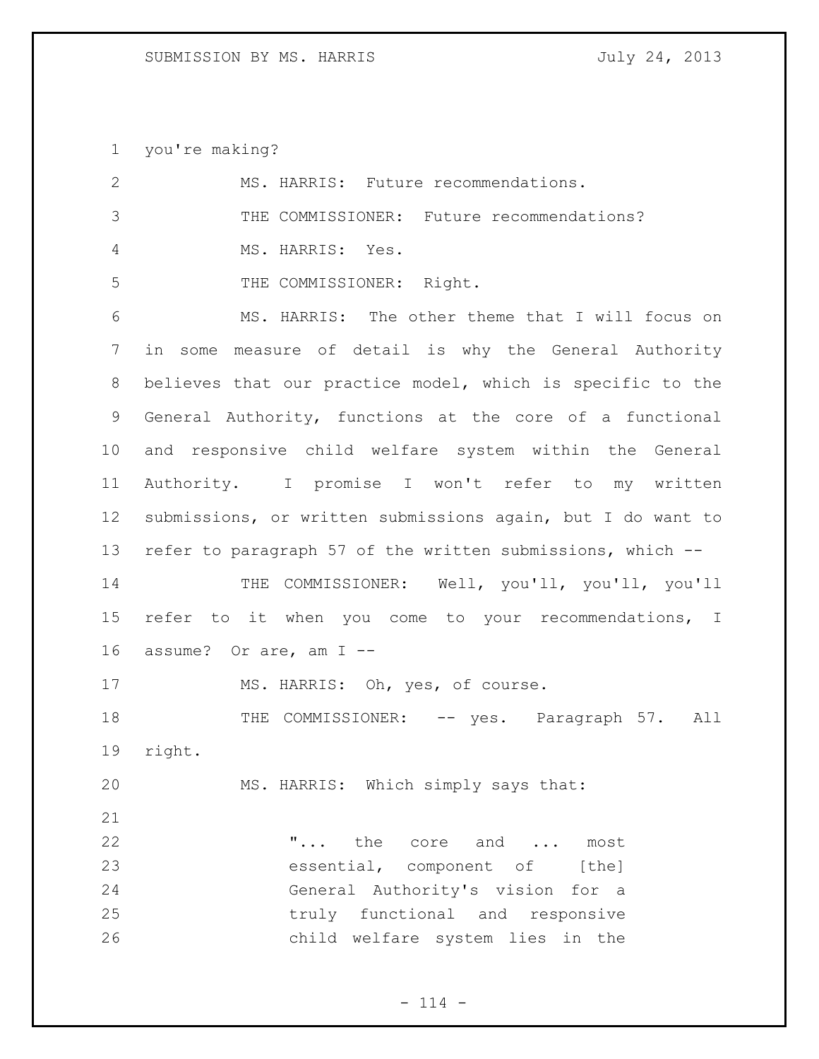you're making?

MS. HARRIS: Future recommendations.

THE COMMISSIONER: Future recommendations?

MS. HARRIS: Yes.

THE COMMISSIONER: Right.

MS. HARRIS: The other theme that I will focus on in some measure of detail is why the General Authority believes that our practice model, which is specific to the General Authority, functions at the core of a functional and responsive child welfare system within the General Authority. I promise I won't refer to my written submissions, or written submissions again, but I do want to refer to paragraph 57 of the written submissions, which --

THE COMMISSIONER: Well, you'll, you'll, you'll refer to it when you come to your recommendations, I assume? Or are, am I --

MS. HARRIS: Oh, yes, of course.

THE COMMISSIONER: -- yes. Paragraph 57. All right.

MS. HARRIS: Which simply says that:

> "... the core and ... most essential, component of [the] General Authority's vision for a truly functional and responsive child welfare system lies in the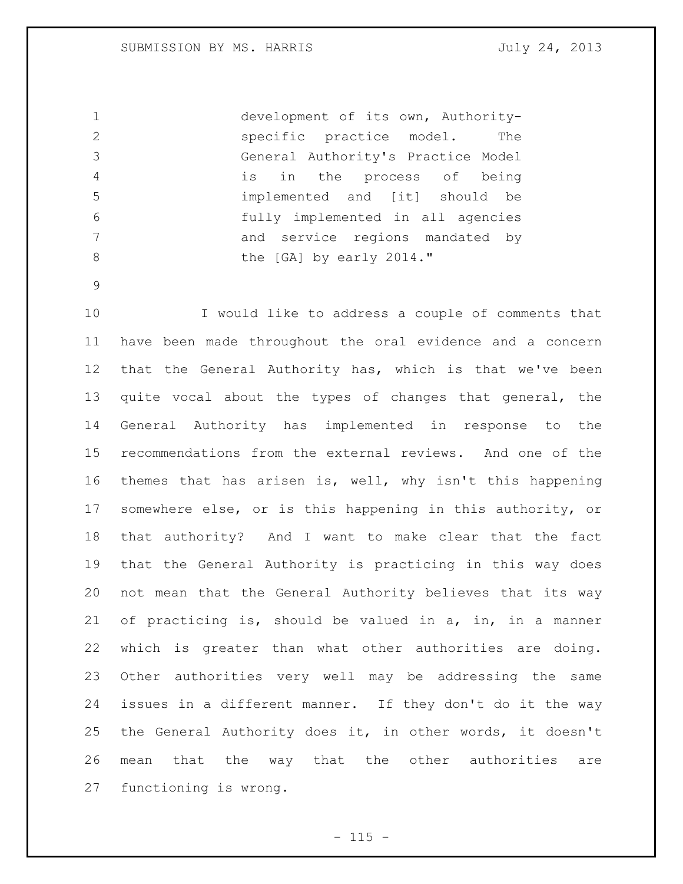> development of its own, Authority-specific practice model. The General Authority's Practice Model is in the process of being implemented and [it] should be fully implemented in all agencies and service regions mandated by the [GA] by early 2014."

I would like to address a couple of comments that have been made throughout the oral evidence and a concern that the General Authority has, which is that we've been quite vocal about the types of changes that general, the General Authority has implemented in response to the recommendations from the external reviews. And one of the themes that has arisen is, well, why isn't this happening somewhere else, or is this happening in this authority, or that authority? And I want to make clear that the fact that the General Authority is practicing in this way does not mean that the General Authority believes that its way of practicing is, should be valued in a, in, in a manner which is greater than what other authorities are doing. Other authorities very well may be addressing the same issues in a different manner. If they don't do it the way the General Authority does it, in other words, it doesn't mean that the way that the other authorities are functioning is wrong.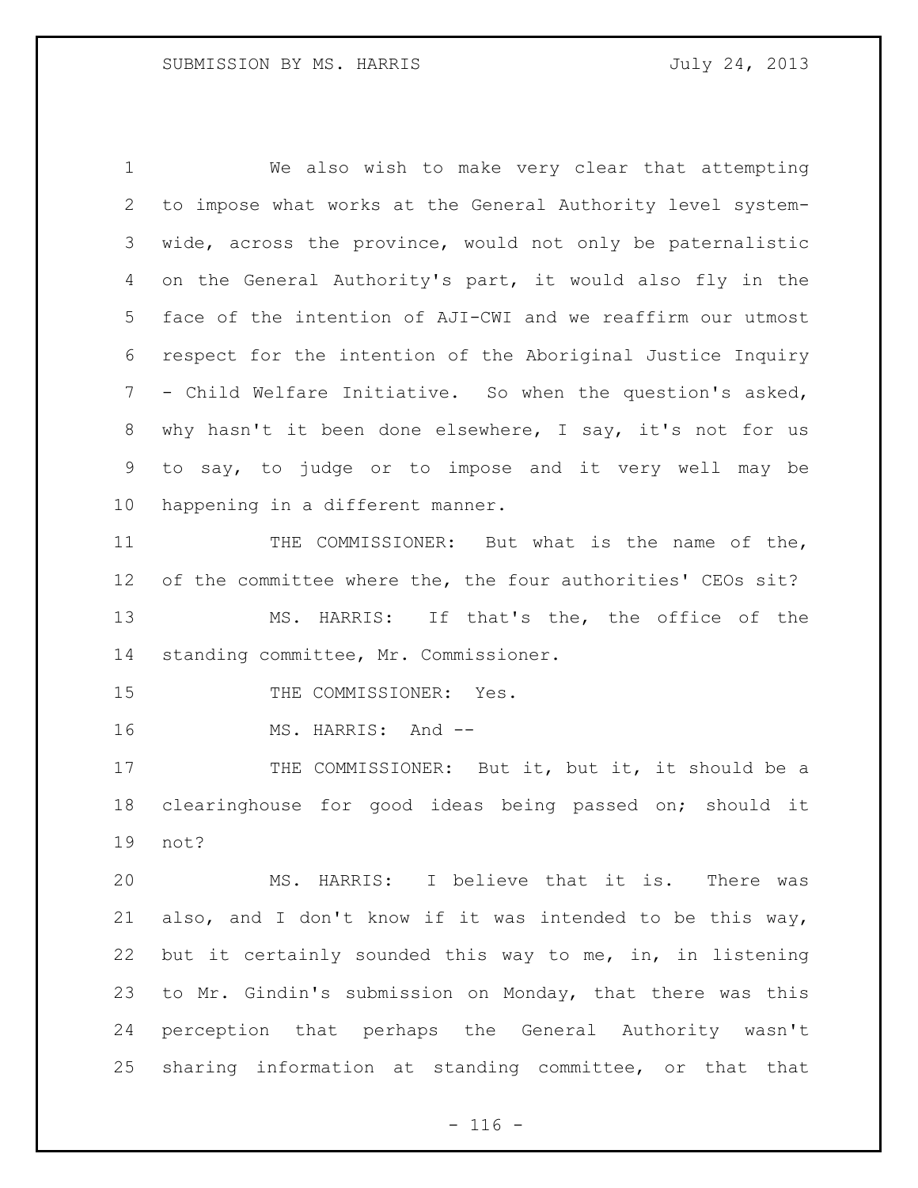We also wish to make very clear that attempting to impose what works at the General Authority level system-wide, across the province, would not only be paternalistic on the General Authority's part, it would also fly in the face of the intention of AJI-CWI and we reaffirm our utmost respect for the intention of the Aboriginal Justice Inquiry - Child Welfare Initiative. So when the question's asked, why hasn't it been done elsewhere, I say, it's not for us to say, to judge or to impose and it very well may be happening in a different manner.

THE COMMISSIONER: But what is the name of the, of the committee where the, the four authorities' CEOs sit?

MS. HARRIS: If that's the, the office of the standing committee, Mr. Commissioner.

THE COMMISSIONER: Yes.

MS. HARRIS: And --

THE COMMISSIONER: But it, but it, it should be a clearinghouse for good ideas being passed on; should it not?

MS. HARRIS: I believe that it is. There was also, and I don't know if it was intended to be this way, but it certainly sounded this way to me, in, in listening to Mr. Gindin's submission on Monday, that there was this perception that perhaps the General Authority wasn't sharing information at standing committee, or that that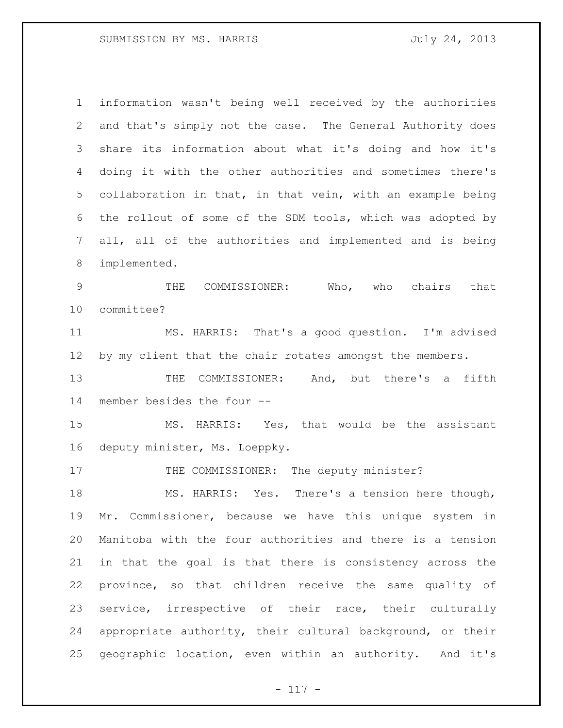information wasn't being well received by the authorities and that's simply not the case. The General Authority does share its information about what it's doing and how it's doing it with the other authorities and sometimes there's collaboration in that, in that vein, with an example being the rollout of some of the SDM tools, which was adopted by all, all of the authorities and implemented and is being implemented.

THE COMMISSIONER: Who, who chairs that committee?

MS. HARRIS: That's a good question. I'm advised by my client that the chair rotates amongst the members.

THE COMMISSIONER: And, but there's a fifth member besides the four --

MS. HARRIS: Yes, that would be the assistant deputy minister, Ms. Loeppky.

THE COMMISSIONER: The deputy minister?

MS. HARRIS: Yes. There's a tension here though, Mr. Commissioner, because we have this unique system in Manitoba with the four authorities and there is a tension in that the goal is that there is consistency across the province, so that children receive the same quality of service, irrespective of their race, their culturally appropriate authority, their cultural background, or their geographic location, even within an authority. And it's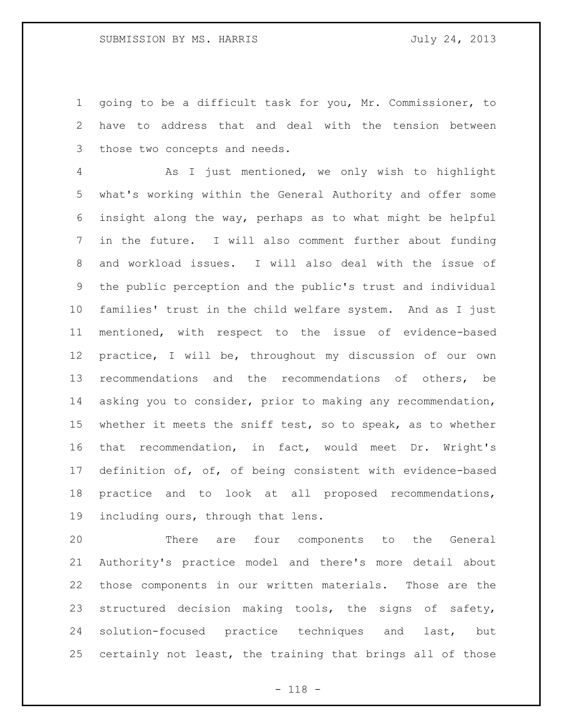going to be a difficult task for you, Mr. Commissioner, to have to address that and deal with the tension between those two concepts and needs.

As I just mentioned, we only wish to highlight what's working within the General Authority and offer some insight along the way, perhaps as to what might be helpful in the future. I will also comment further about funding and workload issues. I will also deal with the issue of the public perception and the public's trust and individual families' trust in the child welfare system. And as I just mentioned, with respect to the issue of evidence-based practice, I will be, throughout my discussion of our own recommendations and the recommendations of others, be asking you to consider, prior to making any recommendation, whether it meets the sniff test, so to speak, as to whether that recommendation, in fact, would meet Dr. Wright's definition of, of, of being consistent with evidence-based practice and to look at all proposed recommendations, including ours, through that lens.

There are four components to the General Authority's practice model and there's more detail about those components in our written materials. Those are the structured decision making tools, the signs of safety, solution-focused practice techniques and last, but certainly not least, the training that brings all of those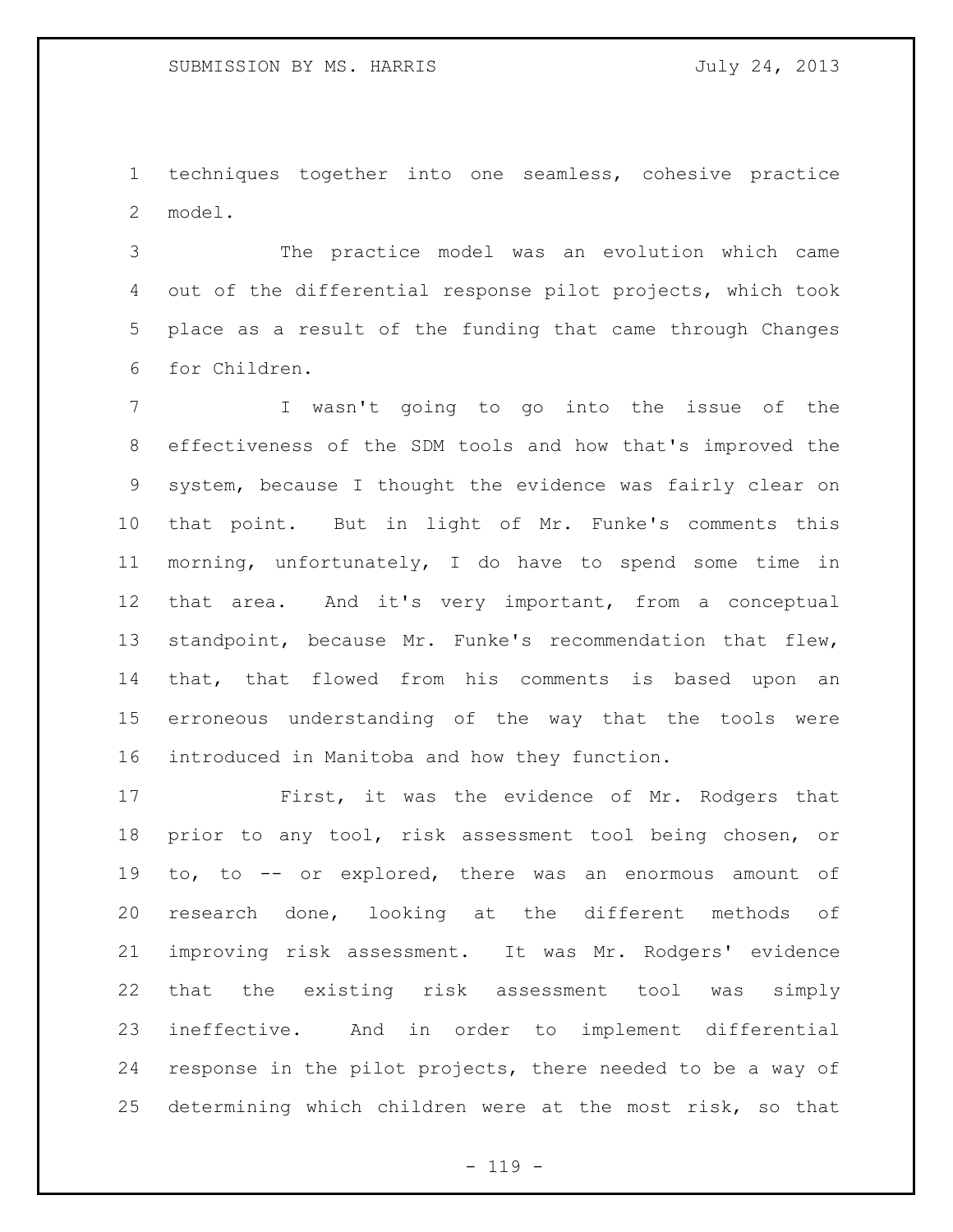techniques together into one seamless, cohesive practice model.

The practice model was an evolution which came out of the differential response pilot projects, which took place as a result of the funding that came through Changes for Children.

I wasn't going to go into the issue of the effectiveness of the SDM tools and how that's improved the system, because I thought the evidence was fairly clear on that point. But in light of Mr. Funke's comments this morning, unfortunately, I do have to spend some time in that area. And it's very important, from a conceptual standpoint, because Mr. Funke's recommendation that flew, that, that flowed from his comments is based upon an erroneous understanding of the way that the tools were introduced in Manitoba and how they function.

First, it was the evidence of Mr. Rodgers that prior to any tool, risk assessment tool being chosen, or to, to -- or explored, there was an enormous amount of research done, looking at the different methods of improving risk assessment. It was Mr. Rodgers' evidence that the existing risk assessment tool was simply ineffective. And in order to implement differential response in the pilot projects, there needed to be a way of determining which children were at the most risk, so that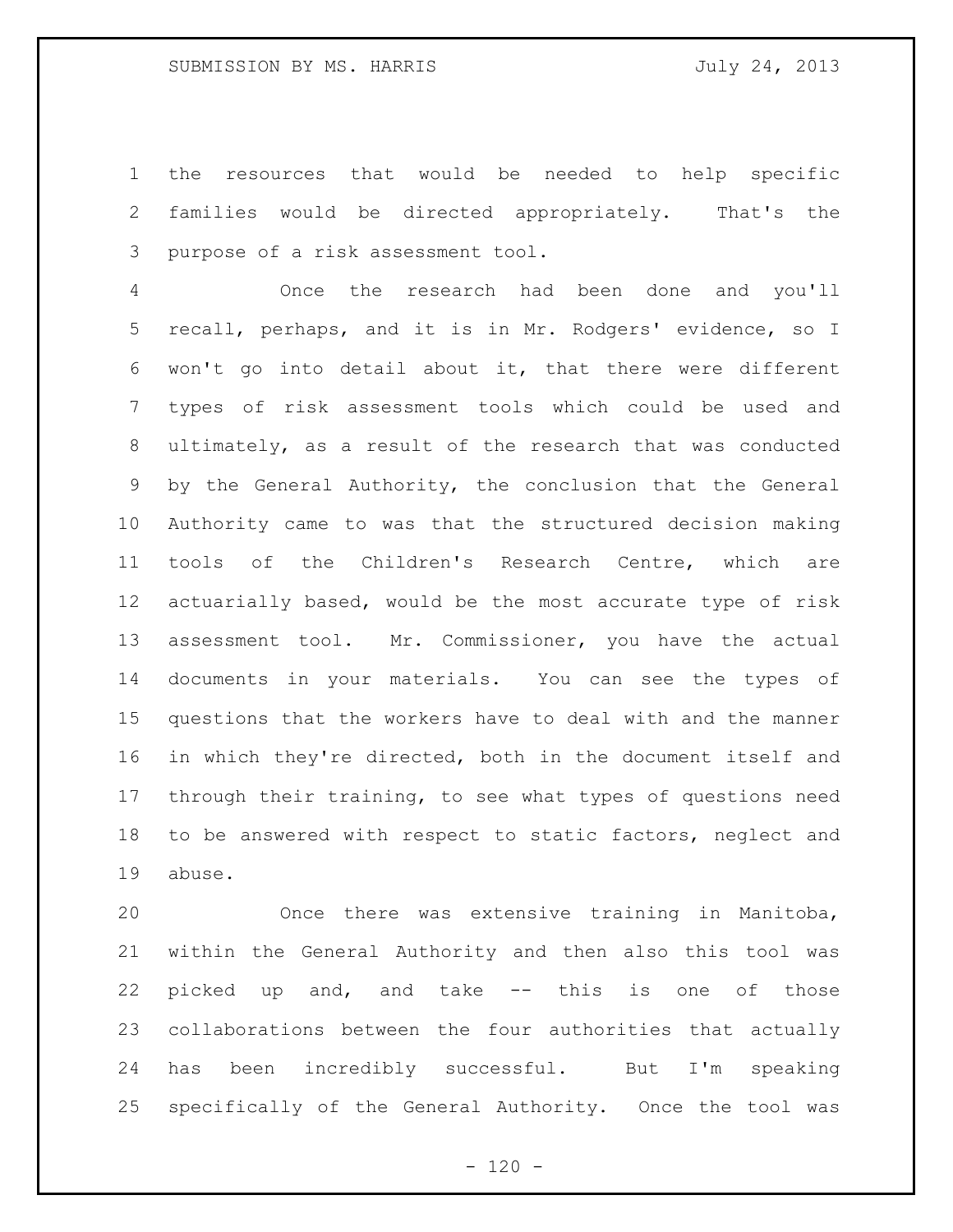the resources that would be needed to help specific families would be directed appropriately. That's the purpose of a risk assessment tool.

Once the research had been done and you'll recall, perhaps, and it is in Mr. Rodgers' evidence, so I won't go into detail about it, that there were different types of risk assessment tools which could be used and ultimately, as a result of the research that was conducted by the General Authority, the conclusion that the General Authority came to was that the structured decision making tools of the Children's Research Centre, which are actuarially based, would be the most accurate type of risk assessment tool. Mr. Commissioner, you have the actual documents in your materials. You can see the types of questions that the workers have to deal with and the manner in which they're directed, both in the document itself and through their training, to see what types of questions need to be answered with respect to static factors, neglect and abuse.

Once there was extensive training in Manitoba, within the General Authority and then also this tool was picked up and, and take -- this is one of those collaborations between the four authorities that actually has been incredibly successful. But I'm speaking specifically of the General Authority. Once the tool was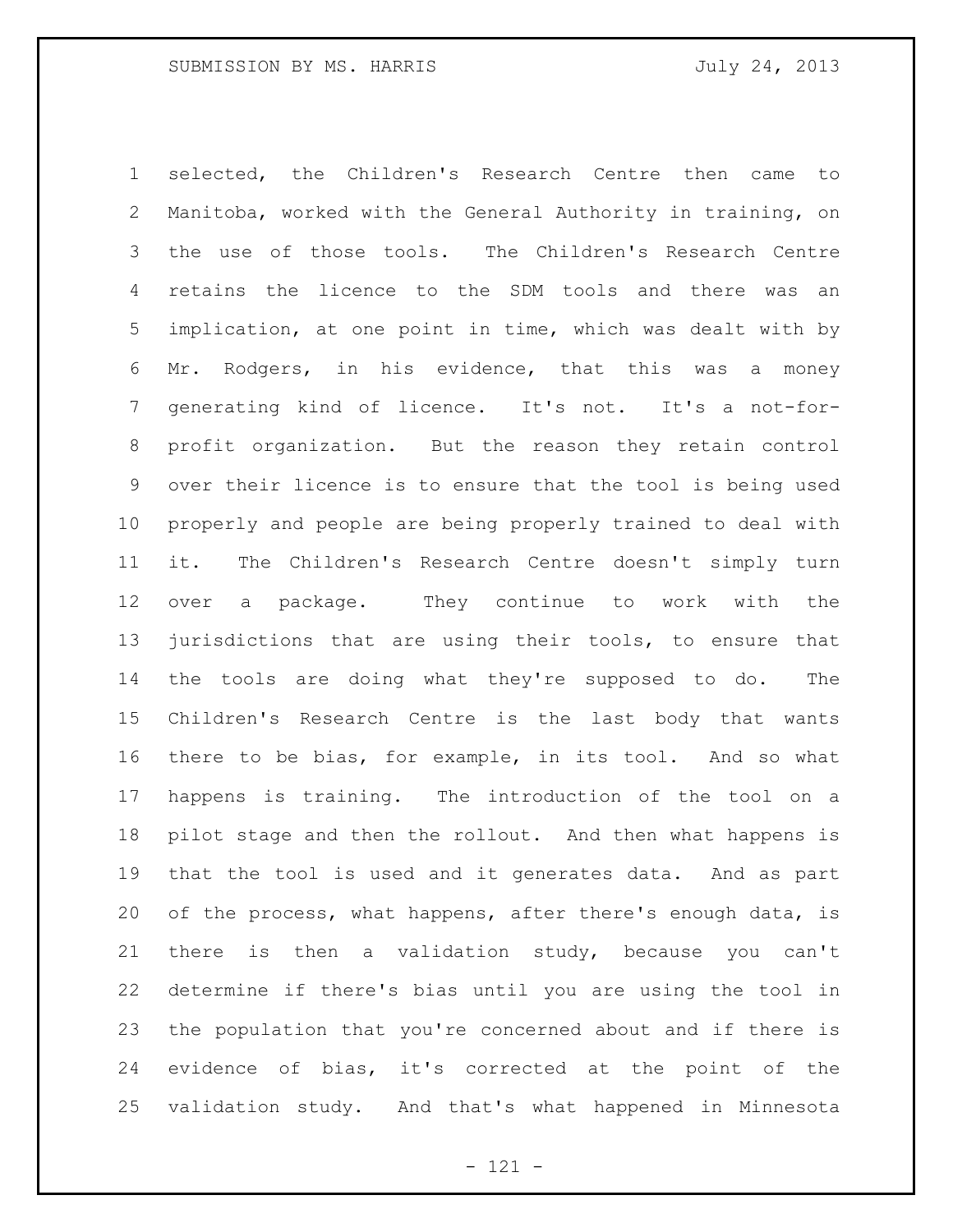selected, the Children's Research Centre then came to Manitoba, worked with the General Authority in training, on the use of those tools. The Children's Research Centre retains the licence to the SDM tools and there was an implication, at one point in time, which was dealt with by Mr. Rodgers, in his evidence, that this was a money generating kind of licence. It's not. It's a not-for-profit organization. But the reason they retain control over their licence is to ensure that the tool is being used properly and people are being properly trained to deal with it. The Children's Research Centre doesn't simply turn over a package. They continue to work with the jurisdictions that are using their tools, to ensure that the tools are doing what they're supposed to do. The Children's Research Centre is the last body that wants there to be bias, for example, in its tool. And so what happens is training. The introduction of the tool on a pilot stage and then the rollout. And then what happens is that the tool is used and it generates data. And as part of the process, what happens, after there's enough data, is there is then a validation study, because you can't determine if there's bias until you are using the tool in the population that you're concerned about and if there is evidence of bias, it's corrected at the point of the validation study. And that's what happened in Minnesota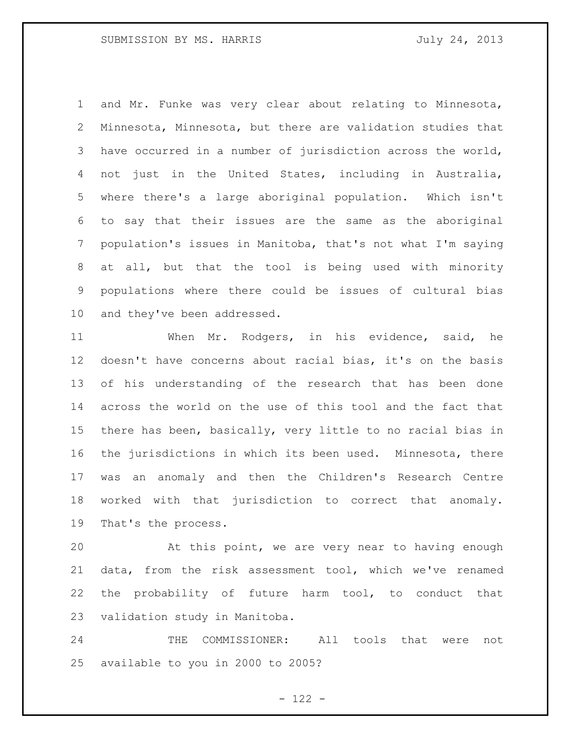and Mr. Funke was very clear about relating to Minnesota, Minnesota, Minnesota, but there are validation studies that have occurred in a number of jurisdiction across the world, not just in the United States, including in Australia, where there's a large aboriginal population. Which isn't to say that their issues are the same as the aboriginal population's issues in Manitoba, that's not what I'm saying at all, but that the tool is being used with minority populations where there could be issues of cultural bias and they've been addressed.

When Mr. Rodgers, in his evidence, said, he doesn't have concerns about racial bias, it's on the basis of his understanding of the research that has been done across the world on the use of this tool and the fact that there has been, basically, very little to no racial bias in the jurisdictions in which its been used. Minnesota, there was an anomaly and then the Children's Research Centre worked with that jurisdiction to correct that anomaly. That's the process.

At this point, we are very near to having enough data, from the risk assessment tool, which we've renamed the probability of future harm tool, to conduct that validation study in Manitoba.

THE COMMISSIONER: All tools that were not available to you in 2000 to 2005?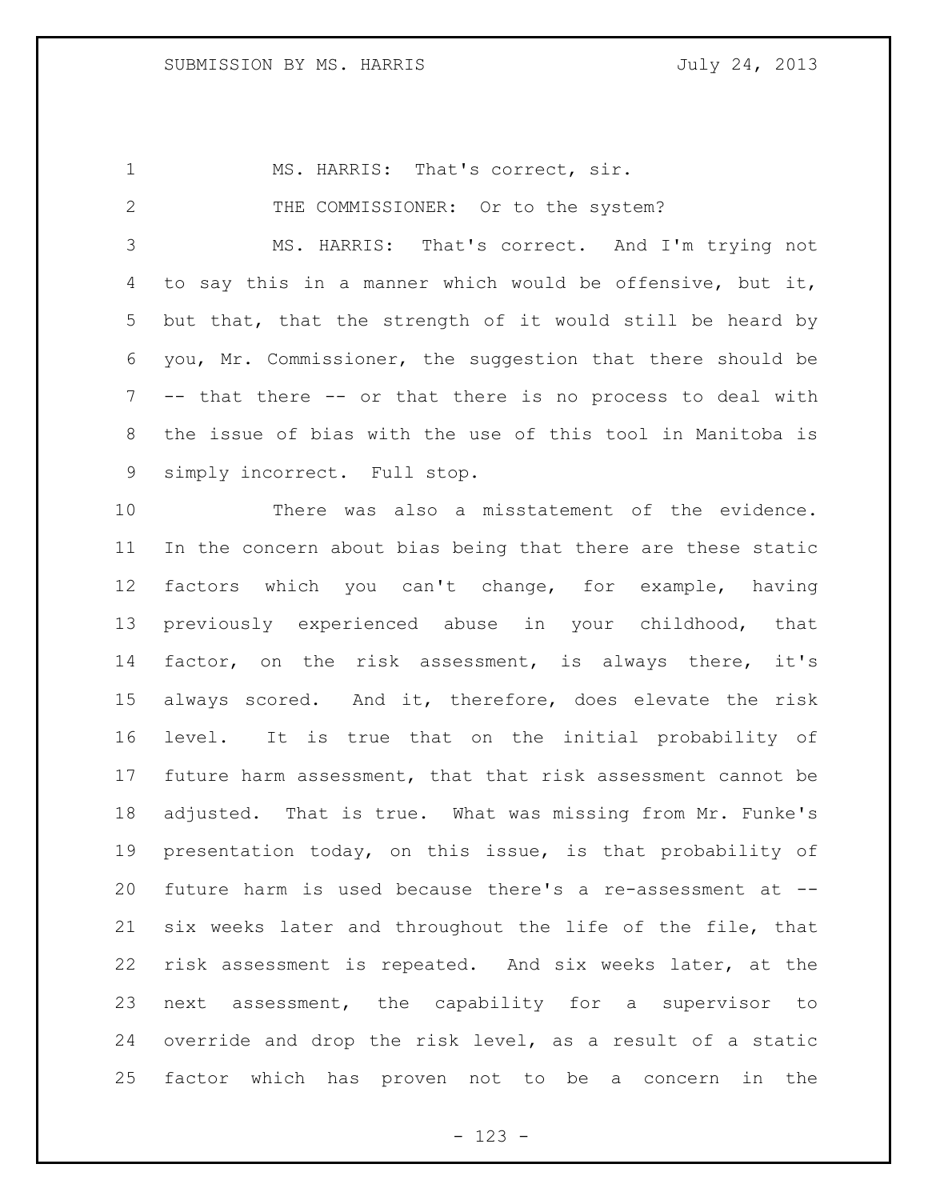MS. HARRIS: That's correct, sir.

THE COMMISSIONER: Or to the system?

MS. HARRIS: That's correct. And I'm trying not to say this in a manner which would be offensive, but it, but that, that the strength of it would still be heard by you, Mr. Commissioner, the suggestion that there should be -- that there -- or that there is no process to deal with the issue of bias with the use of this tool in Manitoba is simply incorrect. Full stop.

There was also a misstatement of the evidence. In the concern about bias being that there are these static factors which you can't change, for example, having previously experienced abuse in your childhood, that factor, on the risk assessment, is always there, it's always scored. And it, therefore, does elevate the risk level. It is true that on the initial probability of future harm assessment, that that risk assessment cannot be adjusted. That is true. What was missing from Mr. Funke's presentation today, on this issue, is that probability of future harm is used because there's a re-assessment at -- six weeks later and throughout the life of the file, that risk assessment is repeated. And six weeks later, at the next assessment, the capability for a supervisor to override and drop the risk level, as a result of a static factor which has proven not to be a concern in the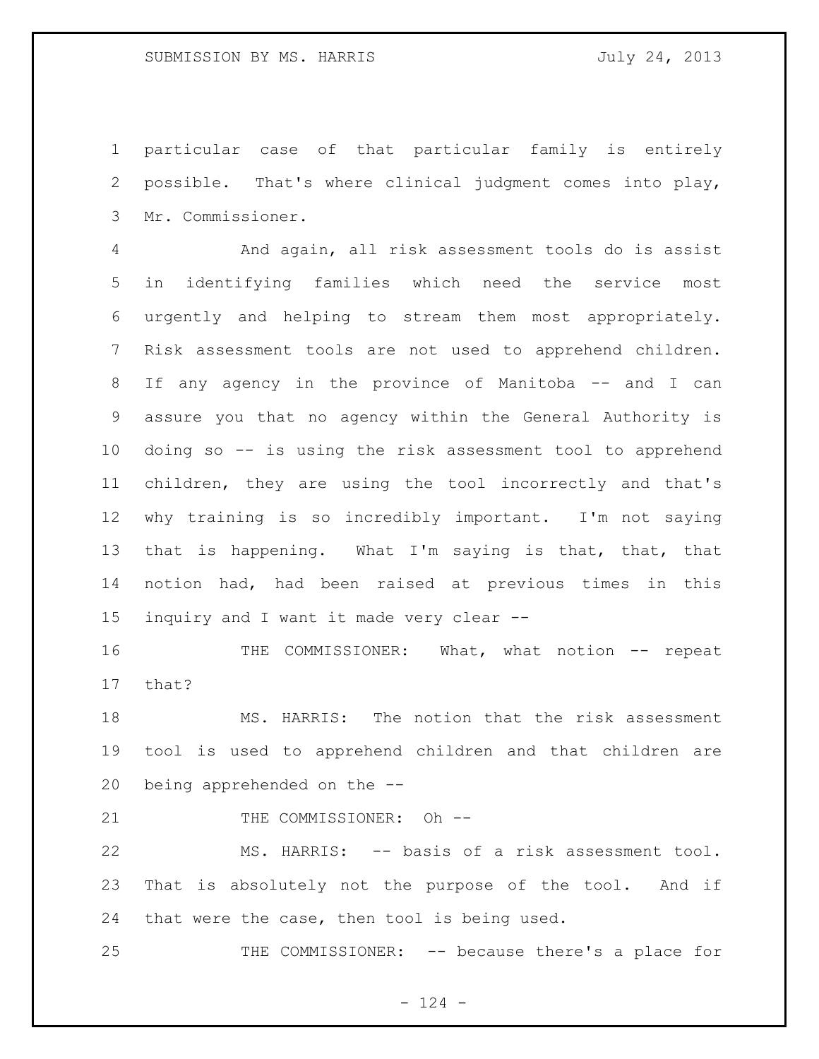particular case of that particular family is entirely possible. That's where clinical judgment comes into play, Mr. Commissioner.

And again, all risk assessment tools do is assist in identifying families which need the service most urgently and helping to stream them most appropriately. Risk assessment tools are not used to apprehend children. If any agency in the province of Manitoba -- and I can assure you that no agency within the General Authority is doing so -- is using the risk assessment tool to apprehend children, they are using the tool incorrectly and that's why training is so incredibly important. I'm not saying that is happening. What I'm saying is that, that, that notion had, had been raised at previous times in this inquiry and I want it made very clear --

THE COMMISSIONER: What, what notion -- repeat that?

MS. HARRIS: The notion that the risk assessment tool is used to apprehend children and that children are being apprehended on the --

THE COMMISSIONER: Oh --

MS. HARRIS: -- basis of a risk assessment tool. That is absolutely not the purpose of the tool. And if that were the case, then tool is being used.

THE COMMISSIONER: -- because there's a place for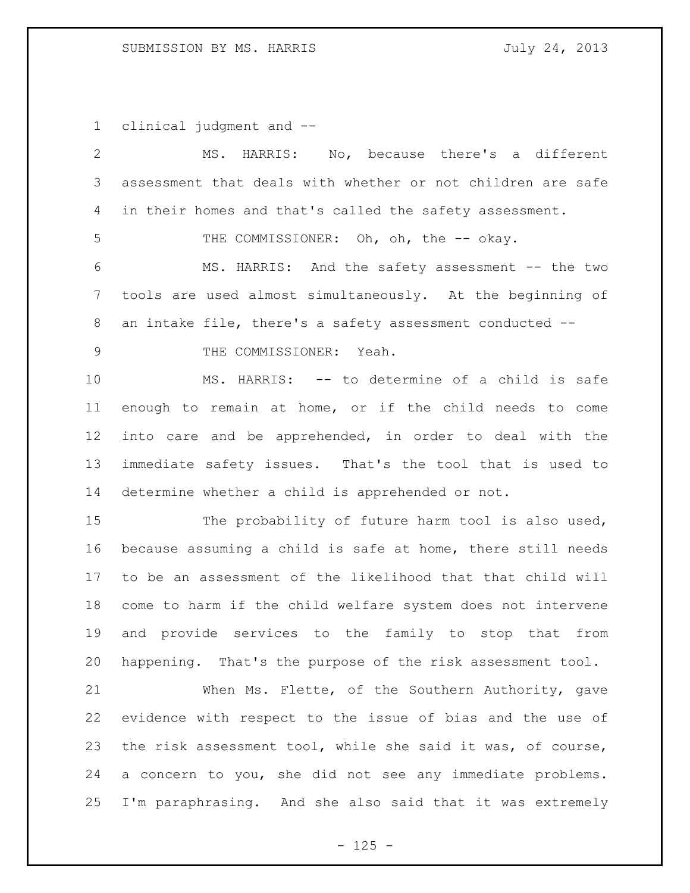clinical judgment and --

MS. HARRIS: No, because there's a different assessment that deals with whether or not children are safe in their homes and that's called the safety assessment.

THE COMMISSIONER: Oh, oh, the -- okay.

MS. HARRIS: And the safety assessment -- the two tools are used almost simultaneously. At the beginning of an intake file, there's a safety assessment conducted --

THE COMMISSIONER: Yeah.

MS. HARRIS: -- to determine of a child is safe enough to remain at home, or if the child needs to come into care and be apprehended, in order to deal with the immediate safety issues. That's the tool that is used to determine whether a child is apprehended or not.

The probability of future harm tool is also used, because assuming a child is safe at home, there still needs to be an assessment of the likelihood that that child will come to harm if the child welfare system does not intervene and provide services to the family to stop that from happening. That's the purpose of the risk assessment tool.

When Ms. Flette, of the Southern Authority, gave evidence with respect to the issue of bias and the use of the risk assessment tool, while she said it was, of course, a concern to you, she did not see any immediate problems. I'm paraphrasing. And she also said that it was extremely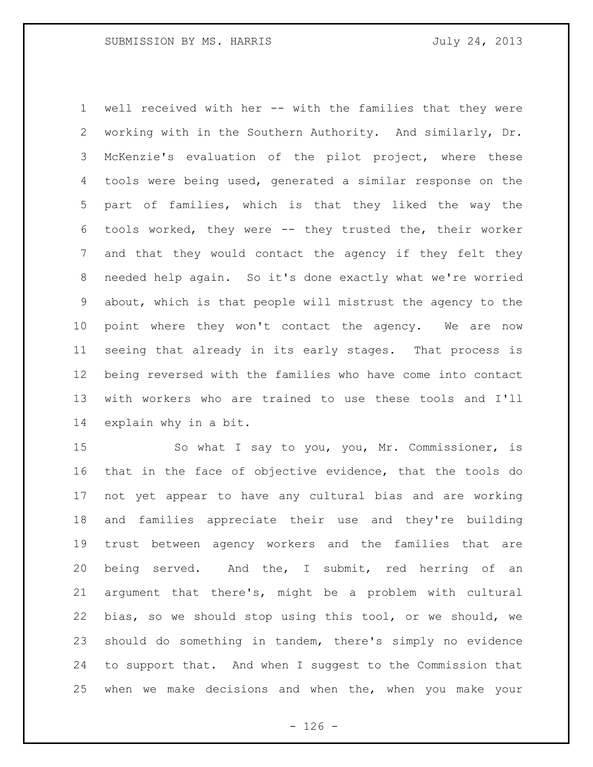well received with her -- with the families that they were working with in the Southern Authority. And similarly, Dr. McKenzie's evaluation of the pilot project, where these tools were being used, generated a similar response on the part of families, which is that they liked the way the tools worked, they were -- they trusted the, their worker and that they would contact the agency if they felt they needed help again. So it's done exactly what we're worried about, which is that people will mistrust the agency to the point where they won't contact the agency. We are now seeing that already in its early stages. That process is being reversed with the families who have come into contact with workers who are trained to use these tools and I'll explain why in a bit.

So what I say to you, you, Mr. Commissioner, is that in the face of objective evidence, that the tools do not yet appear to have any cultural bias and are working and families appreciate their use and they're building trust between agency workers and the families that are being served. And the, I submit, red herring of an argument that there's, might be a problem with cultural bias, so we should stop using this tool, or we should, we should do something in tandem, there's simply no evidence to support that. And when I suggest to the Commission that when we make decisions and when the, when you make your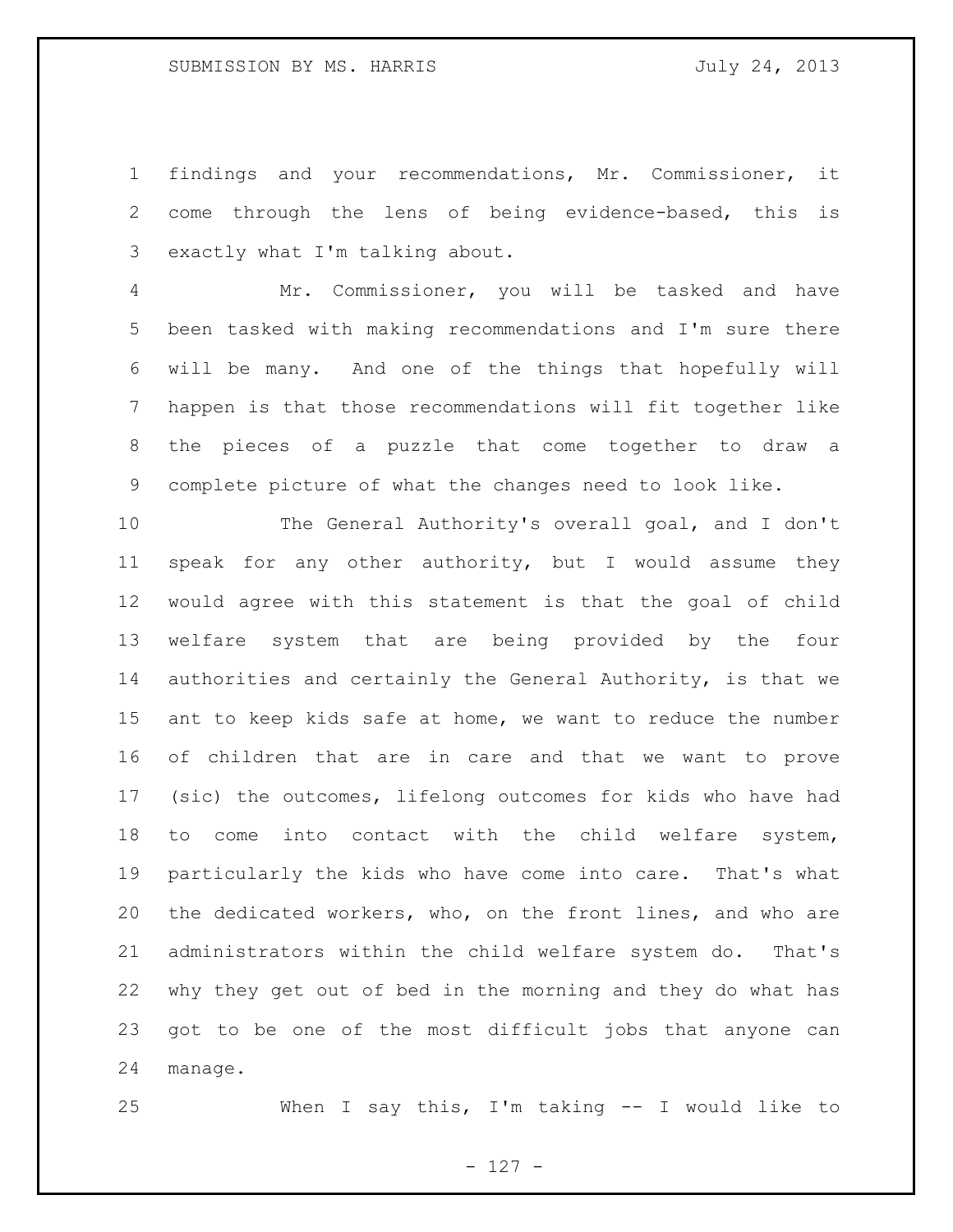findings and your recommendations, Mr. Commissioner, it come through the lens of being evidence-based, this is exactly what I'm talking about.

Mr. Commissioner, you will be tasked and have been tasked with making recommendations and I'm sure there will be many. And one of the things that hopefully will happen is that those recommendations will fit together like the pieces of a puzzle that come together to draw a complete picture of what the changes need to look like.

The General Authority's overall goal, and I don't speak for any other authority, but I would assume they would agree with this statement is that the goal of child welfare system that are being provided by the four authorities and certainly the General Authority, is that we ant to keep kids safe at home, we want to reduce the number of children that are in care and that we want to prove (sic) the outcomes, lifelong outcomes for kids who have had to come into contact with the child welfare system, particularly the kids who have come into care. That's what the dedicated workers, who, on the front lines, and who are administrators within the child welfare system do. That's why they get out of bed in the morning and they do what has got to be one of the most difficult jobs that anyone can manage.

When I say this, I'm taking -- I would like to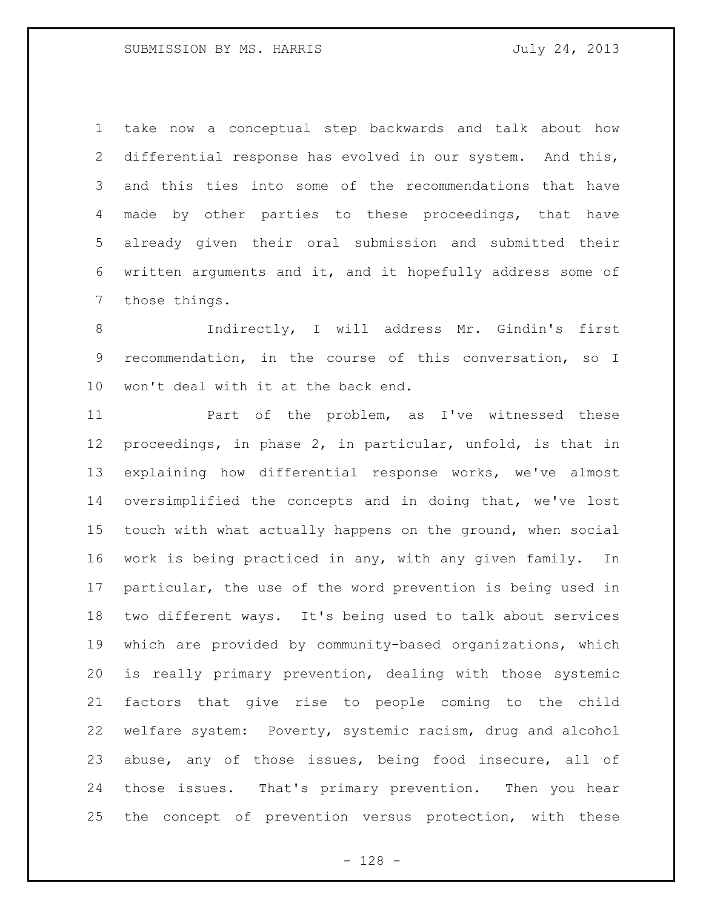take now a conceptual step backwards and talk about how differential response has evolved in our system. And this, and this ties into some of the recommendations that have made by other parties to these proceedings, that have already given their oral submission and submitted their written arguments and it, and it hopefully address some of those things.

Indirectly, I will address Mr. Gindin's first recommendation, in the course of this conversation, so I won't deal with it at the back end.

Part of the problem, as I've witnessed these proceedings, in phase 2, in particular, unfold, is that in explaining how differential response works, we've almost oversimplified the concepts and in doing that, we've lost touch with what actually happens on the ground, when social work is being practiced in any, with any given family. In particular, the use of the word prevention is being used in two different ways. It's being used to talk about services which are provided by community-based organizations, which is really primary prevention, dealing with those systemic factors that give rise to people coming to the child welfare system: Poverty, systemic racism, drug and alcohol abuse, any of those issues, being food insecure, all of those issues. That's primary prevention. Then you hear the concept of prevention versus protection, with these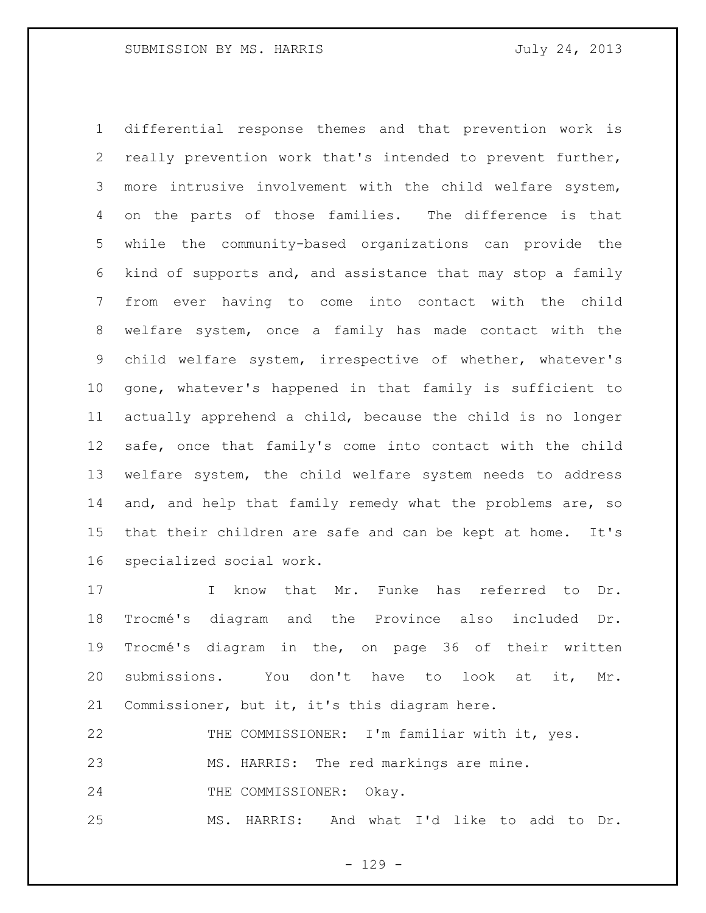differential response themes and that prevention work is really prevention work that's intended to prevent further, more intrusive involvement with the child welfare system, on the parts of those families. The difference is that while the community-based organizations can provide the kind of supports and, and assistance that may stop a family from ever having to come into contact with the child welfare system, once a family has made contact with the child welfare system, irrespective of whether, whatever's gone, whatever's happened in that family is sufficient to actually apprehend a child, because the child is no longer safe, once that family's come into contact with the child welfare system, the child welfare system needs to address and, and help that family remedy what the problems are, so that their children are safe and can be kept at home. It's specialized social work.

I know that Mr. Funke has referred to Dr. Trocmé's diagram and the Province also included Dr. Trocmé's diagram in the, on page 36 of their written submissions. You don't have to look at it, Mr. Commissioner, but it, it's this diagram here.

THE COMMISSIONER: I'm familiar with it, yes.

MS. HARRIS: The red markings are mine.

THE COMMISSIONER: Okay.

MS. HARRIS: And what I'd like to add to Dr.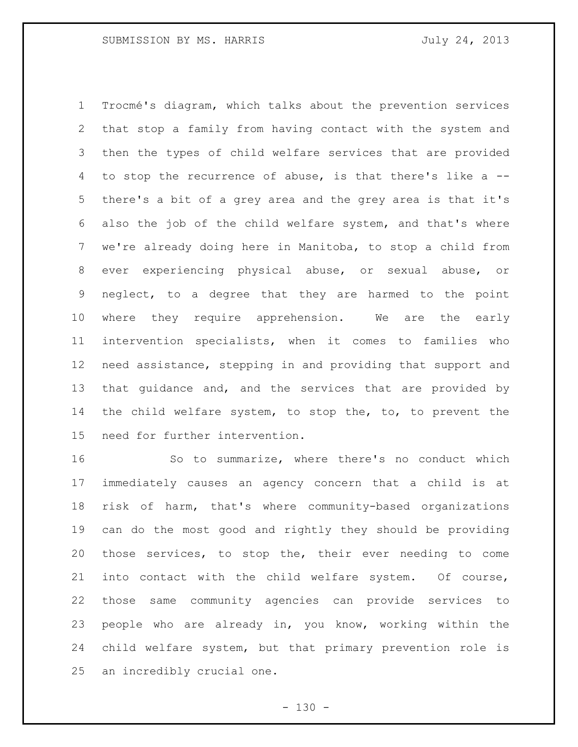Trocmé's diagram, which talks about the prevention services that stop a family from having contact with the system and then the types of child welfare services that are provided to stop the recurrence of abuse, is that there's like a -- there's a bit of a grey area and the grey area is that it's also the job of the child welfare system, and that's where we're already doing here in Manitoba, to stop a child from ever experiencing physical abuse, or sexual abuse, or neglect, to a degree that they are harmed to the point where they require apprehension. We are the early intervention specialists, when it comes to families who need assistance, stepping in and providing that support and that guidance and, and the services that are provided by the child welfare system, to stop the, to, to prevent the need for further intervention.

So to summarize, where there's no conduct which immediately causes an agency concern that a child is at risk of harm, that's where community-based organizations can do the most good and rightly they should be providing those services, to stop the, their ever needing to come into contact with the child welfare system. Of course, those same community agencies can provide services to people who are already in, you know, working within the child welfare system, but that primary prevention role is an incredibly crucial one.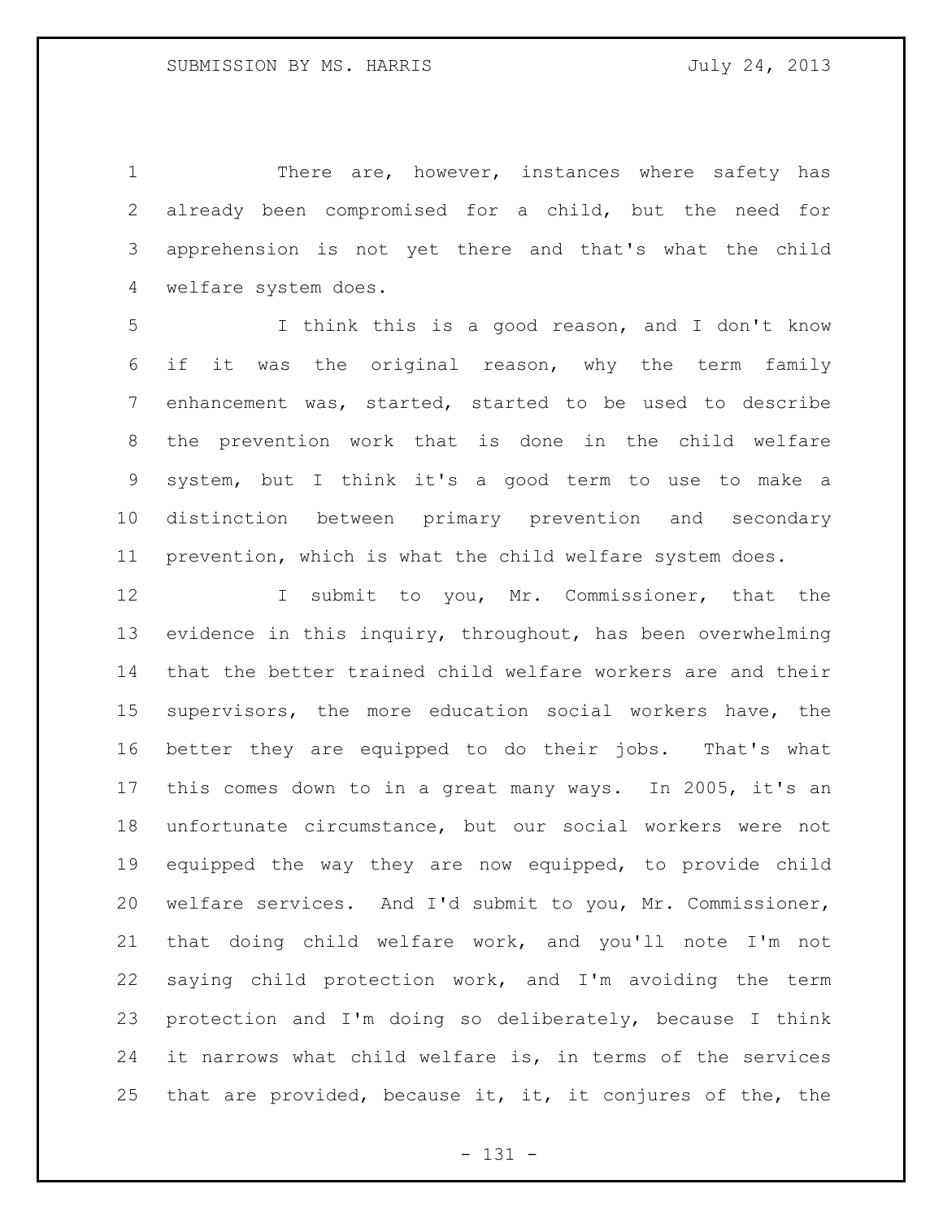There are, however, instances where safety has already been compromised for a child, but the need for apprehension is not yet there and that's what the child welfare system does.

I think this is a good reason, and I don't know if it was the original reason, why the term family enhancement was, started, started to be used to describe the prevention work that is done in the child welfare system, but I think it's a good term to use to make a distinction between primary prevention and secondary prevention, which is what the child welfare system does.

I submit to you, Mr. Commissioner, that the evidence in this inquiry, throughout, has been overwhelming that the better trained child welfare workers are and their supervisors, the more education social workers have, the better they are equipped to do their jobs. That's what this comes down to in a great many ways. In 2005, it's an unfortunate circumstance, but our social workers were not equipped the way they are now equipped, to provide child welfare services. And I'd submit to you, Mr. Commissioner, that doing child welfare work, and you'll note I'm not saying child protection work, and I'm avoiding the term protection and I'm doing so deliberately, because I think it narrows what child welfare is, in terms of the services that are provided, because it, it, it conjures of the, the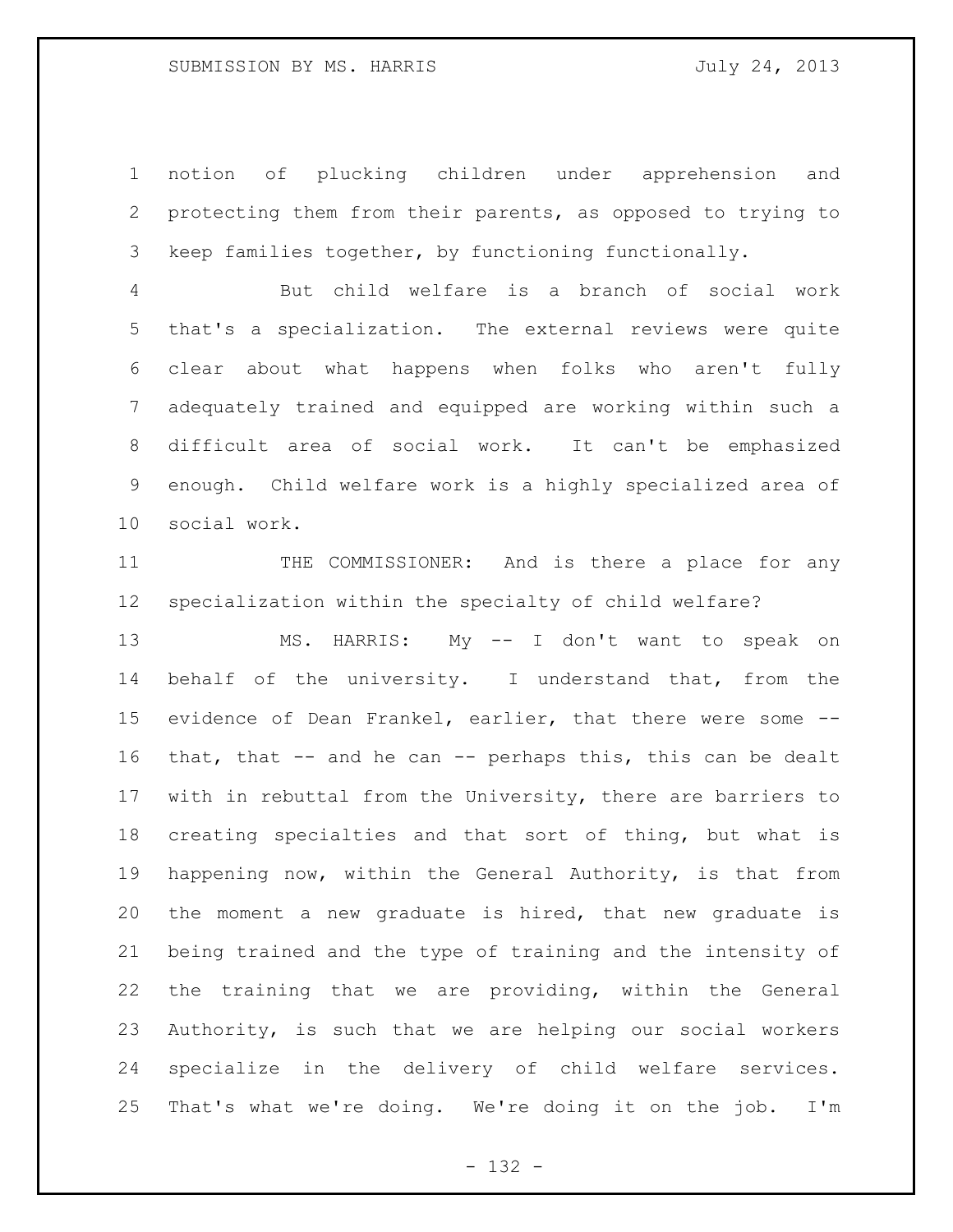notion of plucking children under apprehension and protecting them from their parents, as opposed to trying to keep families together, by functioning functionally.

But child welfare is a branch of social work that's a specialization. The external reviews were quite clear about what happens when folks who aren't fully adequately trained and equipped are working within such a difficult area of social work. It can't be emphasized enough. Child welfare work is a highly specialized area of social work.

THE COMMISSIONER: And is there a place for any specialization within the specialty of child welfare?

MS. HARRIS: My -- I don't want to speak on behalf of the university. I understand that, from the evidence of Dean Frankel, earlier, that there were some -- that, that -- and he can -- perhaps this, this can be dealt with in rebuttal from the University, there are barriers to creating specialties and that sort of thing, but what is happening now, within the General Authority, is that from the moment a new graduate is hired, that new graduate is being trained and the type of training and the intensity of the training that we are providing, within the General Authority, is such that we are helping our social workers specialize in the delivery of child welfare services. That's what we're doing. We're doing it on the job. I'm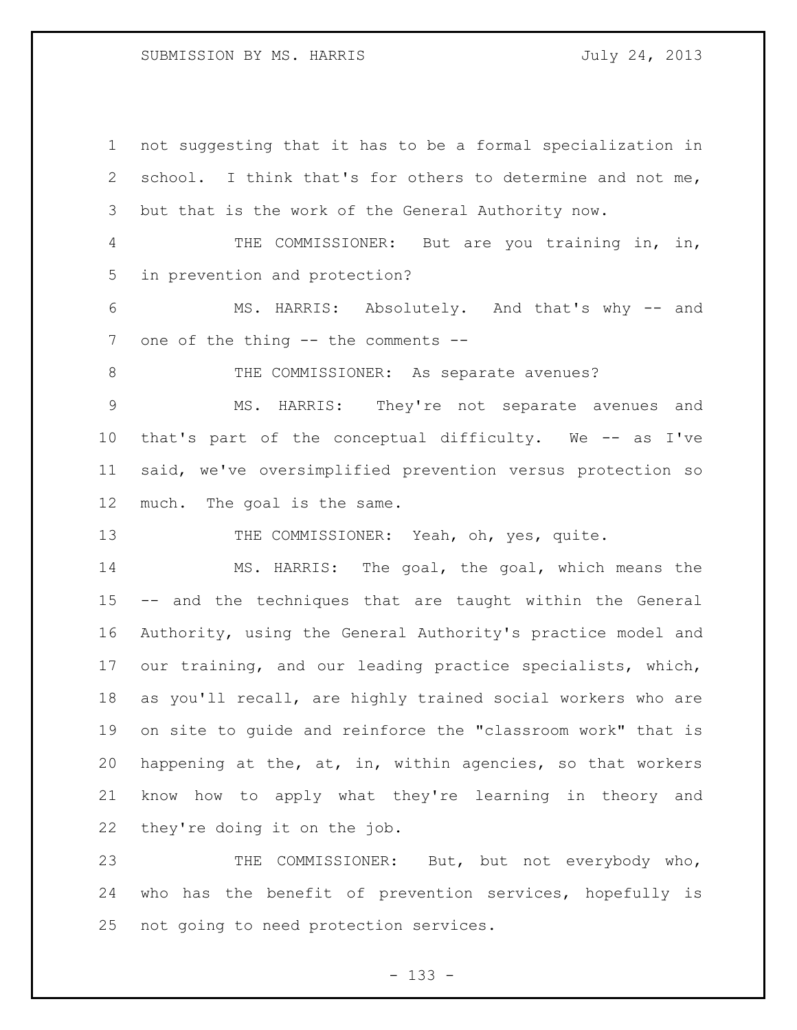not suggesting that it has to be a formal specialization in school. I think that's for others to determine and not me, but that is the work of the General Authority now.

THE COMMISSIONER: But are you training in, in, in prevention and protection?

MS. HARRIS: Absolutely. And that's why -- and one of the thing -- the comments --

THE COMMISSIONER: As separate avenues?

MS. HARRIS: They're not separate avenues and that's part of the conceptual difficulty. We -- as I've said, we've oversimplified prevention versus protection so much. The goal is the same.

THE COMMISSIONER: Yeah, oh, yes, quite.

MS. HARRIS: The goal, the goal, which means the -- and the techniques that are taught within the General Authority, using the General Authority's practice model and our training, and our leading practice specialists, which, as you'll recall, are highly trained social workers who are on site to guide and reinforce the "classroom work" that is happening at the, at, in, within agencies, so that workers know how to apply what they're learning in theory and they're doing it on the job.

THE COMMISSIONER: But, but not everybody who, who has the benefit of prevention services, hopefully is not going to need protection services.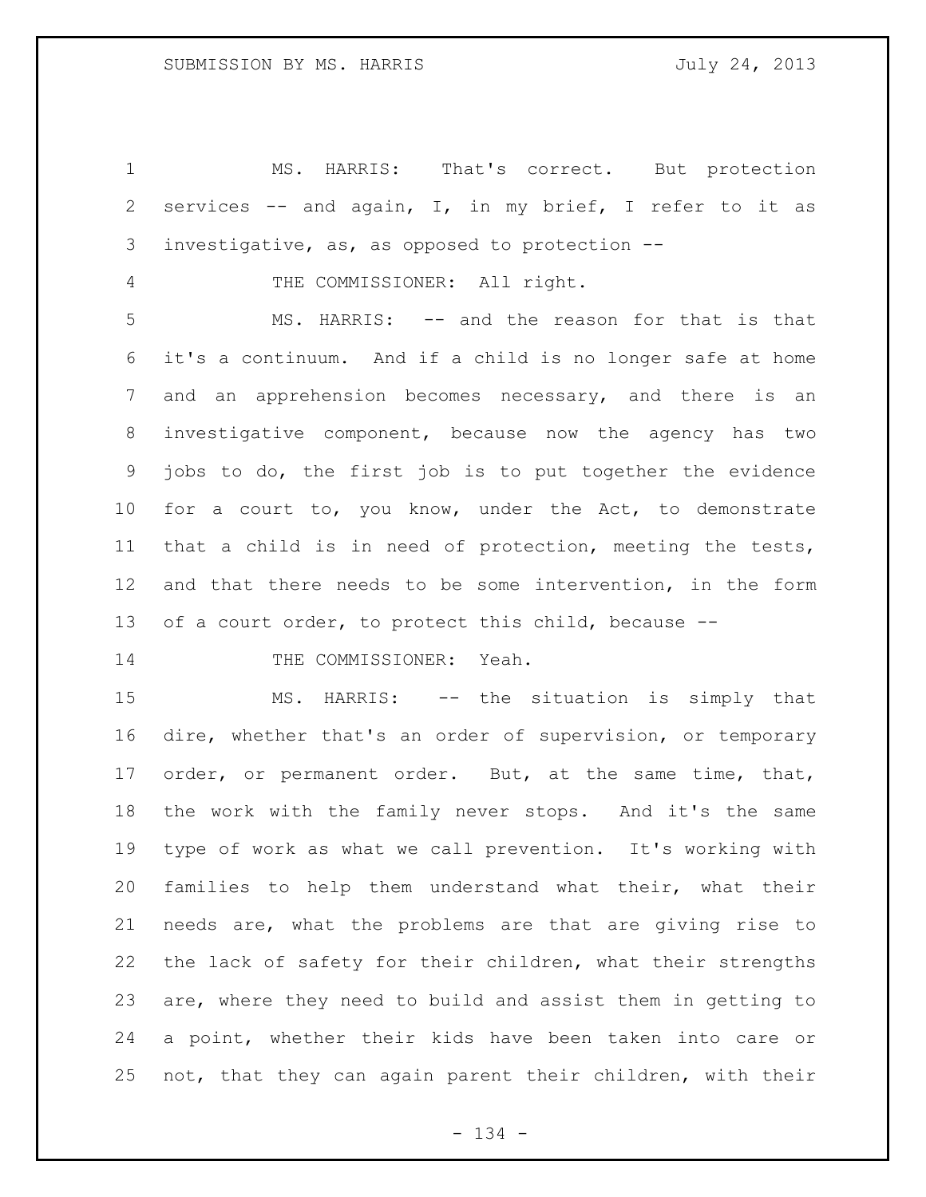MS. HARRIS: That's correct. But protection services -- and again, I, in my brief, I refer to it as investigative, as, as opposed to protection --

THE COMMISSIONER: All right.

MS. HARRIS: -- and the reason for that is that it's a continuum. And if a child is no longer safe at home and an apprehension becomes necessary, and there is an investigative component, because now the agency has two jobs to do, the first job is to put together the evidence for a court to, you know, under the Act, to demonstrate that a child is in need of protection, meeting the tests, and that there needs to be some intervention, in the form of a court order, to protect this child, because --

THE COMMISSIONER: Yeah.

MS. HARRIS: -- the situation is simply that dire, whether that's an order of supervision, or temporary order, or permanent order. But, at the same time, that, the work with the family never stops. And it's the same type of work as what we call prevention. It's working with families to help them understand what their, what their needs are, what the problems are that are giving rise to the lack of safety for their children, what their strengths are, where they need to build and assist them in getting to a point, whether their kids have been taken into care or not, that they can again parent their children, with their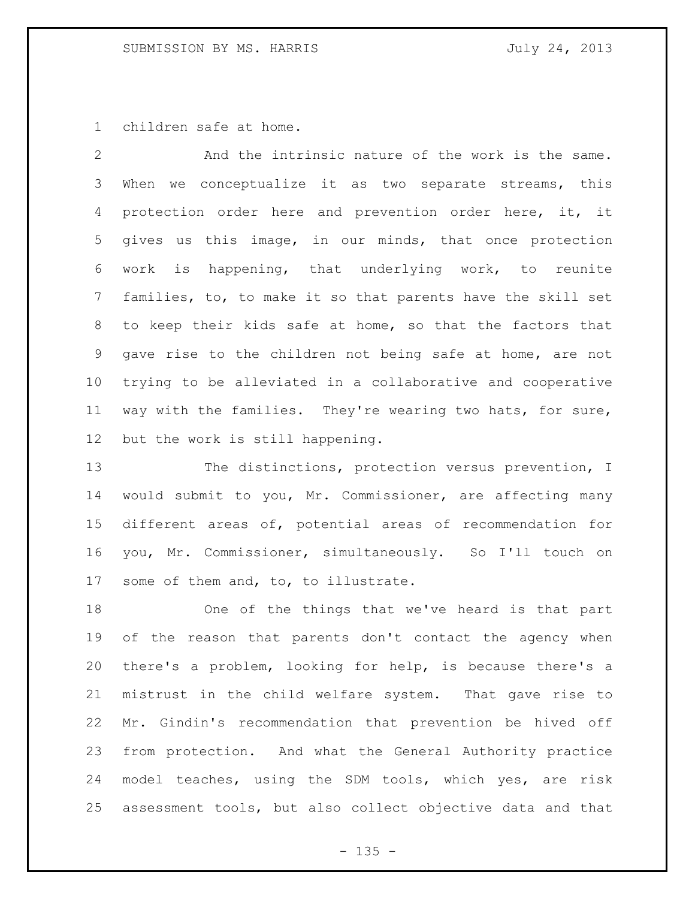children safe at home.

And the intrinsic nature of the work is the same. When we conceptualize it as two separate streams, this protection order here and prevention order here, it, it gives us this image, in our minds, that once protection work is happening, that underlying work, to reunite families, to, to make it so that parents have the skill set to keep their kids safe at home, so that the factors that gave rise to the children not being safe at home, are not trying to be alleviated in a collaborative and cooperative way with the families. They're wearing two hats, for sure, but the work is still happening.

The distinctions, protection versus prevention, I would submit to you, Mr. Commissioner, are affecting many different areas of, potential areas of recommendation for you, Mr. Commissioner, simultaneously. So I'll touch on some of them and, to, to illustrate.

One of the things that we've heard is that part of the reason that parents don't contact the agency when there's a problem, looking for help, is because there's a mistrust in the child welfare system. That gave rise to Mr. Gindin's recommendation that prevention be hived off from protection. And what the General Authority practice model teaches, using the SDM tools, which yes, are risk assessment tools, but also collect objective data and that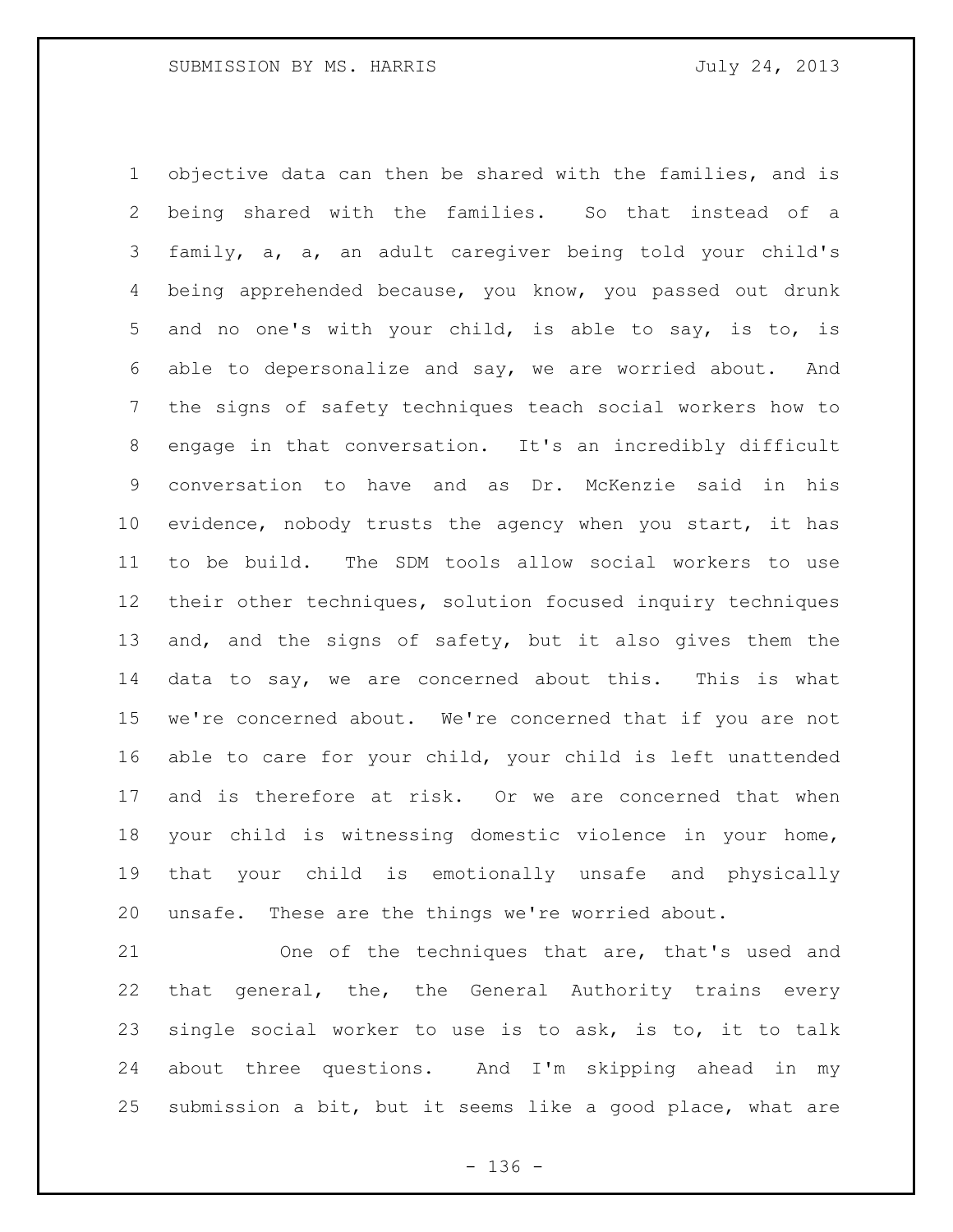objective data can then be shared with the families, and is being shared with the families. So that instead of a family, a, a, an adult caregiver being told your child's being apprehended because, you know, you passed out drunk and no one's with your child, is able to say, is to, is able to depersonalize and say, we are worried about. And the signs of safety techniques teach social workers how to engage in that conversation. It's an incredibly difficult conversation to have and as Dr. McKenzie said in his evidence, nobody trusts the agency when you start, it has to be build. The SDM tools allow social workers to use their other techniques, solution focused inquiry techniques and, and the signs of safety, but it also gives them the data to say, we are concerned about this. This is what we're concerned about. We're concerned that if you are not able to care for your child, your child is left unattended and is therefore at risk. Or we are concerned that when your child is witnessing domestic violence in your home, that your child is emotionally unsafe and physically unsafe. These are the things we're worried about.

One of the techniques that are, that's used and that general, the, the General Authority trains every single social worker to use is to ask, is to, it to talk about three questions. And I'm skipping ahead in my submission a bit, but it seems like a good place, what are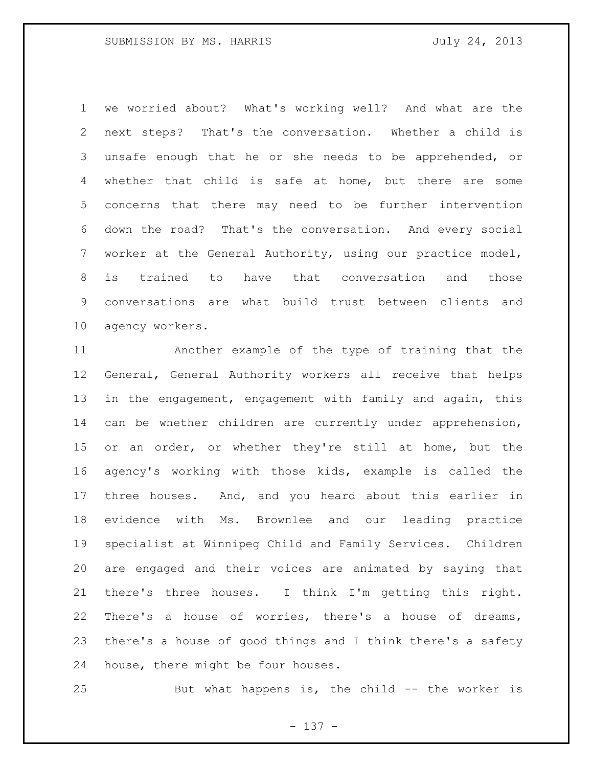we worried about? What's working well? And what are the next steps? That's the conversation. Whether a child is unsafe enough that he or she needs to be apprehended, or whether that child is safe at home, but there are some concerns that there may need to be further intervention down the road? That's the conversation. And every social worker at the General Authority, using our practice model, is trained to have that conversation and those conversations are what build trust between clients and agency workers.

Another example of the type of training that the General, General Authority workers all receive that helps in the engagement, engagement with family and again, this can be whether children are currently under apprehension, or an order, or whether they're still at home, but the agency's working with those kids, example is called the three houses. And, and you heard about this earlier in evidence with Ms. Brownlee and our leading practice specialist at Winnipeg Child and Family Services. Children are engaged and their voices are animated by saying that there's three houses. I think I'm getting this right. There's a house of worries, there's a house of dreams, there's a house of good things and I think there's a safety house, there might be four houses.

But what happens is, the child -- the worker is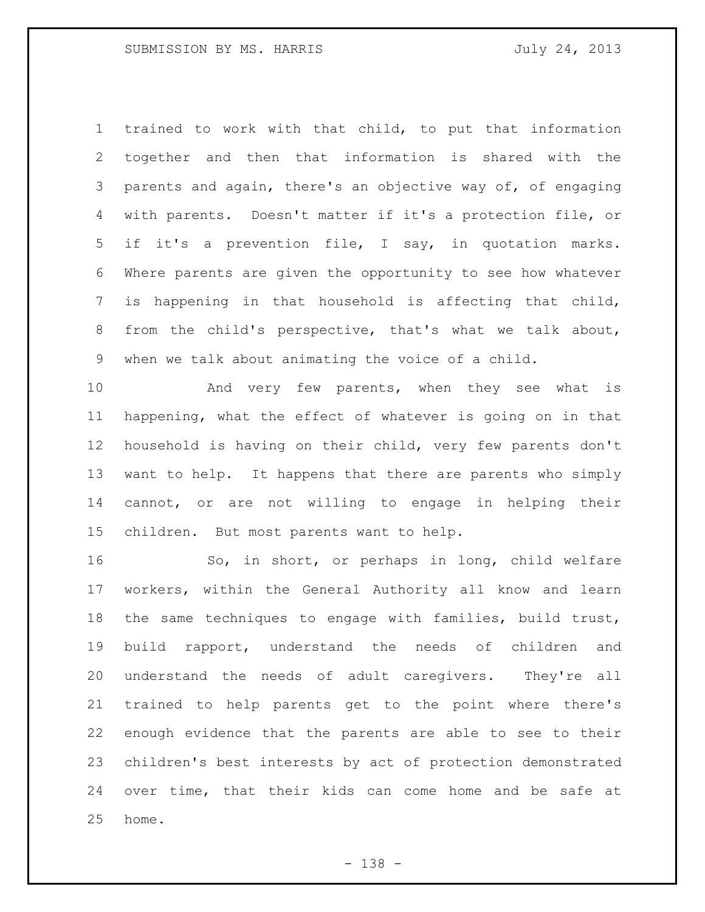trained to work with that child, to put that information together and then that information is shared with the parents and again, there's an objective way of, of engaging with parents. Doesn't matter if it's a protection file, or if it's a prevention file, I say, in quotation marks. Where parents are given the opportunity to see how whatever is happening in that household is affecting that child, from the child's perspective, that's what we talk about, when we talk about animating the voice of a child.

And very few parents, when they see what is happening, what the effect of whatever is going on in that household is having on their child, very few parents don't want to help. It happens that there are parents who simply cannot, or are not willing to engage in helping their children. But most parents want to help.

So, in short, or perhaps in long, child welfare workers, within the General Authority all know and learn the same techniques to engage with families, build trust, build rapport, understand the needs of children and understand the needs of adult caregivers. They're all trained to help parents get to the point where there's enough evidence that the parents are able to see to their children's best interests by act of protection demonstrated over time, that their kids can come home and be safe at home.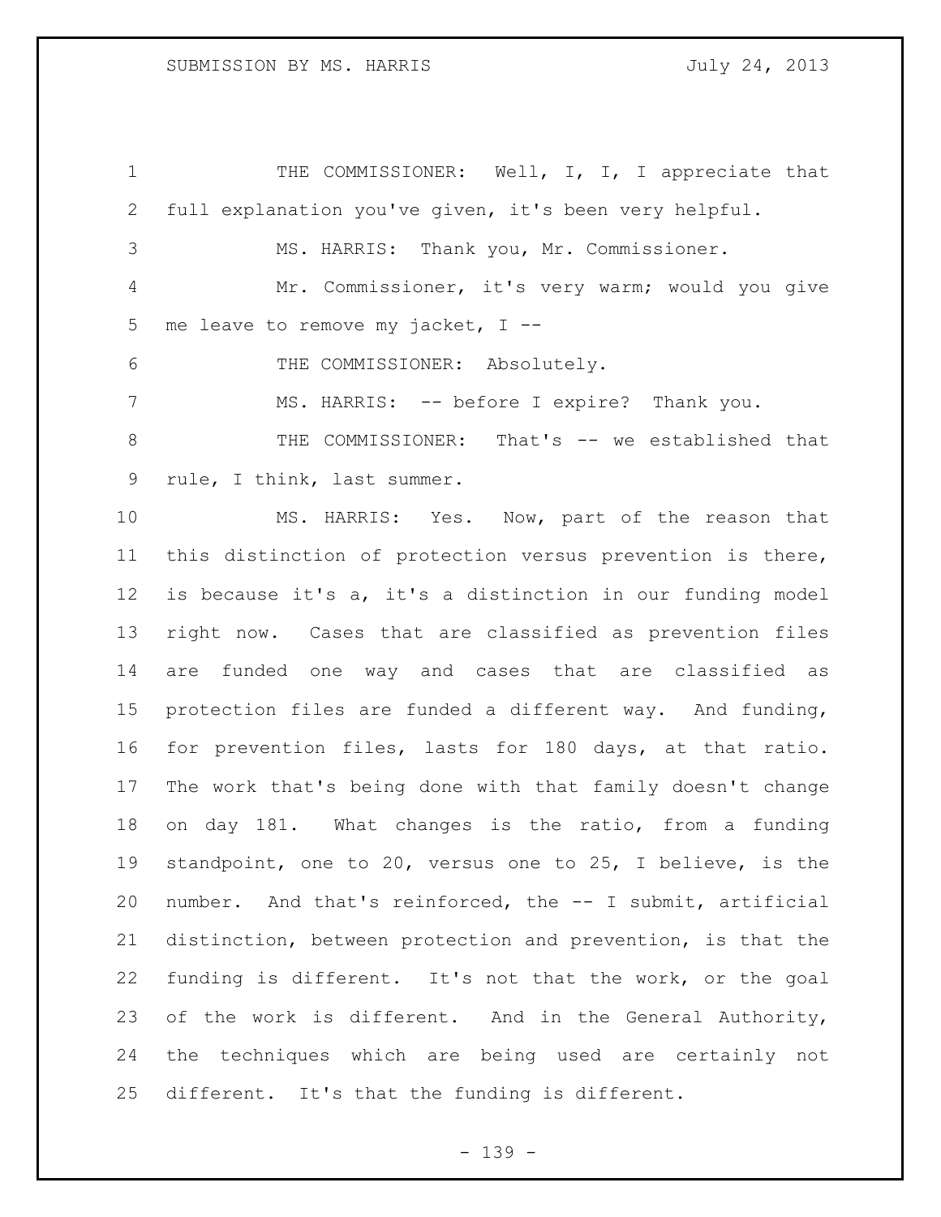THE COMMISSIONER: Well, I, I, I appreciate that full explanation you've given, it's been very helpful.

MS. HARRIS: Thank you, Mr. Commissioner.

Mr. Commissioner, it's very warm; would you give me leave to remove my jacket, I --

THE COMMISSIONER: Absolutely.

MS. HARRIS: -- before I expire? Thank you.

THE COMMISSIONER: That's -- we established that rule, I think, last summer.

MS. HARRIS: Yes. Now, part of the reason that this distinction of protection versus prevention is there, is because it's a, it's a distinction in our funding model right now. Cases that are classified as prevention files are funded one way and cases that are classified as protection files are funded a different way. And funding, for prevention files, lasts for 180 days, at that ratio. The work that's being done with that family doesn't change on day 181. What changes is the ratio, from a funding standpoint, one to 20, versus one to 25, I believe, is the number. And that's reinforced, the -- I submit, artificial distinction, between protection and prevention, is that the funding is different. It's not that the work, or the goal of the work is different. And in the General Authority, the techniques which are being used are certainly not different. It's that the funding is different.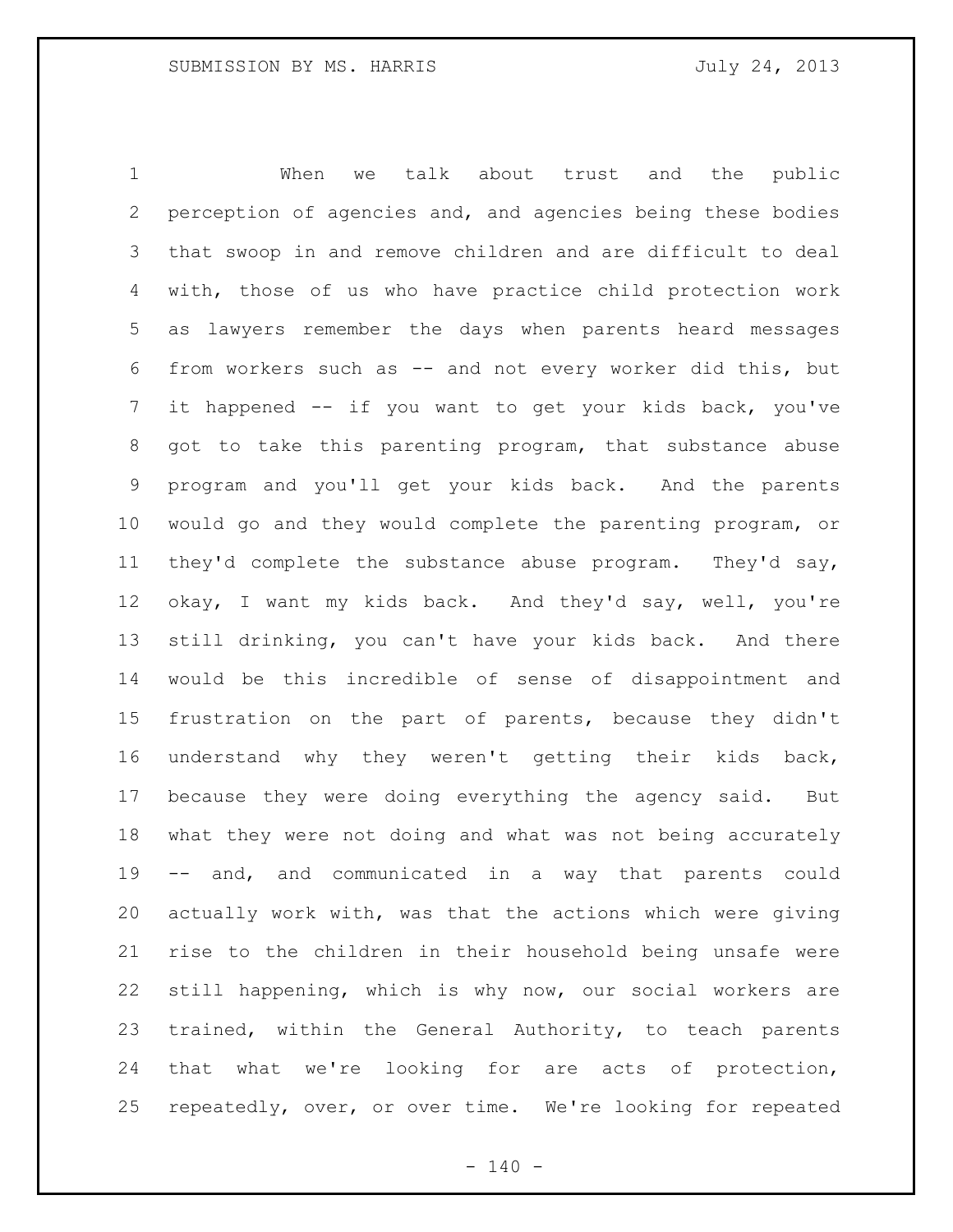When we talk about trust and the public perception of agencies and, and agencies being these bodies that swoop in and remove children and are difficult to deal with, those of us who have practice child protection work as lawyers remember the days when parents heard messages from workers such as -- and not every worker did this, but it happened -- if you want to get your kids back, you've got to take this parenting program, that substance abuse program and you'll get your kids back. And the parents would go and they would complete the parenting program, or they'd complete the substance abuse program. They'd say, okay, I want my kids back. And they'd say, well, you're still drinking, you can't have your kids back. And there would be this incredible of sense of disappointment and frustration on the part of parents, because they didn't understand why they weren't getting their kids back, because they were doing everything the agency said. But what they were not doing and what was not being accurately -- and, and communicated in a way that parents could actually work with, was that the actions which were giving rise to the children in their household being unsafe were still happening, which is why now, our social workers are trained, within the General Authority, to teach parents that what we're looking for are acts of protection, repeatedly, over, or over time. We're looking for repeated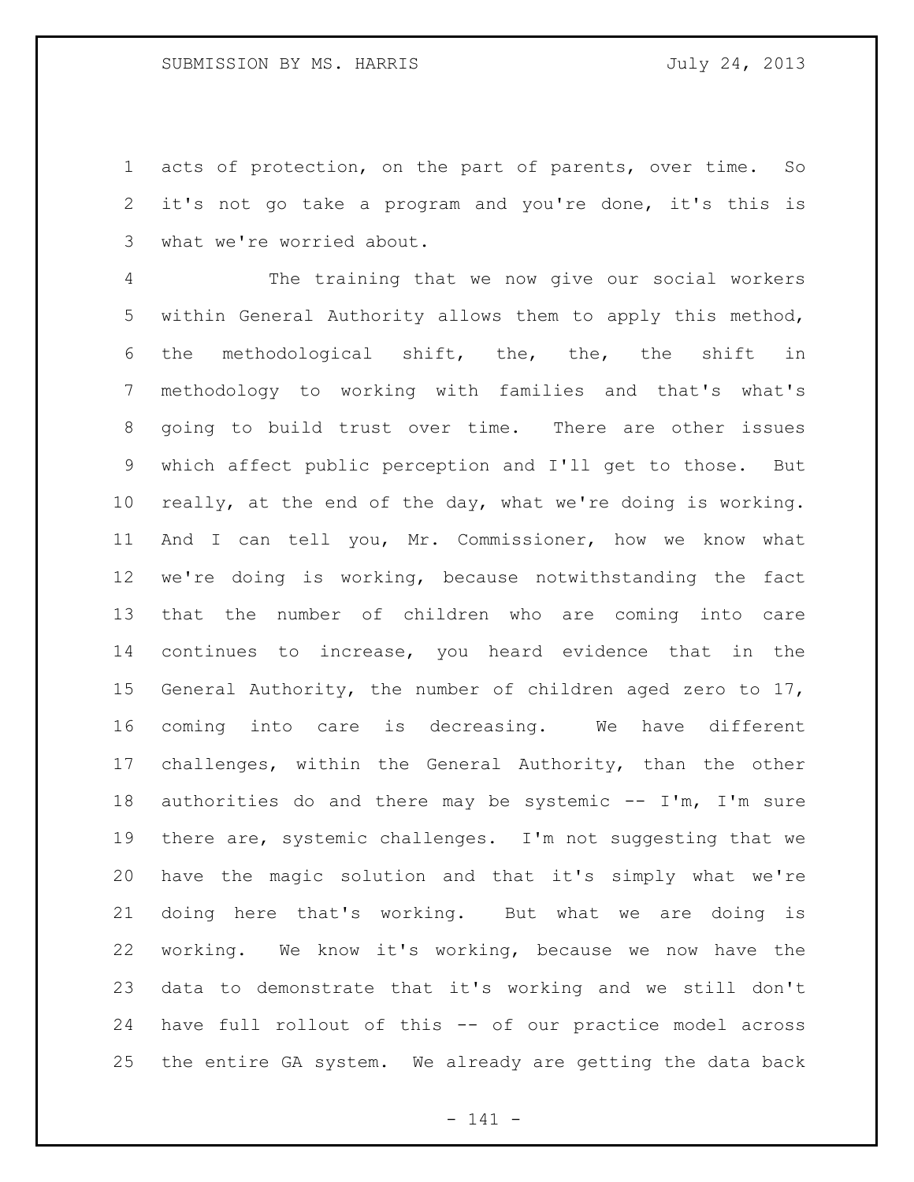acts of protection, on the part of parents, over time. So it's not go take a program and you're done, it's this is what we're worried about.

The training that we now give our social workers within General Authority allows them to apply this method, the methodological shift, the, the, the shift in methodology to working with families and that's what's going to build trust over time. There are other issues which affect public perception and I'll get to those. But really, at the end of the day, what we're doing is working. And I can tell you, Mr. Commissioner, how we know what we're doing is working, because notwithstanding the fact that the number of children who are coming into care continues to increase, you heard evidence that in the General Authority, the number of children aged zero to 17, coming into care is decreasing. We have different challenges, within the General Authority, than the other authorities do and there may be systemic -- I'm, I'm sure there are, systemic challenges. I'm not suggesting that we have the magic solution and that it's simply what we're doing here that's working. But what we are doing is working. We know it's working, because we now have the data to demonstrate that it's working and we still don't have full rollout of this -- of our practice model across the entire GA system. We already are getting the data back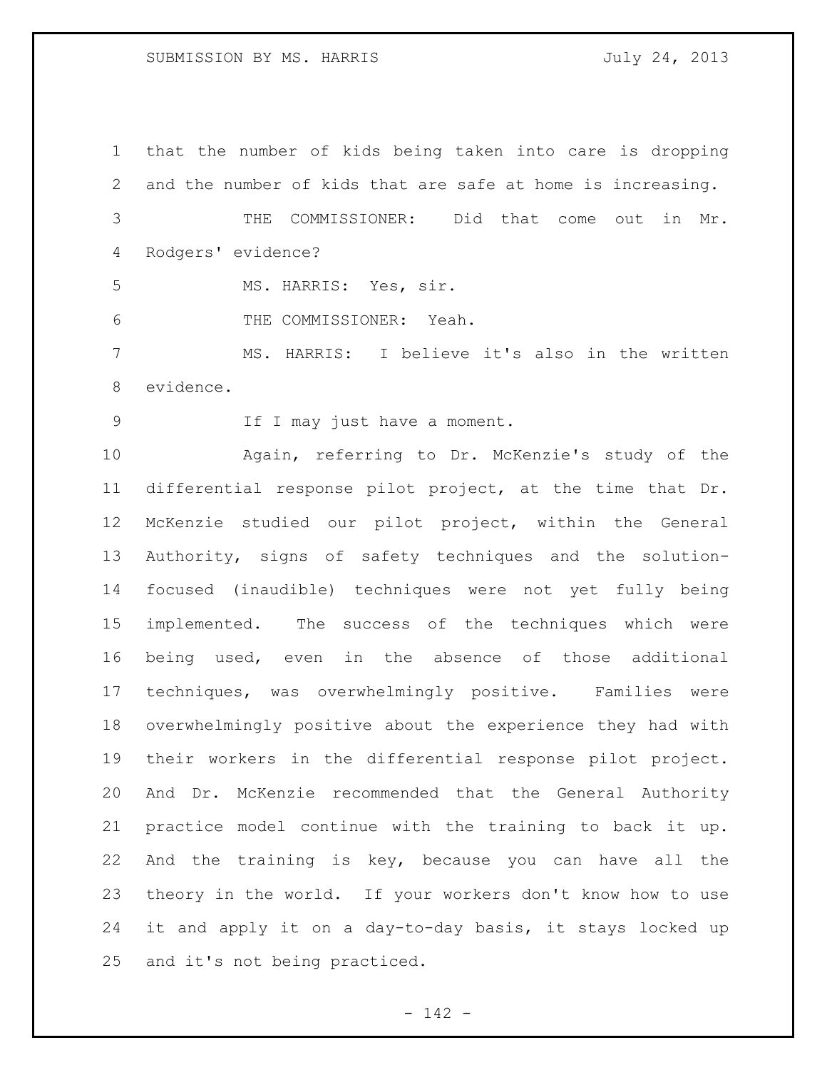that the number of kids being taken into care is dropping and the number of kids that are safe at home is increasing.

THE COMMISSIONER: Did that come out in Mr. Rodgers' evidence?

MS. HARRIS: Yes, sir.

THE COMMISSIONER: Yeah.

MS. HARRIS: I believe it's also in the written evidence.

If I may just have a moment.

Again, referring to Dr. McKenzie's study of the differential response pilot project, at the time that Dr. McKenzie studied our pilot project, within the General Authority, signs of safety techniques and the solution-focused (inaudible) techniques were not yet fully being implemented. The success of the techniques which were being used, even in the absence of those additional techniques, was overwhelmingly positive. Families were overwhelmingly positive about the experience they had with their workers in the differential response pilot project. And Dr. McKenzie recommended that the General Authority practice model continue with the training to back it up. And the training is key, because you can have all the theory in the world. If your workers don't know how to use it and apply it on a day-to-day basis, it stays locked up and it's not being practiced.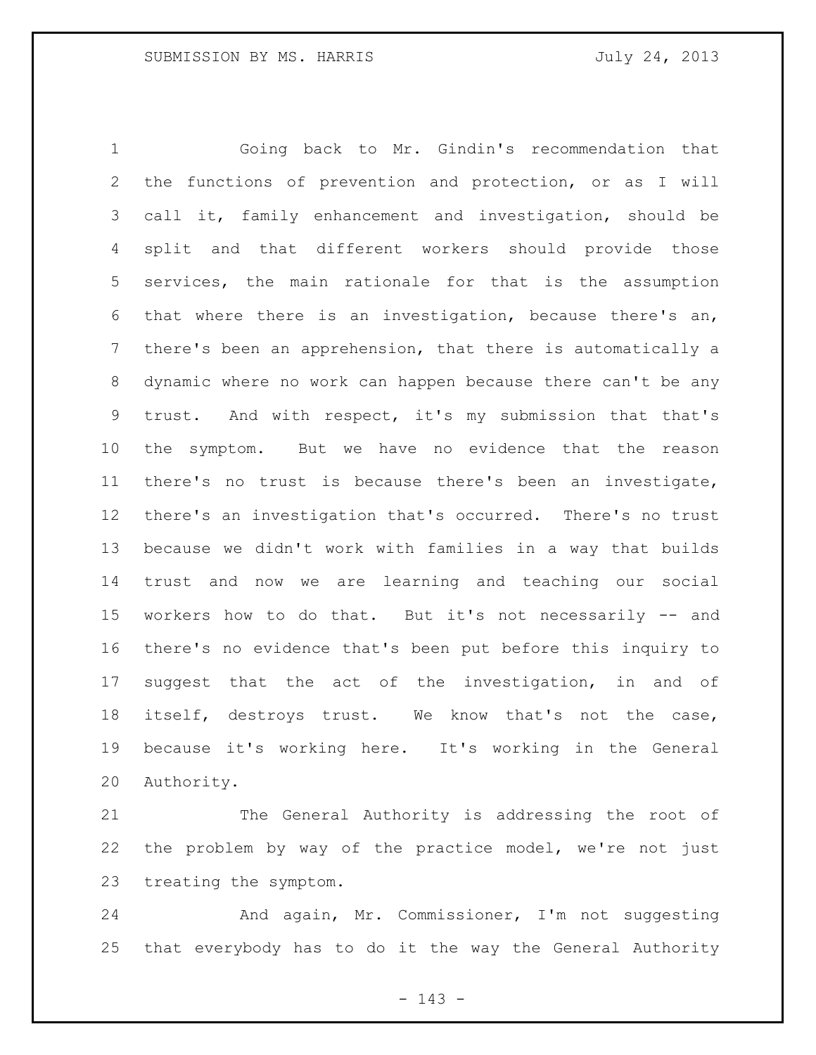Going back to Mr. Gindin's recommendation that the functions of prevention and protection, or as I will call it, family enhancement and investigation, should be split and that different workers should provide those services, the main rationale for that is the assumption that where there is an investigation, because there's an, there's been an apprehension, that there is automatically a dynamic where no work can happen because there can't be any trust. And with respect, it's my submission that that's the symptom. But we have no evidence that the reason there's no trust is because there's been an investigate, there's an investigation that's occurred. There's no trust because we didn't work with families in a way that builds trust and now we are learning and teaching our social workers how to do that. But it's not necessarily -- and there's no evidence that's been put before this inquiry to suggest that the act of the investigation, in and of itself, destroys trust. We know that's not the case, because it's working here. It's working in the General Authority.

The General Authority is addressing the root of the problem by way of the practice model, we're not just treating the symptom.

And again, Mr. Commissioner, I'm not suggesting that everybody has to do it the way the General Authority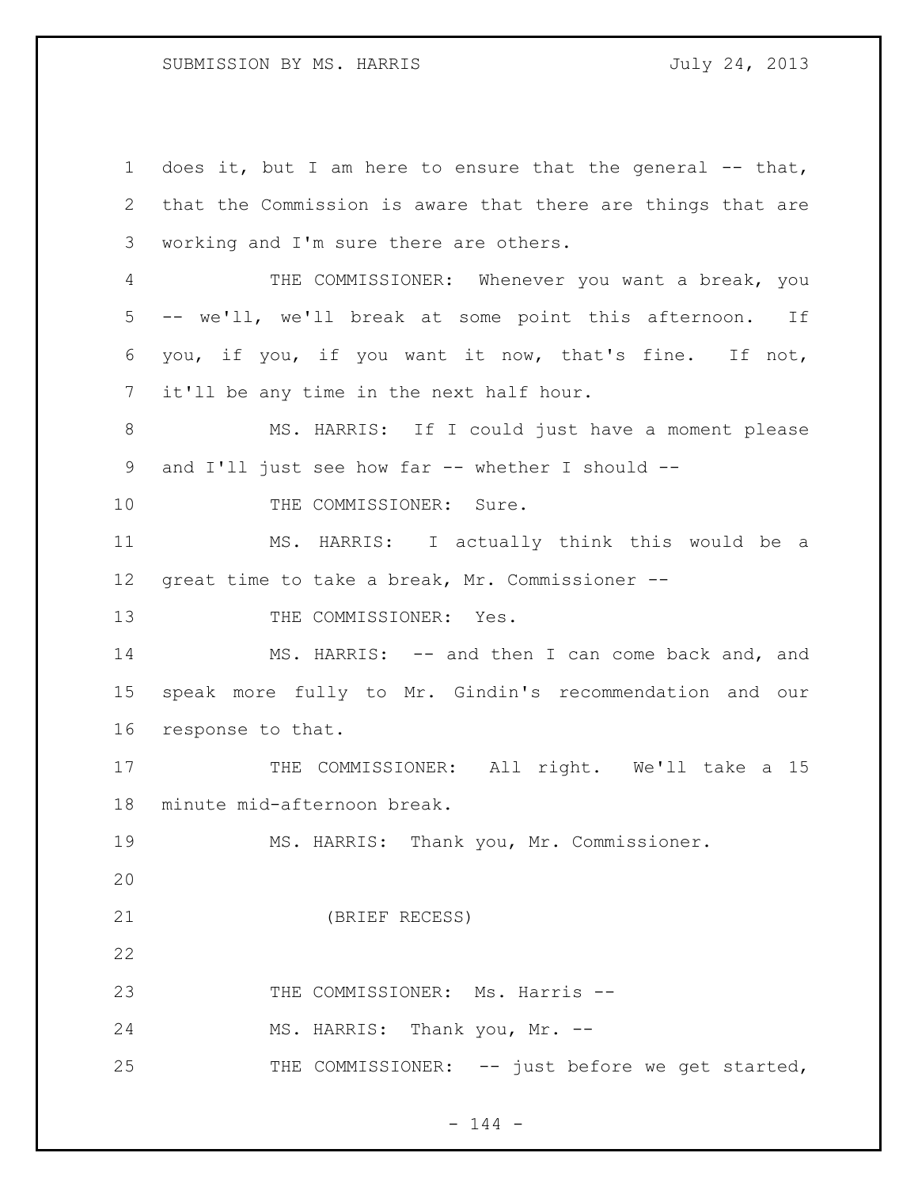does it, but I am here to ensure that the general -- that, that the Commission is aware that there are things that are working and I'm sure there are others.

THE COMMISSIONER: Whenever you want a break, you -- we'll, we'll break at some point this afternoon. If you, if you, if you want it now, that's fine. If not, it'll be any time in the next half hour.

MS. HARRIS: If I could just have a moment please and I'll just see how far -- whether I should --

THE COMMISSIONER: Sure.

MS. HARRIS: I actually think this would be a great time to take a break, Mr. Commissioner --

THE COMMISSIONER: Yes.

MS. HARRIS: -- and then I can come back and, and speak more fully to Mr. Gindin's recommendation and our response to that.

THE COMMISSIONER: All right. We'll take a 15 minute mid-afternoon break.

MS. HARRIS: Thank you, Mr. Commissioner.

(BRIEF RECESS)

THE COMMISSIONER: Ms. Harris --

MS. HARRIS: Thank you, Mr. --

THE COMMISSIONER: -- just before we get started,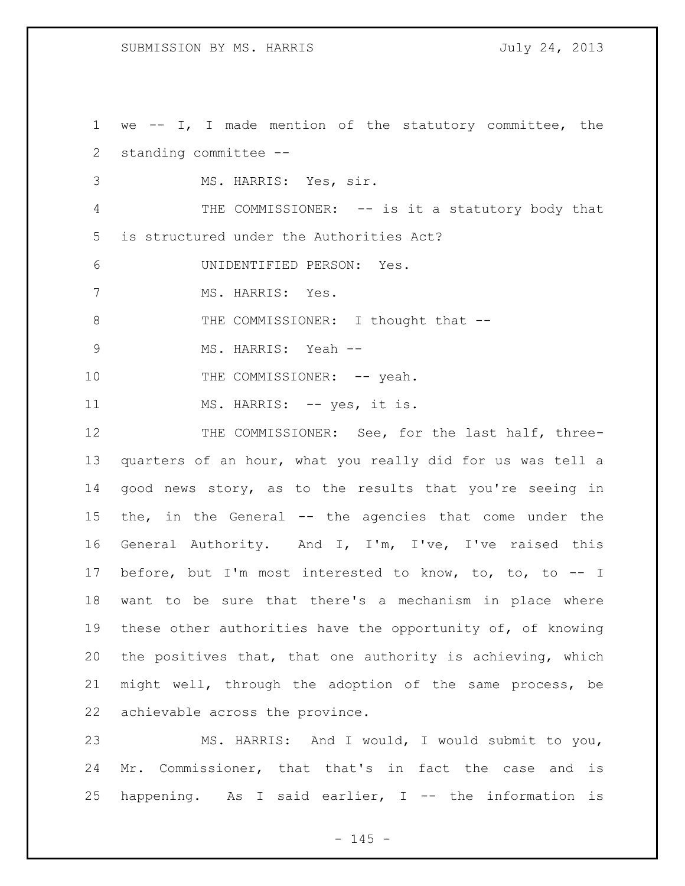we -- I, I made mention of the statutory committee, the standing committee --

MS. HARRIS: Yes, sir.

THE COMMISSIONER: -- is it a statutory body that is structured under the Authorities Act?

UNIDENTIFIED PERSON: Yes.

MS. HARRIS: Yes.

THE COMMISSIONER: I thought that --

MS. HARRIS: Yeah --

THE COMMISSIONER: -- yeah.

MS. HARRIS: -- yes, it is.

THE COMMISSIONER: See, for the last half, three-quarters of an hour, what you really did for us was tell a good news story, as to the results that you're seeing in the, in the General -- the agencies that come under the General Authority. And I, I'm, I've, I've raised this before, but I'm most interested to know, to, to, to -- I want to be sure that there's a mechanism in place where these other authorities have the opportunity of, of knowing the positives that, that one authority is achieving, which might well, through the adoption of the same process, be achievable across the province.

MS. HARRIS: And I would, I would submit to you, Mr. Commissioner, that that's in fact the case and is happening. As I said earlier, I -- the information is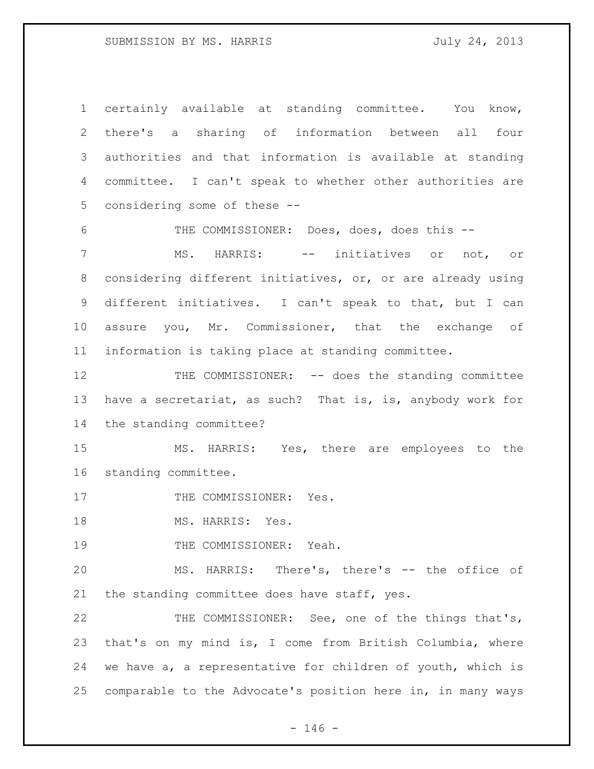certainly available at standing committee. You know, there's a sharing of information between all four authorities and that information is available at standing committee. I can't speak to whether other authorities are considering some of these --

THE COMMISSIONER: Does, does, does this --

MS. HARRIS: -- initiatives or not, or considering different initiatives, or, or are already using different initiatives. I can't speak to that, but I can assure you, Mr. Commissioner, that the exchange of information is taking place at standing committee.

THE COMMISSIONER: -- does the standing committee have a secretariat, as such? That is, is, anybody work for the standing committee?

MS. HARRIS: Yes, there are employees to the standing committee.

THE COMMISSIONER: Yes.

MS. HARRIS: Yes.

THE COMMISSIONER: Yeah.

MS. HARRIS: There's, there's -- the office of the standing committee does have staff, yes.

THE COMMISSIONER: See, one of the things that's, that's on my mind is, I come from British Columbia, where we have a, a representative for children of youth, which is comparable to the Advocate's position here in, in many ways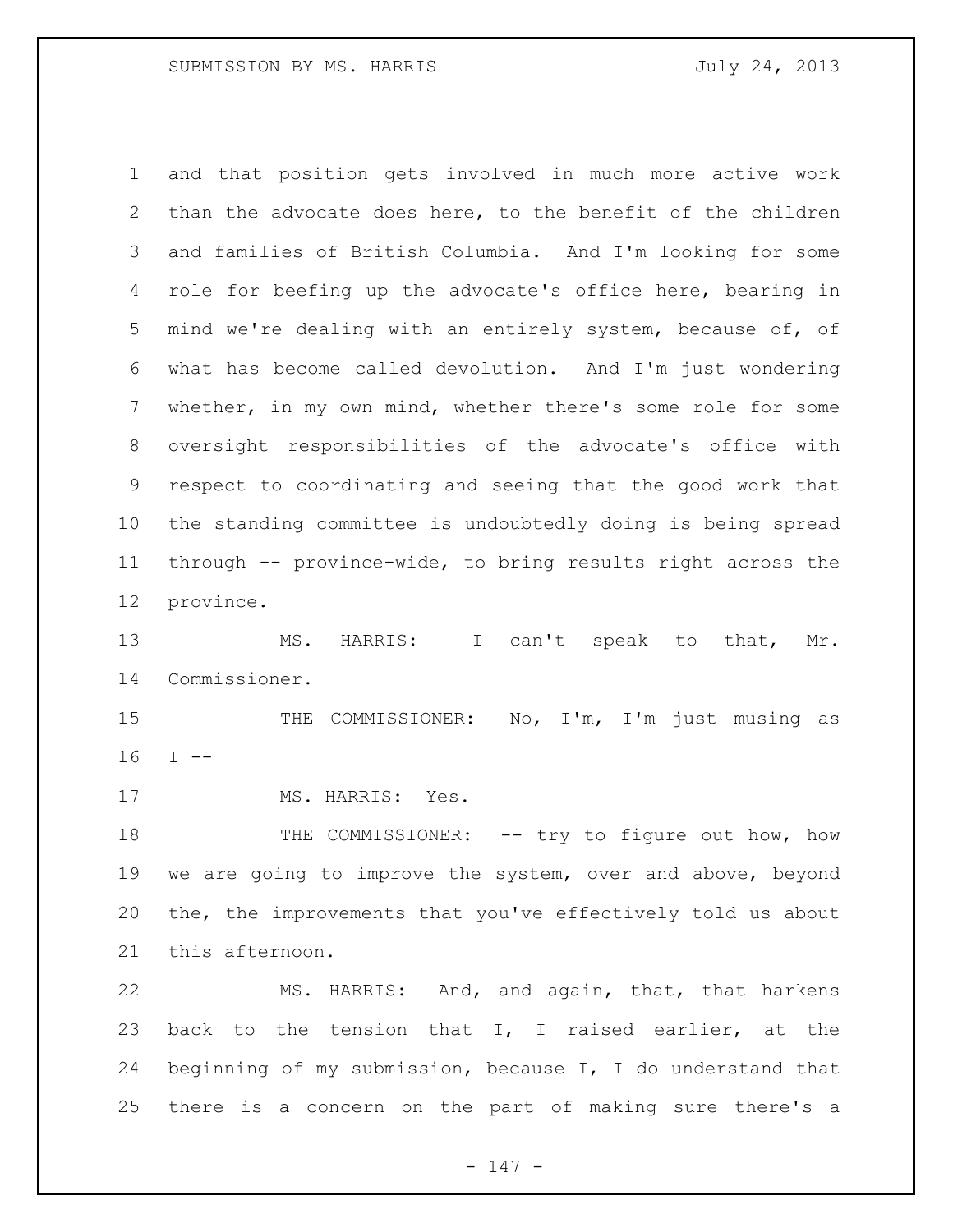and that position gets involved in much more active work than the advocate does here, to the benefit of the children and families of British Columbia. And I'm looking for some role for beefing up the advocate's office here, bearing in mind we're dealing with an entirely system, because of, of what has become called devolution. And I'm just wondering whether, in my own mind, whether there's some role for some oversight responsibilities of the advocate's office with respect to coordinating and seeing that the good work that the standing committee is undoubtedly doing is being spread through -- province-wide, to bring results right across the province.

MS. HARRIS: I can't speak to that, Mr. Commissioner.

THE COMMISSIONER: No, I'm, I'm just musing as I --

MS. HARRIS: Yes.

THE COMMISSIONER: -- try to figure out how, how we are going to improve the system, over and above, beyond the, the improvements that you've effectively told us about this afternoon.

MS. HARRIS: And, and again, that, that harkens back to the tension that I, I raised earlier, at the beginning of my submission, because I, I do understand that there is a concern on the part of making sure there's a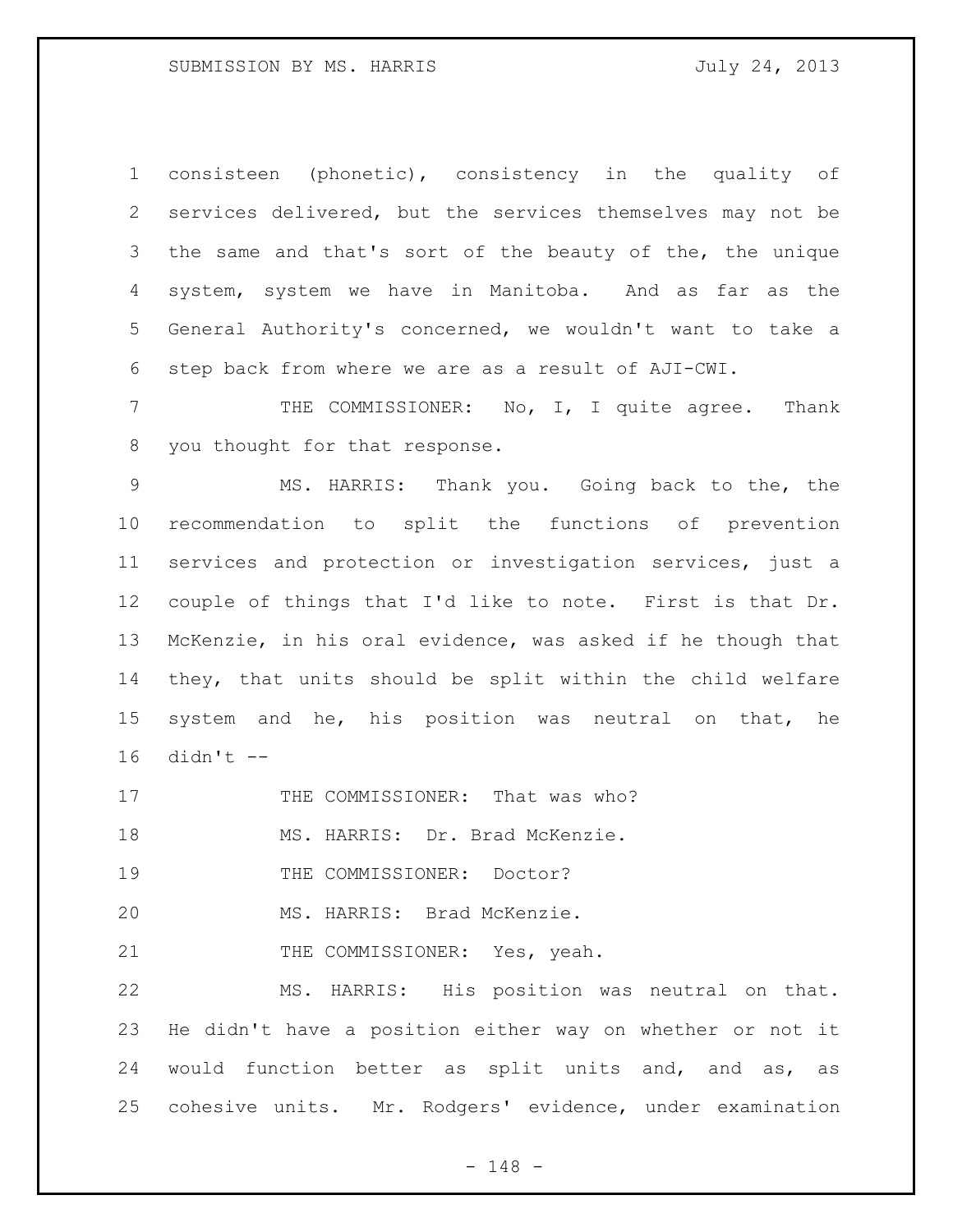consisteen (phonetic), consistency in the quality of services delivered, but the services themselves may not be the same and that's sort of the beauty of the, the unique system, system we have in Manitoba. And as far as the General Authority's concerned, we wouldn't want to take a step back from where we are as a result of AJI-CWI.

THE COMMISSIONER: No, I, I quite agree. Thank you thought for that response.

MS. HARRIS: Thank you. Going back to the, the recommendation to split the functions of prevention services and protection or investigation services, just a couple of things that I'd like to note. First is that Dr. McKenzie, in his oral evidence, was asked if he though that they, that units should be split within the child welfare system and he, his position was neutral on that, he didn't --

THE COMMISSIONER: That was who?

MS. HARRIS: Dr. Brad McKenzie.

THE COMMISSIONER: Doctor?

MS. HARRIS: Brad McKenzie.

THE COMMISSIONER: Yes, yeah.

MS. HARRIS: His position was neutral on that. He didn't have a position either way on whether or not it would function better as split units and, and as, as cohesive units. Mr. Rodgers' evidence, under examination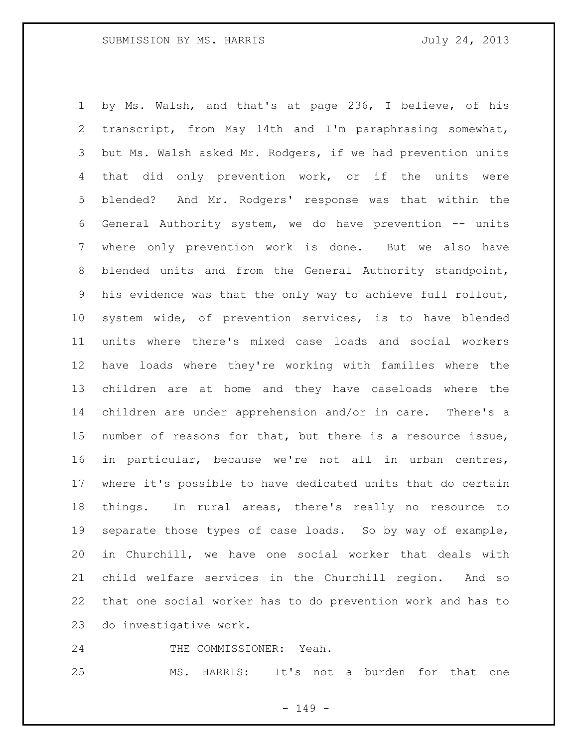by Ms. Walsh, and that's at page 236, I believe, of his transcript, from May 14th and I'm paraphrasing somewhat, but Ms. Walsh asked Mr. Rodgers, if we had prevention units that did only prevention work, or if the units were blended? And Mr. Rodgers' response was that within the General Authority system, we do have prevention -- units where only prevention work is done. But we also have blended units and from the General Authority standpoint, his evidence was that the only way to achieve full rollout, system wide, of prevention services, is to have blended units where there's mixed case loads and social workers have loads where they're working with families where the children are at home and they have caseloads where the children are under apprehension and/or in care. There's a number of reasons for that, but there is a resource issue, in particular, because we're not all in urban centres, where it's possible to have dedicated units that do certain things. In rural areas, there's really no resource to separate those types of case loads. So by way of example, in Churchill, we have one social worker that deals with child welfare services in the Churchill region. And so that one social worker has to do prevention work and has to do investigative work.

THE COMMISSIONER: Yeah.

MS. HARRIS: It's not a burden for that one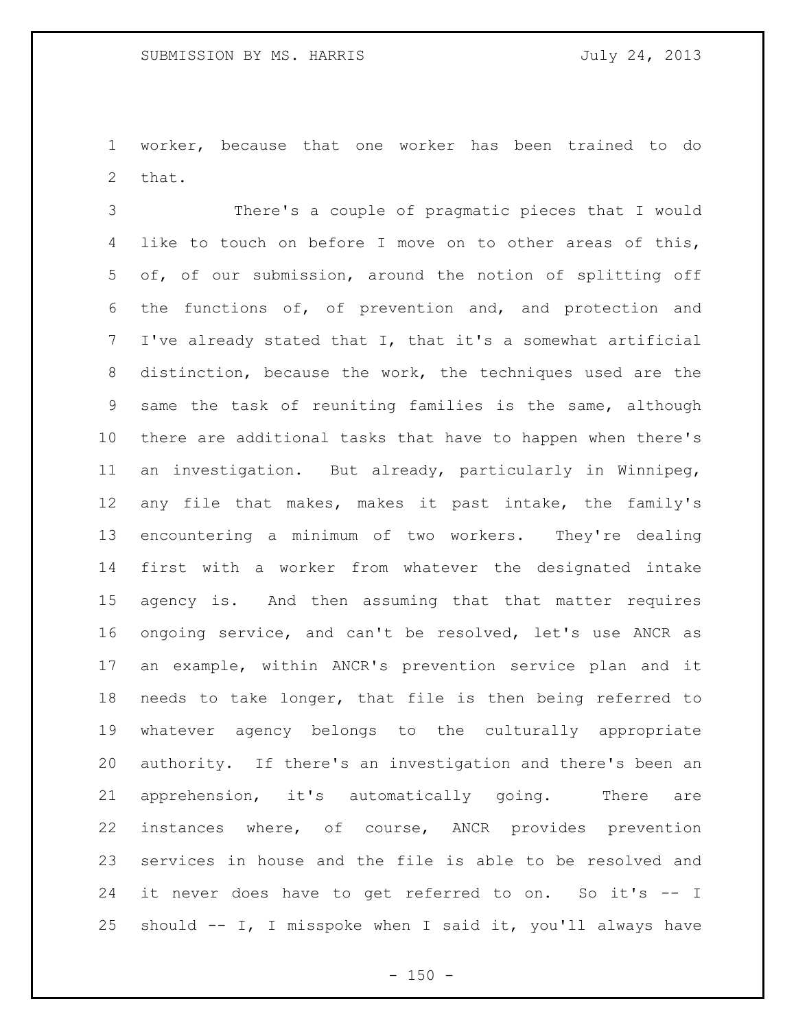worker, because that one worker has been trained to do that.

There's a couple of pragmatic pieces that I would like to touch on before I move on to other areas of this, of, of our submission, around the notion of splitting off the functions of, of prevention and, and protection and I've already stated that I, that it's a somewhat artificial distinction, because the work, the techniques used are the same the task of reuniting families is the same, although there are additional tasks that have to happen when there's an investigation. But already, particularly in Winnipeg, any file that makes, makes it past intake, the family's encountering a minimum of two workers. They're dealing first with a worker from whatever the designated intake agency is. And then assuming that that matter requires ongoing service, and can't be resolved, let's use ANCR as an example, within ANCR's prevention service plan and it needs to take longer, that file is then being referred to whatever agency belongs to the culturally appropriate authority. If there's an investigation and there's been an apprehension, it's automatically going. There are instances where, of course, ANCR provides prevention services in house and the file is able to be resolved and it never does have to get referred to on. So it's -- I should -- I, I misspoke when I said it, you'll always have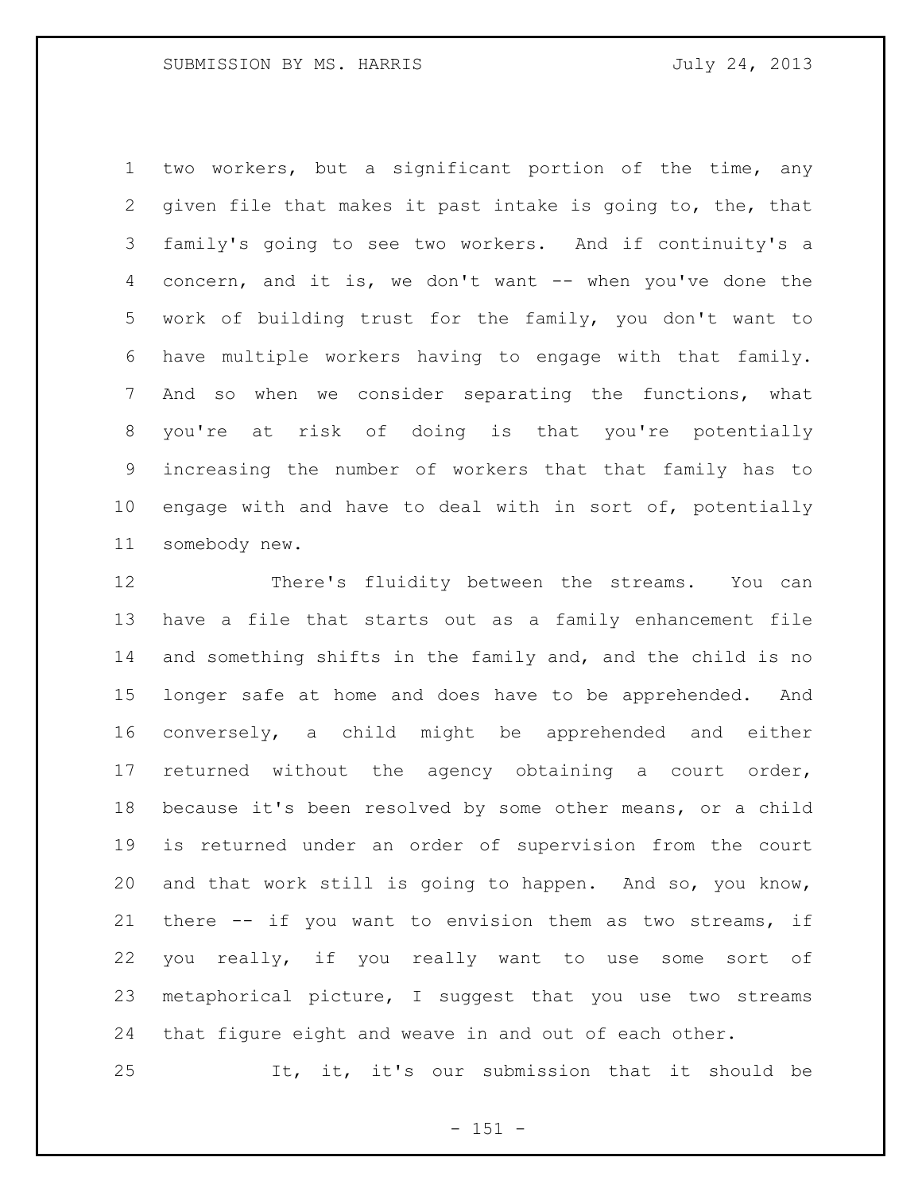two workers, but a significant portion of the time, any given file that makes it past intake is going to, the, that family's going to see two workers. And if continuity's a concern, and it is, we don't want -- when you've done the work of building trust for the family, you don't want to have multiple workers having to engage with that family. And so when we consider separating the functions, what you're at risk of doing is that you're potentially increasing the number of workers that that family has to engage with and have to deal with in sort of, potentially somebody new.

There's fluidity between the streams. You can have a file that starts out as a family enhancement file and something shifts in the family and, and the child is no longer safe at home and does have to be apprehended. And conversely, a child might be apprehended and either returned without the agency obtaining a court order, because it's been resolved by some other means, or a child is returned under an order of supervision from the court and that work still is going to happen. And so, you know, there -- if you want to envision them as two streams, if you really, if you really want to use some sort of metaphorical picture, I suggest that you use two streams that figure eight and weave in and out of each other.

It, it, it's our submission that it should be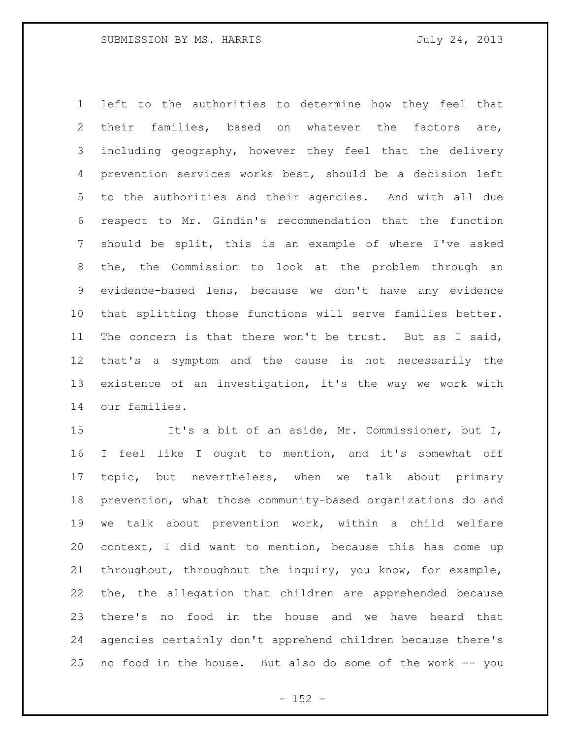left to the authorities to determine how they feel that their families, based on whatever the factors are, including geography, however they feel that the delivery prevention services works best, should be a decision left to the authorities and their agencies. And with all due respect to Mr. Gindin's recommendation that the function should be split, this is an example of where I've asked the, the Commission to look at the problem through an evidence-based lens, because we don't have any evidence that splitting those functions will serve families better. The concern is that there won't be trust. But as I said, that's a symptom and the cause is not necessarily the existence of an investigation, it's the way we work with our families.

It's a bit of an aside, Mr. Commissioner, but I, I feel like I ought to mention, and it's somewhat off topic, but nevertheless, when we talk about primary prevention, what those community-based organizations do and we talk about prevention work, within a child welfare context, I did want to mention, because this has come up throughout, throughout the inquiry, you know, for example, the, the allegation that children are apprehended because there's no food in the house and we have heard that agencies certainly don't apprehend children because there's no food in the house. But also do some of the work -- you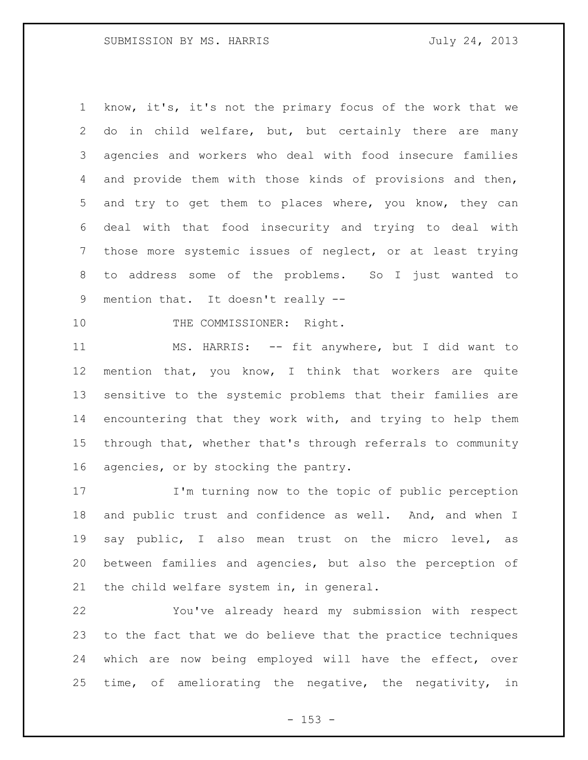know, it's, it's not the primary focus of the work that we do in child welfare, but, but certainly there are many agencies and workers who deal with food insecure families and provide them with those kinds of provisions and then, and try to get them to places where, you know, they can deal with that food insecurity and trying to deal with those more systemic issues of neglect, or at least trying to address some of the problems. So I just wanted to mention that. It doesn't really --

THE COMMISSIONER: Right.

MS. HARRIS: -- fit anywhere, but I did want to mention that, you know, I think that workers are quite sensitive to the systemic problems that their families are encountering that they work with, and trying to help them through that, whether that's through referrals to community agencies, or by stocking the pantry.

I'm turning now to the topic of public perception and public trust and confidence as well. And, and when I say public, I also mean trust on the micro level, as between families and agencies, but also the perception of the child welfare system in, in general.

You've already heard my submission with respect to the fact that we do believe that the practice techniques which are now being employed will have the effect, over time, of ameliorating the negative, the negativity, in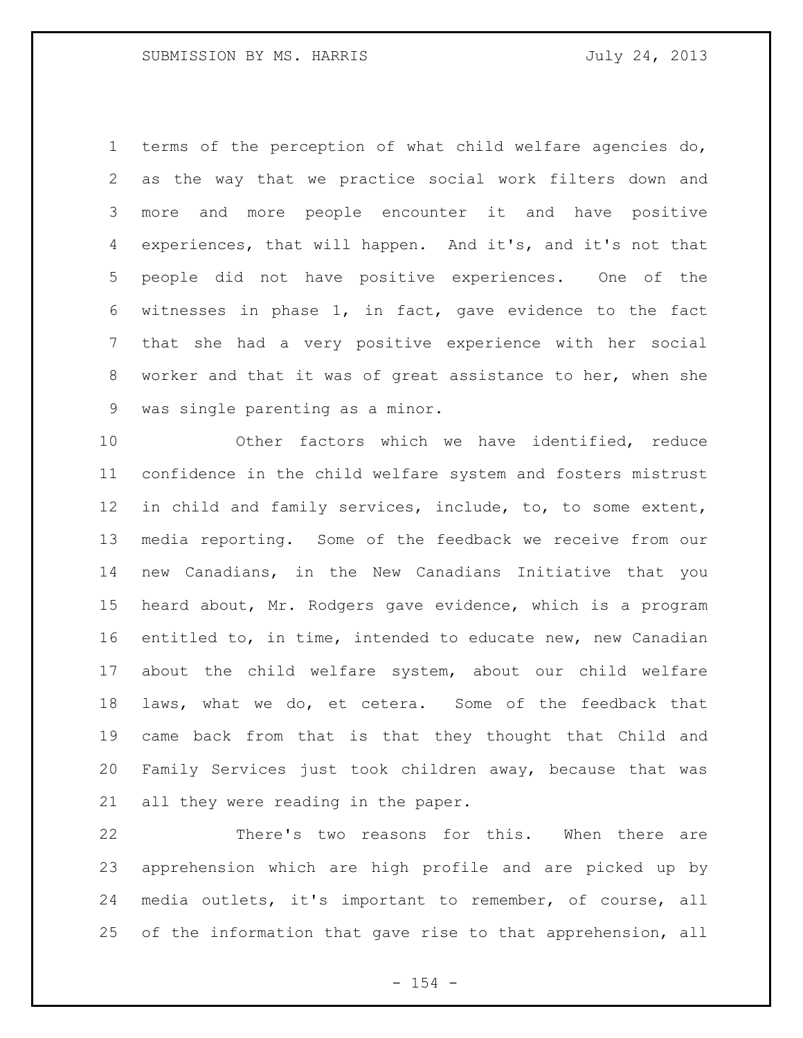terms of the perception of what child welfare agencies do, as the way that we practice social work filters down and more and more people encounter it and have positive experiences, that will happen. And it's, and it's not that people did not have positive experiences. One of the witnesses in phase 1, in fact, gave evidence to the fact that she had a very positive experience with her social worker and that it was of great assistance to her, when she was single parenting as a minor.

Other factors which we have identified, reduce confidence in the child welfare system and fosters mistrust in child and family services, include, to, to some extent, media reporting. Some of the feedback we receive from our new Canadians, in the New Canadians Initiative that you heard about, Mr. Rodgers gave evidence, which is a program entitled to, in time, intended to educate new, new Canadian about the child welfare system, about our child welfare laws, what we do, et cetera. Some of the feedback that came back from that is that they thought that Child and Family Services just took children away, because that was all they were reading in the paper.

There's two reasons for this. When there are apprehension which are high profile and are picked up by media outlets, it's important to remember, of course, all of the information that gave rise to that apprehension, all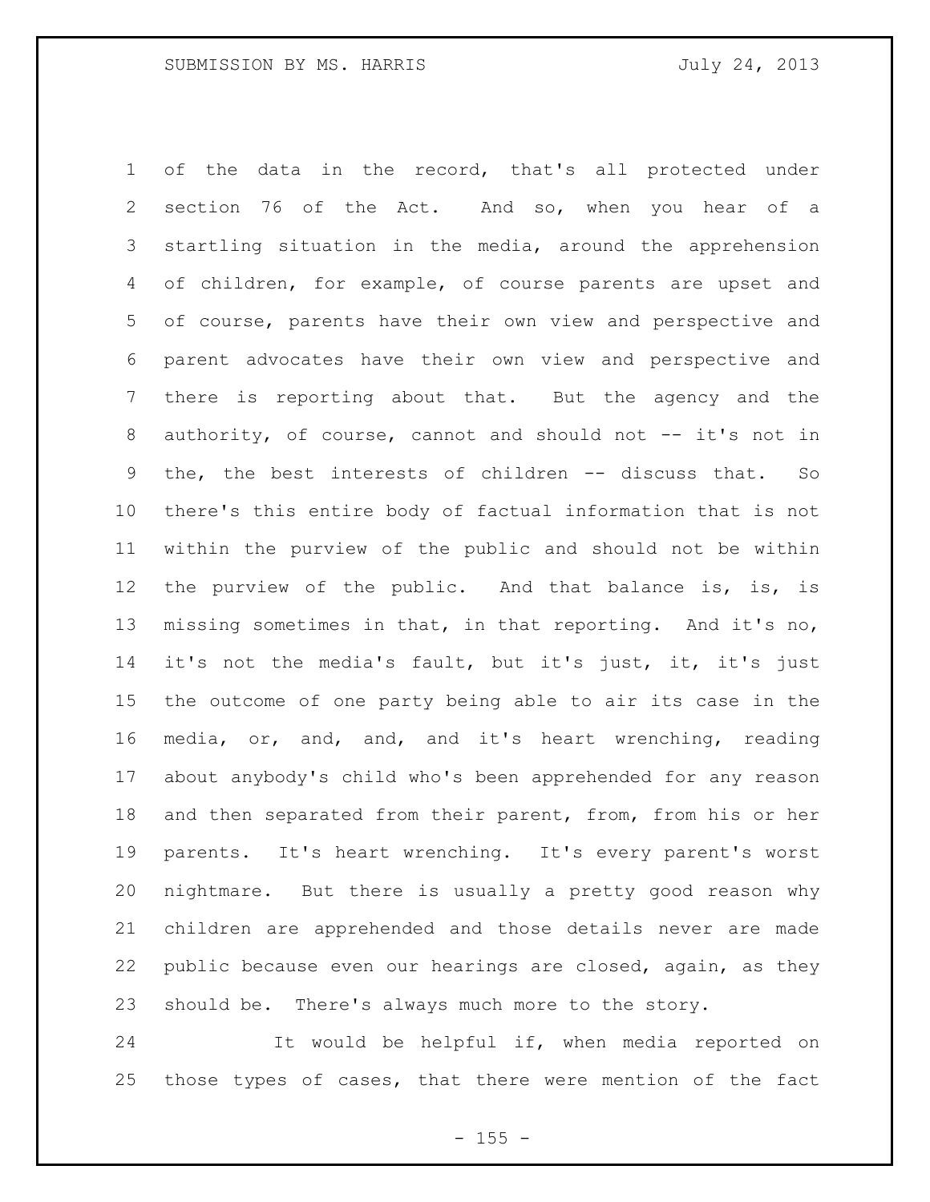of the data in the record, that's all protected under section 76 of the Act. And so, when you hear of a startling situation in the media, around the apprehension of children, for example, of course parents are upset and of course, parents have their own view and perspective and parent advocates have their own view and perspective and there is reporting about that. But the agency and the authority, of course, cannot and should not -- it's not in the, the best interests of children -- discuss that. So there's this entire body of factual information that is not within the purview of the public and should not be within the purview of the public. And that balance is, is, is missing sometimes in that, in that reporting. And it's no, it's not the media's fault, but it's just, it, it's just the outcome of one party being able to air its case in the media, or, and, and, and it's heart wrenching, reading about anybody's child who's been apprehended for any reason and then separated from their parent, from, from his or her parents. It's heart wrenching. It's every parent's worst nightmare. But there is usually a pretty good reason why children are apprehended and those details never are made public because even our hearings are closed, again, as they should be. There's always much more to the story.

It would be helpful if, when media reported on those types of cases, that there were mention of the fact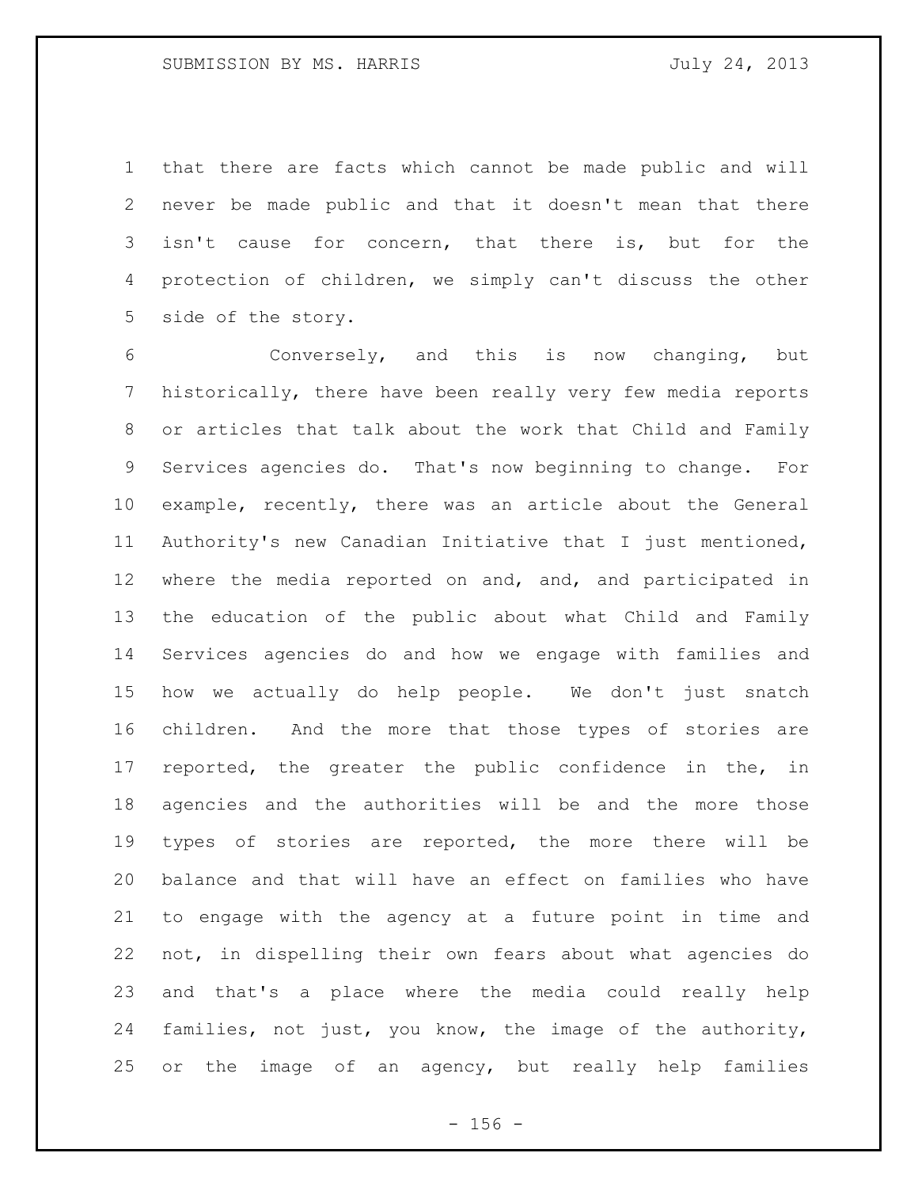that there are facts which cannot be made public and will never be made public and that it doesn't mean that there isn't cause for concern, that there is, but for the protection of children, we simply can't discuss the other side of the story.

Conversely, and this is now changing, but historically, there have been really very few media reports or articles that talk about the work that Child and Family Services agencies do. That's now beginning to change. For example, recently, there was an article about the General Authority's new Canadian Initiative that I just mentioned, where the media reported on and, and, and participated in the education of the public about what Child and Family Services agencies do and how we engage with families and how we actually do help people. We don't just snatch children. And the more that those types of stories are reported, the greater the public confidence in the, in agencies and the authorities will be and the more those types of stories are reported, the more there will be balance and that will have an effect on families who have to engage with the agency at a future point in time and not, in dispelling their own fears about what agencies do and that's a place where the media could really help families, not just, you know, the image of the authority, or the image of an agency, but really help families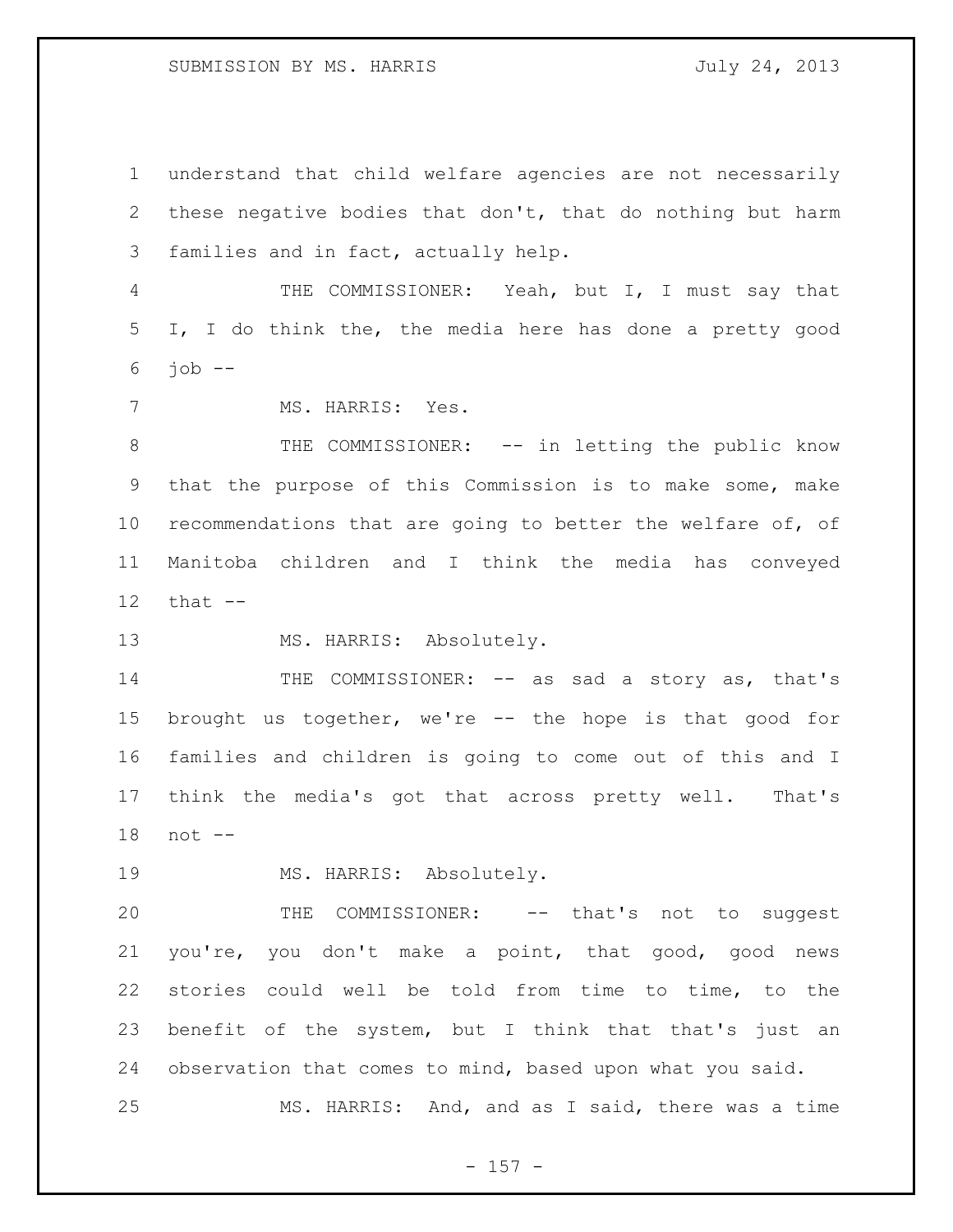understand that child welfare agencies are not necessarily these negative bodies that don't, that do nothing but harm families and in fact, actually help.

THE COMMISSIONER: Yeah, but I, I must say that I, I do think the, the media here has done a pretty good job --

MS. HARRIS: Yes.

THE COMMISSIONER: -- in letting the public know that the purpose of this Commission is to make some, make recommendations that are going to better the welfare of, of Manitoba children and I think the media has conveyed that --

MS. HARRIS: Absolutely.

THE COMMISSIONER: -- as sad a story as, that's brought us together, we're -- the hope is that good for families and children is going to come out of this and I think the media's got that across pretty well. That's not --

MS. HARRIS: Absolutely.

THE COMMISSIONER: -- that's not to suggest you're, you don't make a point, that good, good news stories could well be told from time to time, to the benefit of the system, but I think that that's just an observation that comes to mind, based upon what you said.

MS. HARRIS: And, and as I said, there was a time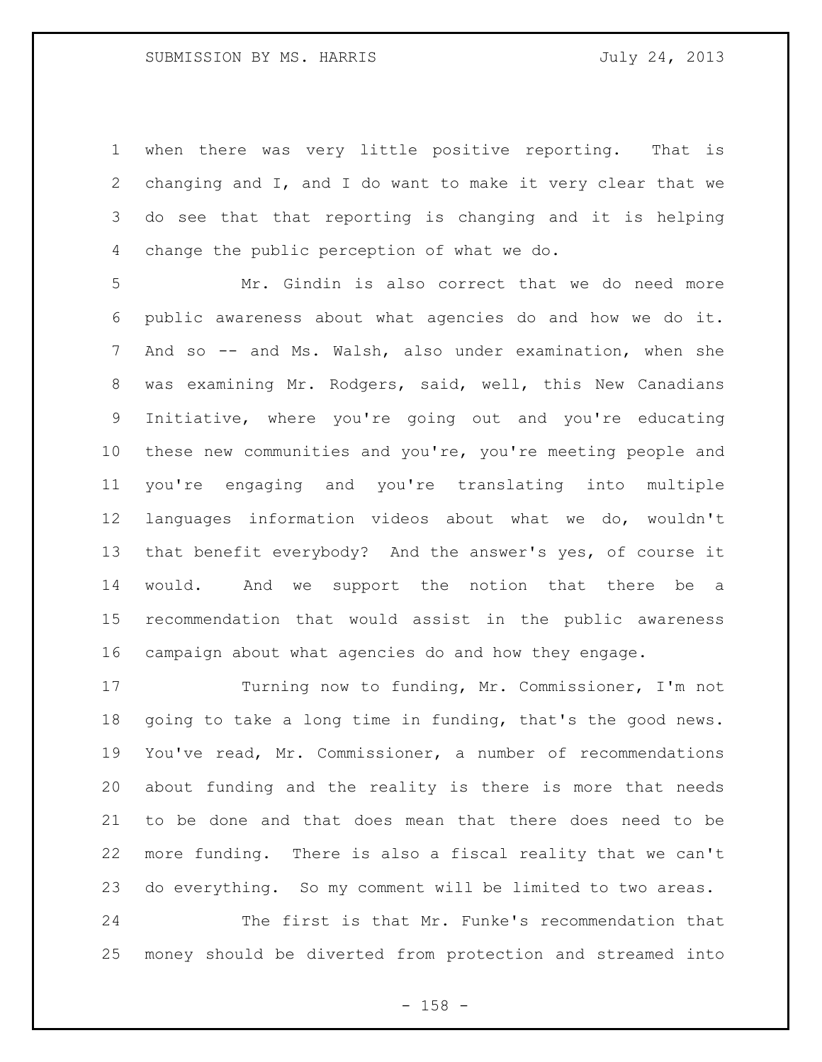when there was very little positive reporting. That is changing and I, and I do want to make it very clear that we do see that that reporting is changing and it is helping change the public perception of what we do.

Mr. Gindin is also correct that we do need more public awareness about what agencies do and how we do it. And so -- and Ms. Walsh, also under examination, when she was examining Mr. Rodgers, said, well, this New Canadians Initiative, where you're going out and you're educating these new communities and you're, you're meeting people and you're engaging and you're translating into multiple languages information videos about what we do, wouldn't that benefit everybody? And the answer's yes, of course it would. And we support the notion that there be a recommendation that would assist in the public awareness campaign about what agencies do and how they engage.

Turning now to funding, Mr. Commissioner, I'm not going to take a long time in funding, that's the good news. You've read, Mr. Commissioner, a number of recommendations about funding and the reality is there is more that needs to be done and that does mean that there does need to be more funding. There is also a fiscal reality that we can't do everything. So my comment will be limited to two areas.

The first is that Mr. Funke's recommendation that money should be diverted from protection and streamed into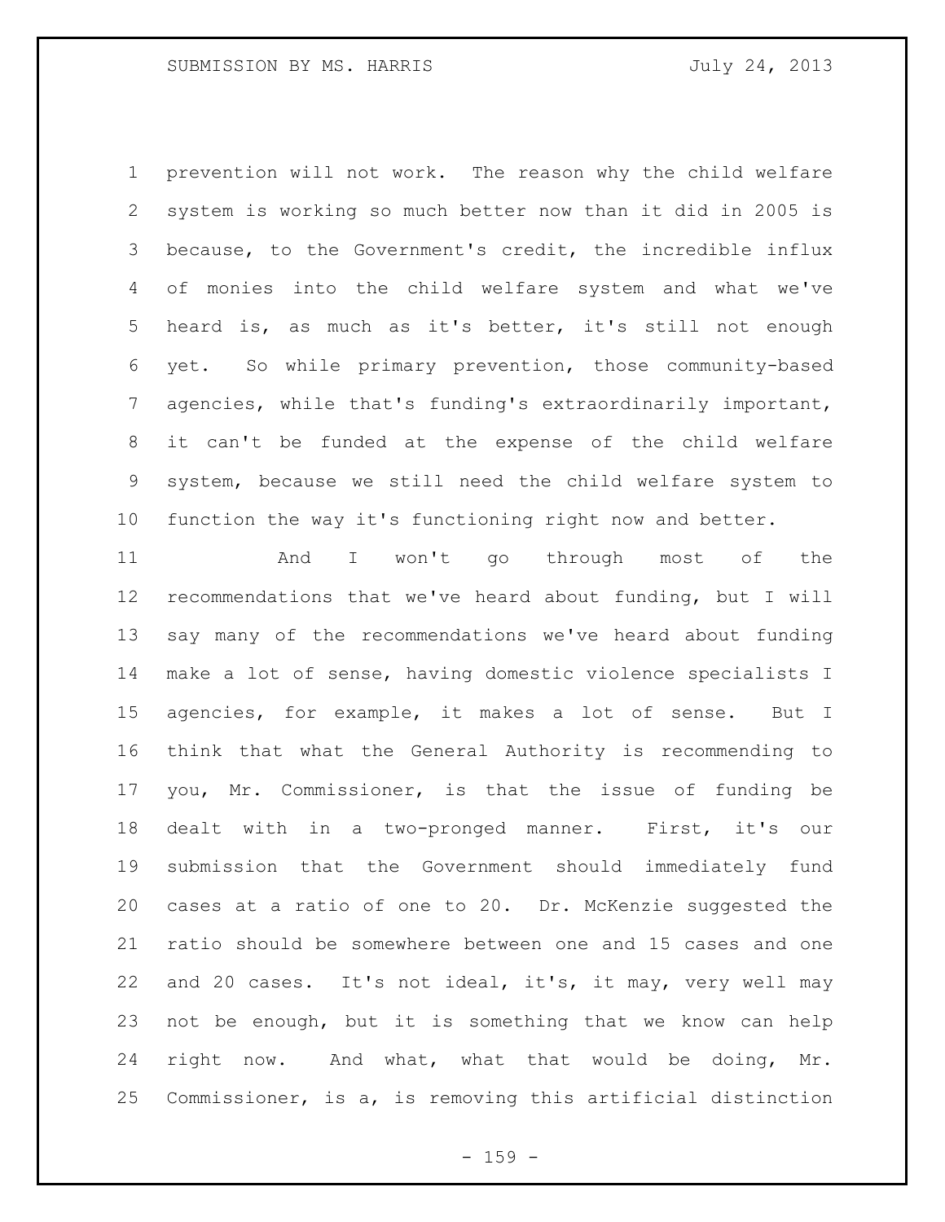prevention will not work. The reason why the child welfare system is working so much better now than it did in 2005 is because, to the Government's credit, the incredible influx of monies into the child welfare system and what we've heard is, as much as it's better, it's still not enough yet. So while primary prevention, those community-based agencies, while that's funding's extraordinarily important, it can't be funded at the expense of the child welfare system, because we still need the child welfare system to function the way it's functioning right now and better.

And I won't go through most of the recommendations that we've heard about funding, but I will say many of the recommendations we've heard about funding make a lot of sense, having domestic violence specialists I agencies, for example, it makes a lot of sense. But I think that what the General Authority is recommending to you, Mr. Commissioner, is that the issue of funding be dealt with in a two-pronged manner. First, it's our submission that the Government should immediately fund cases at a ratio of one to 20. Dr. McKenzie suggested the ratio should be somewhere between one and 15 cases and one and 20 cases. It's not ideal, it's, it may, very well may not be enough, but it is something that we know can help right now. And what, what that would be doing, Mr. Commissioner, is a, is removing this artificial distinction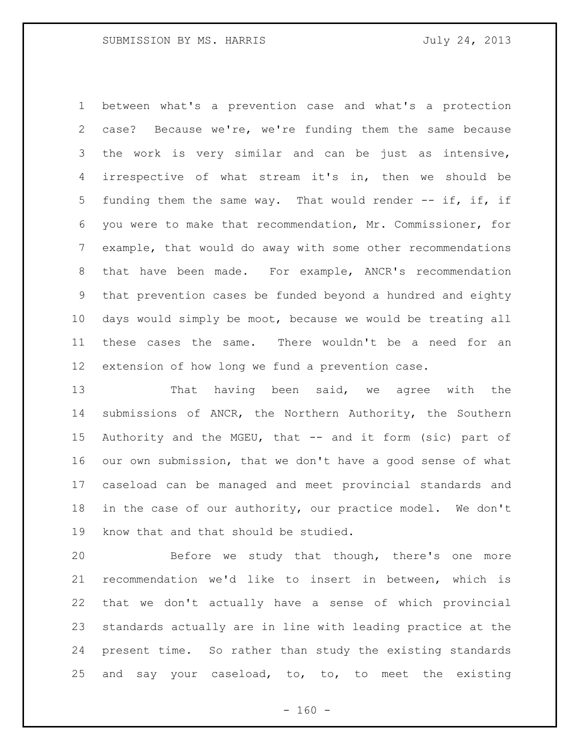between what's a prevention case and what's a protection case? Because we're, we're funding them the same because the work is very similar and can be just as intensive, irrespective of what stream it's in, then we should be funding them the same way. That would render -- if, if, if you were to make that recommendation, Mr. Commissioner, for example, that would do away with some other recommendations that have been made. For example, ANCR's recommendation that prevention cases be funded beyond a hundred and eighty days would simply be moot, because we would be treating all these cases the same. There wouldn't be a need for an extension of how long we fund a prevention case.

That having been said, we agree with the submissions of ANCR, the Northern Authority, the Southern Authority and the MGEU, that -- and it form (sic) part of our own submission, that we don't have a good sense of what caseload can be managed and meet provincial standards and in the case of our authority, our practice model. We don't know that and that should be studied.

Before we study that though, there's one more recommendation we'd like to insert in between, which is that we don't actually have a sense of which provincial standards actually are in line with leading practice at the present time. So rather than study the existing standards and say your caseload, to, to, to meet the existing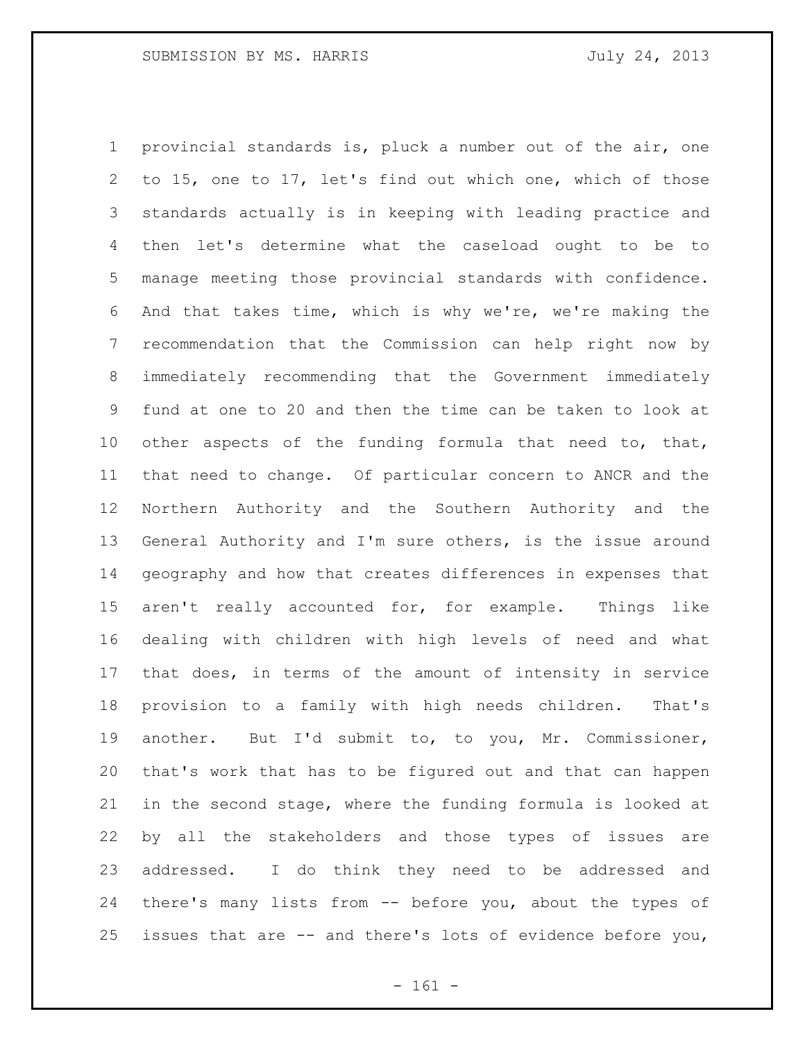provincial standards is, pluck a number out of the air, one to 15, one to 17, let's find out which one, which of those standards actually is in keeping with leading practice and then let's determine what the caseload ought to be to manage meeting those provincial standards with confidence. And that takes time, which is why we're, we're making the recommendation that the Commission can help right now by immediately recommending that the Government immediately fund at one to 20 and then the time can be taken to look at other aspects of the funding formula that need to, that, that need to change. Of particular concern to ANCR and the Northern Authority and the Southern Authority and the General Authority and I'm sure others, is the issue around geography and how that creates differences in expenses that aren't really accounted for, for example. Things like dealing with children with high levels of need and what that does, in terms of the amount of intensity in service provision to a family with high needs children. That's another. But I'd submit to, to you, Mr. Commissioner, that's work that has to be figured out and that can happen in the second stage, where the funding formula is looked at by all the stakeholders and those types of issues are addressed. I do think they need to be addressed and there's many lists from -- before you, about the types of issues that are -- and there's lots of evidence before you,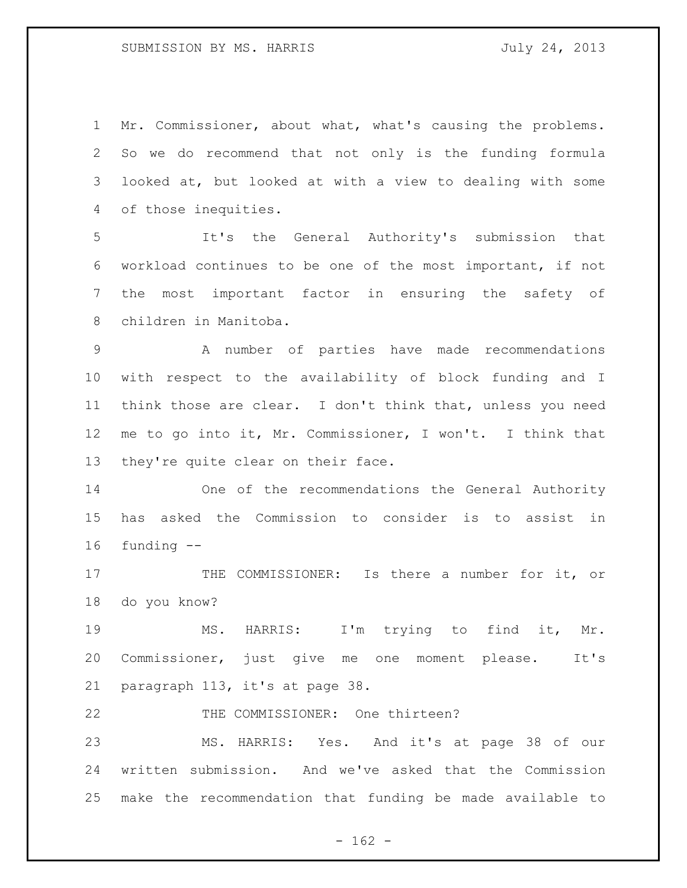Mr. Commissioner, about what, what's causing the problems. So we do recommend that not only is the funding formula looked at, but looked at with a view to dealing with some of those inequities.

It's the General Authority's submission that workload continues to be one of the most important, if not the most important factor in ensuring the safety of children in Manitoba.

A number of parties have made recommendations with respect to the availability of block funding and I think those are clear. I don't think that, unless you need me to go into it, Mr. Commissioner, I won't. I think that they're quite clear on their face.

One of the recommendations the General Authority has asked the Commission to consider is to assist in funding --

THE COMMISSIONER: Is there a number for it, or do you know?

MS. HARRIS: I'm trying to find it, Mr. Commissioner, just give me one moment please. It's paragraph 113, it's at page 38.

THE COMMISSIONER: One thirteen?

MS. HARRIS: Yes. And it's at page 38 of our written submission. And we've asked that the Commission make the recommendation that funding be made available to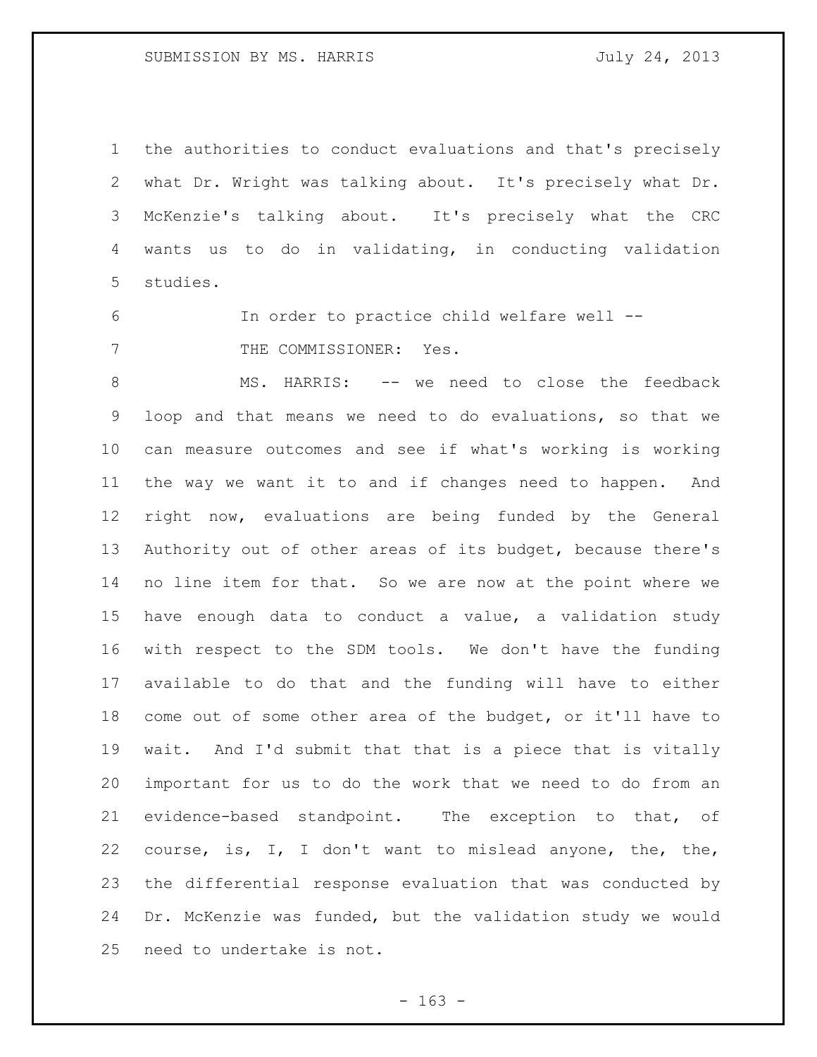the authorities to conduct evaluations and that's precisely what Dr. Wright was talking about. It's precisely what Dr. McKenzie's talking about. It's precisely what the CRC wants us to do in validating, in conducting validation studies.

In order to practice child welfare well --

THE COMMISSIONER: Yes.

MS. HARRIS: -- we need to close the feedback loop and that means we need to do evaluations, so that we can measure outcomes and see if what's working is working the way we want it to and if changes need to happen. And right now, evaluations are being funded by the General Authority out of other areas of its budget, because there's no line item for that. So we are now at the point where we have enough data to conduct a value, a validation study with respect to the SDM tools. We don't have the funding available to do that and the funding will have to either come out of some other area of the budget, or it'll have to wait. And I'd submit that that is a piece that is vitally important for us to do the work that we need to do from an evidence-based standpoint. The exception to that, of course, is, I, I don't want to mislead anyone, the, the, the differential response evaluation that was conducted by Dr. McKenzie was funded, but the validation study we would need to undertake is not.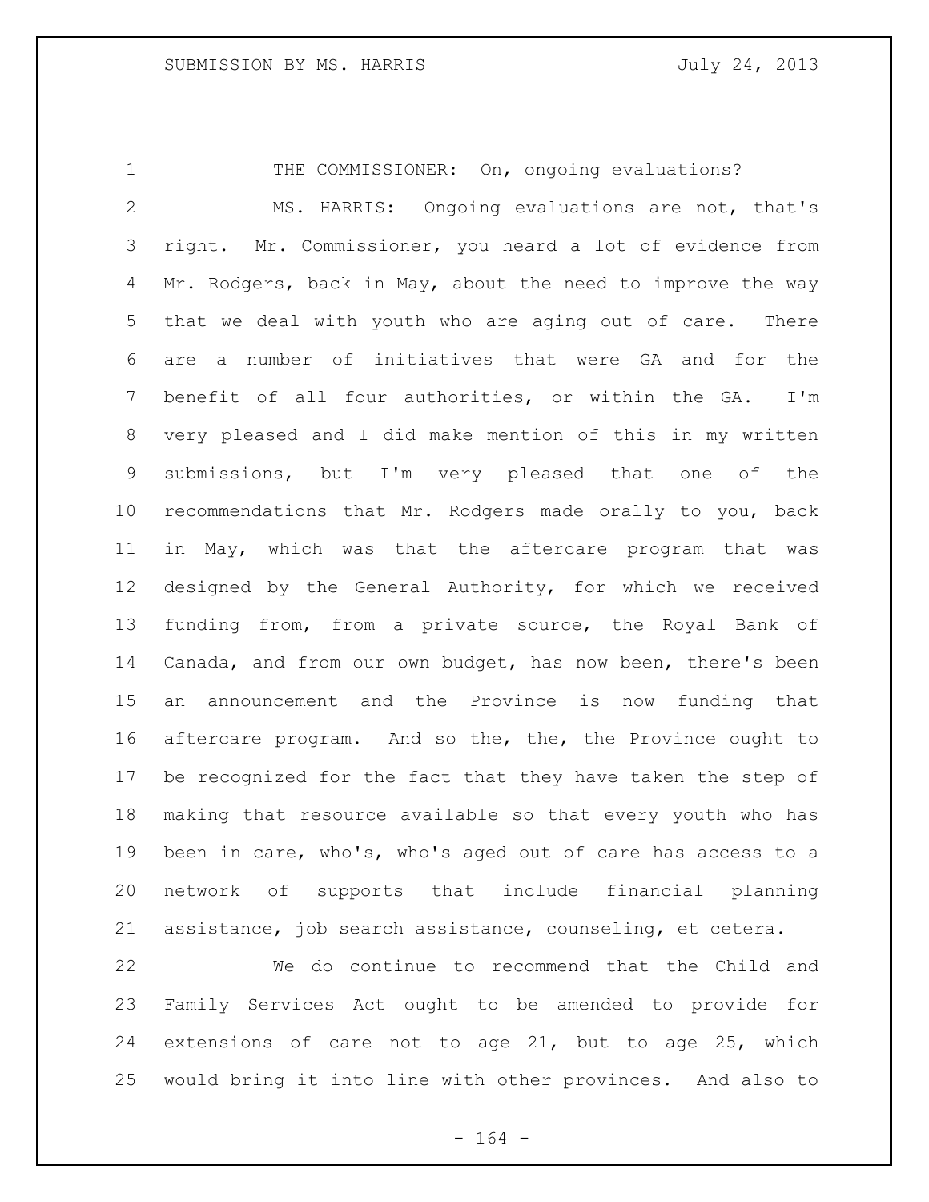THE COMMISSIONER: On, ongoing evaluations?

MS. HARRIS: Ongoing evaluations are not, that's right. Mr. Commissioner, you heard a lot of evidence from Mr. Rodgers, back in May, about the need to improve the way that we deal with youth who are aging out of care. There are a number of initiatives that were GA and for the benefit of all four authorities, or within the GA. I'm very pleased and I did make mention of this in my written submissions, but I'm very pleased that one of the recommendations that Mr. Rodgers made orally to you, back in May, which was that the aftercare program that was designed by the General Authority, for which we received funding from, from a private source, the Royal Bank of Canada, and from our own budget, has now been, there's been an announcement and the Province is now funding that aftercare program. And so the, the, the Province ought to be recognized for the fact that they have taken the step of making that resource available so that every youth who has been in care, who's, who's aged out of care has access to a network of supports that include financial planning assistance, job search assistance, counseling, et cetera.

We do continue to recommend that the Child and Family Services Act ought to be amended to provide for extensions of care not to age 21, but to age 25, which would bring it into line with other provinces. And also to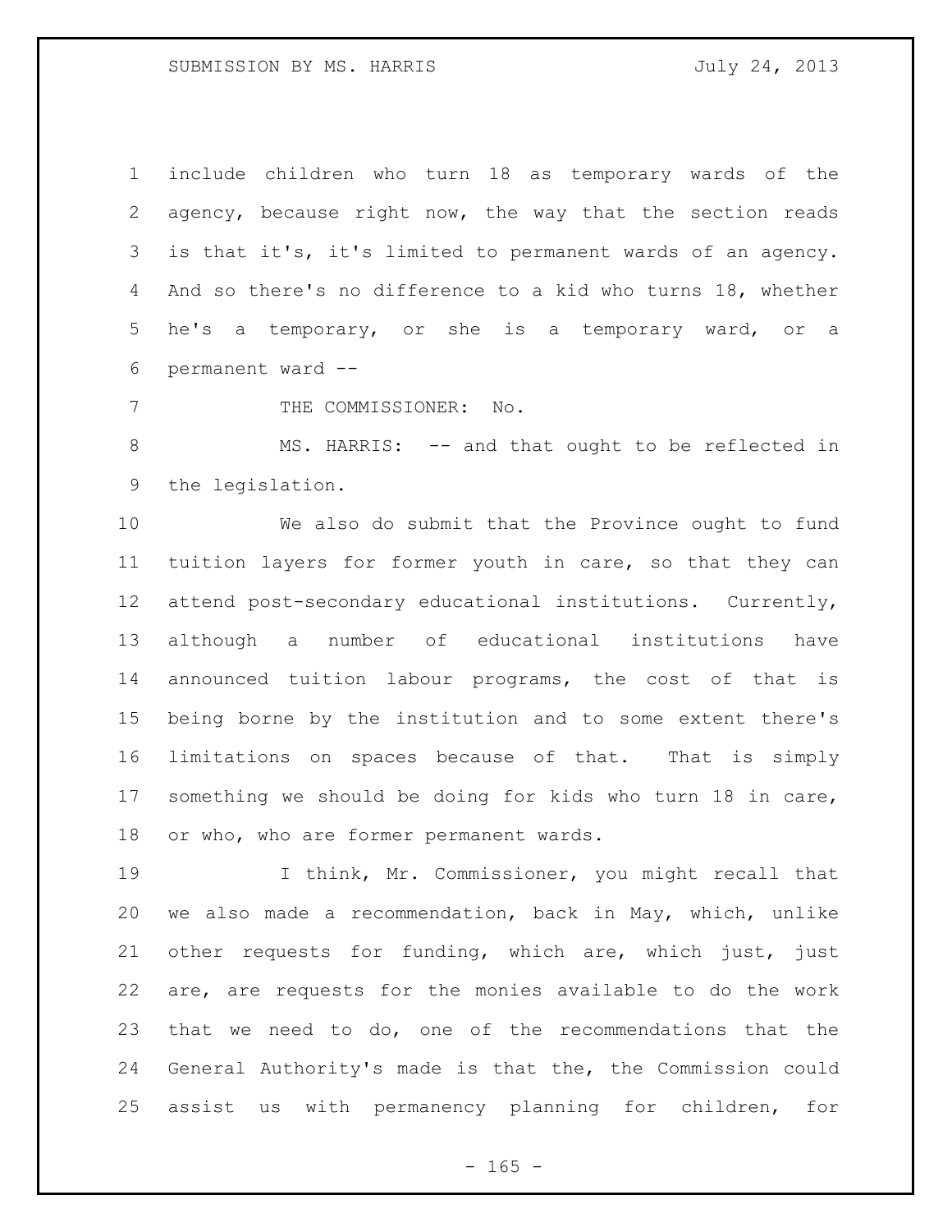include children who turn 18 as temporary wards of the agency, because right now, the way that the section reads is that it's, it's limited to permanent wards of an agency. And so there's no difference to a kid who turns 18, whether he's a temporary, or she is a temporary ward, or a permanent ward --

THE COMMISSIONER: No.

MS. HARRIS: -- and that ought to be reflected in the legislation.

We also do submit that the Province ought to fund tuition layers for former youth in care, so that they can attend post-secondary educational institutions. Currently, although a number of educational institutions have announced tuition labour programs, the cost of that is being borne by the institution and to some extent there's limitations on spaces because of that. That is simply something we should be doing for kids who turn 18 in care, or who, who are former permanent wards.

I think, Mr. Commissioner, you might recall that we also made a recommendation, back in May, which, unlike other requests for funding, which are, which just, just are, are requests for the monies available to do the work that we need to do, one of the recommendations that the General Authority's made is that the, the Commission could assist us with permanency planning for children, for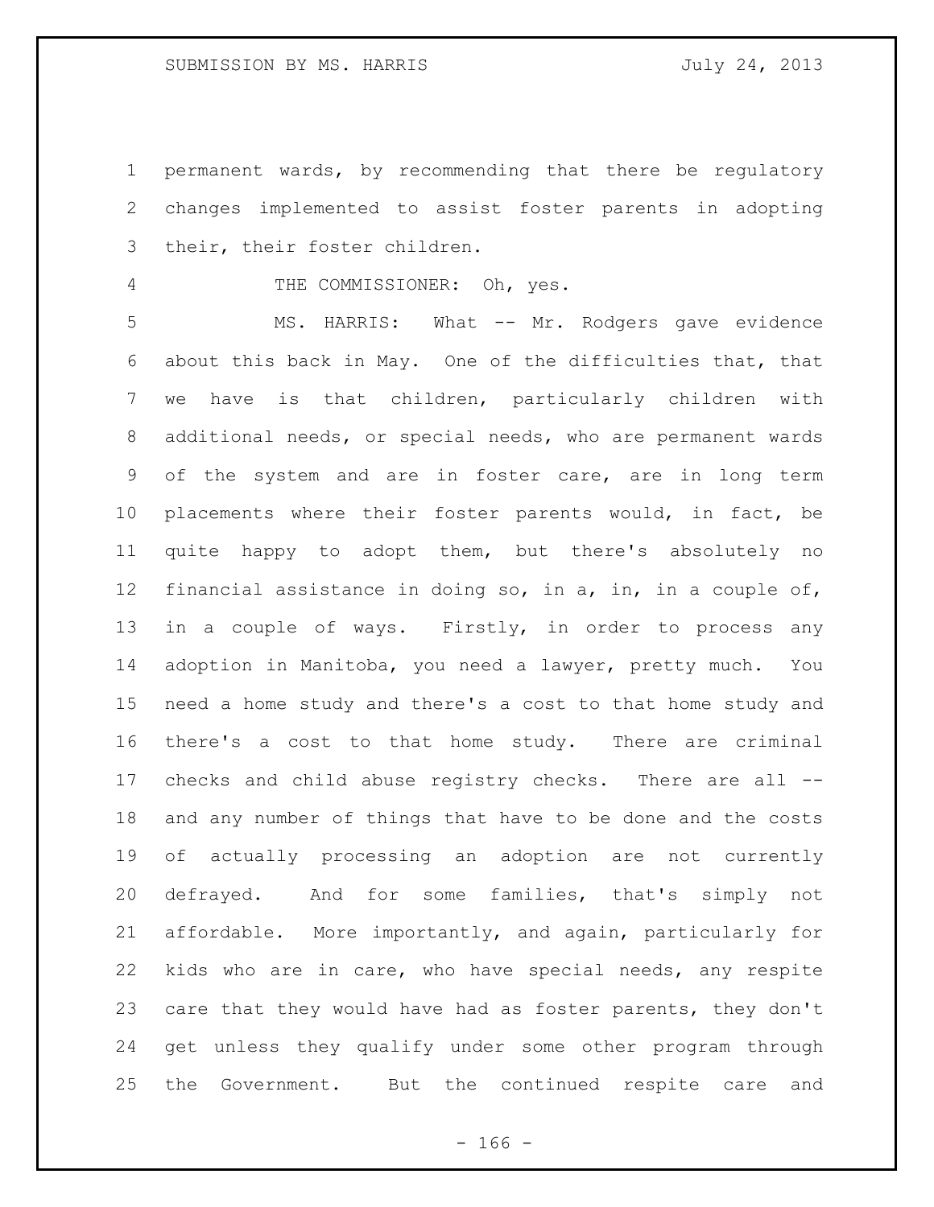permanent wards, by recommending that there be regulatory changes implemented to assist foster parents in adopting their, their foster children.

THE COMMISSIONER: Oh, yes.

MS. HARRIS: What -- Mr. Rodgers gave evidence about this back in May. One of the difficulties that, that we have is that children, particularly children with additional needs, or special needs, who are permanent wards of the system and are in foster care, are in long term placements where their foster parents would, in fact, be quite happy to adopt them, but there's absolutely no financial assistance in doing so, in a, in, in a couple of, in a couple of ways. Firstly, in order to process any adoption in Manitoba, you need a lawyer, pretty much. You need a home study and there's a cost to that home study and there's a cost to that home study. There are criminal checks and child abuse registry checks. There are all -- and any number of things that have to be done and the costs of actually processing an adoption are not currently defrayed. And for some families, that's simply not affordable. More importantly, and again, particularly for kids who are in care, who have special needs, any respite care that they would have had as foster parents, they don't get unless they qualify under some other program through the Government. But the continued respite care and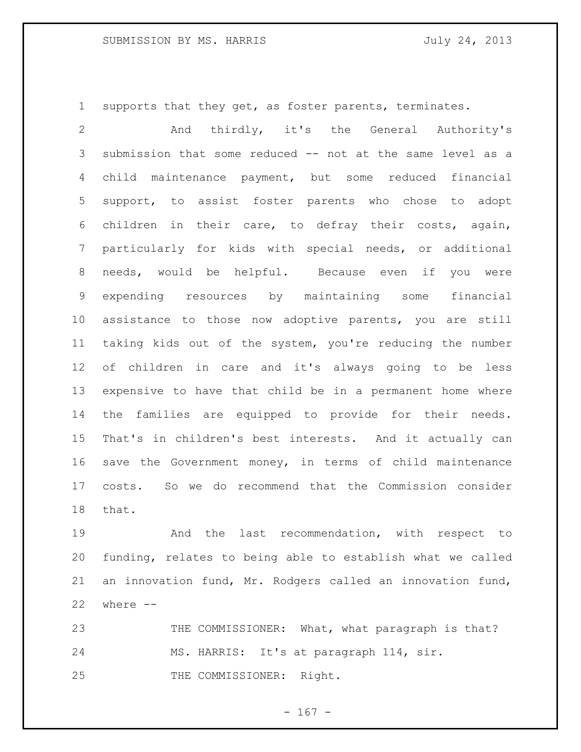supports that they get, as foster parents, terminates.

And thirdly, it's the General Authority's submission that some reduced -- not at the same level as a child maintenance payment, but some reduced financial support, to assist foster parents who chose to adopt children in their care, to defray their costs, again, particularly for kids with special needs, or additional needs, would be helpful. Because even if you were expending resources by maintaining some financial assistance to those now adoptive parents, you are still taking kids out of the system, you're reducing the number of children in care and it's always going to be less expensive to have that child be in a permanent home where the families are equipped to provide for their needs. That's in children's best interests. And it actually can save the Government money, in terms of child maintenance costs. So we do recommend that the Commission consider that.

And the last recommendation, with respect to funding, relates to being able to establish what we called an innovation fund, Mr. Rodgers called an innovation fund, where --

THE COMMISSIONER: What, what paragraph is that?

MS. HARRIS: It's at paragraph 114, sir.

THE COMMISSIONER: Right.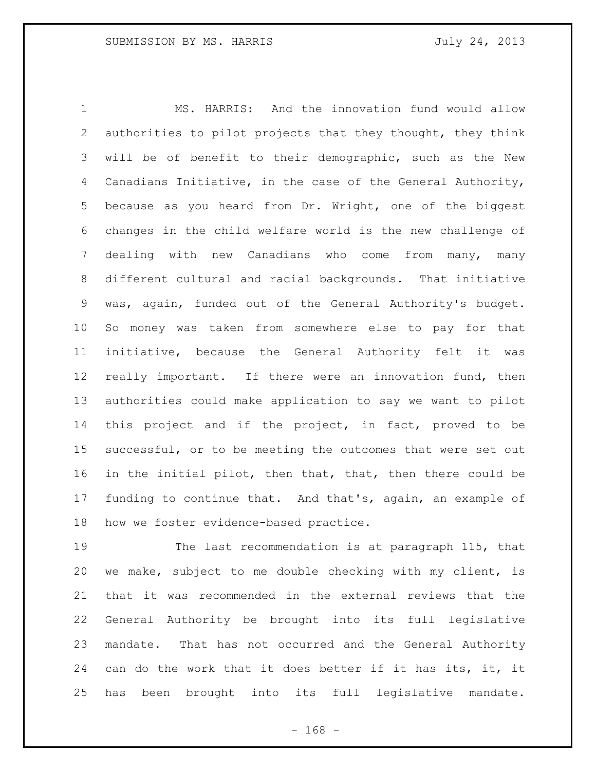MS. HARRIS: And the innovation fund would allow authorities to pilot projects that they thought, they think will be of benefit to their demographic, such as the New Canadians Initiative, in the case of the General Authority, because as you heard from Dr. Wright, one of the biggest changes in the child welfare world is the new challenge of dealing with new Canadians who come from many, many different cultural and racial backgrounds. That initiative was, again, funded out of the General Authority's budget. So money was taken from somewhere else to pay for that initiative, because the General Authority felt it was really important. If there were an innovation fund, then authorities could make application to say we want to pilot this project and if the project, in fact, proved to be successful, or to be meeting the outcomes that were set out in the initial pilot, then that, that, then there could be funding to continue that. And that's, again, an example of how we foster evidence-based practice.

The last recommendation is at paragraph 115, that we make, subject to me double checking with my client, is that it was recommended in the external reviews that the General Authority be brought into its full legislative mandate. That has not occurred and the General Authority can do the work that it does better if it has its, it, it has been brought into its full legislative mandate.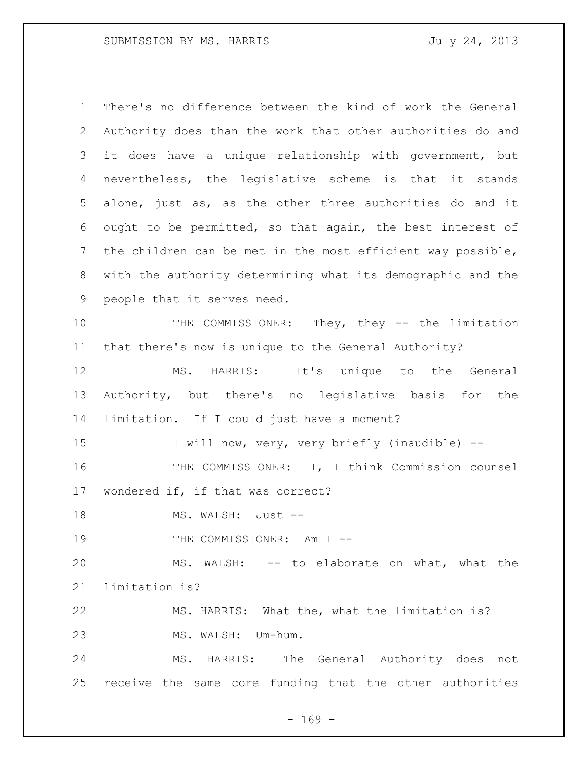There's no difference between the kind of work the General Authority does than the work that other authorities do and it does have a unique relationship with government, but nevertheless, the legislative scheme is that it stands alone, just as, as the other three authorities do and it ought to be permitted, so that again, the best interest of the children can be met in the most efficient way possible, with the authority determining what its demographic and the people that it serves need.

THE COMMISSIONER: They, they -- the limitation that there's now is unique to the General Authority?

MS. HARRIS: It's unique to the General Authority, but there's no legislative basis for the limitation. If I could just have a moment?

I will now, very, very briefly (inaudible) --

THE COMMISSIONER: I, I think Commission counsel wondered if, if that was correct?

MS. WALSH: Just --

THE COMMISSIONER: Am I --

MS. WALSH: -- to elaborate on what, what the limitation is?

MS. HARRIS: What the, what the limitation is?

MS. WALSH: Um-hum.

MS. HARRIS: The General Authority does not receive the same core funding that the other authorities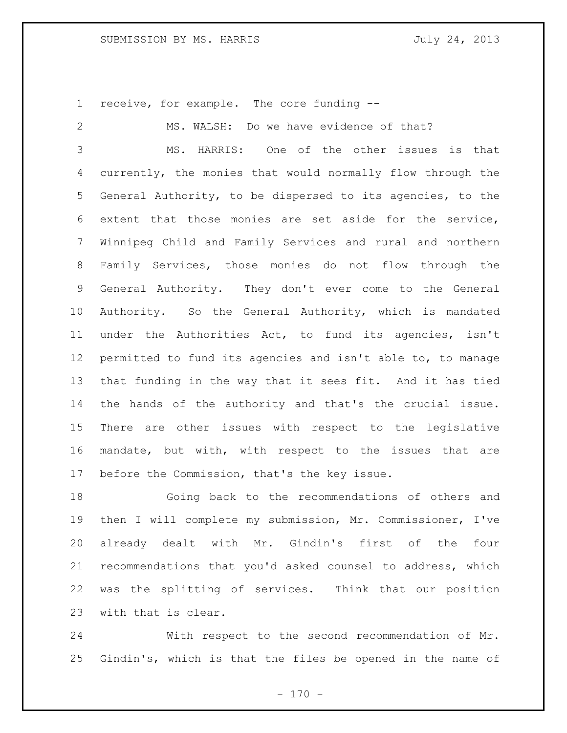receive, for example. The core funding --

MS. WALSH: Do we have evidence of that?

MS. HARRIS: One of the other issues is that currently, the monies that would normally flow through the General Authority, to be dispersed to its agencies, to the extent that those monies are set aside for the service, Winnipeg Child and Family Services and rural and northern Family Services, those monies do not flow through the General Authority. They don't ever come to the General Authority. So the General Authority, which is mandated under the Authorities Act, to fund its agencies, isn't permitted to fund its agencies and isn't able to, to manage that funding in the way that it sees fit. And it has tied the hands of the authority and that's the crucial issue. There are other issues with respect to the legislative mandate, but with, with respect to the issues that are before the Commission, that's the key issue.

Going back to the recommendations of others and then I will complete my submission, Mr. Commissioner, I've already dealt with Mr. Gindin's first of the four recommendations that you'd asked counsel to address, which was the splitting of services. Think that our position with that is clear.

With respect to the second recommendation of Mr. Gindin's, which is that the files be opened in the name of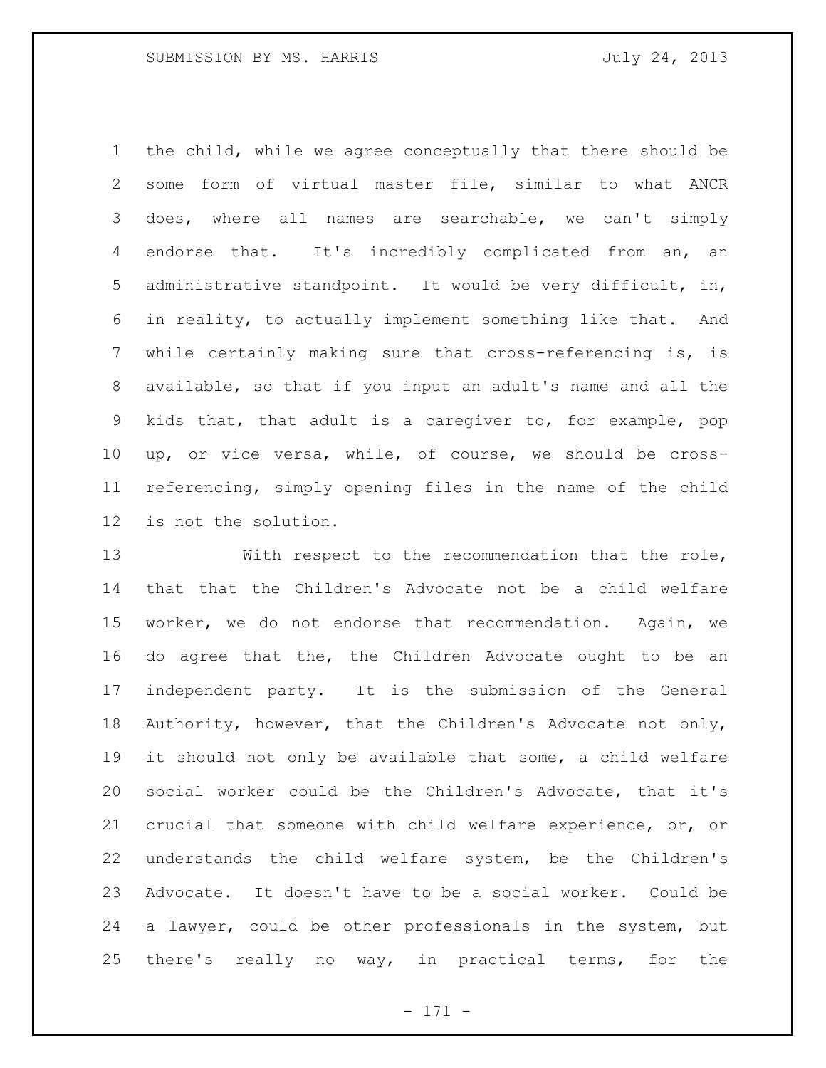the child, while we agree conceptually that there should be some form of virtual master file, similar to what ANCR does, where all names are searchable, we can't simply endorse that. It's incredibly complicated from an, an administrative standpoint. It would be very difficult, in, in reality, to actually implement something like that. And while certainly making sure that cross-referencing is, is available, so that if you input an adult's name and all the kids that, that adult is a caregiver to, for example, pop up, or vice versa, while, of course, we should be cross-referencing, simply opening files in the name of the child is not the solution.

With respect to the recommendation that the role, that that the Children's Advocate not be a child welfare worker, we do not endorse that recommendation. Again, we do agree that the, the Children Advocate ought to be an independent party. It is the submission of the General Authority, however, that the Children's Advocate not only, it should not only be available that some, a child welfare social worker could be the Children's Advocate, that it's crucial that someone with child welfare experience, or, or understands the child welfare system, be the Children's Advocate. It doesn't have to be a social worker. Could be a lawyer, could be other professionals in the system, but there's really no way, in practical terms, for the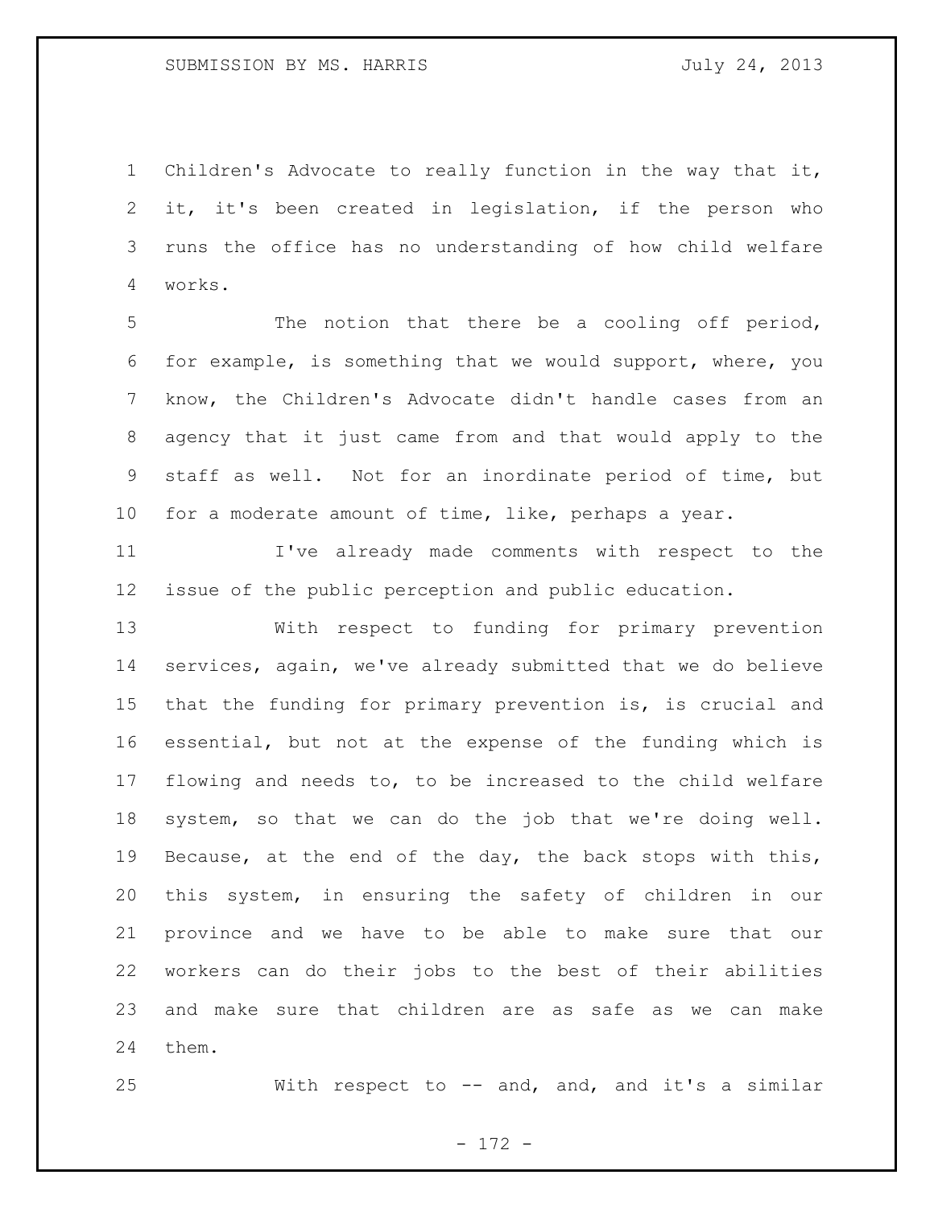Children's Advocate to really function in the way that it, it, it's been created in legislation, if the person who runs the office has no understanding of how child welfare works.

The notion that there be a cooling off period, for example, is something that we would support, where, you know, the Children's Advocate didn't handle cases from an agency that it just came from and that would apply to the staff as well. Not for an inordinate period of time, but for a moderate amount of time, like, perhaps a year.

I've already made comments with respect to the issue of the public perception and public education.

With respect to funding for primary prevention services, again, we've already submitted that we do believe that the funding for primary prevention is, is crucial and essential, but not at the expense of the funding which is flowing and needs to, to be increased to the child welfare system, so that we can do the job that we're doing well. Because, at the end of the day, the back stops with this, this system, in ensuring the safety of children in our province and we have to be able to make sure that our workers can do their jobs to the best of their abilities and make sure that children are as safe as we can make them.

With respect to -- and, and, and it's a similar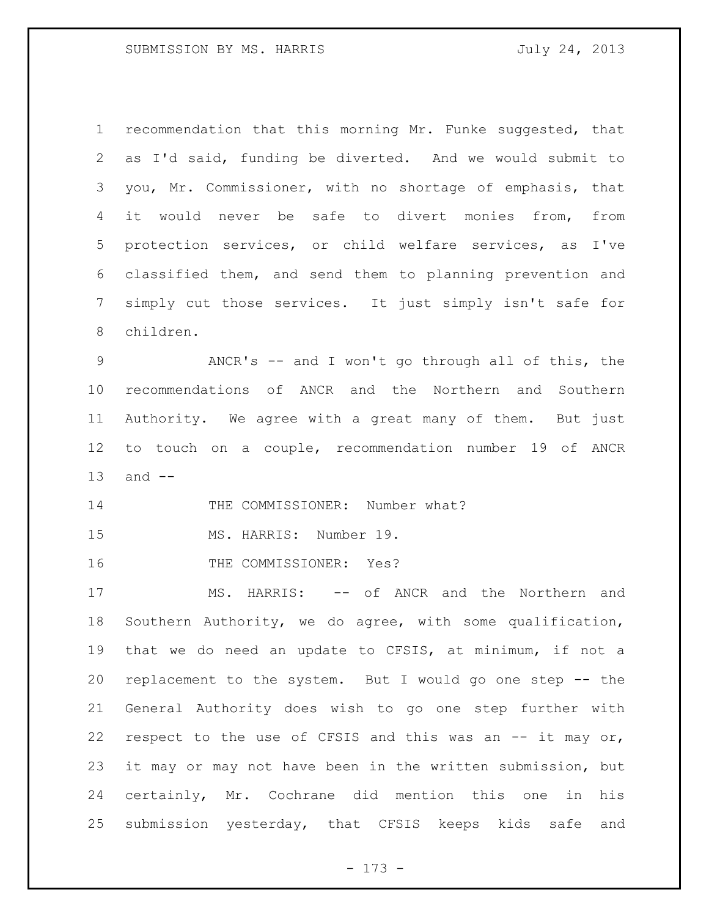recommendation that this morning Mr. Funke suggested, that as I'd said, funding be diverted. And we would submit to you, Mr. Commissioner, with no shortage of emphasis, that it would never be safe to divert monies from, from protection services, or child welfare services, as I've classified them, and send them to planning prevention and simply cut those services. It just simply isn't safe for children.

ANCR's -- and I won't go through all of this, the recommendations of ANCR and the Northern and Southern Authority. We agree with a great many of them. But just to touch on a couple, recommendation number 19 of ANCR and --

THE COMMISSIONER: Number what?

MS. HARRIS: Number 19.

THE COMMISSIONER: Yes?

MS. HARRIS: -- of ANCR and the Northern and Southern Authority, we do agree, with some qualification, that we do need an update to CFSIS, at minimum, if not a replacement to the system. But I would go one step -- the General Authority does wish to go one step further with respect to the use of CFSIS and this was an -- it may or, it may or may not have been in the written submission, but certainly, Mr. Cochrane did mention this one in his submission yesterday, that CFSIS keeps kids safe and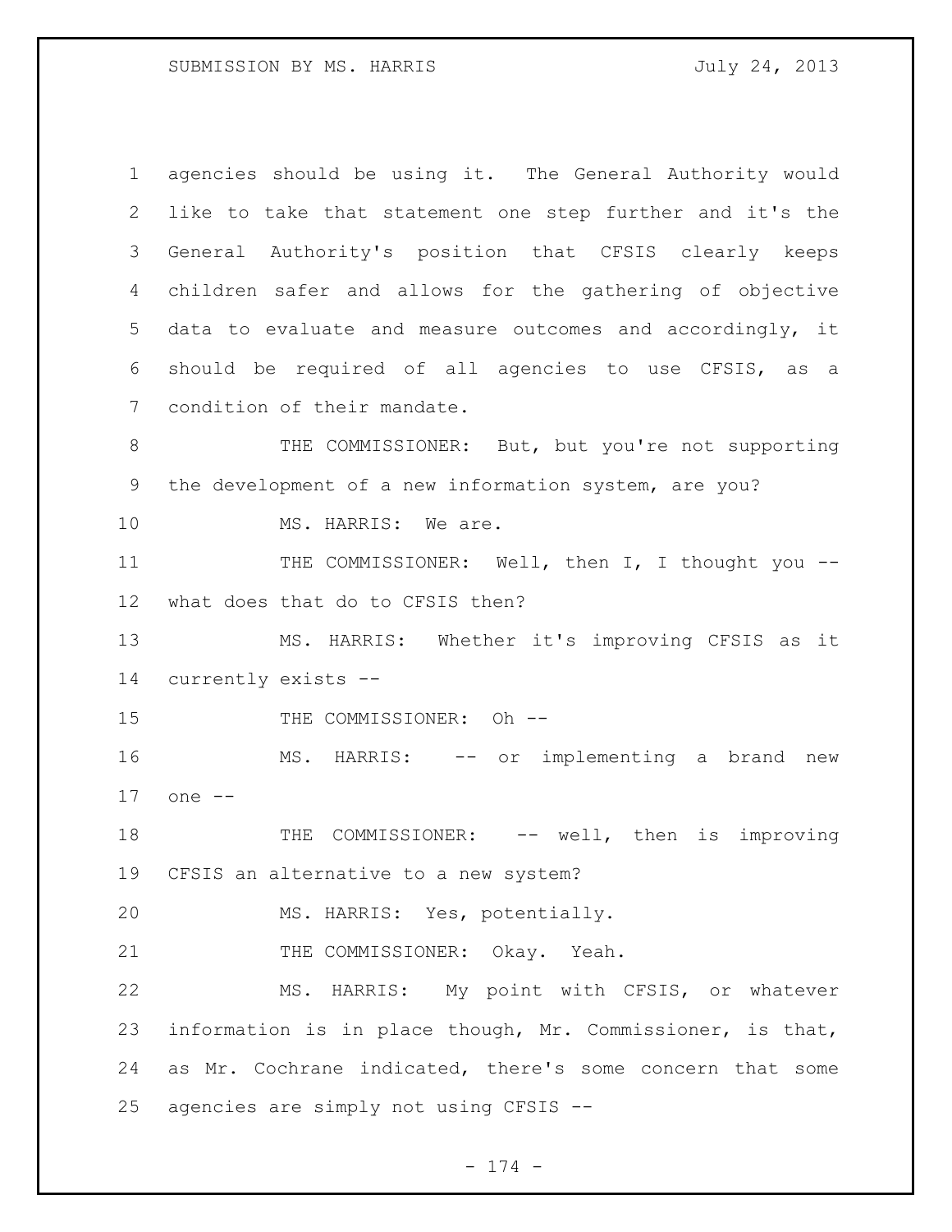agencies should be using it. The General Authority would like to take that statement one step further and it's the General Authority's position that CFSIS clearly keeps children safer and allows for the gathering of objective data to evaluate and measure outcomes and accordingly, it should be required of all agencies to use CFSIS, as a condition of their mandate.

THE COMMISSIONER: But, but you're not supporting the development of a new information system, are you?

MS. HARRIS: We are.

THE COMMISSIONER: Well, then I, I thought you -- what does that do to CFSIS then?

MS. HARRIS: Whether it's improving CFSIS as it currently exists --

THE COMMISSIONER: Oh --

MS. HARRIS: -- or implementing a brand new one --

THE COMMISSIONER: -- well, then is improving CFSIS an alternative to a new system?

MS. HARRIS: Yes, potentially.

THE COMMISSIONER: Okay. Yeah.

MS. HARRIS: My point with CFSIS, or whatever information is in place though, Mr. Commissioner, is that, as Mr. Cochrane indicated, there's some concern that some agencies are simply not using CFSIS --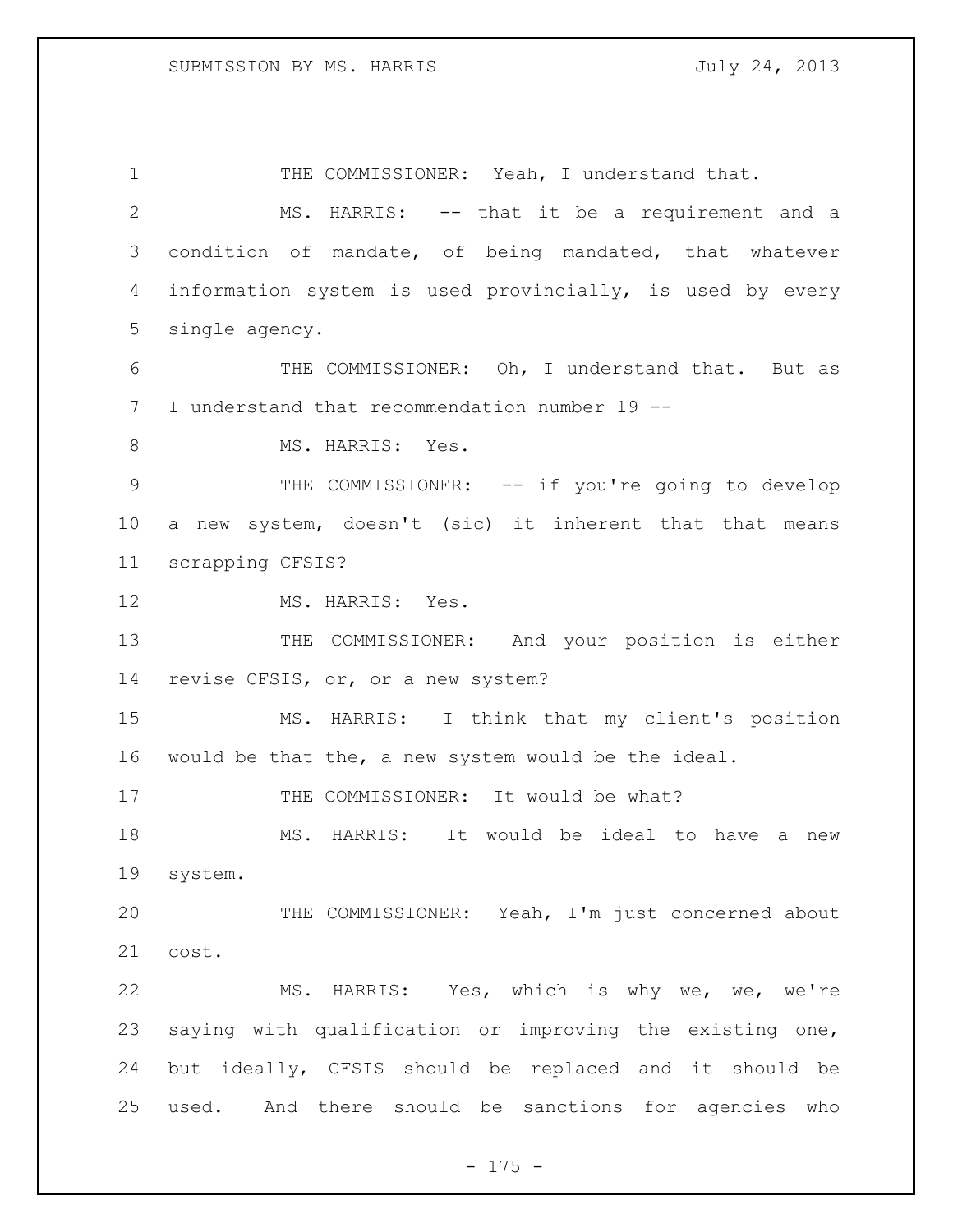THE COMMISSIONER: Yeah, I understand that.

MS. HARRIS: -- that it be a requirement and a condition of mandate, of being mandated, that whatever information system is used provincially, is used by every single agency.

THE COMMISSIONER: Oh, I understand that. But as I understand that recommendation number 19 --

MS. HARRIS: Yes.

THE COMMISSIONER: -- if you're going to develop a new system, doesn't (sic) it inherent that that means scrapping CFSIS?

MS. HARRIS: Yes.

THE COMMISSIONER: And your position is either revise CFSIS, or, or a new system?

MS. HARRIS: I think that my client's position would be that the, a new system would be the ideal.

THE COMMISSIONER: It would be what?

MS. HARRIS: It would be ideal to have a new system.

THE COMMISSIONER: Yeah, I'm just concerned about cost.

MS. HARRIS: Yes, which is why we, we, we're saying with qualification or improving the existing one, but ideally, CFSIS should be replaced and it should be used. And there should be sanctions for agencies who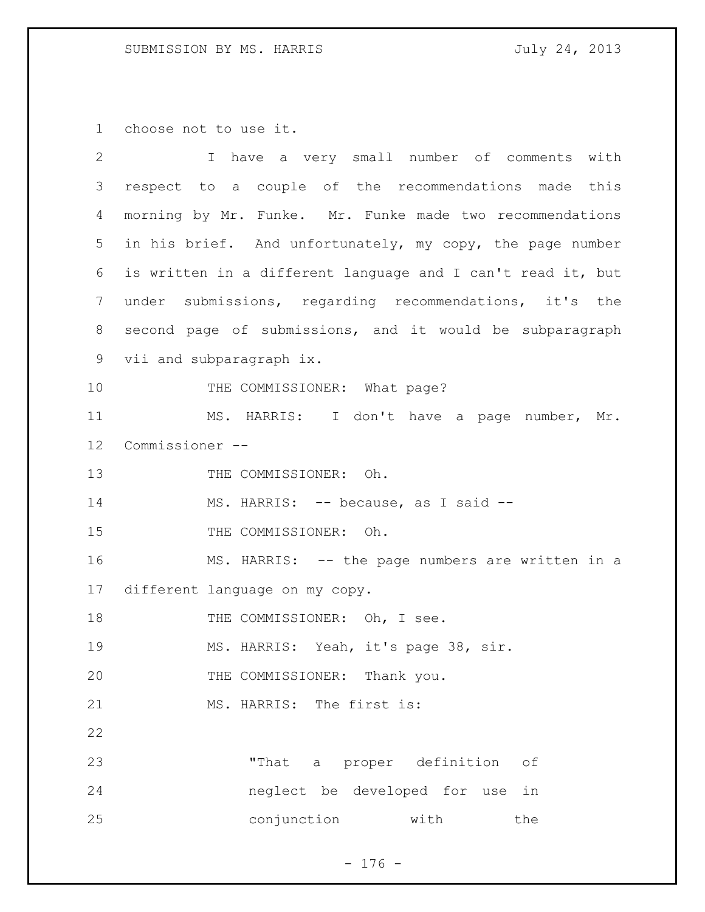choose not to use it.

I have a very small number of comments with respect to a couple of the recommendations made this morning by Mr. Funke. Mr. Funke made two recommendations in his brief. And unfortunately, my copy, the page number is written in a different language and I can't read it, but under submissions, regarding recommendations, it's the second page of submissions, and it would be subparagraph vii and subparagraph ix.

THE COMMISSIONER: What page?

MS. HARRIS: I don't have a page number, Mr. Commissioner --

THE COMMISSIONER: Oh.

MS. HARRIS: -- because, as I said --

THE COMMISSIONER: Oh.

MS. HARRIS: -- the page numbers are written in a different language on my copy.

THE COMMISSIONER: Oh, I see.

MS. HARRIS: Yeah, it's page 38, sir.

THE COMMISSIONER: Thank you.

MS. HARRIS: The first is:

> "That a proper definition of neglect be developed for use in conjunction with the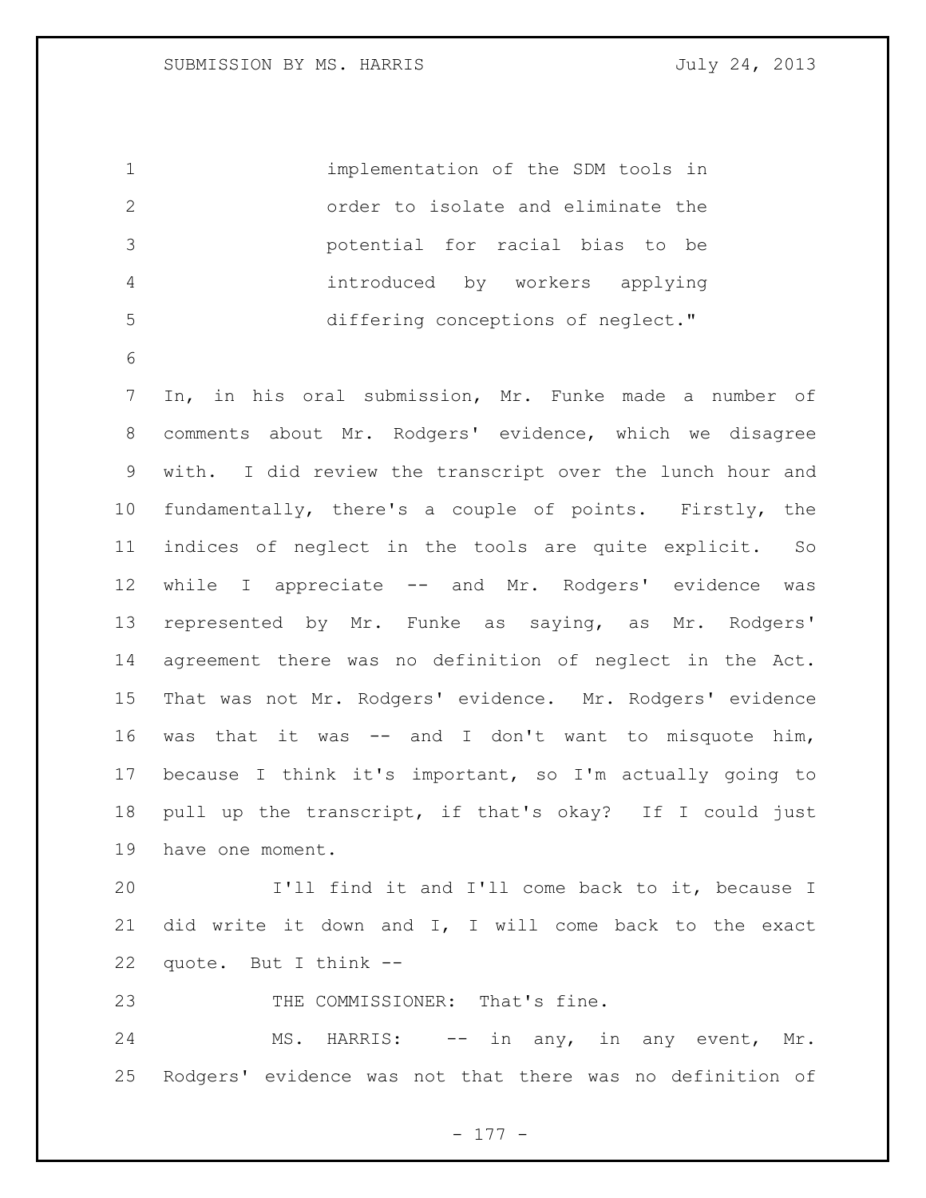implementation of the SDM tools in order to isolate and eliminate the potential for racial bias to be introduced by workers applying differing conceptions of neglect."

In, in his oral submission, Mr. Funke made a number of comments about Mr. Rodgers' evidence, which we disagree with. I did review the transcript over the lunch hour and fundamentally, there's a couple of points. Firstly, the indices of neglect in the tools are quite explicit. So while I appreciate -- and Mr. Rodgers' evidence was represented by Mr. Funke as saying, as Mr. Rodgers' agreement there was no definition of neglect in the Act. That was not Mr. Rodgers' evidence. Mr. Rodgers' evidence was that it was -- and I don't want to misquote him, because I think it's important, so I'm actually going to pull up the transcript, if that's okay? If I could just have one moment.

I'll find it and I'll come back to it, because I did write it down and I, I will come back to the exact quote. But I think --

THE COMMISSIONER: That's fine.

MS. HARRIS: -- in any, in any event, Mr. Rodgers' evidence was not that there was no definition of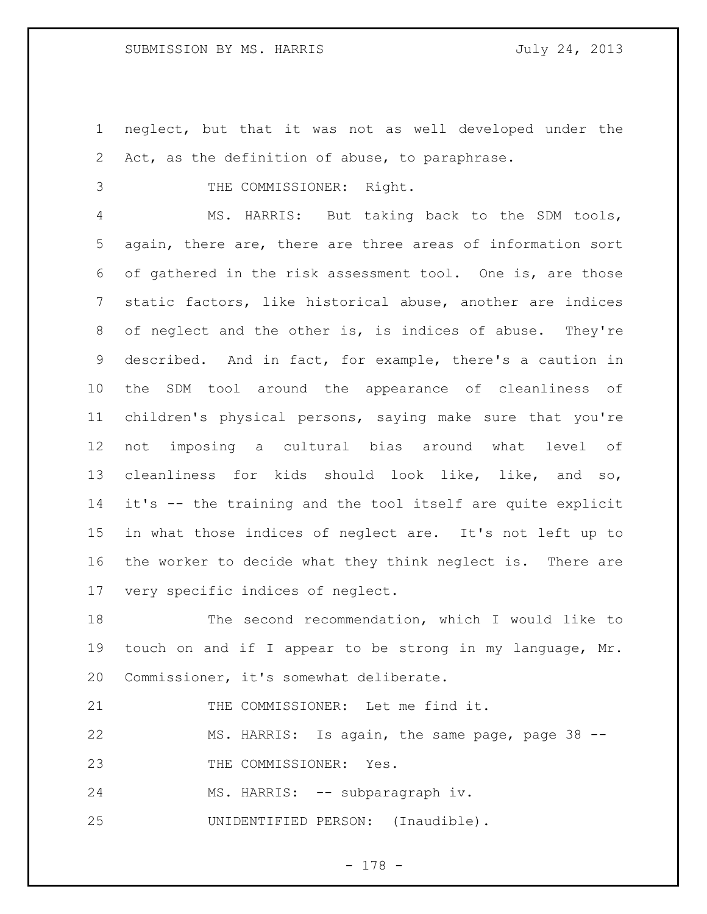neglect, but that it was not as well developed under the Act, as the definition of abuse, to paraphrase.

THE COMMISSIONER: Right.

MS. HARRIS: But taking back to the SDM tools, again, there are, there are three areas of information sort of gathered in the risk assessment tool. One is, are those static factors, like historical abuse, another are indices of neglect and the other is, is indices of abuse. They're described. And in fact, for example, there's a caution in the SDM tool around the appearance of cleanliness of children's physical persons, saying make sure that you're not imposing a cultural bias around what level of cleanliness for kids should look like, like, and so, it's -- the training and the tool itself are quite explicit in what those indices of neglect are. It's not left up to the worker to decide what they think neglect is. There are very specific indices of neglect.

The second recommendation, which I would like to touch on and if I appear to be strong in my language, Mr. Commissioner, it's somewhat deliberate.

THE COMMISSIONER: Let me find it.

MS. HARRIS: Is again, the same page, page 38 --

THE COMMISSIONER: Yes.

MS. HARRIS: -- subparagraph iv.

UNIDENTIFIED PERSON: (Inaudible).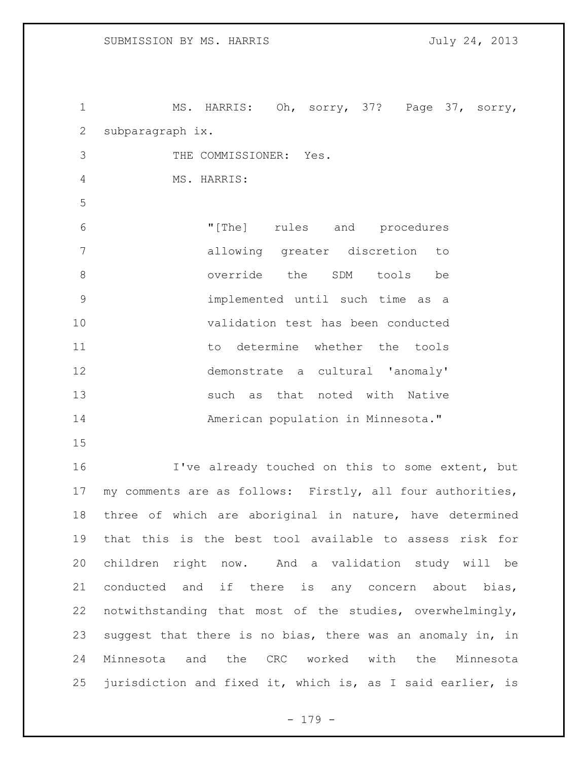MS. HARRIS: Oh, sorry, 37? Page 37, sorry, subparagraph ix.

THE COMMISSIONER: Yes.

MS. HARRIS:

> "[The] rules and procedures allowing greater discretion to override the SDM tools be implemented until such time as a validation test has been conducted to determine whether the tools demonstrate a cultural 'anomaly' such as that noted with Native American population in Minnesota."

I've already touched on this to some extent, but my comments are as follows: Firstly, all four authorities, three of which are aboriginal in nature, have determined that this is the best tool available to assess risk for children right now. And a validation study will be conducted and if there is any concern about bias, notwithstanding that most of the studies, overwhelmingly, suggest that there is no bias, there was an anomaly in, in Minnesota and the CRC worked with the Minnesota jurisdiction and fixed it, which is, as I said earlier, is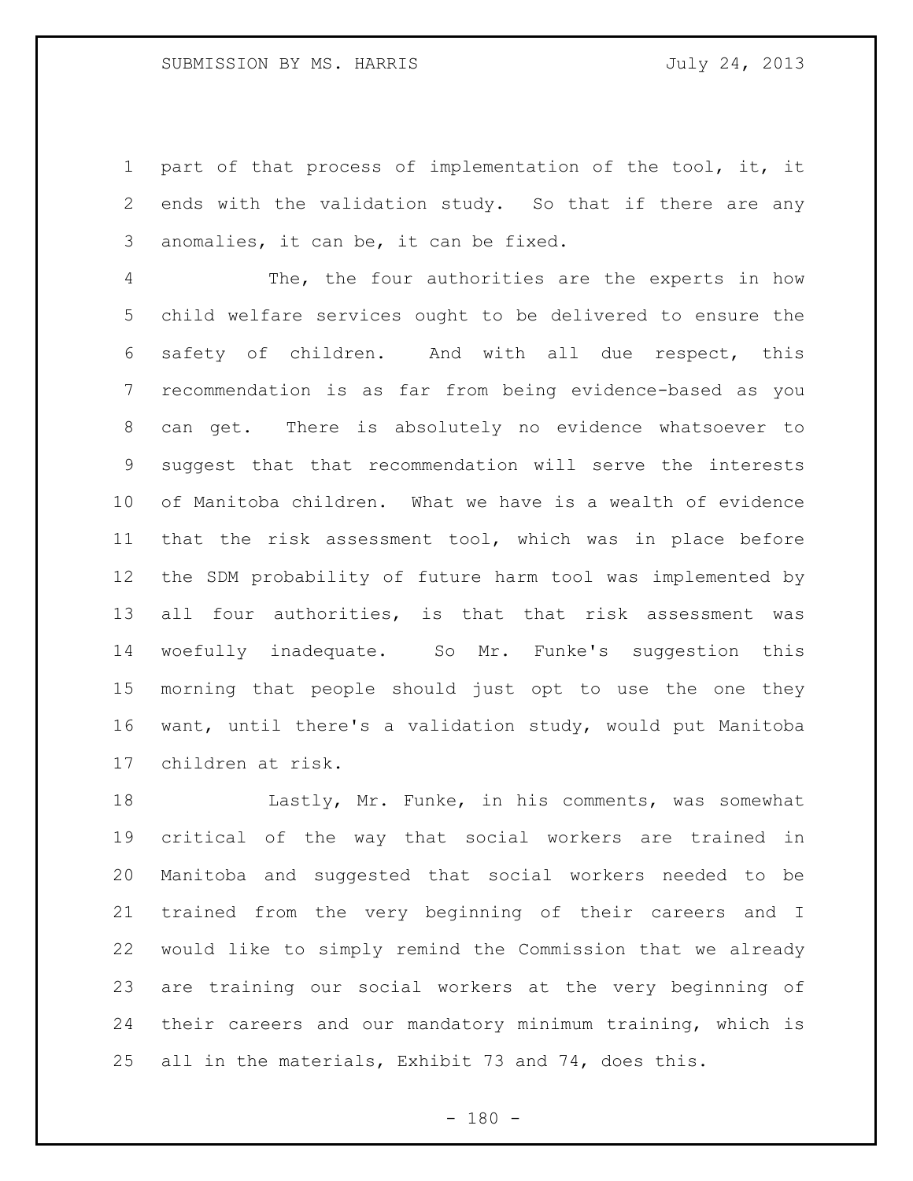part of that process of implementation of the tool, it, it ends with the validation study. So that if there are any anomalies, it can be, it can be fixed.

The, the four authorities are the experts in how child welfare services ought to be delivered to ensure the safety of children. And with all due respect, this recommendation is as far from being evidence-based as you can get. There is absolutely no evidence whatsoever to suggest that that recommendation will serve the interests of Manitoba children. What we have is a wealth of evidence that the risk assessment tool, which was in place before the SDM probability of future harm tool was implemented by all four authorities, is that that risk assessment was woefully inadequate. So Mr. Funke's suggestion this morning that people should just opt to use the one they want, until there's a validation study, would put Manitoba children at risk.

Lastly, Mr. Funke, in his comments, was somewhat critical of the way that social workers are trained in Manitoba and suggested that social workers needed to be trained from the very beginning of their careers and I would like to simply remind the Commission that we already are training our social workers at the very beginning of their careers and our mandatory minimum training, which is all in the materials, Exhibit 73 and 74, does this.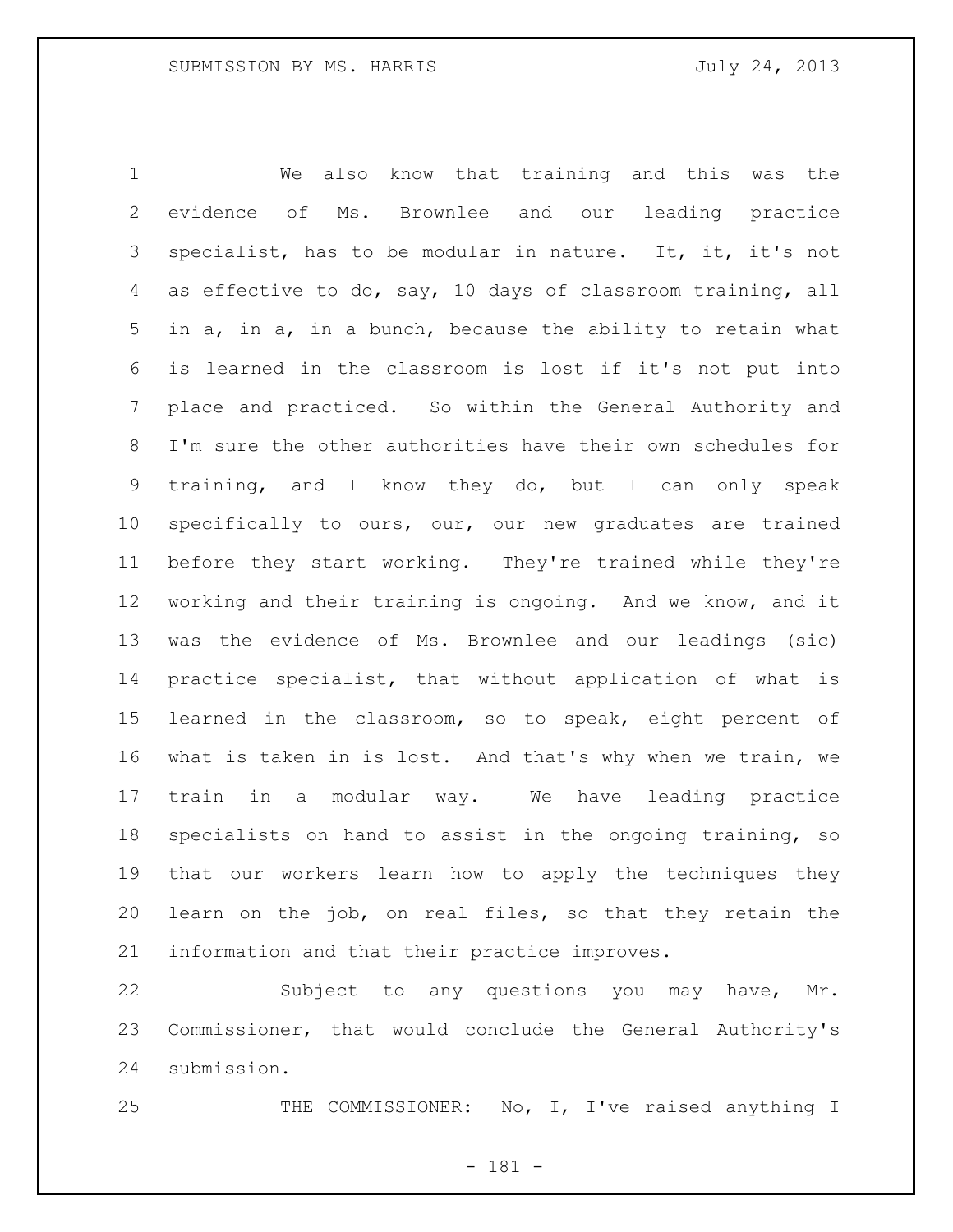We also know that training and this was the evidence of Ms. Brownlee and our leading practice specialist, has to be modular in nature. It, it, it's not as effective to do, say, 10 days of classroom training, all in a, in a, in a bunch, because the ability to retain what is learned in the classroom is lost if it's not put into place and practiced. So within the General Authority and I'm sure the other authorities have their own schedules for training, and I know they do, but I can only speak specifically to ours, our, our new graduates are trained before they start working. They're trained while they're working and their training is ongoing. And we know, and it was the evidence of Ms. Brownlee and our leadings (sic) practice specialist, that without application of what is learned in the classroom, so to speak, eight percent of what is taken in is lost. And that's why when we train, we train in a modular way. We have leading practice specialists on hand to assist in the ongoing training, so that our workers learn how to apply the techniques they learn on the job, on real files, so that they retain the information and that their practice improves.

Subject to any questions you may have, Mr. Commissioner, that would conclude the General Authority's submission.

THE COMMISSIONER: No, I, I've raised anything I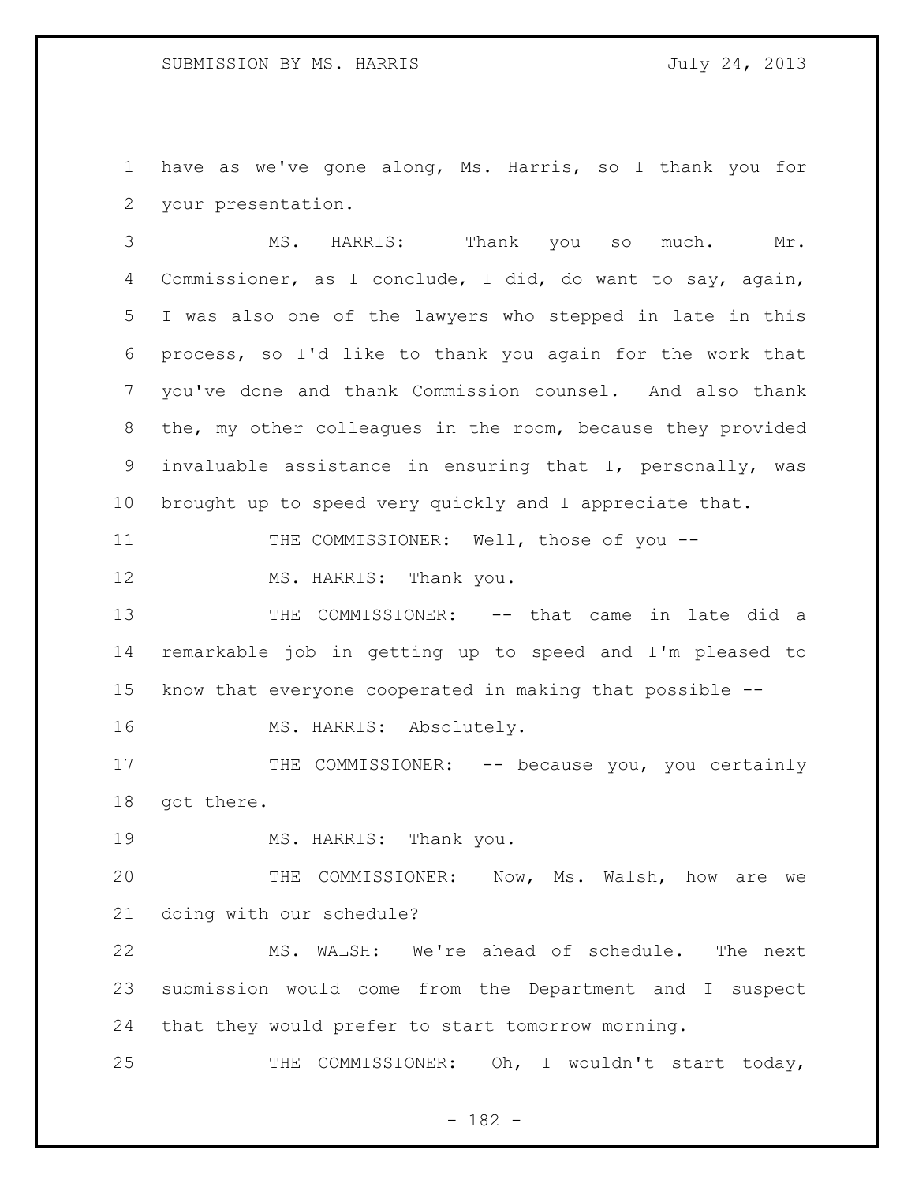have as we've gone along, Ms. Harris, so I thank you for your presentation.

MS. HARRIS: Thank you so much. Mr. Commissioner, as I conclude, I did, do want to say, again, I was also one of the lawyers who stepped in late in this process, so I'd like to thank you again for the work that you've done and thank Commission counsel. And also thank the, my other colleagues in the room, because they provided invaluable assistance in ensuring that I, personally, was brought up to speed very quickly and I appreciate that.

THE COMMISSIONER: Well, those of you --

MS. HARRIS: Thank you.

THE COMMISSIONER: -- that came in late did a remarkable job in getting up to speed and I'm pleased to know that everyone cooperated in making that possible --

MS. HARRIS: Absolutely.

THE COMMISSIONER: -- because you, you certainly got there.

MS. HARRIS: Thank you.

THE COMMISSIONER: Now, Ms. Walsh, how are we doing with our schedule?

MS. WALSH: We're ahead of schedule. The next submission would come from the Department and I suspect that they would prefer to start tomorrow morning.

THE COMMISSIONER: Oh, I wouldn't start today,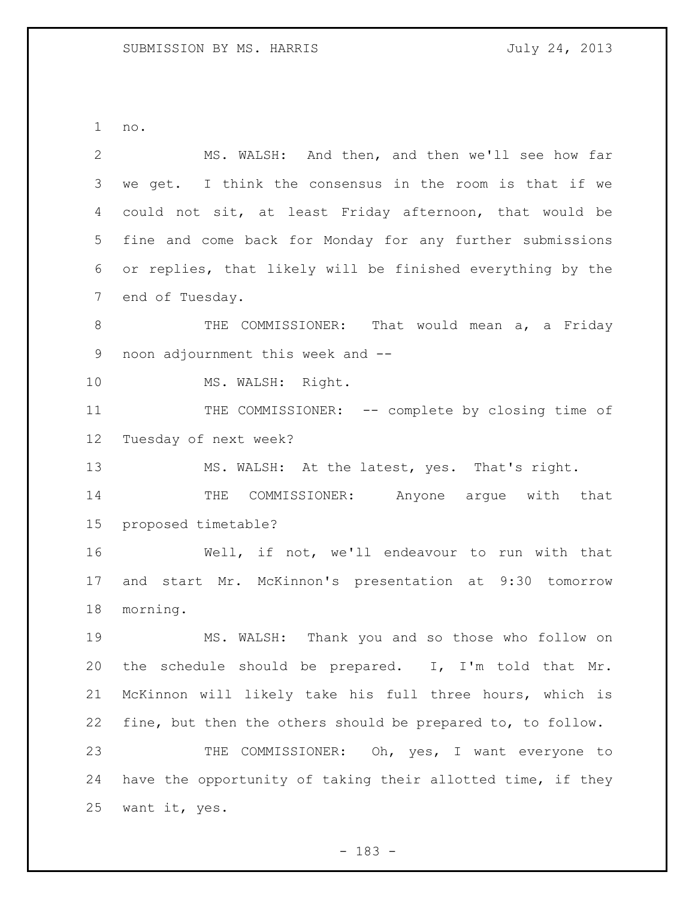no.

MS. WALSH: And then, and then we'll see how far we get. I think the consensus in the room is that if we could not sit, at least Friday afternoon, that would be fine and come back for Monday for any further submissions or replies, that likely will be finished everything by the end of Tuesday.

THE COMMISSIONER: That would mean a, a Friday noon adjournment this week and --

MS. WALSH: Right.

THE COMMISSIONER: -- complete by closing time of Tuesday of next week?

MS. WALSH: At the latest, yes. That's right.

THE COMMISSIONER: Anyone argue with that proposed timetable?

Well, if not, we'll endeavour to run with that and start Mr. McKinnon's presentation at 9:30 tomorrow morning.

MS. WALSH: Thank you and so those who follow on the schedule should be prepared. I, I'm told that Mr. McKinnon will likely take his full three hours, which is fine, but then the others should be prepared to, to follow.

THE COMMISSIONER: Oh, yes, I want everyone to have the opportunity of taking their allotted time, if they want it, yes.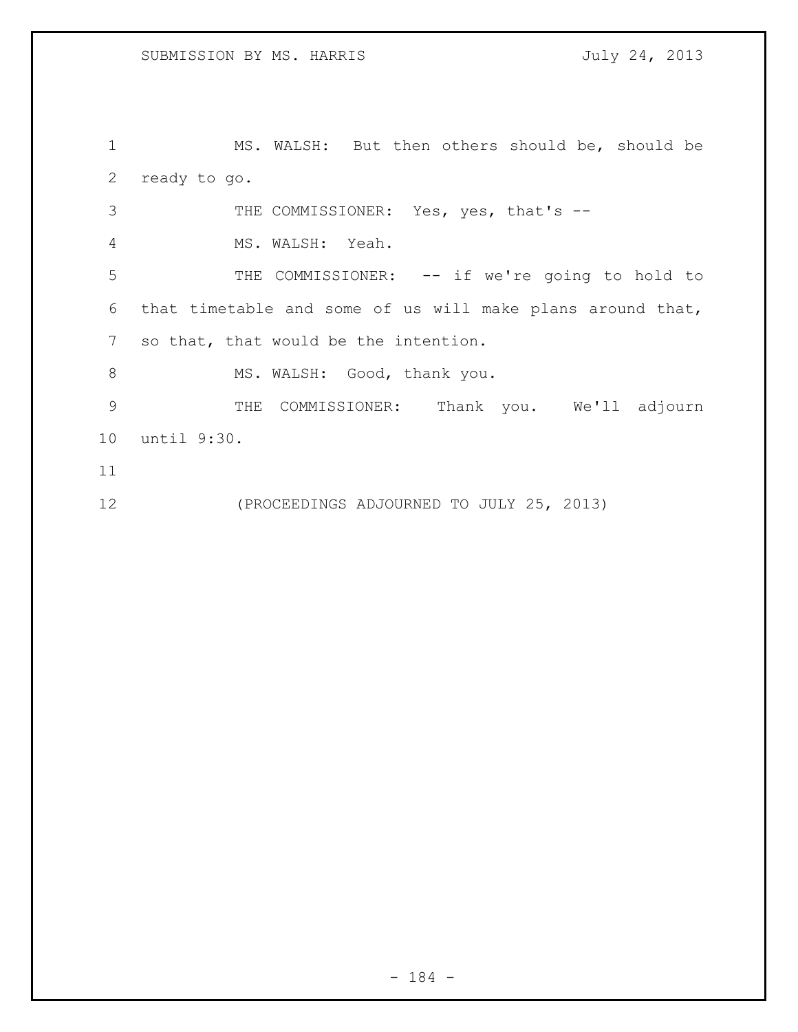MS. WALSH: But then others should be, should be ready to go.

THE COMMISSIONER: Yes, yes, that's --

MS. WALSH: Yeah.

THE COMMISSIONER: -- if we're going to hold to that timetable and some of us will make plans around that, so that, that would be the intention.

MS. WALSH: Good, thank you.

THE COMMISSIONER: Thank you. We'll adjourn until 9:30.

(PROCEEDINGS ADJOURNED TO JULY 25, 2013)